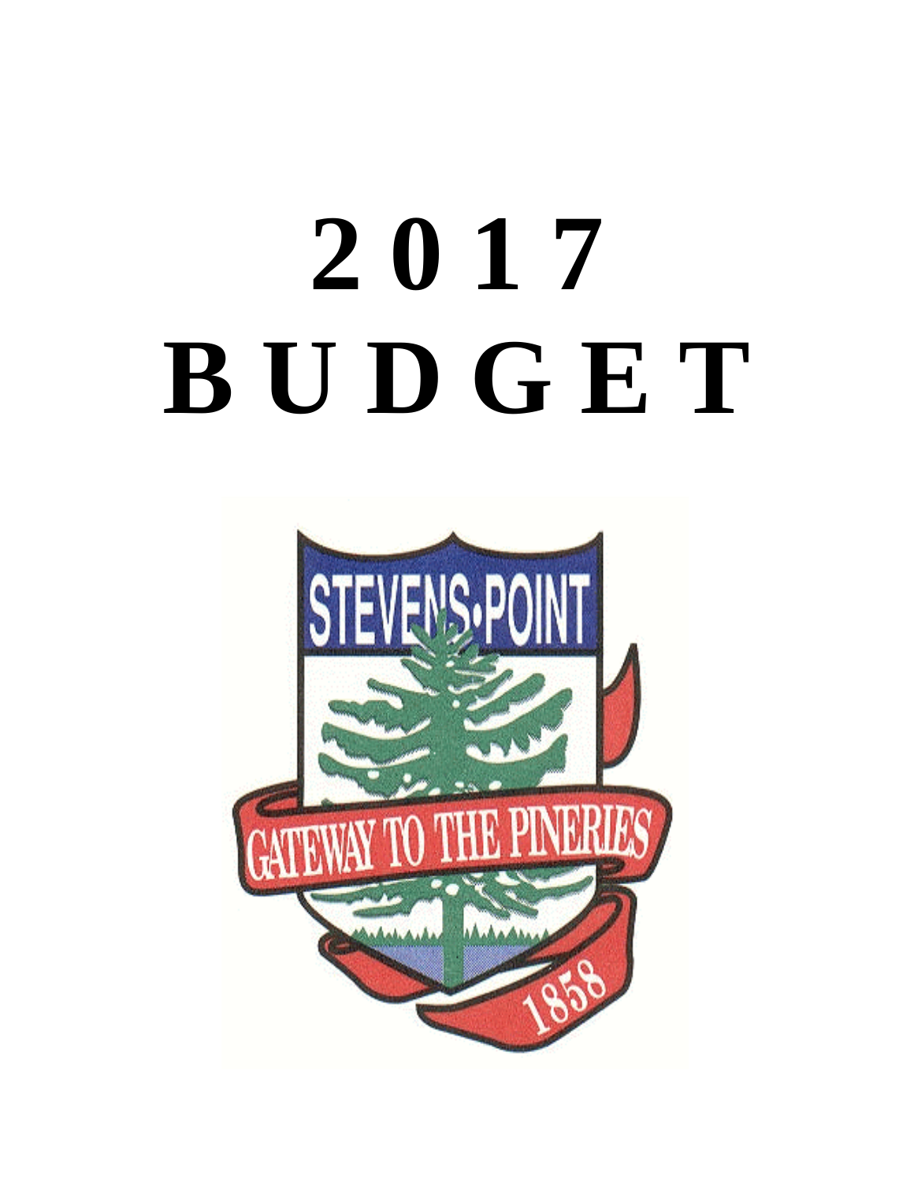# 2 0 1 7
# B U D G E T

STEVENS POINT

GATEWAY TO THE PINERIES

1858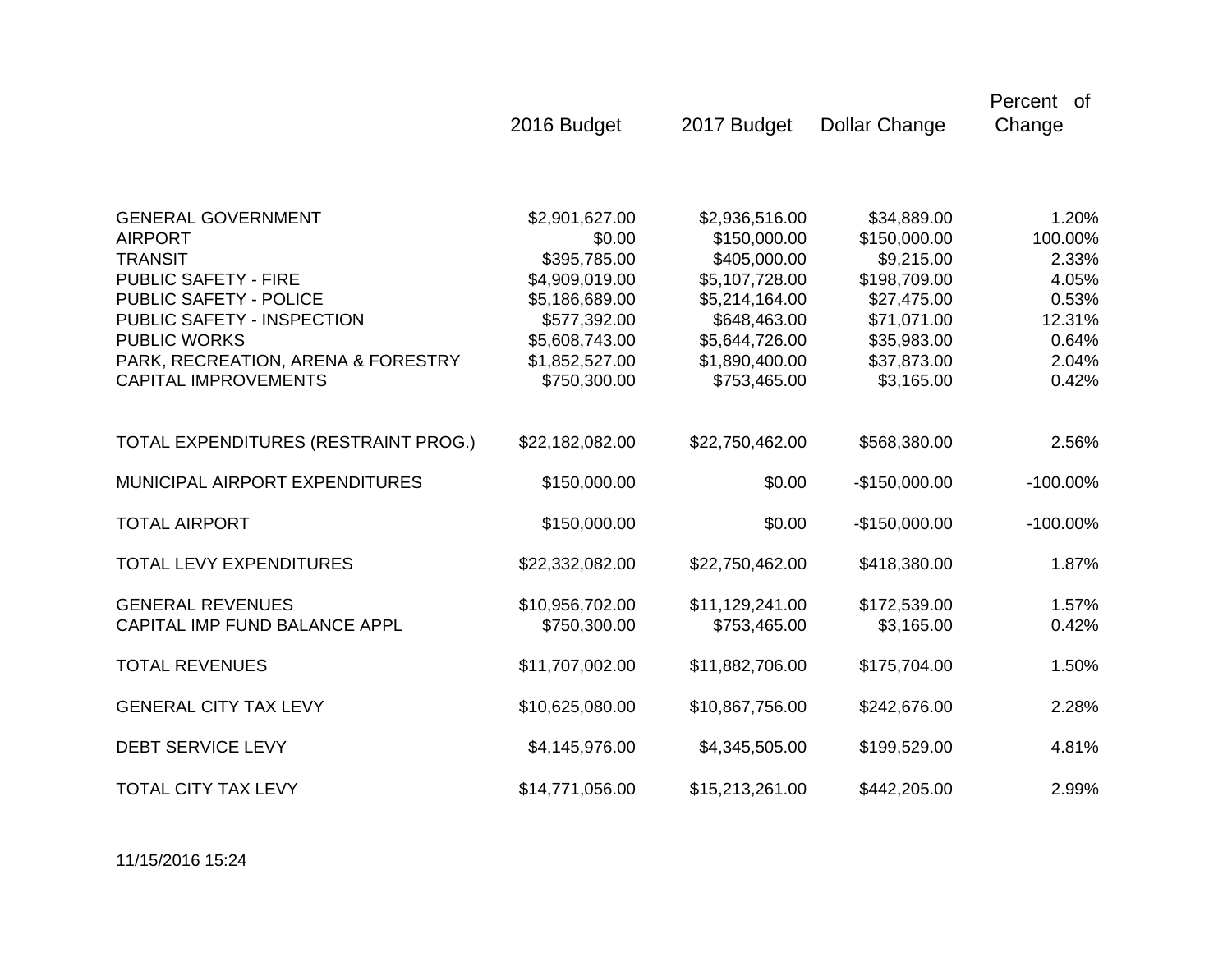| | 2016 Budget | 2017 Budget | Dollar Change | Percent of Change |
|---|---|---|---|---|
| GENERAL GOVERNMENT | $2,901,627.00 | $2,936,516.00 | $34,889.00 | 1.20% |
| AIRPORT | $0.00 | $150,000.00 | $150,000.00 | 100.00% |
| TRANSIT | $395,785.00 | $405,000.00 | $9,215.00 | 2.33% |
| PUBLIC SAFETY - FIRE | $4,909,019.00 | $5,107,728.00 | $198,709.00 | 4.05% |
| PUBLIC SAFETY - POLICE | $5,186,689.00 | $5,214,164.00 | $27,475.00 | 0.53% |
| PUBLIC SAFETY - INSPECTION | $577,392.00 | $648,463.00 | $71,071.00 | 12.31% |
| PUBLIC WORKS | $5,608,743.00 | $5,644,726.00 | $35,983.00 | 0.64% |
| PARK, RECREATION, ARENA & FORESTRY | $1,852,527.00 | $1,890,400.00 | $37,873.00 | 2.04% |
| CAPITAL IMPROVEMENTS | $750,300.00 | $753,465.00 | $3,165.00 | 0.42% |
| TOTAL EXPENDITURES (RESTRAINT PROG.) | $22,182,082.00 | $22,750,462.00 | $568,380.00 | 2.56% |
| MUNICIPAL AIRPORT EXPENDITURES | $150,000.00 | $0.00 | -$150,000.00 | -100.00% |
| TOTAL AIRPORT | $150,000.00 | $0.00 | -$150,000.00 | -100.00% |
| TOTAL LEVY EXPENDITURES | $22,332,082.00 | $22,750,462.00 | $418,380.00 | 1.87% |
| GENERAL REVENUES | $10,956,702.00 | $11,129,241.00 | $172,539.00 | 1.57% |
| CAPITAL IMP FUND BALANCE APPL | $750,300.00 | $753,465.00 | $3,165.00 | 0.42% |
| TOTAL REVENUES | $11,707,002.00 | $11,882,706.00 | $175,704.00 | 1.50% |
| GENERAL CITY TAX LEVY | $10,625,080.00 | $10,867,756.00 | $242,676.00 | 2.28% |
| DEBT SERVICE LEVY | $4,145,976.00 | $4,345,505.00 | $199,529.00 | 4.81% |
| TOTAL CITY TAX LEVY | $14,771,056.00 | $15,213,261.00 | $442,205.00 | 2.99% |

11/15/2016 15:24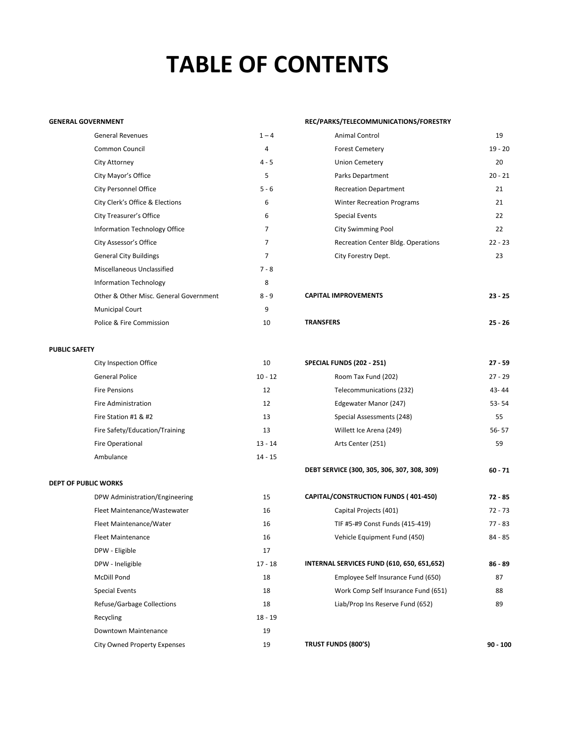# TABLE OF CONTENTS

**GENERAL GOVERNMENT**

| | |
|---|---|
| General Revenues | 1 – 4 |
| Common Council | 4 |
| City Attorney | 4 - 5 |
| City Mayor's Office | 5 |
| City Personnel Office | 5 - 6 |
| City Clerk's Office & Elections | 6 |
| City Treasurer's Office | 6 |
| Information Technology Office | 7 |
| City Assessor's Office | 7 |
| General City Buildings | 7 |
| Miscellaneous Unclassified | 7 - 8 |
| Information Technology | 8 |
| Other & Other Misc. General Government | 8 - 9 |
| Municipal Court | 9 |
| Police & Fire Commission | 10 |

**PUBLIC SAFETY**

| | |
|---|---|
| City Inspection Office | 10 |
| General Police | 10 - 12 |
| Fire Pensions | 12 |
| Fire Administration | 12 |
| Fire Station #1 & #2 | 13 |
| Fire Safety/Education/Training | 13 |
| Fire Operational | 13 - 14 |
| Ambulance | 14 - 15 |

**DEPT OF PUBLIC WORKS**

| | |
|---|---|
| DPW Administration/Engineering | 15 |
| Fleet Maintenance/Wastewater | 16 |
| Fleet Maintenance/Water | 16 |
| Fleet Maintenance | 16 |
| DPW - Eligible | 17 |
| DPW - Ineligible | 17 - 18 |
| McDill Pond | 18 |
| Special Events | 18 |
| Refuse/Garbage Collections | 18 |
| Recycling | 18 - 19 |
| Downtown Maintenance | 19 |
| City Owned Property Expenses | 19 |

**REC/PARKS/TELECOMMUNICATIONS/FORESTRY**

| | |
|---|---|
| Animal Control | 19 |
| Forest Cemetery | 19 - 20 |
| Union Cemetery | 20 |
| Parks Department | 20 - 21 |
| Recreation Department | 21 |
| Winter Recreation Programs | 21 |
| Special Events | 22 |
| City Swimming Pool | 22 |
| Recreation Center Bldg. Operations | 22 - 23 |
| City Forestry Dept. | 23 |

| | |
|---|---|
| **CAPITAL IMPROVEMENTS** | **23 - 25** |
| **TRANSFERS** | **25 - 26** |

| | |
|---|---|
| **SPECIAL FUNDS (202 - 251)** | **27 - 59** |
| Room Tax Fund (202) | 27 - 29 |
| Telecommunications (232) | 43- 44 |
| Edgewater Manor (247) | 53- 54 |
| Special Assessments (248) | 55 |
| Willett Ice Arena (249) | 56- 57 |
| Arts Center (251) | 59 |
| **DEBT SERVICE (300, 305, 306, 307, 308, 309)** | **60 - 71** |
| **CAPITAL/CONSTRUCTION FUNDS ( 401-450)** | **72 - 85** |
| Capital Projects (401) | 72 - 73 |
| TIF #5-#9 Const Funds (415-419) | 77 - 83 |
| Vehicle Equipment Fund (450) | 84 - 85 |
| **INTERNAL SERVICES FUND (610, 650, 651,652)** | **86 - 89** |
| Employee Self Insurance Fund (650) | 87 |
| Work Comp Self Insurance Fund (651) | 88 |
| Liab/Prop Ins Reserve Fund (652) | 89 |
| **TRUST FUNDS (800'S)** | **90 - 100** |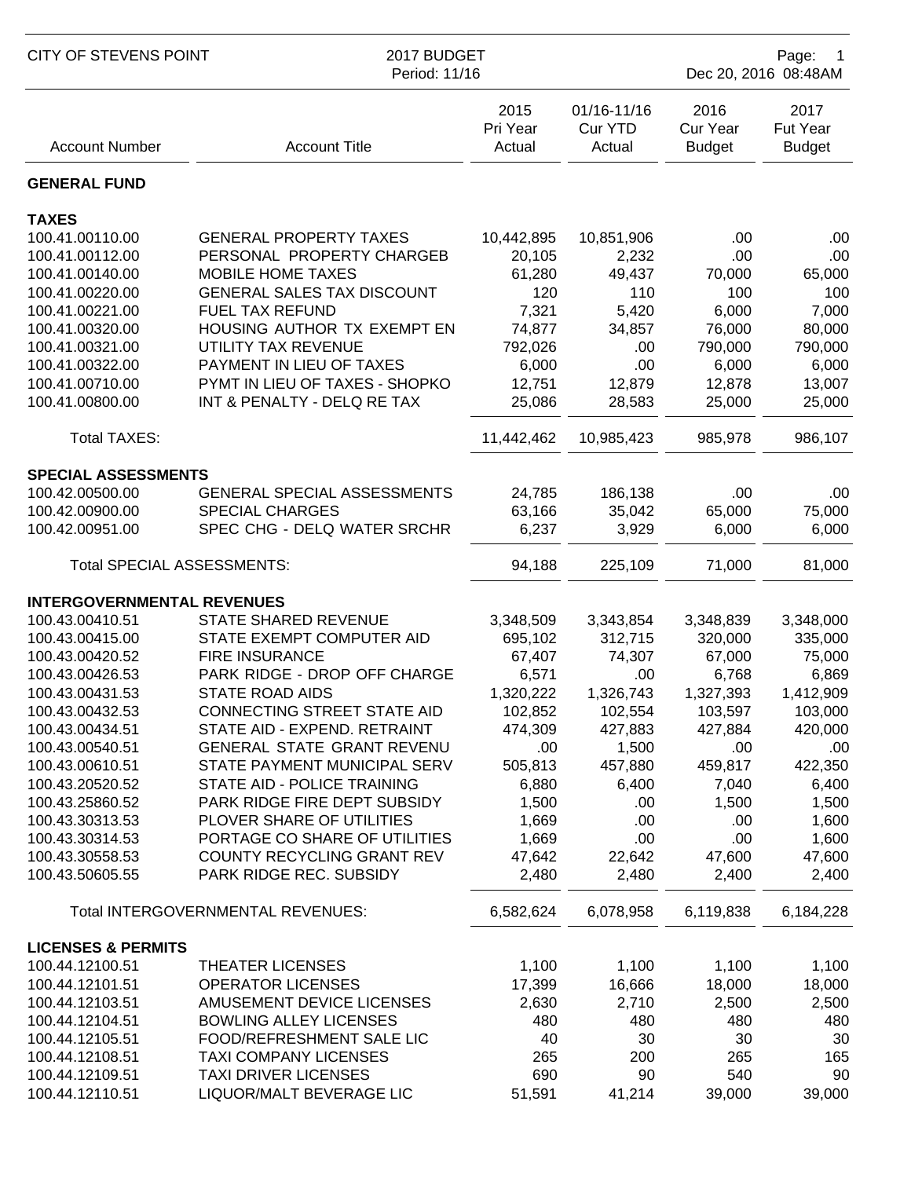CITY OF STEVENS POINT — 2017 BUDGET — Period: 11/16

| Account Number | Account Title | 2015 Pri Year Actual | 01/16-11/16 Cur YTD Actual | 2016 Cur Year Budget | 2017 Fut Year Budget |
|---|---|---|---|---|---|
| **GENERAL FUND** | | | | | |
| **TAXES** | | | | | |
| 100.41.00110.00 | GENERAL PROPERTY TAXES | 10,442,895 | 10,851,906 | .00 | .00 |
| 100.41.00112.00 | PERSONAL PROPERTY CHARGEB | 20,105 | 2,232 | .00 | .00 |
| 100.41.00140.00 | MOBILE HOME TAXES | 61,280 | 49,437 | 70,000 | 65,000 |
| 100.41.00220.00 | GENERAL SALES TAX DISCOUNT | 120 | 110 | 100 | 100 |
| 100.41.00221.00 | FUEL TAX REFUND | 7,321 | 5,420 | 6,000 | 7,000 |
| 100.41.00320.00 | HOUSING AUTHOR TX EXEMPT EN | 74,877 | 34,857 | 76,000 | 80,000 |
| 100.41.00321.00 | UTILITY TAX REVENUE | 792,026 | .00 | 790,000 | 790,000 |
| 100.41.00322.00 | PAYMENT IN LIEU OF TAXES | 6,000 | .00 | 6,000 | 6,000 |
| 100.41.00710.00 | PYMT IN LIEU OF TAXES - SHOPKO | 12,751 | 12,879 | 12,878 | 13,007 |
| 100.41.00800.00 | INT & PENALTY - DELQ RE TAX | 25,086 | 28,583 | 25,000 | 25,000 |
| Total TAXES: | | 11,442,462 | 10,985,423 | 985,978 | 986,107 |
| **SPECIAL ASSESSMENTS** | | | | | |
| 100.42.00500.00 | GENERAL SPECIAL ASSESSMENTS | 24,785 | 186,138 | .00 | .00 |
| 100.42.00900.00 | SPECIAL CHARGES | 63,166 | 35,042 | 65,000 | 75,000 |
| 100.42.00951.00 | SPEC CHG - DELQ WATER SRCHR | 6,237 | 3,929 | 6,000 | 6,000 |
| Total SPECIAL ASSESSMENTS: | | 94,188 | 225,109 | 71,000 | 81,000 |
| **INTERGOVERNMENTAL REVENUES** | | | | | |
| 100.43.00410.51 | STATE SHARED REVENUE | 3,348,509 | 3,343,854 | 3,348,839 | 3,348,000 |
| 100.43.00415.00 | STATE EXEMPT COMPUTER AID | 695,102 | 312,715 | 320,000 | 335,000 |
| 100.43.00420.52 | FIRE INSURANCE | 67,407 | 74,307 | 67,000 | 75,000 |
| 100.43.00426.53 | PARK RIDGE - DROP OFF CHARGE | 6,571 | .00 | 6,768 | 6,869 |
| 100.43.00431.53 | STATE ROAD AIDS | 1,320,222 | 1,326,743 | 1,327,393 | 1,412,909 |
| 100.43.00432.53 | CONNECTING STREET STATE AID | 102,852 | 102,554 | 103,597 | 103,000 |
| 100.43.00434.51 | STATE AID - EXPEND. RETRAINT | 474,309 | 427,883 | 427,884 | 420,000 |
| 100.43.00540.51 | GENERAL STATE GRANT REVENU | .00 | 1,500 | .00 | .00 |
| 100.43.00610.51 | STATE PAYMENT MUNICIPAL SERV | 505,813 | 457,880 | 459,817 | 422,350 |
| 100.43.20520.52 | STATE AID - POLICE TRAINING | 6,880 | 6,400 | 7,040 | 6,400 |
| 100.43.25860.52 | PARK RIDGE FIRE DEPT SUBSIDY | 1,500 | .00 | 1,500 | 1,500 |
| 100.43.30313.53 | PLOVER SHARE OF UTILITIES | 1,669 | .00 | .00 | 1,600 |
| 100.43.30314.53 | PORTAGE CO SHARE OF UTILITIES | 1,669 | .00 | .00 | 1,600 |
| 100.43.30558.53 | COUNTY RECYCLING GRANT REV | 47,642 | 22,642 | 47,600 | 47,600 |
| 100.43.50605.55 | PARK RIDGE REC. SUBSIDY | 2,480 | 2,480 | 2,400 | 2,400 |
| Total INTERGOVERNMENTAL REVENUES: | | 6,582,624 | 6,078,958 | 6,119,838 | 6,184,228 |
| **LICENSES & PERMITS** | | | | | |
| 100.44.12100.51 | THEATER LICENSES | 1,100 | 1,100 | 1,100 | 1,100 |
| 100.44.12101.51 | OPERATOR LICENSES | 17,399 | 16,666 | 18,000 | 18,000 |
| 100.44.12103.51 | AMUSEMENT DEVICE LICENSES | 2,630 | 2,710 | 2,500 | 2,500 |
| 100.44.12104.51 | BOWLING ALLEY LICENSES | 480 | 480 | 480 | 480 |
| 100.44.12105.51 | FOOD/REFRESHMENT SALE LIC | 40 | 30 | 30 | 30 |
| 100.44.12108.51 | TAXI COMPANY LICENSES | 265 | 200 | 265 | 165 |
| 100.44.12109.51 | TAXI DRIVER LICENSES | 690 | 90 | 540 | 90 |
| 100.44.12110.51 | LIQUOR/MALT BEVERAGE LIC | 51,591 | 41,214 | 39,000 | 39,000 |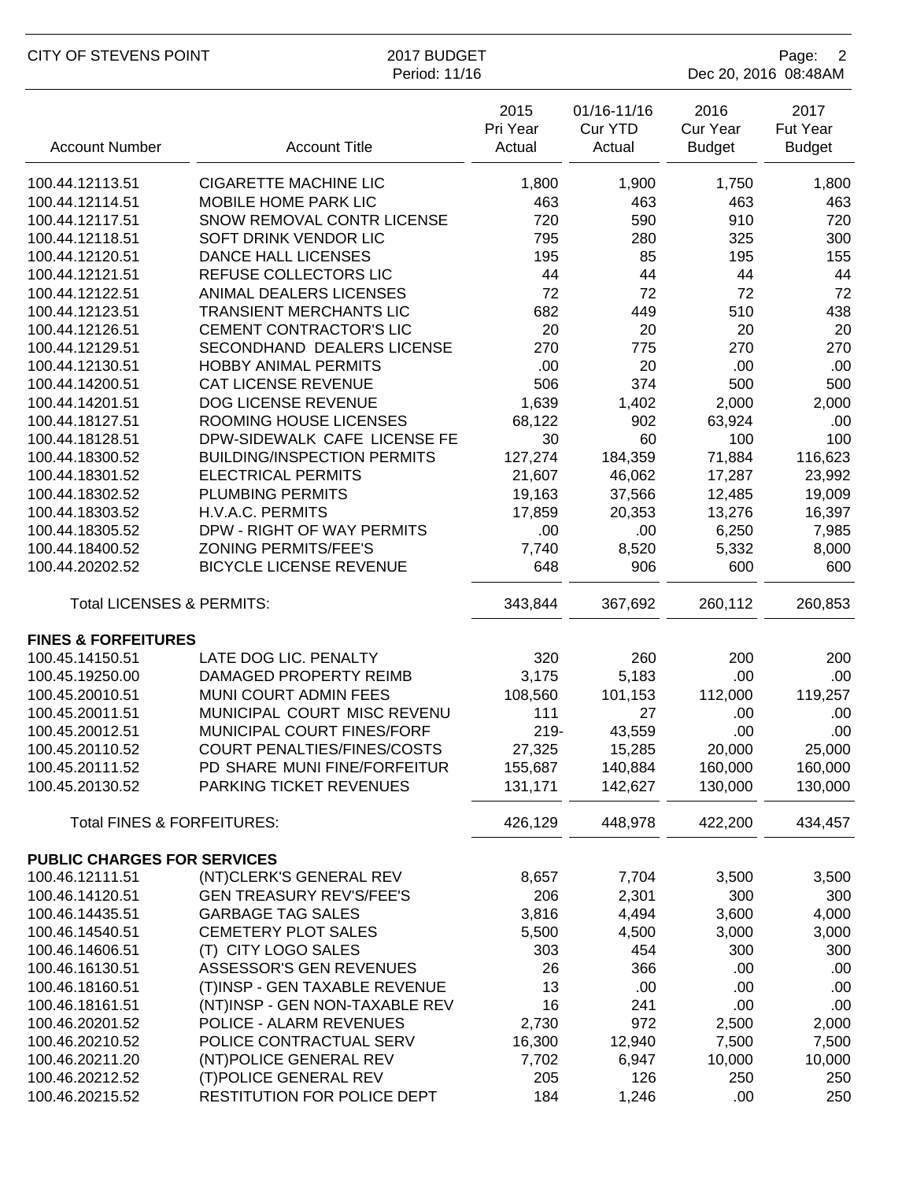| Account Number | Account Title | 2015 Pri Year Actual | 01/16-11/16 Cur YTD Actual | 2016 Cur Year Budget | 2017 Fut Year Budget |
|---|---|---|---|---|---|
| 100.44.12113.51 | CIGARETTE MACHINE LIC | 1,800 | 1,900 | 1,750 | 1,800 |
| 100.44.12114.51 | MOBILE HOME PARK LIC | 463 | 463 | 463 | 463 |
| 100.44.12117.51 | SNOW REMOVAL CONTR LICENSE | 720 | 590 | 910 | 720 |
| 100.44.12118.51 | SOFT DRINK VENDOR LIC | 795 | 280 | 325 | 300 |
| 100.44.12120.51 | DANCE HALL LICENSES | 195 | 85 | 195 | 155 |
| 100.44.12121.51 | REFUSE COLLECTORS LIC | 44 | 44 | 44 | 44 |
| 100.44.12122.51 | ANIMAL DEALERS LICENSES | 72 | 72 | 72 | 72 |
| 100.44.12123.51 | TRANSIENT MERCHANTS LIC | 682 | 449 | 510 | 438 |
| 100.44.12126.51 | CEMENT CONTRACTOR'S LIC | 20 | 20 | 20 | 20 |
| 100.44.12129.51 | SECONDHAND DEALERS LICENSE | 270 | 775 | 270 | 270 |
| 100.44.12130.51 | HOBBY ANIMAL PERMITS | .00 | 20 | .00 | .00 |
| 100.44.14200.51 | CAT LICENSE REVENUE | 506 | 374 | 500 | 500 |
| 100.44.14201.51 | DOG LICENSE REVENUE | 1,639 | 1,402 | 2,000 | 2,000 |
| 100.44.18127.51 | ROOMING HOUSE LICENSES | 68,122 | 902 | 63,924 | .00 |
| 100.44.18128.51 | DPW-SIDEWALK CAFE LICENSE FE | 30 | 60 | 100 | 100 |
| 100.44.18300.52 | BUILDING/INSPECTION PERMITS | 127,274 | 184,359 | 71,884 | 116,623 |
| 100.44.18301.52 | ELECTRICAL PERMITS | 21,607 | 46,062 | 17,287 | 23,992 |
| 100.44.18302.52 | PLUMBING PERMITS | 19,163 | 37,566 | 12,485 | 19,009 |
| 100.44.18303.52 | H.V.A.C. PERMITS | 17,859 | 20,353 | 13,276 | 16,397 |
| 100.44.18305.52 | DPW - RIGHT OF WAY PERMITS | .00 | .00 | 6,250 | 7,985 |
| 100.44.18400.52 | ZONING PERMITS/FEE'S | 7,740 | 8,520 | 5,332 | 8,000 |
| 100.44.20202.52 | BICYCLE LICENSE REVENUE | 648 | 906 | 600 | 600 |
| Total LICENSES & PERMITS: | | 343,844 | 367,692 | 260,112 | 260,853 |
| **FINES & FORFEITURES** | | | | | |
| 100.45.14150.51 | LATE DOG LIC. PENALTY | 320 | 260 | 200 | 200 |
| 100.45.19250.00 | DAMAGED PROPERTY REIMB | 3,175 | 5,183 | .00 | .00 |
| 100.45.20010.51 | MUNI COURT ADMIN FEES | 108,560 | 101,153 | 112,000 | 119,257 |
| 100.45.20011.51 | MUNICIPAL COURT MISC REVENU | 111 | 27 | .00 | .00 |
| 100.45.20012.51 | MUNICIPAL COURT FINES/FORF | 219- | 43,559 | .00 | .00 |
| 100.45.20110.52 | COURT PENALTIES/FINES/COSTS | 27,325 | 15,285 | 20,000 | 25,000 |
| 100.45.20111.52 | PD SHARE MUNI FINE/FORFEITUR | 155,687 | 140,884 | 160,000 | 160,000 |
| 100.45.20130.52 | PARKING TICKET REVENUES | 131,171 | 142,627 | 130,000 | 130,000 |
| Total FINES & FORFEITURES: | | 426,129 | 448,978 | 422,200 | 434,457 |
| **PUBLIC CHARGES FOR SERVICES** | | | | | |
| 100.46.12111.51 | (NT)CLERK'S GENERAL REV | 8,657 | 7,704 | 3,500 | 3,500 |
| 100.46.14120.51 | GEN TREASURY REV'S/FEE'S | 206 | 2,301 | 300 | 300 |
| 100.46.14435.51 | GARBAGE TAG SALES | 3,816 | 4,494 | 3,600 | 4,000 |
| 100.46.14540.51 | CEMETERY PLOT SALES | 5,500 | 4,500 | 3,000 | 3,000 |
| 100.46.14606.51 | (T) CITY LOGO SALES | 303 | 454 | 300 | 300 |
| 100.46.16130.51 | ASSESSOR'S GEN REVENUES | 26 | 366 | .00 | .00 |
| 100.46.18160.51 | (T)INSP - GEN TAXABLE REVENUE | 13 | .00 | .00 | .00 |
| 100.46.18161.51 | (NT)INSP - GEN NON-TAXABLE REV | 16 | 241 | .00 | .00 |
| 100.46.20201.52 | POLICE - ALARM REVENUES | 2,730 | 972 | 2,500 | 2,000 |
| 100.46.20210.52 | POLICE CONTRACTUAL SERV | 16,300 | 12,940 | 7,500 | 7,500 |
| 100.46.20211.20 | (NT)POLICE GENERAL REV | 7,702 | 6,947 | 10,000 | 10,000 |
| 100.46.20212.52 | (T)POLICE GENERAL REV | 205 | 126 | 250 | 250 |
| 100.46.20215.52 | RESTITUTION FOR POLICE DEPT | 184 | 1,246 | .00 | 250 |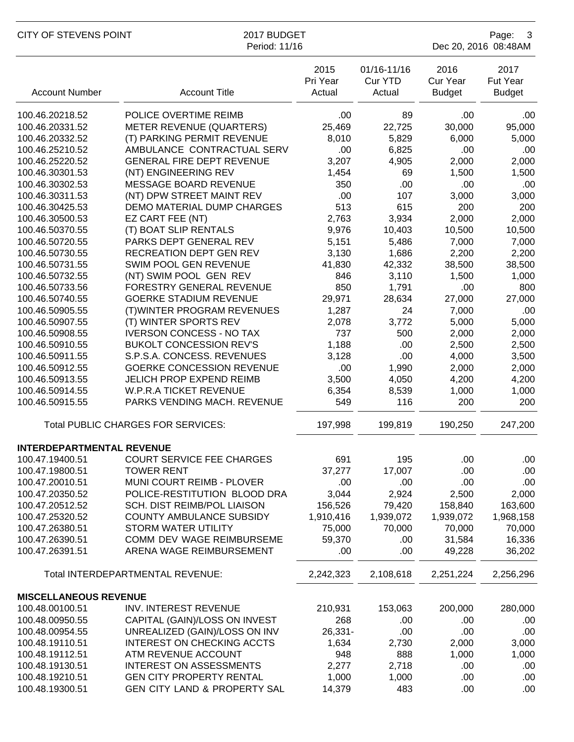| Account Number | Account Title | 2015 Pri Year Actual | 01/16-11/16 Cur YTD Actual | 2016 Cur Year Budget | 2017 Fut Year Budget |
|---|---|---|---|---|---|
| 100.46.20218.52 | POLICE OVERTIME REIMB | .00 | 89 | .00 | .00 |
| 100.46.20331.52 | METER REVENUE (QUARTERS) | 25,469 | 22,725 | 30,000 | 95,000 |
| 100.46.20332.52 | (T) PARKING PERMIT REVENUE | 8,010 | 5,829 | 6,000 | 5,000 |
| 100.46.25210.52 | AMBULANCE CONTRACTUAL SERV | .00 | 6,825 | .00 | .00 |
| 100.46.25220.52 | GENERAL FIRE DEPT REVENUE | 3,207 | 4,905 | 2,000 | 2,000 |
| 100.46.30301.53 | (NT) ENGINEERING REV | 1,454 | 69 | 1,500 | 1,500 |
| 100.46.30302.53 | MESSAGE BOARD REVENUE | 350 | .00 | .00 | .00 |
| 100.46.30311.53 | (NT) DPW STREET MAINT REV | .00 | 107 | 3,000 | 3,000 |
| 100.46.30425.53 | DEMO MATERIAL DUMP CHARGES | 513 | 615 | 200 | 200 |
| 100.46.30500.53 | EZ CART FEE (NT) | 2,763 | 3,934 | 2,000 | 2,000 |
| 100.46.50370.55 | (T) BOAT SLIP RENTALS | 9,976 | 10,403 | 10,500 | 10,500 |
| 100.46.50720.55 | PARKS DEPT GENERAL REV | 5,151 | 5,486 | 7,000 | 7,000 |
| 100.46.50730.55 | RECREATION DEPT GEN REV | 3,130 | 1,686 | 2,200 | 2,200 |
| 100.46.50731.55 | SWIM POOL GEN REVENUE | 41,830 | 42,332 | 38,500 | 38,500 |
| 100.46.50732.55 | (NT) SWIM POOL GEN REV | 846 | 3,110 | 1,500 | 1,000 |
| 100.46.50733.56 | FORESTRY GENERAL REVENUE | 850 | 1,791 | .00 | 800 |
| 100.46.50740.55 | GOERKE STADIUM REVENUE | 29,971 | 28,634 | 27,000 | 27,000 |
| 100.46.50905.55 | (T)WINTER PROGRAM REVENUES | 1,287 | 24 | 7,000 | .00 |
| 100.46.50907.55 | (T) WINTER SPORTS REV | 2,078 | 3,772 | 5,000 | 5,000 |
| 100.46.50908.55 | IVERSON CONCESS - NO TAX | 737 | 500 | 2,000 | 2,000 |
| 100.46.50910.55 | BUKOLT CONCESSION REV'S | 1,188 | .00 | 2,500 | 2,500 |
| 100.46.50911.55 | S.P.S.A. CONCESS. REVENUES | 3,128 | .00 | 4,000 | 3,500 |
| 100.46.50912.55 | GOERKE CONCESSION REVENUE | .00 | 1,990 | 2,000 | 2,000 |
| 100.46.50913.55 | JELICH PROP EXPEND REIMB | 3,500 | 4,050 | 4,200 | 4,200 |
| 100.46.50914.55 | W.P.R.A TICKET REVENUE | 6,354 | 8,539 | 1,000 | 1,000 |
| 100.46.50915.55 | PARKS VENDING MACH. REVENUE | 549 | 116 | 200 | 200 |
| | Total PUBLIC CHARGES FOR SERVICES: | 197,998 | 199,819 | 190,250 | 247,200 |
| **INTERDEPARTMENTAL REVENUE** | | | | | |
| 100.47.19400.51 | COURT SERVICE FEE CHARGES | 691 | 195 | .00 | .00 |
| 100.47.19800.51 | TOWER RENT | 37,277 | 17,007 | .00 | .00 |
| 100.47.20010.51 | MUNI COURT REIMB - PLOVER | .00 | .00 | .00 | .00 |
| 100.47.20350.52 | POLICE-RESTITUTION BLOOD DRA | 3,044 | 2,924 | 2,500 | 2,000 |
| 100.47.20512.52 | SCH. DIST REIMB/POL LIAISON | 156,526 | 79,420 | 158,840 | 163,600 |
| 100.47.25320.52 | COUNTY AMBULANCE SUBSIDY | 1,910,416 | 1,939,072 | 1,939,072 | 1,968,158 |
| 100.47.26380.51 | STORM WATER UTILITY | 75,000 | 70,000 | 70,000 | 70,000 |
| 100.47.26390.51 | COMM DEV WAGE REIMBURSEME | 59,370 | .00 | 31,584 | 16,336 |
| 100.47.26391.51 | ARENA WAGE REIMBURSEMENT | .00 | .00 | 49,228 | 36,202 |
| | Total INTERDEPARTMENTAL REVENUE: | 2,242,323 | 2,108,618 | 2,251,224 | 2,256,296 |
| **MISCELLANEOUS REVENUE** | | | | | |
| 100.48.00100.51 | INV. INTEREST REVENUE | 210,931 | 153,063 | 200,000 | 280,000 |
| 100.48.00950.55 | CAPITAL (GAIN)/LOSS ON INVEST | 268 | .00 | .00 | .00 |
| 100.48.00954.55 | UNREALIZED (GAIN)/LOSS ON INV | 26,331- | .00 | .00 | .00 |
| 100.48.19110.51 | INTEREST ON CHECKING ACCTS | 1,634 | 2,730 | 2,000 | 3,000 |
| 100.48.19112.51 | ATM REVENUE ACCOUNT | 948 | 888 | 1,000 | 1,000 |
| 100.48.19130.51 | INTEREST ON ASSESSMENTS | 2,277 | 2,718 | .00 | .00 |
| 100.48.19210.51 | GEN CITY PROPERTY RENTAL | 1,000 | 1,000 | .00 | .00 |
| 100.48.19300.51 | GEN CITY LAND & PROPERTY SAL | 14,379 | 483 | .00 | .00 |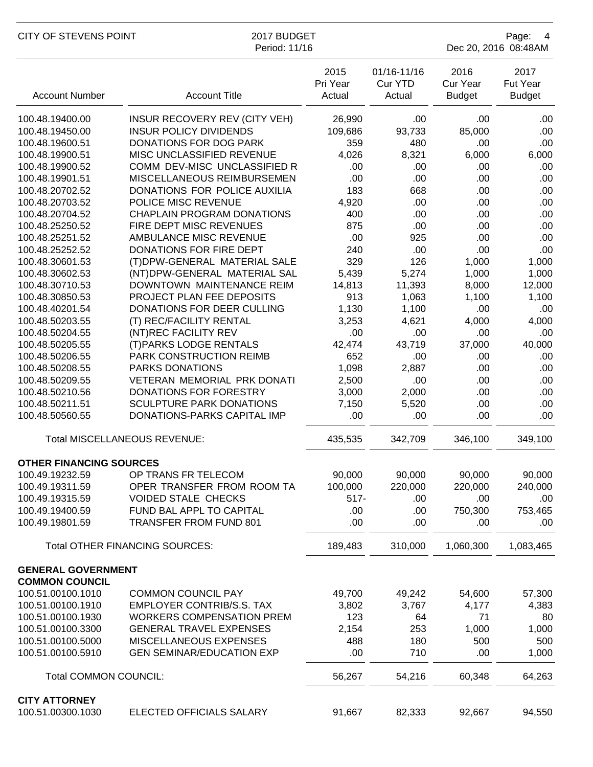| Account Number | Account Title | 2015 Pri Year Actual | 01/16-11/16 Cur YTD Actual | 2016 Cur Year Budget | 2017 Fut Year Budget |
|---|---|---|---|---|---|
| 100.48.19400.00 | INSUR RECOVERY REV (CITY VEH) | 26,990 | .00 | .00 | .00 |
| 100.48.19450.00 | INSUR POLICY DIVIDENDS | 109,686 | 93,733 | 85,000 | .00 |
| 100.48.19600.51 | DONATIONS FOR DOG PARK | 359 | 480 | .00 | .00 |
| 100.48.19900.51 | MISC UNCLASSIFIED REVENUE | 4,026 | 8,321 | 6,000 | 6,000 |
| 100.48.19900.52 | COMM DEV-MISC UNCLASSIFIED R | .00 | .00 | .00 | .00 |
| 100.48.19901.51 | MISCELLANEOUS REIMBURSEMEN | .00 | .00 | .00 | .00 |
| 100.48.20702.52 | DONATIONS FOR POLICE AUXILIA | 183 | 668 | .00 | .00 |
| 100.48.20703.52 | POLICE MISC REVENUE | 4,920 | .00 | .00 | .00 |
| 100.48.20704.52 | CHAPLAIN PROGRAM DONATIONS | 400 | .00 | .00 | .00 |
| 100.48.25250.52 | FIRE DEPT MISC REVENUES | 875 | .00 | .00 | .00 |
| 100.48.25251.52 | AMBULANCE MISC REVENUE | .00 | 925 | .00 | .00 |
| 100.48.25252.52 | DONATIONS FOR FIRE DEPT | 240 | .00 | .00 | .00 |
| 100.48.30601.53 | (T)DPW-GENERAL MATERIAL SALE | 329 | 126 | 1,000 | 1,000 |
| 100.48.30602.53 | (NT)DPW-GENERAL MATERIAL SAL | 5,439 | 5,274 | 1,000 | 1,000 |
| 100.48.30710.53 | DOWNTOWN MAINTENANCE REIM | 14,813 | 11,393 | 8,000 | 12,000 |
| 100.48.30850.53 | PROJECT PLAN FEE DEPOSITS | 913 | 1,063 | 1,100 | 1,100 |
| 100.48.40201.54 | DONATIONS FOR DEER CULLING | 1,130 | 1,100 | .00 | .00 |
| 100.48.50203.55 | (T) REC/FACILITY RENTAL | 3,253 | 4,621 | 4,000 | 4,000 |
| 100.48.50204.55 | (NT)REC FACILITY REV | .00 | .00 | .00 | .00 |
| 100.48.50205.55 | (T)PARKS LODGE RENTALS | 42,474 | 43,719 | 37,000 | 40,000 |
| 100.48.50206.55 | PARK CONSTRUCTION REIMB | 652 | .00 | .00 | .00 |
| 100.48.50208.55 | PARKS DONATIONS | 1,098 | 2,887 | .00 | .00 |
| 100.48.50209.55 | VETERAN MEMORIAL PRK DONATI | 2,500 | .00 | .00 | .00 |
| 100.48.50210.56 | DONATIONS FOR FORESTRY | 3,000 | 2,000 | .00 | .00 |
| 100.48.50211.51 | SCULPTURE PARK DONATIONS | 7,150 | 5,520 | .00 | .00 |
| 100.48.50560.55 | DONATIONS-PARKS CAPITAL IMP | .00 | .00 | .00 | .00 |
| | Total MISCELLANEOUS REVENUE: | 435,535 | 342,709 | 346,100 | 349,100 |
| **OTHER FINANCING SOURCES** | | | | | |
| 100.49.19232.59 | OP TRANS FR TELECOM | 90,000 | 90,000 | 90,000 | 90,000 |
| 100.49.19311.59 | OPER TRANSFER FROM ROOM TA | 100,000 | 220,000 | 220,000 | 240,000 |
| 100.49.19315.59 | VOIDED STALE CHECKS | 517- | .00 | .00 | .00 |
| 100.49.19400.59 | FUND BAL APPL TO CAPITAL | .00 | .00 | 750,300 | 753,465 |
| 100.49.19801.59 | TRANSFER FROM FUND 801 | .00 | .00 | .00 | .00 |
| | Total OTHER FINANCING SOURCES: | 189,483 | 310,000 | 1,060,300 | 1,083,465 |
| **GENERAL GOVERNMENT** | | | | | |
| **COMMON COUNCIL** | | | | | |
| 100.51.00100.1010 | COMMON COUNCIL PAY | 49,700 | 49,242 | 54,600 | 57,300 |
| 100.51.00100.1910 | EMPLOYER CONTRIB/S.S. TAX | 3,802 | 3,767 | 4,177 | 4,383 |
| 100.51.00100.1930 | WORKERS COMPENSATION PREM | 123 | 64 | 71 | 80 |
| 100.51.00100.3300 | GENERAL TRAVEL EXPENSES | 2,154 | 253 | 1,000 | 1,000 |
| 100.51.00100.5000 | MISCELLANEOUS EXPENSES | 488 | 180 | 500 | 500 |
| 100.51.00100.5910 | GEN SEMINAR/EDUCATION EXP | .00 | 710 | .00 | 1,000 |
| | Total COMMON COUNCIL: | 56,267 | 54,216 | 60,348 | 64,263 |
| **CITY ATTORNEY** | | | | | |
| 100.51.00300.1030 | ELECTED OFFICIALS SALARY | 91,667 | 82,333 | 92,667 | 94,550 |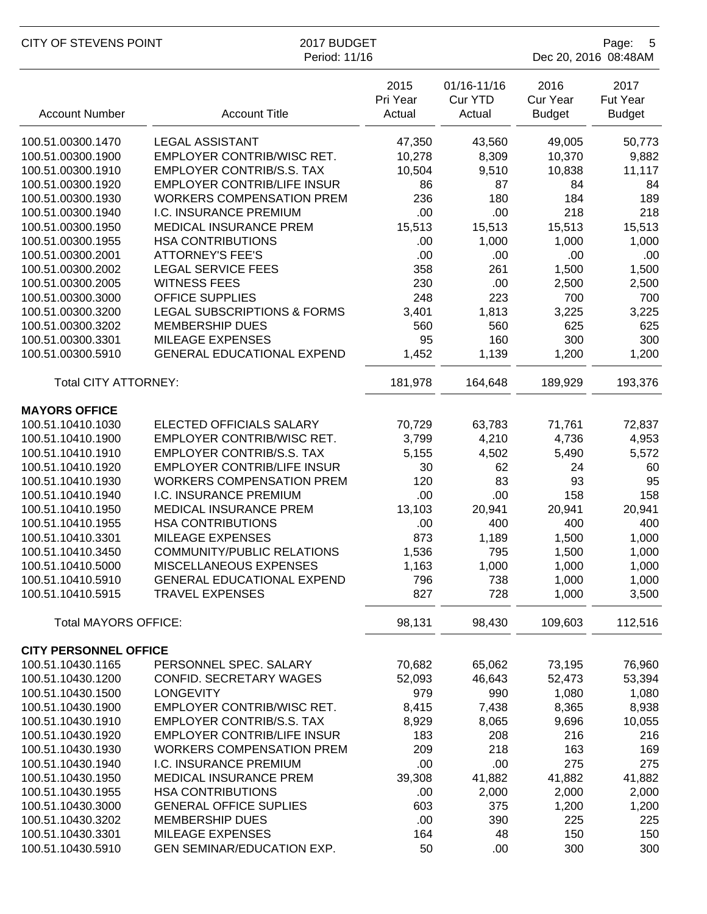| Account Number | Account Title | 2015 Pri Year Actual | 01/16-11/16 Cur YTD Actual | 2016 Cur Year Budget | 2017 Fut Year Budget |
|---|---|---|---|---|---|
| 100.51.00300.1470 | LEGAL ASSISTANT | 47,350 | 43,560 | 49,005 | 50,773 |
| 100.51.00300.1900 | EMPLOYER CONTRIB/WISC RET. | 10,278 | 8,309 | 10,370 | 9,882 |
| 100.51.00300.1910 | EMPLOYER CONTRIB/S.S. TAX | 10,504 | 9,510 | 10,838 | 11,117 |
| 100.51.00300.1920 | EMPLOYER CONTRIB/LIFE INSUR | 86 | 87 | 84 | 84 |
| 100.51.00300.1930 | WORKERS COMPENSATION PREM | 236 | 180 | 184 | 189 |
| 100.51.00300.1940 | I.C. INSURANCE PREMIUM | .00 | .00 | 218 | 218 |
| 100.51.00300.1950 | MEDICAL INSURANCE PREM | 15,513 | 15,513 | 15,513 | 15,513 |
| 100.51.00300.1955 | HSA CONTRIBUTIONS | .00 | 1,000 | 1,000 | 1,000 |
| 100.51.00300.2001 | ATTORNEY'S FEE'S | .00 | .00 | .00 | .00 |
| 100.51.00300.2002 | LEGAL SERVICE FEES | 358 | 261 | 1,500 | 1,500 |
| 100.51.00300.2005 | WITNESS FEES | 230 | .00 | 2,500 | 2,500 |
| 100.51.00300.3000 | OFFICE SUPPLIES | 248 | 223 | 700 | 700 |
| 100.51.00300.3200 | LEGAL SUBSCRIPTIONS & FORMS | 3,401 | 1,813 | 3,225 | 3,225 |
| 100.51.00300.3202 | MEMBERSHIP DUES | 560 | 560 | 625 | 625 |
| 100.51.00300.3301 | MILEAGE EXPENSES | 95 | 160 | 300 | 300 |
| 100.51.00300.5910 | GENERAL EDUCATIONAL EXPEND | 1,452 | 1,139 | 1,200 | 1,200 |
| Total CITY ATTORNEY: | | 181,978 | 164,648 | 189,929 | 193,376 |
| **MAYORS OFFICE** | | | | | |
| 100.51.10410.1030 | ELECTED OFFICIALS SALARY | 70,729 | 63,783 | 71,761 | 72,837 |
| 100.51.10410.1900 | EMPLOYER CONTRIB/WISC RET. | 3,799 | 4,210 | 4,736 | 4,953 |
| 100.51.10410.1910 | EMPLOYER CONTRIB/S.S. TAX | 5,155 | 4,502 | 5,490 | 5,572 |
| 100.51.10410.1920 | EMPLOYER CONTRIB/LIFE INSUR | 30 | 62 | 24 | 60 |
| 100.51.10410.1930 | WORKERS COMPENSATION PREM | 120 | 83 | 93 | 95 |
| 100.51.10410.1940 | I.C. INSURANCE PREMIUM | .00 | .00 | 158 | 158 |
| 100.51.10410.1950 | MEDICAL INSURANCE PREM | 13,103 | 20,941 | 20,941 | 20,941 |
| 100.51.10410.1955 | HSA CONTRIBUTIONS | .00 | 400 | 400 | 400 |
| 100.51.10410.3301 | MILEAGE EXPENSES | 873 | 1,189 | 1,500 | 1,000 |
| 100.51.10410.3450 | COMMUNITY/PUBLIC RELATIONS | 1,536 | 795 | 1,500 | 1,000 |
| 100.51.10410.5000 | MISCELLANEOUS EXPENSES | 1,163 | 1,000 | 1,000 | 1,000 |
| 100.51.10410.5910 | GENERAL EDUCATIONAL EXPEND | 796 | 738 | 1,000 | 1,000 |
| 100.51.10410.5915 | TRAVEL EXPENSES | 827 | 728 | 1,000 | 3,500 |
| Total MAYORS OFFICE: | | 98,131 | 98,430 | 109,603 | 112,516 |
| **CITY PERSONNEL OFFICE** | | | | | |
| 100.51.10430.1165 | PERSONNEL SPEC. SALARY | 70,682 | 65,062 | 73,195 | 76,960 |
| 100.51.10430.1200 | CONFID. SECRETARY WAGES | 52,093 | 46,643 | 52,473 | 53,394 |
| 100.51.10430.1500 | LONGEVITY | 979 | 990 | 1,080 | 1,080 |
| 100.51.10430.1900 | EMPLOYER CONTRIB/WISC RET. | 8,415 | 7,438 | 8,365 | 8,938 |
| 100.51.10430.1910 | EMPLOYER CONTRIB/S.S. TAX | 8,929 | 8,065 | 9,696 | 10,055 |
| 100.51.10430.1920 | EMPLOYER CONTRIB/LIFE INSUR | 183 | 208 | 216 | 216 |
| 100.51.10430.1930 | WORKERS COMPENSATION PREM | 209 | 218 | 163 | 169 |
| 100.51.10430.1940 | I.C. INSURANCE PREMIUM | .00 | .00 | 275 | 275 |
| 100.51.10430.1950 | MEDICAL INSURANCE PREM | 39,308 | 41,882 | 41,882 | 41,882 |
| 100.51.10430.1955 | HSA CONTRIBUTIONS | .00 | 2,000 | 2,000 | 2,000 |
| 100.51.10430.3000 | GENERAL OFFICE SUPLIES | 603 | 375 | 1,200 | 1,200 |
| 100.51.10430.3202 | MEMBERSHIP DUES | .00 | 390 | 225 | 225 |
| 100.51.10430.3301 | MILEAGE EXPENSES | 164 | 48 | 150 | 150 |
| 100.51.10430.5910 | GEN SEMINAR/EDUCATION EXP. | 50 | .00 | 300 | 300 |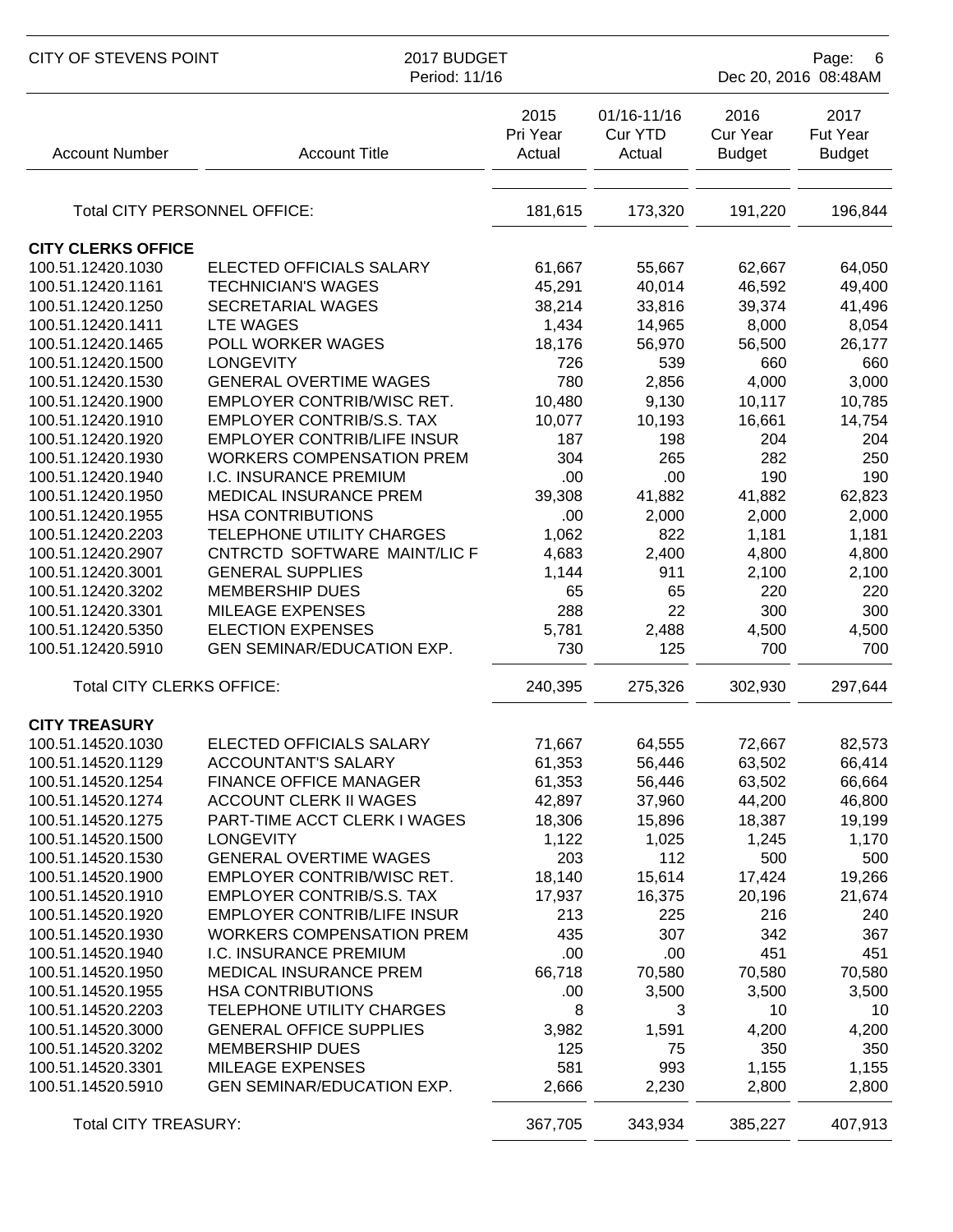| Account Number | Account Title | 2015 Pri Year Actual | 01/16-11/16 Cur YTD Actual | 2016 Cur Year Budget | 2017 Fut Year Budget |
|---|---|---|---|---|---|
| Total CITY PERSONNEL OFFICE: | | 181,615 | 173,320 | 191,220 | 196,844 |
| **CITY CLERKS OFFICE** | | | | | |
| 100.51.12420.1030 | ELECTED OFFICIALS SALARY | 61,667 | 55,667 | 62,667 | 64,050 |
| 100.51.12420.1161 | TECHNICIAN'S WAGES | 45,291 | 40,014 | 46,592 | 49,400 |
| 100.51.12420.1250 | SECRETARIAL WAGES | 38,214 | 33,816 | 39,374 | 41,496 |
| 100.51.12420.1411 | LTE WAGES | 1,434 | 14,965 | 8,000 | 8,054 |
| 100.51.12420.1465 | POLL WORKER WAGES | 18,176 | 56,970 | 56,500 | 26,177 |
| 100.51.12420.1500 | LONGEVITY | 726 | 539 | 660 | 660 |
| 100.51.12420.1530 | GENERAL OVERTIME WAGES | 780 | 2,856 | 4,000 | 3,000 |
| 100.51.12420.1900 | EMPLOYER CONTRIB/WISC RET. | 10,480 | 9,130 | 10,117 | 10,785 |
| 100.51.12420.1910 | EMPLOYER CONTRIB/S.S. TAX | 10,077 | 10,193 | 16,661 | 14,754 |
| 100.51.12420.1920 | EMPLOYER CONTRIB/LIFE INSUR | 187 | 198 | 204 | 204 |
| 100.51.12420.1930 | WORKERS COMPENSATION PREM | 304 | 265 | 282 | 250 |
| 100.51.12420.1940 | I.C. INSURANCE PREMIUM | .00 | .00 | 190 | 190 |
| 100.51.12420.1950 | MEDICAL INSURANCE PREM | 39,308 | 41,882 | 41,882 | 62,823 |
| 100.51.12420.1955 | HSA CONTRIBUTIONS | .00 | 2,000 | 2,000 | 2,000 |
| 100.51.12420.2203 | TELEPHONE UTILITY CHARGES | 1,062 | 822 | 1,181 | 1,181 |
| 100.51.12420.2907 | CNTRCTD SOFTWARE MAINT/LIC F | 4,683 | 2,400 | 4,800 | 4,800 |
| 100.51.12420.3001 | GENERAL SUPPLIES | 1,144 | 911 | 2,100 | 2,100 |
| 100.51.12420.3202 | MEMBERSHIP DUES | 65 | 65 | 220 | 220 |
| 100.51.12420.3301 | MILEAGE EXPENSES | 288 | 22 | 300 | 300 |
| 100.51.12420.5350 | ELECTION EXPENSES | 5,781 | 2,488 | 4,500 | 4,500 |
| 100.51.12420.5910 | GEN SEMINAR/EDUCATION EXP. | 730 | 125 | 700 | 700 |
| Total CITY CLERKS OFFICE: | | 240,395 | 275,326 | 302,930 | 297,644 |
| **CITY TREASURY** | | | | | |
| 100.51.14520.1030 | ELECTED OFFICIALS SALARY | 71,667 | 64,555 | 72,667 | 82,573 |
| 100.51.14520.1129 | ACCOUNTANT'S SALARY | 61,353 | 56,446 | 63,502 | 66,414 |
| 100.51.14520.1254 | FINANCE OFFICE MANAGER | 61,353 | 56,446 | 63,502 | 66,664 |
| 100.51.14520.1274 | ACCOUNT CLERK II WAGES | 42,897 | 37,960 | 44,200 | 46,800 |
| 100.51.14520.1275 | PART-TIME ACCT CLERK I WAGES | 18,306 | 15,896 | 18,387 | 19,199 |
| 100.51.14520.1500 | LONGEVITY | 1,122 | 1,025 | 1,245 | 1,170 |
| 100.51.14520.1530 | GENERAL OVERTIME WAGES | 203 | 112 | 500 | 500 |
| 100.51.14520.1900 | EMPLOYER CONTRIB/WISC RET. | 18,140 | 15,614 | 17,424 | 19,266 |
| 100.51.14520.1910 | EMPLOYER CONTRIB/S.S. TAX | 17,937 | 16,375 | 20,196 | 21,674 |
| 100.51.14520.1920 | EMPLOYER CONTRIB/LIFE INSUR | 213 | 225 | 216 | 240 |
| 100.51.14520.1930 | WORKERS COMPENSATION PREM | 435 | 307 | 342 | 367 |
| 100.51.14520.1940 | I.C. INSURANCE PREMIUM | .00 | .00 | 451 | 451 |
| 100.51.14520.1950 | MEDICAL INSURANCE PREM | 66,718 | 70,580 | 70,580 | 70,580 |
| 100.51.14520.1955 | HSA CONTRIBUTIONS | .00 | 3,500 | 3,500 | 3,500 |
| 100.51.14520.2203 | TELEPHONE UTILITY CHARGES | 8 | 3 | 10 | 10 |
| 100.51.14520.3000 | GENERAL OFFICE SUPPLIES | 3,982 | 1,591 | 4,200 | 4,200 |
| 100.51.14520.3202 | MEMBERSHIP DUES | 125 | 75 | 350 | 350 |
| 100.51.14520.3301 | MILEAGE EXPENSES | 581 | 993 | 1,155 | 1,155 |
| 100.51.14520.5910 | GEN SEMINAR/EDUCATION EXP. | 2,666 | 2,230 | 2,800 | 2,800 |
| Total CITY TREASURY: | | 367,705 | 343,934 | 385,227 | 407,913 |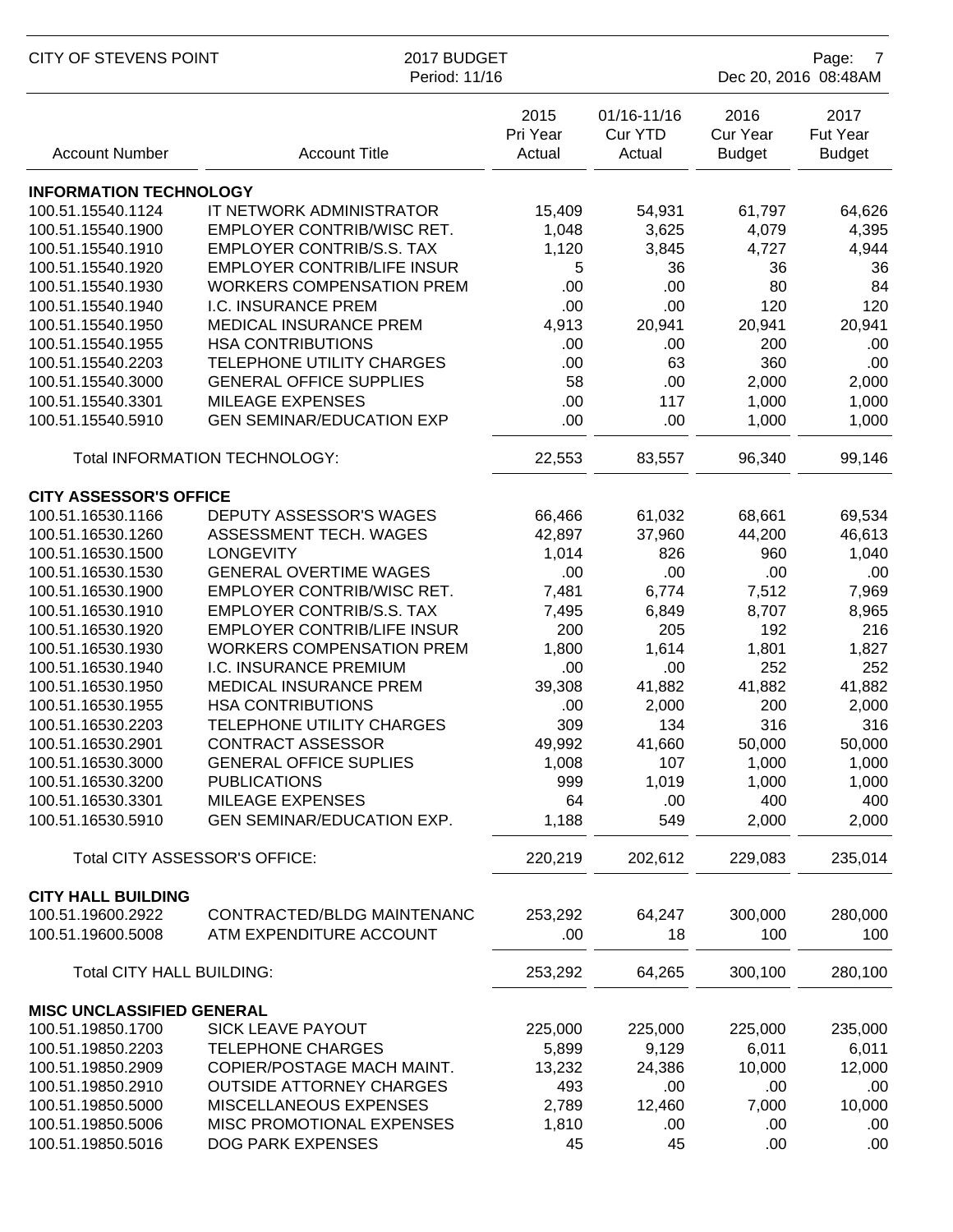| Account Number | Account Title | 2015 Pri Year Actual | 01/16-11/16 Cur YTD Actual | 2016 Cur Year Budget | 2017 Fut Year Budget |
|---|---|---|---|---|---|
| **INFORMATION TECHNOLOGY** | | | | | |
| 100.51.15540.1124 | IT NETWORK ADMINISTRATOR | 15,409 | 54,931 | 61,797 | 64,626 |
| 100.51.15540.1900 | EMPLOYER CONTRIB/WISC RET. | 1,048 | 3,625 | 4,079 | 4,395 |
| 100.51.15540.1910 | EMPLOYER CONTRIB/S.S. TAX | 1,120 | 3,845 | 4,727 | 4,944 |
| 100.51.15540.1920 | EMPLOYER CONTRIB/LIFE INSUR | 5 | 36 | 36 | 36 |
| 100.51.15540.1930 | WORKERS COMPENSATION PREM | .00 | .00 | 80 | 84 |
| 100.51.15540.1940 | I.C. INSURANCE PREM | .00 | .00 | 120 | 120 |
| 100.51.15540.1950 | MEDICAL INSURANCE PREM | 4,913 | 20,941 | 20,941 | 20,941 |
| 100.51.15540.1955 | HSA CONTRIBUTIONS | .00 | .00 | 200 | .00 |
| 100.51.15540.2203 | TELEPHONE UTILITY CHARGES | .00 | 63 | 360 | .00 |
| 100.51.15540.3000 | GENERAL OFFICE SUPPLIES | 58 | .00 | 2,000 | 2,000 |
| 100.51.15540.3301 | MILEAGE EXPENSES | .00 | 117 | 1,000 | 1,000 |
| 100.51.15540.5910 | GEN SEMINAR/EDUCATION EXP | .00 | .00 | 1,000 | 1,000 |
| | Total INFORMATION TECHNOLOGY: | 22,553 | 83,557 | 96,340 | 99,146 |
| **CITY ASSESSOR'S OFFICE** | | | | | |
| 100.51.16530.1166 | DEPUTY ASSESSOR'S WAGES | 66,466 | 61,032 | 68,661 | 69,534 |
| 100.51.16530.1260 | ASSESSMENT TECH. WAGES | 42,897 | 37,960 | 44,200 | 46,613 |
| 100.51.16530.1500 | LONGEVITY | 1,014 | 826 | 960 | 1,040 |
| 100.51.16530.1530 | GENERAL OVERTIME WAGES | .00 | .00 | .00 | .00 |
| 100.51.16530.1900 | EMPLOYER CONTRIB/WISC RET. | 7,481 | 6,774 | 7,512 | 7,969 |
| 100.51.16530.1910 | EMPLOYER CONTRIB/S.S. TAX | 7,495 | 6,849 | 8,707 | 8,965 |
| 100.51.16530.1920 | EMPLOYER CONTRIB/LIFE INSUR | 200 | 205 | 192 | 216 |
| 100.51.16530.1930 | WORKERS COMPENSATION PREM | 1,800 | 1,614 | 1,801 | 1,827 |
| 100.51.16530.1940 | I.C. INSURANCE PREMIUM | .00 | .00 | 252 | 252 |
| 100.51.16530.1950 | MEDICAL INSURANCE PREM | 39,308 | 41,882 | 41,882 | 41,882 |
| 100.51.16530.1955 | HSA CONTRIBUTIONS | .00 | 2,000 | 200 | 2,000 |
| 100.51.16530.2203 | TELEPHONE UTILITY CHARGES | 309 | 134 | 316 | 316 |
| 100.51.16530.2901 | CONTRACT ASSESSOR | 49,992 | 41,660 | 50,000 | 50,000 |
| 100.51.16530.3000 | GENERAL OFFICE SUPLIES | 1,008 | 107 | 1,000 | 1,000 |
| 100.51.16530.3200 | PUBLICATIONS | 999 | 1,019 | 1,000 | 1,000 |
| 100.51.16530.3301 | MILEAGE EXPENSES | 64 | .00 | 400 | 400 |
| 100.51.16530.5910 | GEN SEMINAR/EDUCATION EXP. | 1,188 | 549 | 2,000 | 2,000 |
| | Total CITY ASSESSOR'S OFFICE: | 220,219 | 202,612 | 229,083 | 235,014 |
| **CITY HALL BUILDING** | | | | | |
| 100.51.19600.2922 | CONTRACTED/BLDG MAINTENANC | 253,292 | 64,247 | 300,000 | 280,000 |
| 100.51.19600.5008 | ATM EXPENDITURE ACCOUNT | .00 | 18 | 100 | 100 |
| | Total CITY HALL BUILDING: | 253,292 | 64,265 | 300,100 | 280,100 |
| **MISC UNCLASSIFIED GENERAL** | | | | | |
| 100.51.19850.1700 | SICK LEAVE PAYOUT | 225,000 | 225,000 | 225,000 | 235,000 |
| 100.51.19850.2203 | TELEPHONE CHARGES | 5,899 | 9,129 | 6,011 | 6,011 |
| 100.51.19850.2909 | COPIER/POSTAGE MACH MAINT. | 13,232 | 24,386 | 10,000 | 12,000 |
| 100.51.19850.2910 | OUTSIDE ATTORNEY CHARGES | 493 | .00 | .00 | .00 |
| 100.51.19850.5000 | MISCELLANEOUS EXPENSES | 2,789 | 12,460 | 7,000 | 10,000 |
| 100.51.19850.5006 | MISC PROMOTIONAL EXPENSES | 1,810 | .00 | .00 | .00 |
| 100.51.19850.5016 | DOG PARK EXPENSES | 45 | 45 | .00 | .00 |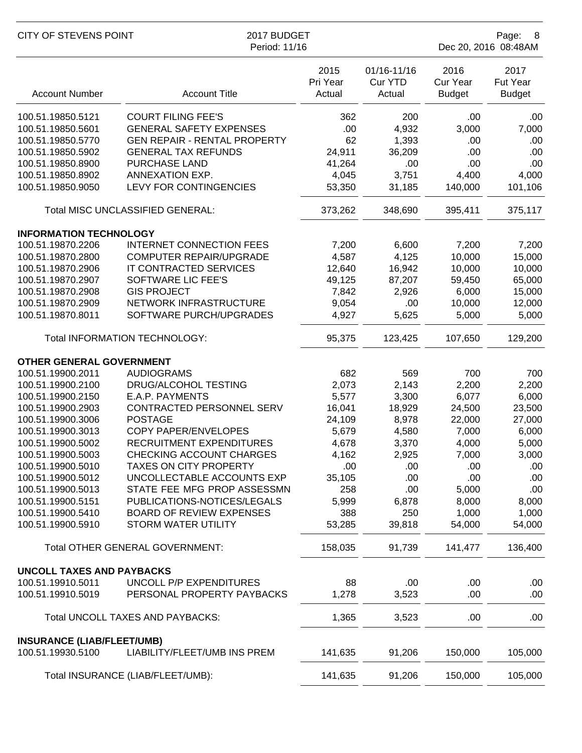| Account Number | Account Title | 2015 Pri Year Actual | 01/16-11/16 Cur YTD Actual | 2016 Cur Year Budget | 2017 Fut Year Budget |
|---|---|---|---|---|---|
| 100.51.19850.5121 | COURT FILING FEE'S | 362 | 200 | .00 | .00 |
| 100.51.19850.5601 | GENERAL SAFETY EXPENSES | .00 | 4,932 | 3,000 | 7,000 |
| 100.51.19850.5770 | GEN REPAIR - RENTAL PROPERTY | 62 | 1,393 | .00 | .00 |
| 100.51.19850.5902 | GENERAL TAX REFUNDS | 24,911 | 36,209 | .00 | .00 |
| 100.51.19850.8900 | PURCHASE LAND | 41,264 | .00 | .00 | .00 |
| 100.51.19850.8902 | ANNEXATION EXP. | 4,045 | 3,751 | 4,400 | 4,000 |
| 100.51.19850.9050 | LEVY FOR CONTINGENCIES | 53,350 | 31,185 | 140,000 | 101,106 |
| | Total MISC UNCLASSIFIED GENERAL: | 373,262 | 348,690 | 395,411 | 375,117 |
| **INFORMATION TECHNOLOGY** | | | | | |
| 100.51.19870.2206 | INTERNET CONNECTION FEES | 7,200 | 6,600 | 7,200 | 7,200 |
| 100.51.19870.2800 | COMPUTER REPAIR/UPGRADE | 4,587 | 4,125 | 10,000 | 15,000 |
| 100.51.19870.2906 | IT CONTRACTED SERVICES | 12,640 | 16,942 | 10,000 | 10,000 |
| 100.51.19870.2907 | SOFTWARE LIC FEE'S | 49,125 | 87,207 | 59,450 | 65,000 |
| 100.51.19870.2908 | GIS PROJECT | 7,842 | 2,926 | 6,000 | 15,000 |
| 100.51.19870.2909 | NETWORK INFRASTRUCTURE | 9,054 | .00 | 10,000 | 12,000 |
| 100.51.19870.8011 | SOFTWARE PURCH/UPGRADES | 4,927 | 5,625 | 5,000 | 5,000 |
| | Total INFORMATION TECHNOLOGY: | 95,375 | 123,425 | 107,650 | 129,200 |
| **OTHER GENERAL GOVERNMENT** | | | | | |
| 100.51.19900.2011 | AUDIOGRAMS | 682 | 569 | 700 | 700 |
| 100.51.19900.2100 | DRUG/ALCOHOL TESTING | 2,073 | 2,143 | 2,200 | 2,200 |
| 100.51.19900.2150 | E.A.P. PAYMENTS | 5,577 | 3,300 | 6,077 | 6,000 |
| 100.51.19900.2903 | CONTRACTED PERSONNEL SERV | 16,041 | 18,929 | 24,500 | 23,500 |
| 100.51.19900.3006 | POSTAGE | 24,109 | 8,978 | 22,000 | 27,000 |
| 100.51.19900.3013 | COPY PAPER/ENVELOPES | 5,679 | 4,580 | 7,000 | 6,000 |
| 100.51.19900.5002 | RECRUITMENT EXPENDITURES | 4,678 | 3,370 | 4,000 | 5,000 |
| 100.51.19900.5003 | CHECKING ACCOUNT CHARGES | 4,162 | 2,925 | 7,000 | 3,000 |
| 100.51.19900.5010 | TAXES ON CITY PROPERTY | .00 | .00 | .00 | .00 |
| 100.51.19900.5012 | UNCOLLECTABLE ACCOUNTS EXP | 35,105 | .00 | .00 | .00 |
| 100.51.19900.5013 | STATE FEE MFG PROP ASSESSMN | 258 | .00 | 5,000 | .00 |
| 100.51.19900.5151 | PUBLICATIONS-NOTICES/LEGALS | 5,999 | 6,878 | 8,000 | 8,000 |
| 100.51.19900.5410 | BOARD OF REVIEW EXPENSES | 388 | 250 | 1,000 | 1,000 |
| 100.51.19900.5910 | STORM WATER UTILITY | 53,285 | 39,818 | 54,000 | 54,000 |
| | Total OTHER GENERAL GOVERNMENT: | 158,035 | 91,739 | 141,477 | 136,400 |
| **UNCOLL TAXES AND PAYBACKS** | | | | | |
| 100.51.19910.5011 | UNCOLL P/P EXPENDITURES | 88 | .00 | .00 | .00 |
| 100.51.19910.5019 | PERSONAL PROPERTY PAYBACKS | 1,278 | 3,523 | .00 | .00 |
| | Total UNCOLL TAXES AND PAYBACKS: | 1,365 | 3,523 | .00 | .00 |
| **INSURANCE (LIAB/FLEET/UMB)** | | | | | |
| 100.51.19930.5100 | LIABILITY/FLEET/UMB INS PREM | 141,635 | 91,206 | 150,000 | 105,000 |
| | Total INSURANCE (LIAB/FLEET/UMB): | 141,635 | 91,206 | 150,000 | 105,000 |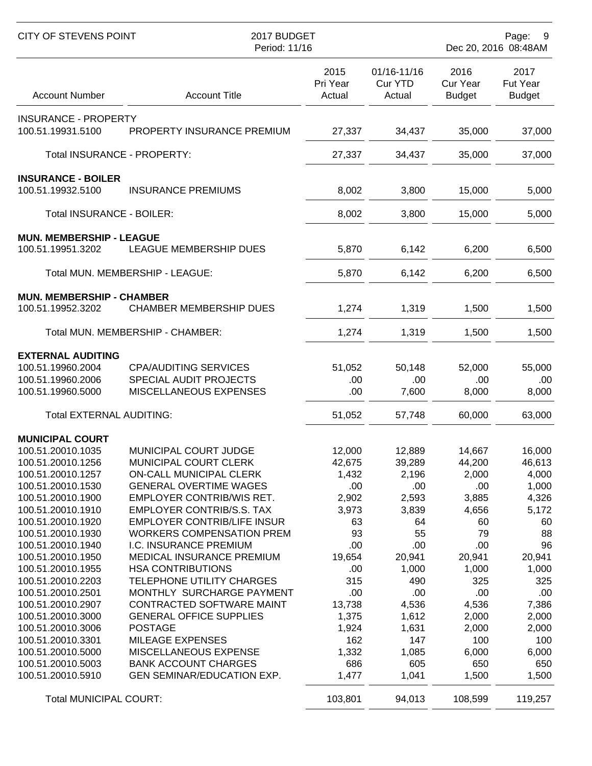| Account Number | Account Title | 2015 Pri Year Actual | 01/16-11/16 Cur YTD Actual | 2016 Cur Year Budget | 2017 Fut Year Budget |
|---|---|---|---|---|---|
| INSURANCE - PROPERTY | | | | | |
| 100.51.19931.5100 | PROPERTY INSURANCE PREMIUM | 27,337 | 34,437 | 35,000 | 37,000 |
| | Total INSURANCE - PROPERTY: | 27,337 | 34,437 | 35,000 | 37,000 |
| **INSURANCE - BOILER** | | | | | |
| 100.51.19932.5100 | INSURANCE PREMIUMS | 8,002 | 3,800 | 15,000 | 5,000 |
| | Total INSURANCE - BOILER: | 8,002 | 3,800 | 15,000 | 5,000 |
| **MUN. MEMBERSHIP - LEAGUE** | | | | | |
| 100.51.19951.3202 | LEAGUE MEMBERSHIP DUES | 5,870 | 6,142 | 6,200 | 6,500 |
| | Total MUN. MEMBERSHIP - LEAGUE: | 5,870 | 6,142 | 6,200 | 6,500 |
| **MUN. MEMBERSHIP - CHAMBER** | | | | | |
| 100.51.19952.3202 | CHAMBER MEMBERSHIP DUES | 1,274 | 1,319 | 1,500 | 1,500 |
| | Total MUN. MEMBERSHIP - CHAMBER: | 1,274 | 1,319 | 1,500 | 1,500 |
| **EXTERNAL AUDITING** | | | | | |
| 100.51.19960.2004 | CPA/AUDITING SERVICES | 51,052 | 50,148 | 52,000 | 55,000 |
| 100.51.19960.2006 | SPECIAL AUDIT PROJECTS | .00 | .00 | .00 | .00 |
| 100.51.19960.5000 | MISCELLANEOUS EXPENSES | .00 | 7,600 | 8,000 | 8,000 |
| | Total EXTERNAL AUDITING: | 51,052 | 57,748 | 60,000 | 63,000 |
| **MUNICIPAL COURT** | | | | | |
| 100.51.20010.1035 | MUNICIPAL COURT JUDGE | 12,000 | 12,889 | 14,667 | 16,000 |
| 100.51.20010.1256 | MUNICIPAL COURT CLERK | 42,675 | 39,289 | 44,200 | 46,613 |
| 100.51.20010.1257 | ON-CALL MUNICIPAL CLERK | 1,432 | 2,196 | 2,000 | 4,000 |
| 100.51.20010.1530 | GENERAL OVERTIME WAGES | .00 | .00 | .00 | 1,000 |
| 100.51.20010.1900 | EMPLOYER CONTRIB/WIS RET. | 2,902 | 2,593 | 3,885 | 4,326 |
| 100.51.20010.1910 | EMPLOYER CONTRIB/S.S. TAX | 3,973 | 3,839 | 4,656 | 5,172 |
| 100.51.20010.1920 | EMPLOYER CONTRIB/LIFE INSUR | 63 | 64 | 60 | 60 |
| 100.51.20010.1930 | WORKERS COMPENSATION PREM | 93 | 55 | 79 | 88 |
| 100.51.20010.1940 | I.C. INSURANCE PREMIUM | .00 | .00 | .00 | 96 |
| 100.51.20010.1950 | MEDICAL INSURANCE PREMIUM | 19,654 | 20,941 | 20,941 | 20,941 |
| 100.51.20010.1955 | HSA CONTRIBUTIONS | .00 | 1,000 | 1,000 | 1,000 |
| 100.51.20010.2203 | TELEPHONE UTILITY CHARGES | 315 | 490 | 325 | 325 |
| 100.51.20010.2501 | MONTHLY SURCHARGE PAYMENT | .00 | .00 | .00 | .00 |
| 100.51.20010.2907 | CONTRACTED SOFTWARE MAINT | 13,738 | 4,536 | 4,536 | 7,386 |
| 100.51.20010.3000 | GENERAL OFFICE SUPPLIES | 1,375 | 1,612 | 2,000 | 2,000 |
| 100.51.20010.3006 | POSTAGE | 1,924 | 1,631 | 2,000 | 2,000 |
| 100.51.20010.3301 | MILEAGE EXPENSES | 162 | 147 | 100 | 100 |
| 100.51.20010.5000 | MISCELLANEOUS EXPENSE | 1,332 | 1,085 | 6,000 | 6,000 |
| 100.51.20010.5003 | BANK ACCOUNT CHARGES | 686 | 605 | 650 | 650 |
| 100.51.20010.5910 | GEN SEMINAR/EDUCATION EXP. | 1,477 | 1,041 | 1,500 | 1,500 |
| | Total MUNICIPAL COURT: | 103,801 | 94,013 | 108,599 | 119,257 |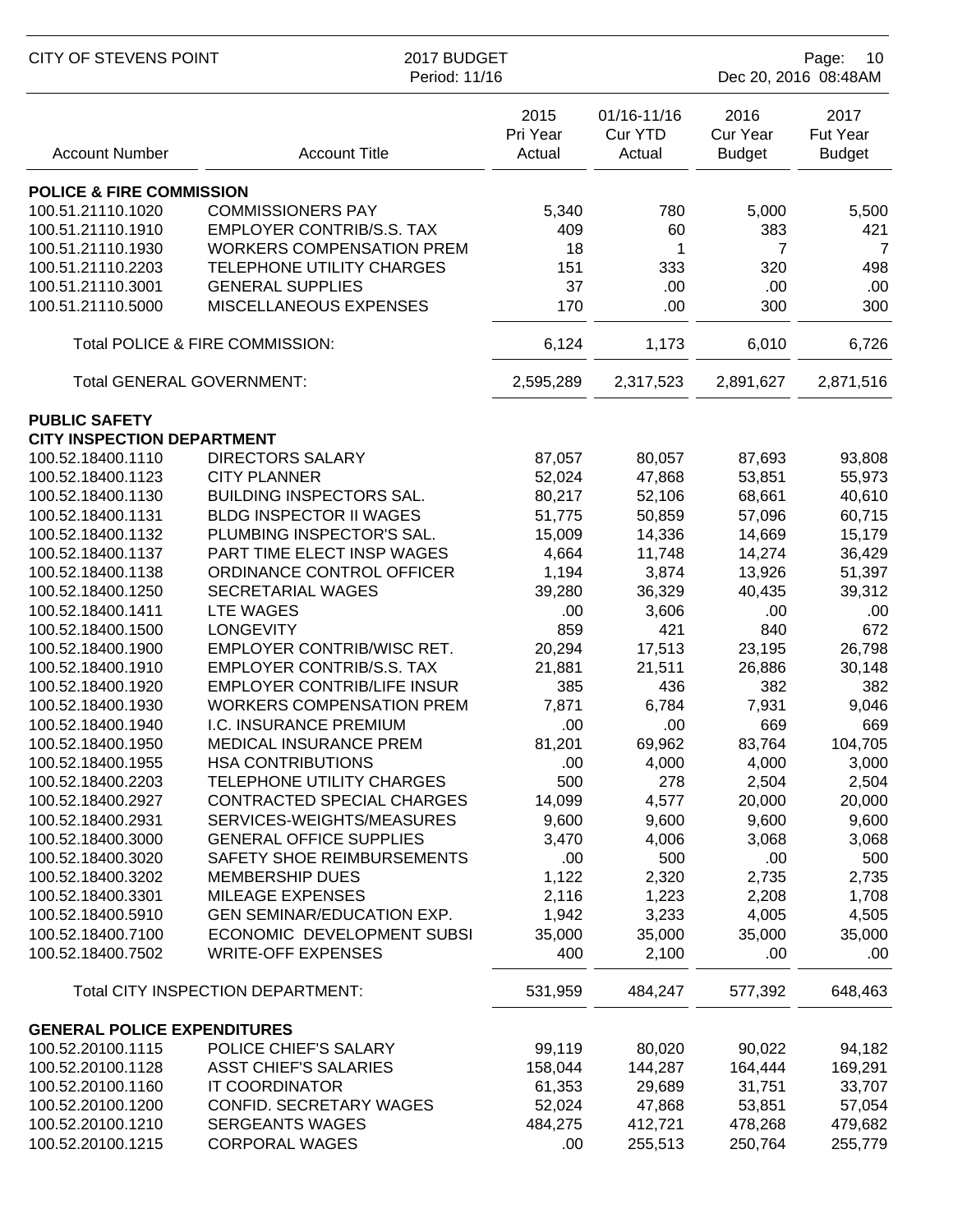| Account Number | Account Title | 2015 Pri Year Actual | 01/16-11/16 Cur YTD Actual | 2016 Cur Year Budget | 2017 Fut Year Budget |
|---|---|---|---|---|---|
| **POLICE & FIRE COMMISSION** | | | | | |
| 100.51.21110.1020 | COMMISSIONERS PAY | 5,340 | 780 | 5,000 | 5,500 |
| 100.51.21110.1910 | EMPLOYER CONTRIB/S.S. TAX | 409 | 60 | 383 | 421 |
| 100.51.21110.1930 | WORKERS COMPENSATION PREM | 18 | 1 | 7 | 7 |
| 100.51.21110.2203 | TELEPHONE UTILITY CHARGES | 151 | 333 | 320 | 498 |
| 100.51.21110.3001 | GENERAL SUPPLIES | 37 | .00 | .00 | .00 |
| 100.51.21110.5000 | MISCELLANEOUS EXPENSES | 170 | .00 | 300 | 300 |
| | Total POLICE & FIRE COMMISSION: | 6,124 | 1,173 | 6,010 | 6,726 |
| | Total GENERAL GOVERNMENT: | 2,595,289 | 2,317,523 | 2,891,627 | 2,871,516 |
| **PUBLIC SAFETY** | | | | | |
| **CITY INSPECTION DEPARTMENT** | | | | | |
| 100.52.18400.1110 | DIRECTORS SALARY | 87,057 | 80,057 | 87,693 | 93,808 |
| 100.52.18400.1123 | CITY PLANNER | 52,024 | 47,868 | 53,851 | 55,973 |
| 100.52.18400.1130 | BUILDING INSPECTORS SAL. | 80,217 | 52,106 | 68,661 | 40,610 |
| 100.52.18400.1131 | BLDG INSPECTOR II WAGES | 51,775 | 50,859 | 57,096 | 60,715 |
| 100.52.18400.1132 | PLUMBING INSPECTOR'S SAL. | 15,009 | 14,336 | 14,669 | 15,179 |
| 100.52.18400.1137 | PART TIME ELECT INSP WAGES | 4,664 | 11,748 | 14,274 | 36,429 |
| 100.52.18400.1138 | ORDINANCE CONTROL OFFICER | 1,194 | 3,874 | 13,926 | 51,397 |
| 100.52.18400.1250 | SECRETARIAL WAGES | 39,280 | 36,329 | 40,435 | 39,312 |
| 100.52.18400.1411 | LTE WAGES | .00 | 3,606 | .00 | .00 |
| 100.52.18400.1500 | LONGEVITY | 859 | 421 | 840 | 672 |
| 100.52.18400.1900 | EMPLOYER CONTRIB/WISC RET. | 20,294 | 17,513 | 23,195 | 26,798 |
| 100.52.18400.1910 | EMPLOYER CONTRIB/S.S. TAX | 21,881 | 21,511 | 26,886 | 30,148 |
| 100.52.18400.1920 | EMPLOYER CONTRIB/LIFE INSUR | 385 | 436 | 382 | 382 |
| 100.52.18400.1930 | WORKERS COMPENSATION PREM | 7,871 | 6,784 | 7,931 | 9,046 |
| 100.52.18400.1940 | I.C. INSURANCE PREMIUM | .00 | .00 | 669 | 669 |
| 100.52.18400.1950 | MEDICAL INSURANCE PREM | 81,201 | 69,962 | 83,764 | 104,705 |
| 100.52.18400.1955 | HSA CONTRIBUTIONS | .00 | 4,000 | 4,000 | 3,000 |
| 100.52.18400.2203 | TELEPHONE UTILITY CHARGES | 500 | 278 | 2,504 | 2,504 |
| 100.52.18400.2927 | CONTRACTED SPECIAL CHARGES | 14,099 | 4,577 | 20,000 | 20,000 |
| 100.52.18400.2931 | SERVICES-WEIGHTS/MEASURES | 9,600 | 9,600 | 9,600 | 9,600 |
| 100.52.18400.3000 | GENERAL OFFICE SUPPLIES | 3,470 | 4,006 | 3,068 | 3,068 |
| 100.52.18400.3020 | SAFETY SHOE REIMBURSEMENTS | .00 | 500 | .00 | 500 |
| 100.52.18400.3202 | MEMBERSHIP DUES | 1,122 | 2,320 | 2,735 | 2,735 |
| 100.52.18400.3301 | MILEAGE EXPENSES | 2,116 | 1,223 | 2,208 | 1,708 |
| 100.52.18400.5910 | GEN SEMINAR/EDUCATION EXP. | 1,942 | 3,233 | 4,005 | 4,505 |
| 100.52.18400.7100 | ECONOMIC DEVELOPMENT SUBSI | 35,000 | 35,000 | 35,000 | 35,000 |
| 100.52.18400.7502 | WRITE-OFF EXPENSES | 400 | 2,100 | .00 | .00 |
| | Total CITY INSPECTION DEPARTMENT: | 531,959 | 484,247 | 577,392 | 648,463 |
| **GENERAL POLICE EXPENDITURES** | | | | | |
| 100.52.20100.1115 | POLICE CHIEF'S SALARY | 99,119 | 80,020 | 90,022 | 94,182 |
| 100.52.20100.1128 | ASST CHIEF'S SALARIES | 158,044 | 144,287 | 164,444 | 169,291 |
| 100.52.20100.1160 | IT COORDINATOR | 61,353 | 29,689 | 31,751 | 33,707 |
| 100.52.20100.1200 | CONFID. SECRETARY WAGES | 52,024 | 47,868 | 53,851 | 57,054 |
| 100.52.20100.1210 | SERGEANTS WAGES | 484,275 | 412,721 | 478,268 | 479,682 |
| 100.52.20100.1215 | CORPORAL WAGES | .00 | 255,513 | 250,764 | 255,779 |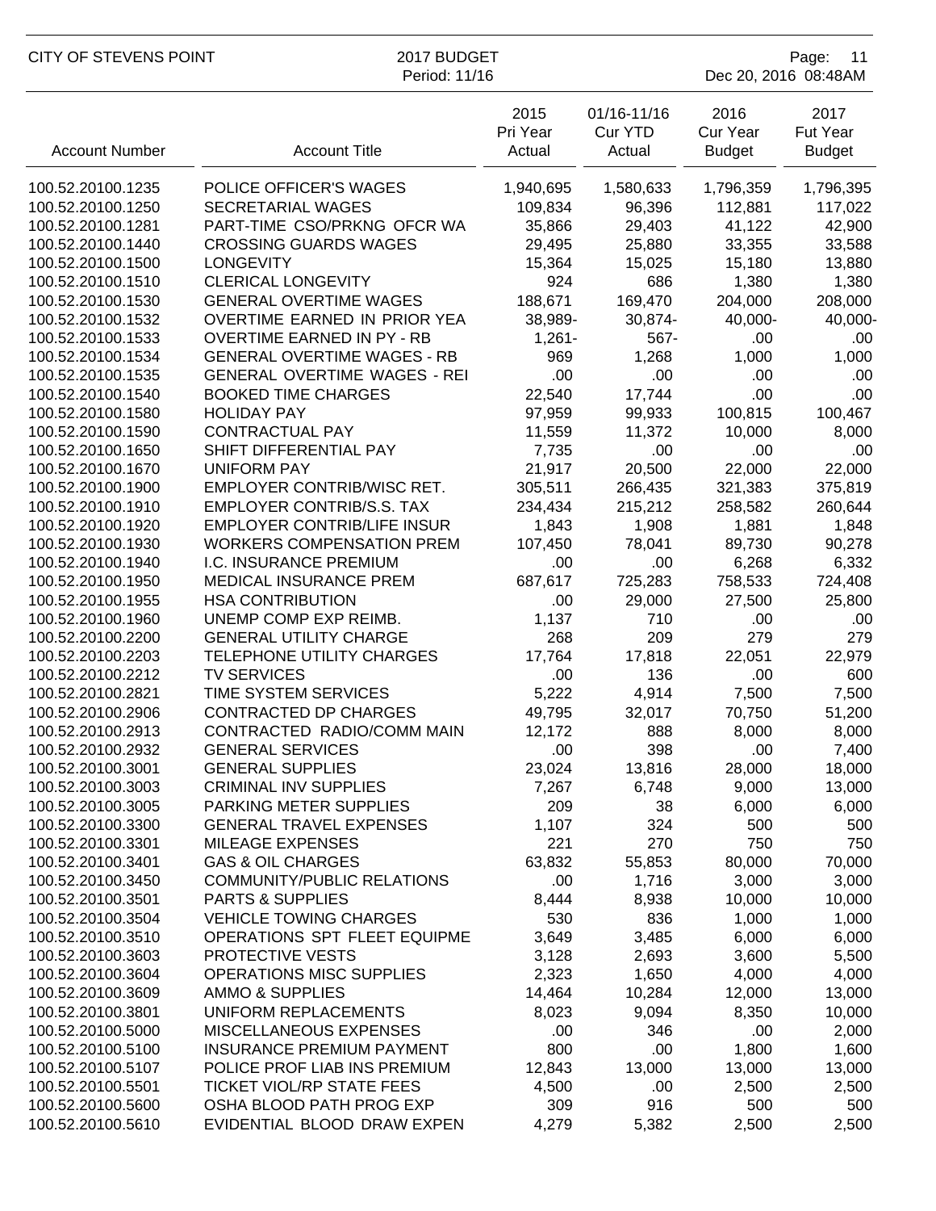| Account Number | Account Title | 2015 Pri Year Actual | 01/16-11/16 Cur YTD Actual | 2016 Cur Year Budget | 2017 Fut Year Budget |
|---|---|---|---|---|---|
| 100.52.20100.1235 | POLICE OFFICER'S WAGES | 1,940,695 | 1,580,633 | 1,796,359 | 1,796,395 |
| 100.52.20100.1250 | SECRETARIAL WAGES | 109,834 | 96,396 | 112,881 | 117,022 |
| 100.52.20100.1281 | PART-TIME CSO/PRKNG OFCR WA | 35,866 | 29,403 | 41,122 | 42,900 |
| 100.52.20100.1440 | CROSSING GUARDS WAGES | 29,495 | 25,880 | 33,355 | 33,588 |
| 100.52.20100.1500 | LONGEVITY | 15,364 | 15,025 | 15,180 | 13,880 |
| 100.52.20100.1510 | CLERICAL LONGEVITY | 924 | 686 | 1,380 | 1,380 |
| 100.52.20100.1530 | GENERAL OVERTIME WAGES | 188,671 | 169,470 | 204,000 | 208,000 |
| 100.52.20100.1532 | OVERTIME EARNED IN PRIOR YEA | 38,989- | 30,874- | 40,000- | 40,000- |
| 100.52.20100.1533 | OVERTIME EARNED IN PY - RB | 1,261- | 567- | .00 | .00 |
| 100.52.20100.1534 | GENERAL OVERTIME WAGES - RB | 969 | 1,268 | 1,000 | 1,000 |
| 100.52.20100.1535 | GENERAL OVERTIME WAGES - REI | .00 | .00 | .00 | .00 |
| 100.52.20100.1540 | BOOKED TIME CHARGES | 22,540 | 17,744 | .00 | .00 |
| 100.52.20100.1580 | HOLIDAY PAY | 97,959 | 99,933 | 100,815 | 100,467 |
| 100.52.20100.1590 | CONTRACTUAL PAY | 11,559 | 11,372 | 10,000 | 8,000 |
| 100.52.20100.1650 | SHIFT DIFFERENTIAL PAY | 7,735 | .00 | .00 | .00 |
| 100.52.20100.1670 | UNIFORM PAY | 21,917 | 20,500 | 22,000 | 22,000 |
| 100.52.20100.1900 | EMPLOYER CONTRIB/WISC RET. | 305,511 | 266,435 | 321,383 | 375,819 |
| 100.52.20100.1910 | EMPLOYER CONTRIB/S.S. TAX | 234,434 | 215,212 | 258,582 | 260,644 |
| 100.52.20100.1920 | EMPLOYER CONTRIB/LIFE INSUR | 1,843 | 1,908 | 1,881 | 1,848 |
| 100.52.20100.1930 | WORKERS COMPENSATION PREM | 107,450 | 78,041 | 89,730 | 90,278 |
| 100.52.20100.1940 | I.C. INSURANCE PREMIUM | .00 | .00 | 6,268 | 6,332 |
| 100.52.20100.1950 | MEDICAL INSURANCE PREM | 687,617 | 725,283 | 758,533 | 724,408 |
| 100.52.20100.1955 | HSA CONTRIBUTION | .00 | 29,000 | 27,500 | 25,800 |
| 100.52.20100.1960 | UNEMP COMP EXP REIMB. | 1,137 | 710 | .00 | .00 |
| 100.52.20100.2200 | GENERAL UTILITY CHARGE | 268 | 209 | 279 | 279 |
| 100.52.20100.2203 | TELEPHONE UTILITY CHARGES | 17,764 | 17,818 | 22,051 | 22,979 |
| 100.52.20100.2212 | TV SERVICES | .00 | 136 | .00 | 600 |
| 100.52.20100.2821 | TIME SYSTEM SERVICES | 5,222 | 4,914 | 7,500 | 7,500 |
| 100.52.20100.2906 | CONTRACTED DP CHARGES | 49,795 | 32,017 | 70,750 | 51,200 |
| 100.52.20100.2913 | CONTRACTED RADIO/COMM MAIN | 12,172 | 888 | 8,000 | 8,000 |
| 100.52.20100.2932 | GENERAL SERVICES | .00 | 398 | .00 | 7,400 |
| 100.52.20100.3001 | GENERAL SUPPLIES | 23,024 | 13,816 | 28,000 | 18,000 |
| 100.52.20100.3003 | CRIMINAL INV SUPPLIES | 7,267 | 6,748 | 9,000 | 13,000 |
| 100.52.20100.3005 | PARKING METER SUPPLIES | 209 | 38 | 6,000 | 6,000 |
| 100.52.20100.3300 | GENERAL TRAVEL EXPENSES | 1,107 | 324 | 500 | 500 |
| 100.52.20100.3301 | MILEAGE EXPENSES | 221 | 270 | 750 | 750 |
| 100.52.20100.3401 | GAS & OIL CHARGES | 63,832 | 55,853 | 80,000 | 70,000 |
| 100.52.20100.3450 | COMMUNITY/PUBLIC RELATIONS | .00 | 1,716 | 3,000 | 3,000 |
| 100.52.20100.3501 | PARTS & SUPPLIES | 8,444 | 8,938 | 10,000 | 10,000 |
| 100.52.20100.3504 | VEHICLE TOWING CHARGES | 530 | 836 | 1,000 | 1,000 |
| 100.52.20100.3510 | OPERATIONS SPT FLEET EQUIPME | 3,649 | 3,485 | 6,000 | 6,000 |
| 100.52.20100.3603 | PROTECTIVE VESTS | 3,128 | 2,693 | 3,600 | 5,500 |
| 100.52.20100.3604 | OPERATIONS MISC SUPPLIES | 2,323 | 1,650 | 4,000 | 4,000 |
| 100.52.20100.3609 | AMMO & SUPPLIES | 14,464 | 10,284 | 12,000 | 13,000 |
| 100.52.20100.3801 | UNIFORM REPLACEMENTS | 8,023 | 9,094 | 8,350 | 10,000 |
| 100.52.20100.5000 | MISCELLANEOUS EXPENSES | .00 | 346 | .00 | 2,000 |
| 100.52.20100.5100 | INSURANCE PREMIUM PAYMENT | 800 | .00 | 1,800 | 1,600 |
| 100.52.20100.5107 | POLICE PROF LIAB INS PREMIUM | 12,843 | 13,000 | 13,000 | 13,000 |
| 100.52.20100.5501 | TICKET VIOL/RP STATE FEES | 4,500 | .00 | 2,500 | 2,500 |
| 100.52.20100.5600 | OSHA BLOOD PATH PROG EXP | 309 | 916 | 500 | 500 |
| 100.52.20100.5610 | EVIDENTIAL BLOOD DRAW EXPEN | 4,279 | 5,382 | 2,500 | 2,500 |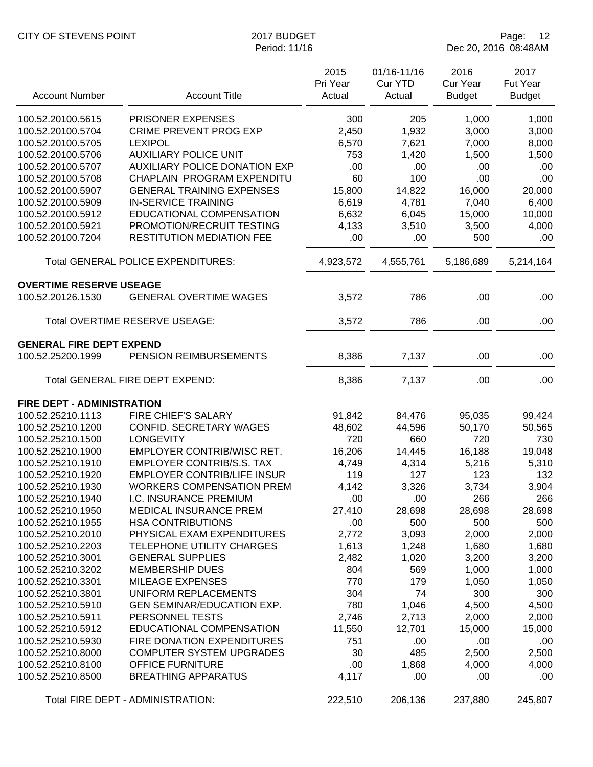| Account Number | Account Title | 2015 Pri Year Actual | 01/16-11/16 Cur YTD Actual | 2016 Cur Year Budget | 2017 Fut Year Budget |
|---|---|---|---|---|---|
| 100.52.20100.5615 | PRISONER EXPENSES | 300 | 205 | 1,000 | 1,000 |
| 100.52.20100.5704 | CRIME PREVENT PROG EXP | 2,450 | 1,932 | 3,000 | 3,000 |
| 100.52.20100.5705 | LEXIPOL | 6,570 | 7,621 | 7,000 | 8,000 |
| 100.52.20100.5706 | AUXILIARY POLICE UNIT | 753 | 1,420 | 1,500 | 1,500 |
| 100.52.20100.5707 | AUXILIARY POLICE DONATION EXP | .00 | .00 | .00 | .00 |
| 100.52.20100.5708 | CHAPLAIN PROGRAM EXPENDITU | 60 | 100 | .00 | .00 |
| 100.52.20100.5907 | GENERAL TRAINING EXPENSES | 15,800 | 14,822 | 16,000 | 20,000 |
| 100.52.20100.5909 | IN-SERVICE TRAINING | 6,619 | 4,781 | 7,040 | 6,400 |
| 100.52.20100.5912 | EDUCATIONAL COMPENSATION | 6,632 | 6,045 | 15,000 | 10,000 |
| 100.52.20100.5921 | PROMOTION/RECRUIT TESTING | 4,133 | 3,510 | 3,500 | 4,000 |
| 100.52.20100.7204 | RESTITUTION MEDIATION FEE | .00 | .00 | 500 | .00 |
| | Total GENERAL POLICE EXPENDITURES: | 4,923,572 | 4,555,761 | 5,186,689 | 5,214,164 |
| **OVERTIME RESERVE USEAGE** | | | | | |
| 100.52.20126.1530 | GENERAL OVERTIME WAGES | 3,572 | 786 | .00 | .00 |
| | Total OVERTIME RESERVE USEAGE: | 3,572 | 786 | .00 | .00 |
| **GENERAL FIRE DEPT EXPEND** | | | | | |
| 100.52.25200.1999 | PENSION REIMBURSEMENTS | 8,386 | 7,137 | .00 | .00 |
| | Total GENERAL FIRE DEPT EXPEND: | 8,386 | 7,137 | .00 | .00 |
| **FIRE DEPT - ADMINISTRATION** | | | | | |
| 100.52.25210.1113 | FIRE CHIEF'S SALARY | 91,842 | 84,476 | 95,035 | 99,424 |
| 100.52.25210.1200 | CONFID. SECRETARY WAGES | 48,602 | 44,596 | 50,170 | 50,565 |
| 100.52.25210.1500 | LONGEVITY | 720 | 660 | 720 | 730 |
| 100.52.25210.1900 | EMPLOYER CONTRIB/WISC RET. | 16,206 | 14,445 | 16,188 | 19,048 |
| 100.52.25210.1910 | EMPLOYER CONTRIB/S.S. TAX | 4,749 | 4,314 | 5,216 | 5,310 |
| 100.52.25210.1920 | EMPLOYER CONTRIB/LIFE INSUR | 119 | 127 | 123 | 132 |
| 100.52.25210.1930 | WORKERS COMPENSATION PREM | 4,142 | 3,326 | 3,734 | 3,904 |
| 100.52.25210.1940 | I.C. INSURANCE PREMIUM | .00 | .00 | 266 | 266 |
| 100.52.25210.1950 | MEDICAL INSURANCE PREM | 27,410 | 28,698 | 28,698 | 28,698 |
| 100.52.25210.1955 | HSA CONTRIBUTIONS | .00 | 500 | 500 | 500 |
| 100.52.25210.2010 | PHYSICAL EXAM EXPENDITURES | 2,772 | 3,093 | 2,000 | 2,000 |
| 100.52.25210.2203 | TELEPHONE UTILITY CHARGES | 1,613 | 1,248 | 1,680 | 1,680 |
| 100.52.25210.3001 | GENERAL SUPPLIES | 2,482 | 1,020 | 3,200 | 3,200 |
| 100.52.25210.3202 | MEMBERSHIP DUES | 804 | 569 | 1,000 | 1,000 |
| 100.52.25210.3301 | MILEAGE EXPENSES | 770 | 179 | 1,050 | 1,050 |
| 100.52.25210.3801 | UNIFORM REPLACEMENTS | 304 | 74 | 300 | 300 |
| 100.52.25210.5910 | GEN SEMINAR/EDUCATION EXP. | 780 | 1,046 | 4,500 | 4,500 |
| 100.52.25210.5911 | PERSONNEL TESTS | 2,746 | 2,713 | 2,000 | 2,000 |
| 100.52.25210.5912 | EDUCATIONAL COMPENSATION | 11,550 | 12,701 | 15,000 | 15,000 |
| 100.52.25210.5930 | FIRE DONATION EXPENDITURES | 751 | .00 | .00 | .00 |
| 100.52.25210.8000 | COMPUTER SYSTEM UPGRADES | 30 | 485 | 2,500 | 2,500 |
| 100.52.25210.8100 | OFFICE FURNITURE | .00 | 1,868 | 4,000 | 4,000 |
| 100.52.25210.8500 | BREATHING APPARATUS | 4,117 | .00 | .00 | .00 |
| | Total FIRE DEPT - ADMINISTRATION: | 222,510 | 206,136 | 237,880 | 245,807 |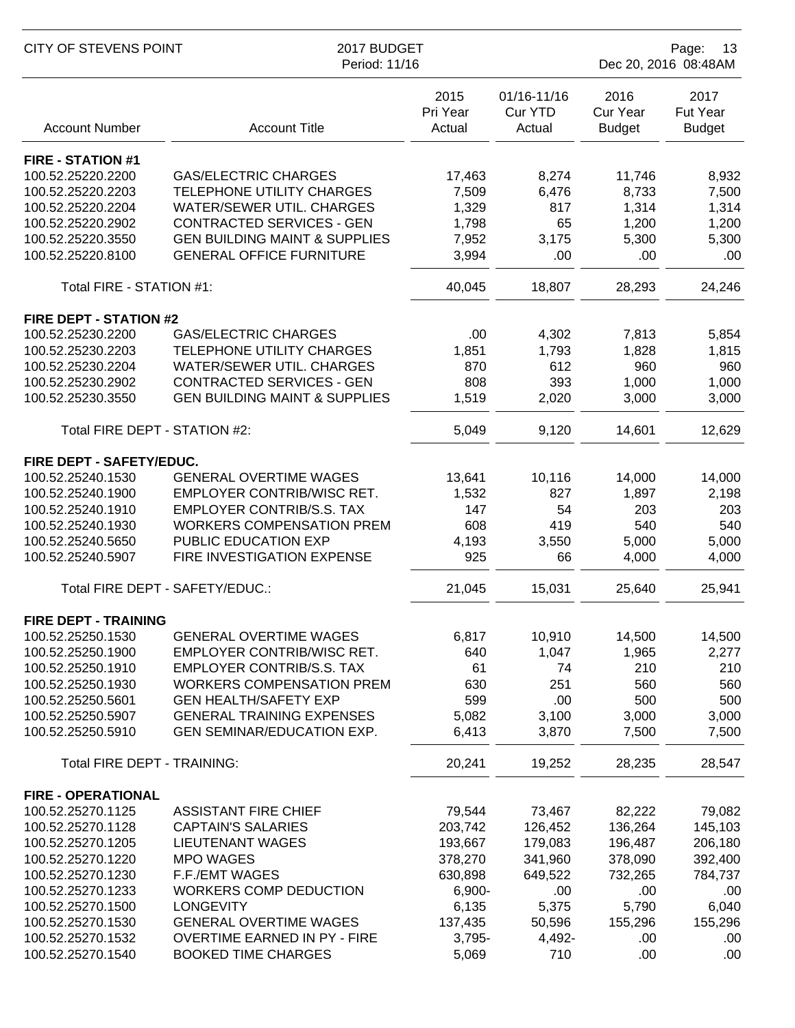| Account Number | Account Title | 2015 Pri Year Actual | 01/16-11/16 Cur YTD Actual | 2016 Cur Year Budget | 2017 Fut Year Budget |
|---|---|---|---|---|---|
| **FIRE - STATION #1** | | | | | |
| 100.52.25220.2200 | GAS/ELECTRIC CHARGES | 17,463 | 8,274 | 11,746 | 8,932 |
| 100.52.25220.2203 | TELEPHONE UTILITY CHARGES | 7,509 | 6,476 | 8,733 | 7,500 |
| 100.52.25220.2204 | WATER/SEWER UTIL. CHARGES | 1,329 | 817 | 1,314 | 1,314 |
| 100.52.25220.2902 | CONTRACTED SERVICES - GEN | 1,798 | 65 | 1,200 | 1,200 |
| 100.52.25220.3550 | GEN BUILDING MAINT & SUPPLIES | 7,952 | 3,175 | 5,300 | 5,300 |
| 100.52.25220.8100 | GENERAL OFFICE FURNITURE | 3,994 | .00 | .00 | .00 |
| Total FIRE - STATION #1: | | 40,045 | 18,807 | 28,293 | 24,246 |
| **FIRE DEPT - STATION #2** | | | | | |
| 100.52.25230.2200 | GAS/ELECTRIC CHARGES | .00 | 4,302 | 7,813 | 5,854 |
| 100.52.25230.2203 | TELEPHONE UTILITY CHARGES | 1,851 | 1,793 | 1,828 | 1,815 |
| 100.52.25230.2204 | WATER/SEWER UTIL. CHARGES | 870 | 612 | 960 | 960 |
| 100.52.25230.2902 | CONTRACTED SERVICES - GEN | 808 | 393 | 1,000 | 1,000 |
| 100.52.25230.3550 | GEN BUILDING MAINT & SUPPLIES | 1,519 | 2,020 | 3,000 | 3,000 |
| Total FIRE DEPT - STATION #2: | | 5,049 | 9,120 | 14,601 | 12,629 |
| **FIRE DEPT - SAFETY/EDUC.** | | | | | |
| 100.52.25240.1530 | GENERAL OVERTIME WAGES | 13,641 | 10,116 | 14,000 | 14,000 |
| 100.52.25240.1900 | EMPLOYER CONTRIB/WISC RET. | 1,532 | 827 | 1,897 | 2,198 |
| 100.52.25240.1910 | EMPLOYER CONTRIB/S.S. TAX | 147 | 54 | 203 | 203 |
| 100.52.25240.1930 | WORKERS COMPENSATION PREM | 608 | 419 | 540 | 540 |
| 100.52.25240.5650 | PUBLIC EDUCATION EXP | 4,193 | 3,550 | 5,000 | 5,000 |
| 100.52.25240.5907 | FIRE INVESTIGATION EXPENSE | 925 | 66 | 4,000 | 4,000 |
| Total FIRE DEPT - SAFETY/EDUC.: | | 21,045 | 15,031 | 25,640 | 25,941 |
| **FIRE DEPT - TRAINING** | | | | | |
| 100.52.25250.1530 | GENERAL OVERTIME WAGES | 6,817 | 10,910 | 14,500 | 14,500 |
| 100.52.25250.1900 | EMPLOYER CONTRIB/WISC RET. | 640 | 1,047 | 1,965 | 2,277 |
| 100.52.25250.1910 | EMPLOYER CONTRIB/S.S. TAX | 61 | 74 | 210 | 210 |
| 100.52.25250.1930 | WORKERS COMPENSATION PREM | 630 | 251 | 560 | 560 |
| 100.52.25250.5601 | GEN HEALTH/SAFETY EXP | 599 | .00 | 500 | 500 |
| 100.52.25250.5907 | GENERAL TRAINING EXPENSES | 5,082 | 3,100 | 3,000 | 3,000 |
| 100.52.25250.5910 | GEN SEMINAR/EDUCATION EXP. | 6,413 | 3,870 | 7,500 | 7,500 |
| Total FIRE DEPT - TRAINING: | | 20,241 | 19,252 | 28,235 | 28,547 |
| **FIRE - OPERATIONAL** | | | | | |
| 100.52.25270.1125 | ASSISTANT FIRE CHIEF | 79,544 | 73,467 | 82,222 | 79,082 |
| 100.52.25270.1128 | CAPTAIN'S SALARIES | 203,742 | 126,452 | 136,264 | 145,103 |
| 100.52.25270.1205 | LIEUTENANT WAGES | 193,667 | 179,083 | 196,487 | 206,180 |
| 100.52.25270.1220 | MPO WAGES | 378,270 | 341,960 | 378,090 | 392,400 |
| 100.52.25270.1230 | F.F./EMT WAGES | 630,898 | 649,522 | 732,265 | 784,737 |
| 100.52.25270.1233 | WORKERS COMP DEDUCTION | 6,900- | .00 | .00 | .00 |
| 100.52.25270.1500 | LONGEVITY | 6,135 | 5,375 | 5,790 | 6,040 |
| 100.52.25270.1530 | GENERAL OVERTIME WAGES | 137,435 | 50,596 | 155,296 | 155,296 |
| 100.52.25270.1532 | OVERTIME EARNED IN PY - FIRE | 3,795- | 4,492- | .00 | .00 |
| 100.52.25270.1540 | BOOKED TIME CHARGES | 5,069 | 710 | .00 | .00 |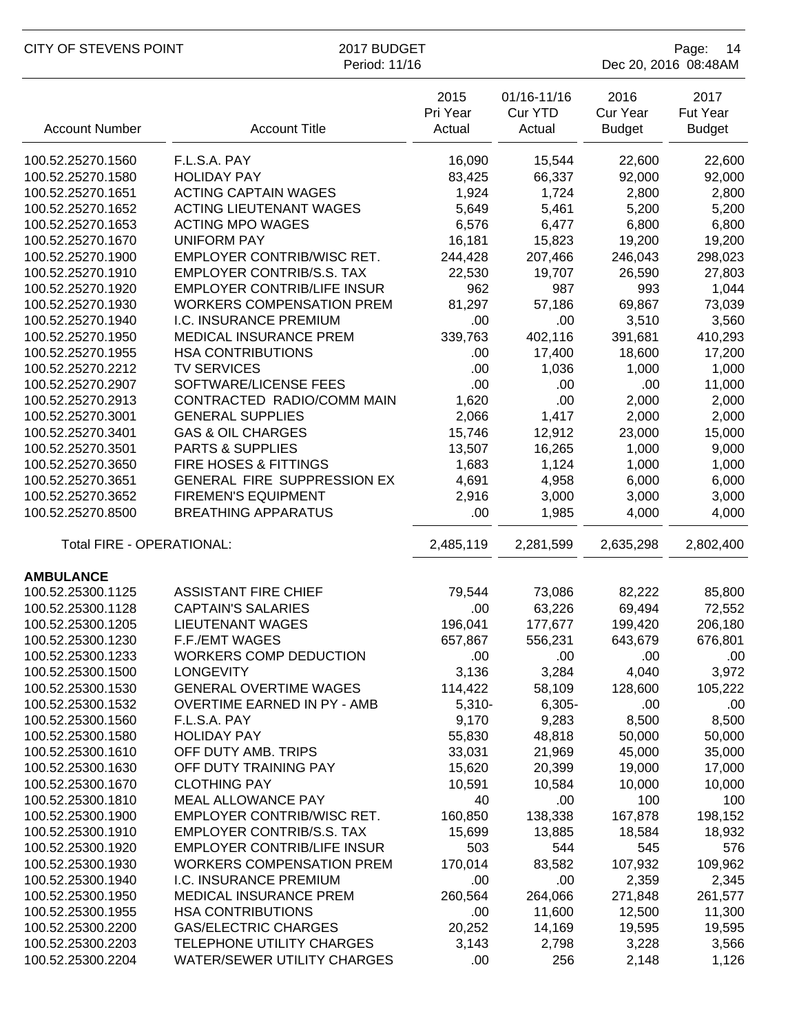| Account Number | Account Title | 2015 Pri Year Actual | 01/16-11/16 Cur YTD Actual | 2016 Cur Year Budget | 2017 Fut Year Budget |
|---|---|---|---|---|---|
| 100.52.25270.1560 | F.L.S.A. PAY | 16,090 | 15,544 | 22,600 | 22,600 |
| 100.52.25270.1580 | HOLIDAY PAY | 83,425 | 66,337 | 92,000 | 92,000 |
| 100.52.25270.1651 | ACTING CAPTAIN WAGES | 1,924 | 1,724 | 2,800 | 2,800 |
| 100.52.25270.1652 | ACTING LIEUTENANT WAGES | 5,649 | 5,461 | 5,200 | 5,200 |
| 100.52.25270.1653 | ACTING MPO WAGES | 6,576 | 6,477 | 6,800 | 6,800 |
| 100.52.25270.1670 | UNIFORM PAY | 16,181 | 15,823 | 19,200 | 19,200 |
| 100.52.25270.1900 | EMPLOYER CONTRIB/WISC RET. | 244,428 | 207,466 | 246,043 | 298,023 |
| 100.52.25270.1910 | EMPLOYER CONTRIB/S.S. TAX | 22,530 | 19,707 | 26,590 | 27,803 |
| 100.52.25270.1920 | EMPLOYER CONTRIB/LIFE INSUR | 962 | 987 | 993 | 1,044 |
| 100.52.25270.1930 | WORKERS COMPENSATION PREM | 81,297 | 57,186 | 69,867 | 73,039 |
| 100.52.25270.1940 | I.C. INSURANCE PREMIUM | .00 | .00 | 3,510 | 3,560 |
| 100.52.25270.1950 | MEDICAL INSURANCE PREM | 339,763 | 402,116 | 391,681 | 410,293 |
| 100.52.25270.1955 | HSA CONTRIBUTIONS | .00 | 17,400 | 18,600 | 17,200 |
| 100.52.25270.2212 | TV SERVICES | .00 | 1,036 | 1,000 | 1,000 |
| 100.52.25270.2907 | SOFTWARE/LICENSE FEES | .00 | .00 | .00 | 11,000 |
| 100.52.25270.2913 | CONTRACTED RADIO/COMM MAIN | 1,620 | .00 | 2,000 | 2,000 |
| 100.52.25270.3001 | GENERAL SUPPLIES | 2,066 | 1,417 | 2,000 | 2,000 |
| 100.52.25270.3401 | GAS & OIL CHARGES | 15,746 | 12,912 | 23,000 | 15,000 |
| 100.52.25270.3501 | PARTS & SUPPLIES | 13,507 | 16,265 | 1,000 | 9,000 |
| 100.52.25270.3650 | FIRE HOSES & FITTINGS | 1,683 | 1,124 | 1,000 | 1,000 |
| 100.52.25270.3651 | GENERAL FIRE SUPPRESSION EX | 4,691 | 4,958 | 6,000 | 6,000 |
| 100.52.25270.3652 | FIREMEN'S EQUIPMENT | 2,916 | 3,000 | 3,000 | 3,000 |
| 100.52.25270.8500 | BREATHING APPARATUS | .00 | 1,985 | 4,000 | 4,000 |
| Total FIRE - OPERATIONAL: | | 2,485,119 | 2,281,599 | 2,635,298 | 2,802,400 |
| **AMBULANCE** | | | | | |
| 100.52.25300.1125 | ASSISTANT FIRE CHIEF | 79,544 | 73,086 | 82,222 | 85,800 |
| 100.52.25300.1128 | CAPTAIN'S SALARIES | .00 | 63,226 | 69,494 | 72,552 |
| 100.52.25300.1205 | LIEUTENANT WAGES | 196,041 | 177,677 | 199,420 | 206,180 |
| 100.52.25300.1230 | F.F./EMT WAGES | 657,867 | 556,231 | 643,679 | 676,801 |
| 100.52.25300.1233 | WORKERS COMP DEDUCTION | .00 | .00 | .00 | .00 |
| 100.52.25300.1500 | LONGEVITY | 3,136 | 3,284 | 4,040 | 3,972 |
| 100.52.25300.1530 | GENERAL OVERTIME WAGES | 114,422 | 58,109 | 128,600 | 105,222 |
| 100.52.25300.1532 | OVERTIME EARNED IN PY - AMB | 5,310- | 6,305- | .00 | .00 |
| 100.52.25300.1560 | F.L.S.A. PAY | 9,170 | 9,283 | 8,500 | 8,500 |
| 100.52.25300.1580 | HOLIDAY PAY | 55,830 | 48,818 | 50,000 | 50,000 |
| 100.52.25300.1610 | OFF DUTY AMB. TRIPS | 33,031 | 21,969 | 45,000 | 35,000 |
| 100.52.25300.1630 | OFF DUTY TRAINING PAY | 15,620 | 20,399 | 19,000 | 17,000 |
| 100.52.25300.1670 | CLOTHING PAY | 10,591 | 10,584 | 10,000 | 10,000 |
| 100.52.25300.1810 | MEAL ALLOWANCE PAY | 40 | .00 | 100 | 100 |
| 100.52.25300.1900 | EMPLOYER CONTRIB/WISC RET. | 160,850 | 138,338 | 167,878 | 198,152 |
| 100.52.25300.1910 | EMPLOYER CONTRIB/S.S. TAX | 15,699 | 13,885 | 18,584 | 18,932 |
| 100.52.25300.1920 | EMPLOYER CONTRIB/LIFE INSUR | 503 | 544 | 545 | 576 |
| 100.52.25300.1930 | WORKERS COMPENSATION PREM | 170,014 | 83,582 | 107,932 | 109,962 |
| 100.52.25300.1940 | I.C. INSURANCE PREMIUM | .00 | .00 | 2,359 | 2,345 |
| 100.52.25300.1950 | MEDICAL INSURANCE PREM | 260,564 | 264,066 | 271,848 | 261,577 |
| 100.52.25300.1955 | HSA CONTRIBUTIONS | .00 | 11,600 | 12,500 | 11,300 |
| 100.52.25300.2200 | GAS/ELECTRIC CHARGES | 20,252 | 14,169 | 19,595 | 19,595 |
| 100.52.25300.2203 | TELEPHONE UTILITY CHARGES | 3,143 | 2,798 | 3,228 | 3,566 |
| 100.52.25300.2204 | WATER/SEWER UTILITY CHARGES | .00 | 256 | 2,148 | 1,126 |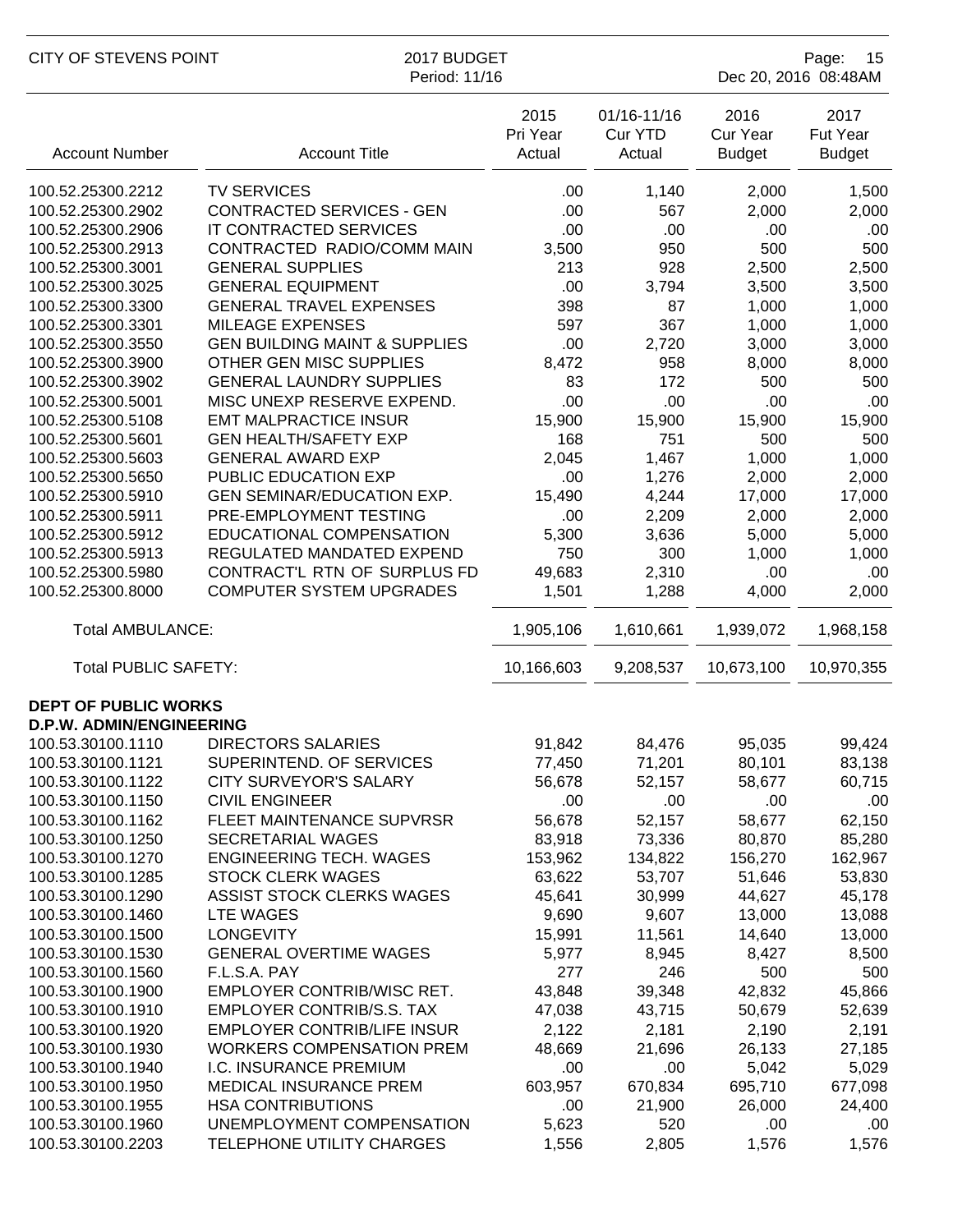| Account Number | Account Title | 2015 Pri Year Actual | 01/16-11/16 Cur YTD Actual | 2016 Cur Year Budget | 2017 Fut Year Budget |
|---|---|---|---|---|---|
| 100.52.25300.2212 | TV SERVICES | .00 | 1,140 | 2,000 | 1,500 |
| 100.52.25300.2902 | CONTRACTED SERVICES - GEN | .00 | 567 | 2,000 | 2,000 |
| 100.52.25300.2906 | IT CONTRACTED SERVICES | .00 | .00 | .00 | .00 |
| 100.52.25300.2913 | CONTRACTED RADIO/COMM MAIN | 3,500 | 950 | 500 | 500 |
| 100.52.25300.3001 | GENERAL SUPPLIES | 213 | 928 | 2,500 | 2,500 |
| 100.52.25300.3025 | GENERAL EQUIPMENT | .00 | 3,794 | 3,500 | 3,500 |
| 100.52.25300.3300 | GENERAL TRAVEL EXPENSES | 398 | 87 | 1,000 | 1,000 |
| 100.52.25300.3301 | MILEAGE EXPENSES | 597 | 367 | 1,000 | 1,000 |
| 100.52.25300.3550 | GEN BUILDING MAINT & SUPPLIES | .00 | 2,720 | 3,000 | 3,000 |
| 100.52.25300.3900 | OTHER GEN MISC SUPPLIES | 8,472 | 958 | 8,000 | 8,000 |
| 100.52.25300.3902 | GENERAL LAUNDRY SUPPLIES | 83 | 172 | 500 | 500 |
| 100.52.25300.5001 | MISC UNEXP RESERVE EXPEND. | .00 | .00 | .00 | .00 |
| 100.52.25300.5108 | EMT MALPRACTICE INSUR | 15,900 | 15,900 | 15,900 | 15,900 |
| 100.52.25300.5601 | GEN HEALTH/SAFETY EXP | 168 | 751 | 500 | 500 |
| 100.52.25300.5603 | GENERAL AWARD EXP | 2,045 | 1,467 | 1,000 | 1,000 |
| 100.52.25300.5650 | PUBLIC EDUCATION EXP | .00 | 1,276 | 2,000 | 2,000 |
| 100.52.25300.5910 | GEN SEMINAR/EDUCATION EXP. | 15,490 | 4,244 | 17,000 | 17,000 |
| 100.52.25300.5911 | PRE-EMPLOYMENT TESTING | .00 | 2,209 | 2,000 | 2,000 |
| 100.52.25300.5912 | EDUCATIONAL COMPENSATION | 5,300 | 3,636 | 5,000 | 5,000 |
| 100.52.25300.5913 | REGULATED MANDATED EXPEND | 750 | 300 | 1,000 | 1,000 |
| 100.52.25300.5980 | CONTRACT'L RTN OF SURPLUS FD | 49,683 | 2,310 | .00 | .00 |
| 100.52.25300.8000 | COMPUTER SYSTEM UPGRADES | 1,501 | 1,288 | 4,000 | 2,000 |
| Total AMBULANCE: | | 1,905,106 | 1,610,661 | 1,939,072 | 1,968,158 |
| Total PUBLIC SAFETY: | | 10,166,603 | 9,208,537 | 10,673,100 | 10,970,355 |
| **DEPT OF PUBLIC WORKS** | | | | | |
| **D.P.W. ADMIN/ENGINEERING** | | | | | |
| 100.53.30100.1110 | DIRECTORS SALARIES | 91,842 | 84,476 | 95,035 | 99,424 |
| 100.53.30100.1121 | SUPERINTEND. OF SERVICES | 77,450 | 71,201 | 80,101 | 83,138 |
| 100.53.30100.1122 | CITY SURVEYOR'S SALARY | 56,678 | 52,157 | 58,677 | 60,715 |
| 100.53.30100.1150 | CIVIL ENGINEER | .00 | .00 | .00 | .00 |
| 100.53.30100.1162 | FLEET MAINTENANCE SUPVRSR | 56,678 | 52,157 | 58,677 | 62,150 |
| 100.53.30100.1250 | SECRETARIAL WAGES | 83,918 | 73,336 | 80,870 | 85,280 |
| 100.53.30100.1270 | ENGINEERING TECH. WAGES | 153,962 | 134,822 | 156,270 | 162,967 |
| 100.53.30100.1285 | STOCK CLERK WAGES | 63,622 | 53,707 | 51,646 | 53,830 |
| 100.53.30100.1290 | ASSIST STOCK CLERKS WAGES | 45,641 | 30,999 | 44,627 | 45,178 |
| 100.53.30100.1460 | LTE WAGES | 9,690 | 9,607 | 13,000 | 13,088 |
| 100.53.30100.1500 | LONGEVITY | 15,991 | 11,561 | 14,640 | 13,000 |
| 100.53.30100.1530 | GENERAL OVERTIME WAGES | 5,977 | 8,945 | 8,427 | 8,500 |
| 100.53.30100.1560 | F.L.S.A. PAY | 277 | 246 | 500 | 500 |
| 100.53.30100.1900 | EMPLOYER CONTRIB/WISC RET. | 43,848 | 39,348 | 42,832 | 45,866 |
| 100.53.30100.1910 | EMPLOYER CONTRIB/S.S. TAX | 47,038 | 43,715 | 50,679 | 52,639 |
| 100.53.30100.1920 | EMPLOYER CONTRIB/LIFE INSUR | 2,122 | 2,181 | 2,190 | 2,191 |
| 100.53.30100.1930 | WORKERS COMPENSATION PREM | 48,669 | 21,696 | 26,133 | 27,185 |
| 100.53.30100.1940 | I.C. INSURANCE PREMIUM | .00 | .00 | 5,042 | 5,029 |
| 100.53.30100.1950 | MEDICAL INSURANCE PREM | 603,957 | 670,834 | 695,710 | 677,098 |
| 100.53.30100.1955 | HSA CONTRIBUTIONS | .00 | 21,900 | 26,000 | 24,400 |
| 100.53.30100.1960 | UNEMPLOYMENT COMPENSATION | 5,623 | 520 | .00 | .00 |
| 100.53.30100.2203 | TELEPHONE UTILITY CHARGES | 1,556 | 2,805 | 1,576 | 1,576 |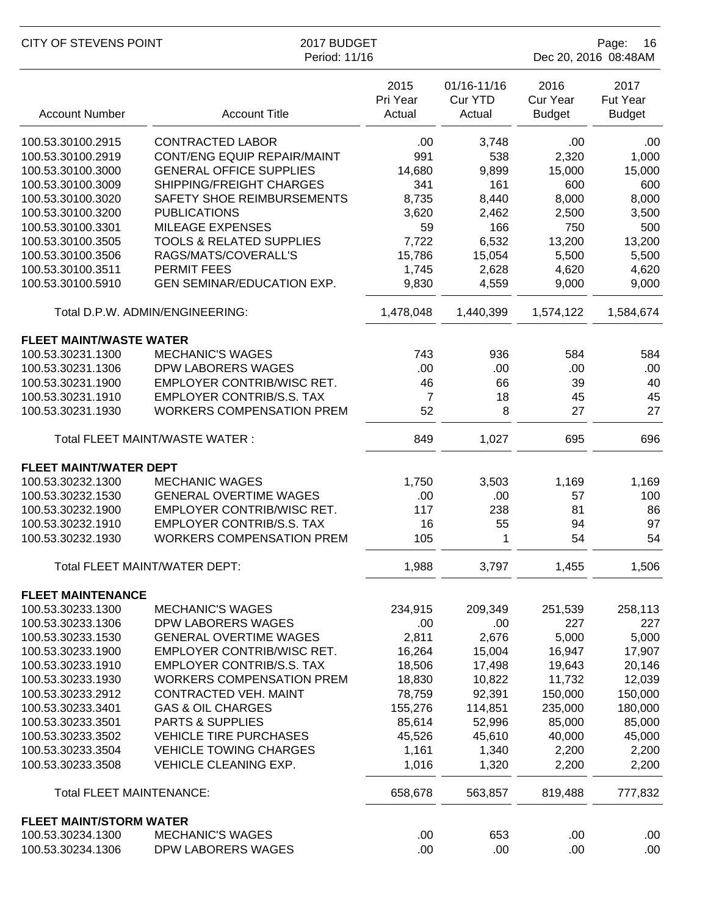| Account Number | Account Title | 2015 Pri Year Actual | 01/16-11/16 Cur YTD Actual | 2016 Cur Year Budget | 2017 Fut Year Budget |
|---|---|---|---|---|---|
| 100.53.30100.2915 | CONTRACTED LABOR | .00 | 3,748 | .00 | .00 |
| 100.53.30100.2919 | CONT/ENG EQUIP REPAIR/MAINT | 991 | 538 | 2,320 | 1,000 |
| 100.53.30100.3000 | GENERAL OFFICE SUPPLIES | 14,680 | 9,899 | 15,000 | 15,000 |
| 100.53.30100.3009 | SHIPPING/FREIGHT CHARGES | 341 | 161 | 600 | 600 |
| 100.53.30100.3020 | SAFETY SHOE REIMBURSEMENTS | 8,735 | 8,440 | 8,000 | 8,000 |
| 100.53.30100.3200 | PUBLICATIONS | 3,620 | 2,462 | 2,500 | 3,500 |
| 100.53.30100.3301 | MILEAGE EXPENSES | 59 | 166 | 750 | 500 |
| 100.53.30100.3505 | TOOLS & RELATED SUPPLIES | 7,722 | 6,532 | 13,200 | 13,200 |
| 100.53.30100.3506 | RAGS/MATS/COVERALL'S | 15,786 | 15,054 | 5,500 | 5,500 |
| 100.53.30100.3511 | PERMIT FEES | 1,745 | 2,628 | 4,620 | 4,620 |
| 100.53.30100.5910 | GEN SEMINAR/EDUCATION EXP. | 9,830 | 4,559 | 9,000 | 9,000 |
| | Total D.P.W. ADMIN/ENGINEERING: | 1,478,048 | 1,440,399 | 1,574,122 | 1,584,674 |
| **FLEET MAINT/WASTE WATER** | | | | | |
| 100.53.30231.1300 | MECHANIC'S WAGES | 743 | 936 | 584 | 584 |
| 100.53.30231.1306 | DPW LABORERS WAGES | .00 | .00 | .00 | .00 |
| 100.53.30231.1900 | EMPLOYER CONTRIB/WISC RET. | 46 | 66 | 39 | 40 |
| 100.53.30231.1910 | EMPLOYER CONTRIB/S.S. TAX | 7 | 18 | 45 | 45 |
| 100.53.30231.1930 | WORKERS COMPENSATION PREM | 52 | 8 | 27 | 27 |
| | Total FLEET MAINT/WASTE WATER : | 849 | 1,027 | 695 | 696 |
| **FLEET MAINT/WATER DEPT** | | | | | |
| 100.53.30232.1300 | MECHANIC WAGES | 1,750 | 3,503 | 1,169 | 1,169 |
| 100.53.30232.1530 | GENERAL OVERTIME WAGES | .00 | .00 | 57 | 100 |
| 100.53.30232.1900 | EMPLOYER CONTRIB/WISC RET. | 117 | 238 | 81 | 86 |
| 100.53.30232.1910 | EMPLOYER CONTRIB/S.S. TAX | 16 | 55 | 94 | 97 |
| 100.53.30232.1930 | WORKERS COMPENSATION PREM | 105 | 1 | 54 | 54 |
| | Total FLEET MAINT/WATER DEPT: | 1,988 | 3,797 | 1,455 | 1,506 |
| **FLEET MAINTENANCE** | | | | | |
| 100.53.30233.1300 | MECHANIC'S WAGES | 234,915 | 209,349 | 251,539 | 258,113 |
| 100.53.30233.1306 | DPW LABORERS WAGES | .00 | .00 | 227 | 227 |
| 100.53.30233.1530 | GENERAL OVERTIME WAGES | 2,811 | 2,676 | 5,000 | 5,000 |
| 100.53.30233.1900 | EMPLOYER CONTRIB/WISC RET. | 16,264 | 15,004 | 16,947 | 17,907 |
| 100.53.30233.1910 | EMPLOYER CONTRIB/S.S. TAX | 18,506 | 17,498 | 19,643 | 20,146 |
| 100.53.30233.1930 | WORKERS COMPENSATION PREM | 18,830 | 10,822 | 11,732 | 12,039 |
| 100.53.30233.2912 | CONTRACTED VEH. MAINT | 78,759 | 92,391 | 150,000 | 150,000 |
| 100.53.30233.3401 | GAS & OIL CHARGES | 155,276 | 114,851 | 235,000 | 180,000 |
| 100.53.30233.3501 | PARTS & SUPPLIES | 85,614 | 52,996 | 85,000 | 85,000 |
| 100.53.30233.3502 | VEHICLE TIRE PURCHASES | 45,526 | 45,610 | 40,000 | 45,000 |
| 100.53.30233.3504 | VEHICLE TOWING CHARGES | 1,161 | 1,340 | 2,200 | 2,200 |
| 100.53.30233.3508 | VEHICLE CLEANING EXP. | 1,016 | 1,320 | 2,200 | 2,200 |
| | Total FLEET MAINTENANCE: | 658,678 | 563,857 | 819,488 | 777,832 |
| **FLEET MAINT/STORM WATER** | | | | | |
| 100.53.30234.1300 | MECHANIC'S WAGES | .00 | 653 | .00 | .00 |
| 100.53.30234.1306 | DPW LABORERS WAGES | .00 | .00 | .00 | .00 |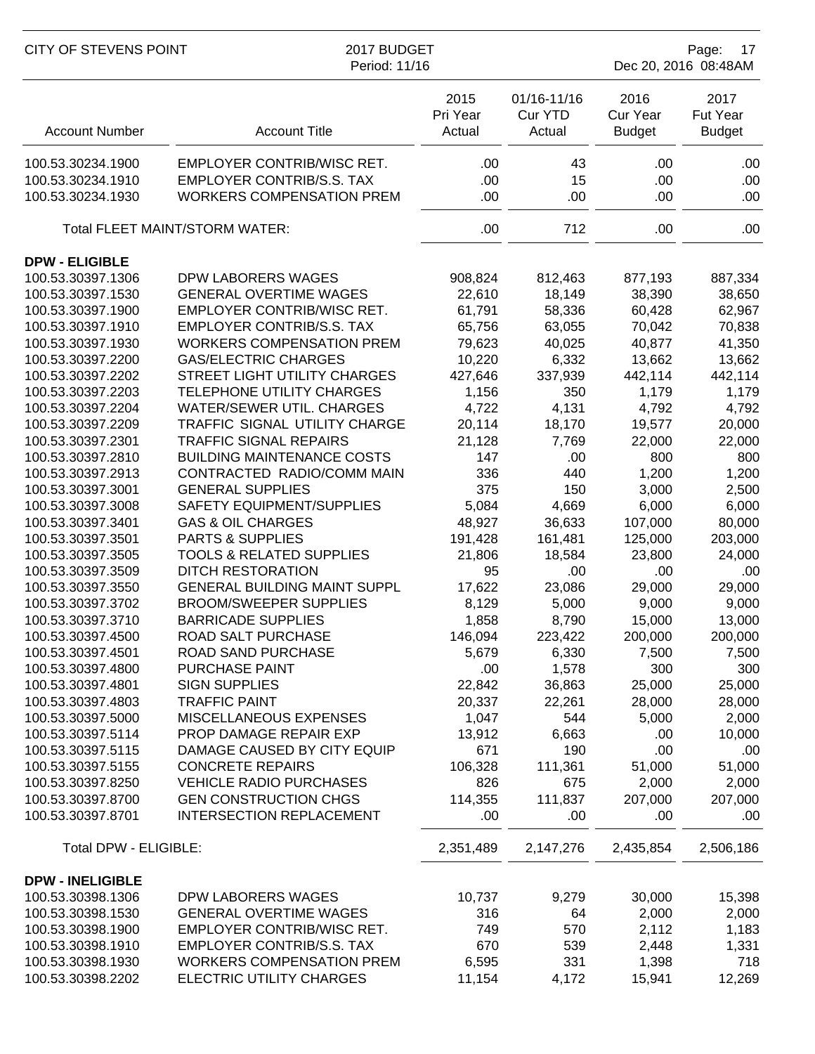| Account Number | Account Title | 2015 Pri Year Actual | 01/16-11/16 Cur YTD Actual | 2016 Cur Year Budget | 2017 Fut Year Budget |
|---|---|---|---|---|---|
| 100.53.30234.1900 | EMPLOYER CONTRIB/WISC RET. | .00 | 43 | .00 | .00 |
| 100.53.30234.1910 | EMPLOYER CONTRIB/S.S. TAX | .00 | 15 | .00 | .00 |
| 100.53.30234.1930 | WORKERS COMPENSATION PREM | .00 | .00 | .00 | .00 |
| | Total FLEET MAINT/STORM WATER: | .00 | 712 | .00 | .00 |
| **DPW - ELIGIBLE** | | | | | |
| 100.53.30397.1306 | DPW LABORERS WAGES | 908,824 | 812,463 | 877,193 | 887,334 |
| 100.53.30397.1530 | GENERAL OVERTIME WAGES | 22,610 | 18,149 | 38,390 | 38,650 |
| 100.53.30397.1900 | EMPLOYER CONTRIB/WISC RET. | 61,791 | 58,336 | 60,428 | 62,967 |
| 100.53.30397.1910 | EMPLOYER CONTRIB/S.S. TAX | 65,756 | 63,055 | 70,042 | 70,838 |
| 100.53.30397.1930 | WORKERS COMPENSATION PREM | 79,623 | 40,025 | 40,877 | 41,350 |
| 100.53.30397.2200 | GAS/ELECTRIC CHARGES | 10,220 | 6,332 | 13,662 | 13,662 |
| 100.53.30397.2202 | STREET LIGHT UTILITY CHARGES | 427,646 | 337,939 | 442,114 | 442,114 |
| 100.53.30397.2203 | TELEPHONE UTILITY CHARGES | 1,156 | 350 | 1,179 | 1,179 |
| 100.53.30397.2204 | WATER/SEWER UTIL. CHARGES | 4,722 | 4,131 | 4,792 | 4,792 |
| 100.53.30397.2209 | TRAFFIC SIGNAL UTILITY CHARGE | 20,114 | 18,170 | 19,577 | 20,000 |
| 100.53.30397.2301 | TRAFFIC SIGNAL REPAIRS | 21,128 | 7,769 | 22,000 | 22,000 |
| 100.53.30397.2810 | BUILDING MAINTENANCE COSTS | 147 | .00 | 800 | 800 |
| 100.53.30397.2913 | CONTRACTED RADIO/COMM MAIN | 336 | 440 | 1,200 | 1,200 |
| 100.53.30397.3001 | GENERAL SUPPLIES | 375 | 150 | 3,000 | 2,500 |
| 100.53.30397.3008 | SAFETY EQUIPMENT/SUPPLIES | 5,084 | 4,669 | 6,000 | 6,000 |
| 100.53.30397.3401 | GAS & OIL CHARGES | 48,927 | 36,633 | 107,000 | 80,000 |
| 100.53.30397.3501 | PARTS & SUPPLIES | 191,428 | 161,481 | 125,000 | 203,000 |
| 100.53.30397.3505 | TOOLS & RELATED SUPPLIES | 21,806 | 18,584 | 23,800 | 24,000 |
| 100.53.30397.3509 | DITCH RESTORATION | 95 | .00 | .00 | .00 |
| 100.53.30397.3550 | GENERAL BUILDING MAINT SUPPL | 17,622 | 23,086 | 29,000 | 29,000 |
| 100.53.30397.3702 | BROOM/SWEEPER SUPPLIES | 8,129 | 5,000 | 9,000 | 9,000 |
| 100.53.30397.3710 | BARRICADE SUPPLIES | 1,858 | 8,790 | 15,000 | 13,000 |
| 100.53.30397.4500 | ROAD SALT PURCHASE | 146,094 | 223,422 | 200,000 | 200,000 |
| 100.53.30397.4501 | ROAD SAND PURCHASE | 5,679 | 6,330 | 7,500 | 7,500 |
| 100.53.30397.4800 | PURCHASE PAINT | .00 | 1,578 | 300 | 300 |
| 100.53.30397.4801 | SIGN SUPPLIES | 22,842 | 36,863 | 25,000 | 25,000 |
| 100.53.30397.4803 | TRAFFIC PAINT | 20,337 | 22,261 | 28,000 | 28,000 |
| 100.53.30397.5000 | MISCELLANEOUS EXPENSES | 1,047 | 544 | 5,000 | 2,000 |
| 100.53.30397.5114 | PROP DAMAGE REPAIR EXP | 13,912 | 6,663 | .00 | 10,000 |
| 100.53.30397.5115 | DAMAGE CAUSED BY CITY EQUIP | 671 | 190 | .00 | .00 |
| 100.53.30397.5155 | CONCRETE REPAIRS | 106,328 | 111,361 | 51,000 | 51,000 |
| 100.53.30397.8250 | VEHICLE RADIO PURCHASES | 826 | 675 | 2,000 | 2,000 |
| 100.53.30397.8700 | GEN CONSTRUCTION CHGS | 114,355 | 111,837 | 207,000 | 207,000 |
| 100.53.30397.8701 | INTERSECTION REPLACEMENT | .00 | .00 | .00 | .00 |
| Total DPW - ELIGIBLE: | | 2,351,489 | 2,147,276 | 2,435,854 | 2,506,186 |
| **DPW - INELIGIBLE** | | | | | |
| 100.53.30398.1306 | DPW LABORERS WAGES | 10,737 | 9,279 | 30,000 | 15,398 |
| 100.53.30398.1530 | GENERAL OVERTIME WAGES | 316 | 64 | 2,000 | 2,000 |
| 100.53.30398.1900 | EMPLOYER CONTRIB/WISC RET. | 749 | 570 | 2,112 | 1,183 |
| 100.53.30398.1910 | EMPLOYER CONTRIB/S.S. TAX | 670 | 539 | 2,448 | 1,331 |
| 100.53.30398.1930 | WORKERS COMPENSATION PREM | 6,595 | 331 | 1,398 | 718 |
| 100.53.30398.2202 | ELECTRIC UTILITY CHARGES | 11,154 | 4,172 | 15,941 | 12,269 |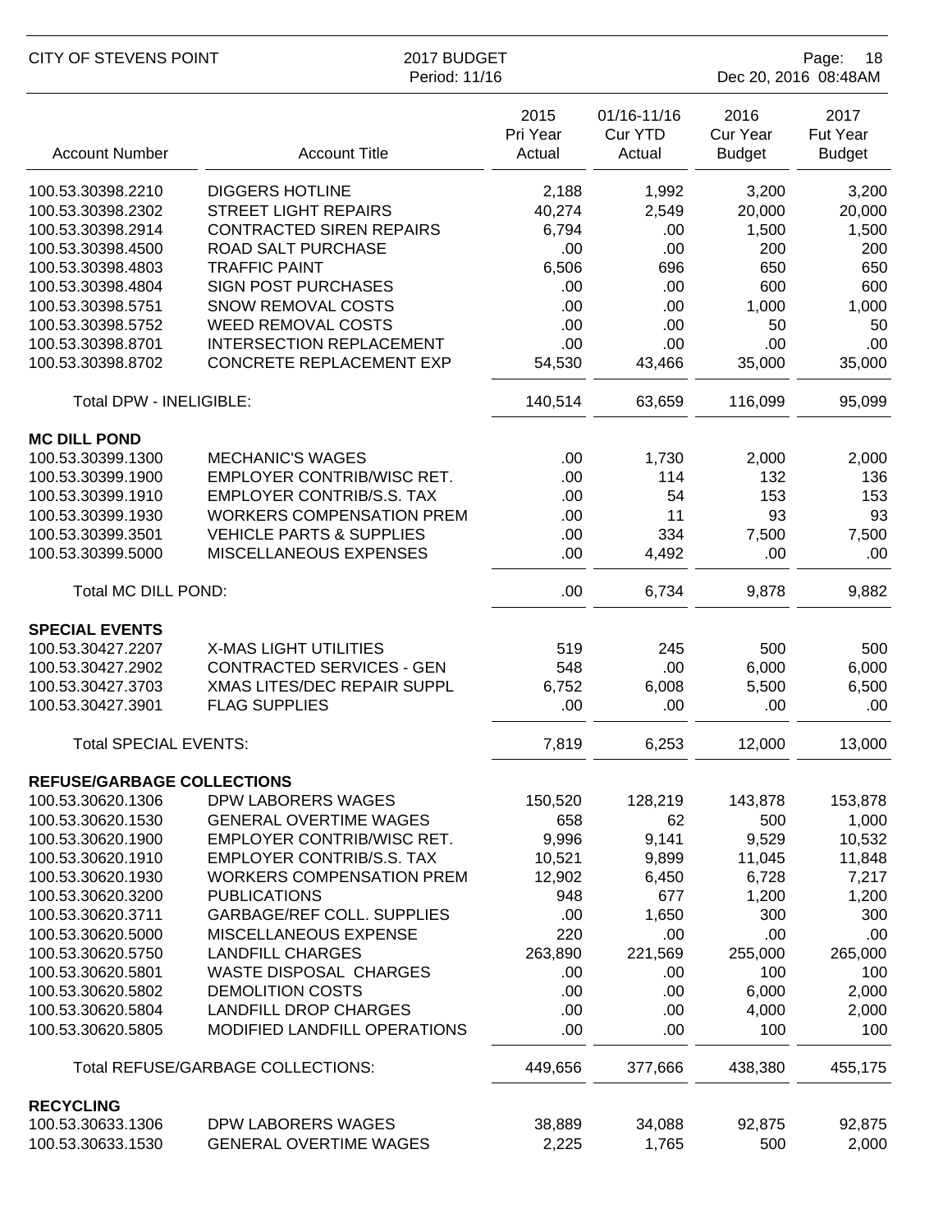| Account Number | Account Title | 2015 Pri Year Actual | 01/16-11/16 Cur YTD Actual | 2016 Cur Year Budget | 2017 Fut Year Budget |
|---|---|---|---|---|---|
| 100.53.30398.2210 | DIGGERS HOTLINE | 2,188 | 1,992 | 3,200 | 3,200 |
| 100.53.30398.2302 | STREET LIGHT REPAIRS | 40,274 | 2,549 | 20,000 | 20,000 |
| 100.53.30398.2914 | CONTRACTED SIREN REPAIRS | 6,794 | .00 | 1,500 | 1,500 |
| 100.53.30398.4500 | ROAD SALT PURCHASE | .00 | .00 | 200 | 200 |
| 100.53.30398.4803 | TRAFFIC PAINT | 6,506 | 696 | 650 | 650 |
| 100.53.30398.4804 | SIGN POST PURCHASES | .00 | .00 | 600 | 600 |
| 100.53.30398.5751 | SNOW REMOVAL COSTS | .00 | .00 | 1,000 | 1,000 |
| 100.53.30398.5752 | WEED REMOVAL COSTS | .00 | .00 | 50 | 50 |
| 100.53.30398.8701 | INTERSECTION REPLACEMENT | .00 | .00 | .00 | .00 |
| 100.53.30398.8702 | CONCRETE REPLACEMENT EXP | 54,530 | 43,466 | 35,000 | 35,000 |
| Total DPW - INELIGIBLE: | | 140,514 | 63,659 | 116,099 | 95,099 |
| **MC DILL POND** | | | | | |
| 100.53.30399.1300 | MECHANIC'S WAGES | .00 | 1,730 | 2,000 | 2,000 |
| 100.53.30399.1900 | EMPLOYER CONTRIB/WISC RET. | .00 | 114 | 132 | 136 |
| 100.53.30399.1910 | EMPLOYER CONTRIB/S.S. TAX | .00 | 54 | 153 | 153 |
| 100.53.30399.1930 | WORKERS COMPENSATION PREM | .00 | 11 | 93 | 93 |
| 100.53.30399.3501 | VEHICLE PARTS & SUPPLIES | .00 | 334 | 7,500 | 7,500 |
| 100.53.30399.5000 | MISCELLANEOUS EXPENSES | .00 | 4,492 | .00 | .00 |
| Total MC DILL POND: | | .00 | 6,734 | 9,878 | 9,882 |
| **SPECIAL EVENTS** | | | | | |
| 100.53.30427.2207 | X-MAS LIGHT UTILITIES | 519 | 245 | 500 | 500 |
| 100.53.30427.2902 | CONTRACTED SERVICES - GEN | 548 | .00 | 6,000 | 6,000 |
| 100.53.30427.3703 | XMAS LITES/DEC REPAIR SUPPL | 6,752 | 6,008 | 5,500 | 6,500 |
| 100.53.30427.3901 | FLAG SUPPLIES | .00 | .00 | .00 | .00 |
| Total SPECIAL EVENTS: | | 7,819 | 6,253 | 12,000 | 13,000 |
| **REFUSE/GARBAGE COLLECTIONS** | | | | | |
| 100.53.30620.1306 | DPW LABORERS WAGES | 150,520 | 128,219 | 143,878 | 153,878 |
| 100.53.30620.1530 | GENERAL OVERTIME WAGES | 658 | 62 | 500 | 1,000 |
| 100.53.30620.1900 | EMPLOYER CONTRIB/WISC RET. | 9,996 | 9,141 | 9,529 | 10,532 |
| 100.53.30620.1910 | EMPLOYER CONTRIB/S.S. TAX | 10,521 | 9,899 | 11,045 | 11,848 |
| 100.53.30620.1930 | WORKERS COMPENSATION PREM | 12,902 | 6,450 | 6,728 | 7,217 |
| 100.53.30620.3200 | PUBLICATIONS | 948 | 677 | 1,200 | 1,200 |
| 100.53.30620.3711 | GARBAGE/REF COLL. SUPPLIES | .00 | 1,650 | 300 | 300 |
| 100.53.30620.5000 | MISCELLANEOUS EXPENSE | 220 | .00 | .00 | .00 |
| 100.53.30620.5750 | LANDFILL CHARGES | 263,890 | 221,569 | 255,000 | 265,000 |
| 100.53.30620.5801 | WASTE DISPOSAL CHARGES | .00 | .00 | 100 | 100 |
| 100.53.30620.5802 | DEMOLITION COSTS | .00 | .00 | 6,000 | 2,000 |
| 100.53.30620.5804 | LANDFILL DROP CHARGES | .00 | .00 | 4,000 | 2,000 |
| 100.53.30620.5805 | MODIFIED LANDFILL OPERATIONS | .00 | .00 | 100 | 100 |
| Total REFUSE/GARBAGE COLLECTIONS: | | 449,656 | 377,666 | 438,380 | 455,175 |
| **RECYCLING** | | | | | |
| 100.53.30633.1306 | DPW LABORERS WAGES | 38,889 | 34,088 | 92,875 | 92,875 |
| 100.53.30633.1530 | GENERAL OVERTIME WAGES | 2,225 | 1,765 | 500 | 2,000 |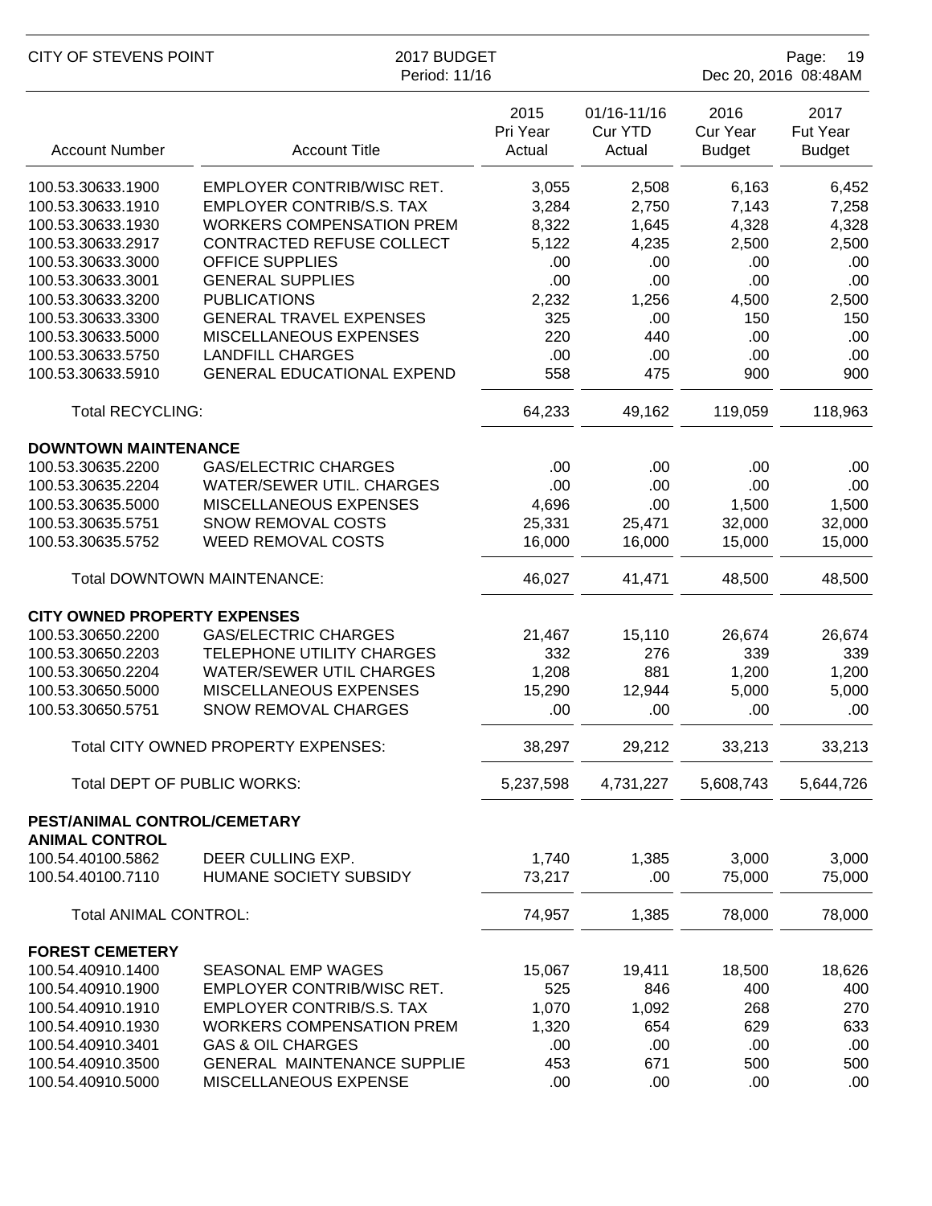| Account Number | Account Title | 2015 Pri Year Actual | 01/16-11/16 Cur YTD Actual | 2016 Cur Year Budget | 2017 Fut Year Budget |
|---|---|---|---|---|---|
| 100.53.30633.1900 | EMPLOYER CONTRIB/WISC RET. | 3,055 | 2,508 | 6,163 | 6,452 |
| 100.53.30633.1910 | EMPLOYER CONTRIB/S.S. TAX | 3,284 | 2,750 | 7,143 | 7,258 |
| 100.53.30633.1930 | WORKERS COMPENSATION PREM | 8,322 | 1,645 | 4,328 | 4,328 |
| 100.53.30633.2917 | CONTRACTED REFUSE COLLECT | 5,122 | 4,235 | 2,500 | 2,500 |
| 100.53.30633.3000 | OFFICE SUPPLIES | .00 | .00 | .00 | .00 |
| 100.53.30633.3001 | GENERAL SUPPLIES | .00 | .00 | .00 | .00 |
| 100.53.30633.3200 | PUBLICATIONS | 2,232 | 1,256 | 4,500 | 2,500 |
| 100.53.30633.3300 | GENERAL TRAVEL EXPENSES | 325 | .00 | 150 | 150 |
| 100.53.30633.5000 | MISCELLANEOUS EXPENSES | 220 | 440 | .00 | .00 |
| 100.53.30633.5750 | LANDFILL CHARGES | .00 | .00 | .00 | .00 |
| 100.53.30633.5910 | GENERAL EDUCATIONAL EXPEND | 558 | 475 | 900 | 900 |
| Total RECYCLING: | | 64,233 | 49,162 | 119,059 | 118,963 |
| **DOWNTOWN MAINTENANCE** | | | | | |
| 100.53.30635.2200 | GAS/ELECTRIC CHARGES | .00 | .00 | .00 | .00 |
| 100.53.30635.2204 | WATER/SEWER UTIL. CHARGES | .00 | .00 | .00 | .00 |
| 100.53.30635.5000 | MISCELLANEOUS EXPENSES | 4,696 | .00 | 1,500 | 1,500 |
| 100.53.30635.5751 | SNOW REMOVAL COSTS | 25,331 | 25,471 | 32,000 | 32,000 |
| 100.53.30635.5752 | WEED REMOVAL COSTS | 16,000 | 16,000 | 15,000 | 15,000 |
| Total DOWNTOWN MAINTENANCE: | | 46,027 | 41,471 | 48,500 | 48,500 |
| **CITY OWNED PROPERTY EXPENSES** | | | | | |
| 100.53.30650.2200 | GAS/ELECTRIC CHARGES | 21,467 | 15,110 | 26,674 | 26,674 |
| 100.53.30650.2203 | TELEPHONE UTILITY CHARGES | 332 | 276 | 339 | 339 |
| 100.53.30650.2204 | WATER/SEWER UTIL CHARGES | 1,208 | 881 | 1,200 | 1,200 |
| 100.53.30650.5000 | MISCELLANEOUS EXPENSES | 15,290 | 12,944 | 5,000 | 5,000 |
| 100.53.30650.5751 | SNOW REMOVAL CHARGES | .00 | .00 | .00 | .00 |
| Total CITY OWNED PROPERTY EXPENSES: | | 38,297 | 29,212 | 33,213 | 33,213 |
| Total DEPT OF PUBLIC WORKS: | | 5,237,598 | 4,731,227 | 5,608,743 | 5,644,726 |
| **PEST/ANIMAL CONTROL/CEMETARY** | | | | | |
| **ANIMAL CONTROL** | | | | | |
| 100.54.40100.5862 | DEER CULLING EXP. | 1,740 | 1,385 | 3,000 | 3,000 |
| 100.54.40100.7110 | HUMANE SOCIETY SUBSIDY | 73,217 | .00 | 75,000 | 75,000 |
| Total ANIMAL CONTROL: | | 74,957 | 1,385 | 78,000 | 78,000 |
| **FOREST CEMETERY** | | | | | |
| 100.54.40910.1400 | SEASONAL EMP WAGES | 15,067 | 19,411 | 18,500 | 18,626 |
| 100.54.40910.1900 | EMPLOYER CONTRIB/WISC RET. | 525 | 846 | 400 | 400 |
| 100.54.40910.1910 | EMPLOYER CONTRIB/S.S. TAX | 1,070 | 1,092 | 268 | 270 |
| 100.54.40910.1930 | WORKERS COMPENSATION PREM | 1,320 | 654 | 629 | 633 |
| 100.54.40910.3401 | GAS & OIL CHARGES | .00 | .00 | .00 | .00 |
| 100.54.40910.3500 | GENERAL MAINTENANCE SUPPLIE | 453 | 671 | 500 | 500 |
| 100.54.40910.5000 | MISCELLANEOUS EXPENSE | .00 | .00 | .00 | .00 |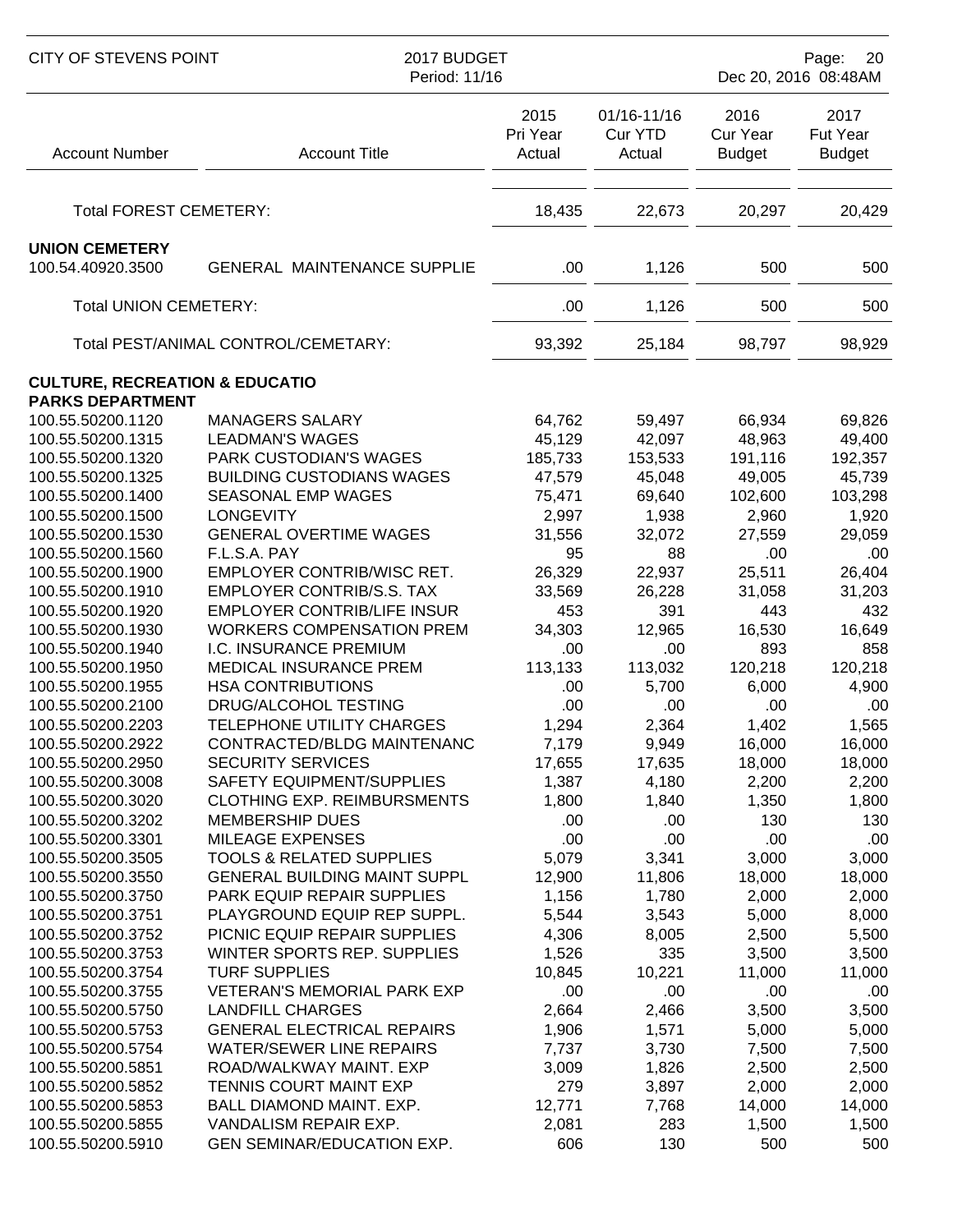| Account Number | Account Title | 2015 Pri Year Actual | 01/16-11/16 Cur YTD Actual | 2016 Cur Year Budget | 2017 Fut Year Budget |
|---|---|---|---|---|---|
| Total FOREST CEMETERY: | | 18,435 | 22,673 | 20,297 | 20,429 |
| **UNION CEMETERY** | | | | | |
| 100.54.40920.3500 | GENERAL MAINTENANCE SUPPLIE | .00 | 1,126 | 500 | 500 |
| Total UNION CEMETERY: | | .00 | 1,126 | 500 | 500 |
| Total PEST/ANIMAL CONTROL/CEMETARY: | | 93,392 | 25,184 | 98,797 | 98,929 |
| **CULTURE, RECREATION & EDUCATIO** | | | | | |
| **PARKS DEPARTMENT** | | | | | |
| 100.55.50200.1120 | MANAGERS SALARY | 64,762 | 59,497 | 66,934 | 69,826 |
| 100.55.50200.1315 | LEADMAN'S WAGES | 45,129 | 42,097 | 48,963 | 49,400 |
| 100.55.50200.1320 | PARK CUSTODIAN'S WAGES | 185,733 | 153,533 | 191,116 | 192,357 |
| 100.55.50200.1325 | BUILDING CUSTODIANS WAGES | 47,579 | 45,048 | 49,005 | 45,739 |
| 100.55.50200.1400 | SEASONAL EMP WAGES | 75,471 | 69,640 | 102,600 | 103,298 |
| 100.55.50200.1500 | LONGEVITY | 2,997 | 1,938 | 2,960 | 1,920 |
| 100.55.50200.1530 | GENERAL OVERTIME WAGES | 31,556 | 32,072 | 27,559 | 29,059 |
| 100.55.50200.1560 | F.L.S.A. PAY | 95 | 88 | .00 | .00 |
| 100.55.50200.1900 | EMPLOYER CONTRIB/WISC RET. | 26,329 | 22,937 | 25,511 | 26,404 |
| 100.55.50200.1910 | EMPLOYER CONTRIB/S.S. TAX | 33,569 | 26,228 | 31,058 | 31,203 |
| 100.55.50200.1920 | EMPLOYER CONTRIB/LIFE INSUR | 453 | 391 | 443 | 432 |
| 100.55.50200.1930 | WORKERS COMPENSATION PREM | 34,303 | 12,965 | 16,530 | 16,649 |
| 100.55.50200.1940 | I.C. INSURANCE PREMIUM | .00 | .00 | 893 | 858 |
| 100.55.50200.1950 | MEDICAL INSURANCE PREM | 113,133 | 113,032 | 120,218 | 120,218 |
| 100.55.50200.1955 | HSA CONTRIBUTIONS | .00 | 5,700 | 6,000 | 4,900 |
| 100.55.50200.2100 | DRUG/ALCOHOL TESTING | .00 | .00 | .00 | .00 |
| 100.55.50200.2203 | TELEPHONE UTILITY CHARGES | 1,294 | 2,364 | 1,402 | 1,565 |
| 100.55.50200.2922 | CONTRACTED/BLDG MAINTENANC | 7,179 | 9,949 | 16,000 | 16,000 |
| 100.55.50200.2950 | SECURITY SERVICES | 17,655 | 17,635 | 18,000 | 18,000 |
| 100.55.50200.3008 | SAFETY EQUIPMENT/SUPPLIES | 1,387 | 4,180 | 2,200 | 2,200 |
| 100.55.50200.3020 | CLOTHING EXP. REIMBURSMENTS | 1,800 | 1,840 | 1,350 | 1,800 |
| 100.55.50200.3202 | MEMBERSHIP DUES | .00 | .00 | 130 | 130 |
| 100.55.50200.3301 | MILEAGE EXPENSES | .00 | .00 | .00 | .00 |
| 100.55.50200.3505 | TOOLS & RELATED SUPPLIES | 5,079 | 3,341 | 3,000 | 3,000 |
| 100.55.50200.3550 | GENERAL BUILDING MAINT SUPPL | 12,900 | 11,806 | 18,000 | 18,000 |
| 100.55.50200.3750 | PARK EQUIP REPAIR SUPPLIES | 1,156 | 1,780 | 2,000 | 2,000 |
| 100.55.50200.3751 | PLAYGROUND EQUIP REP SUPPL. | 5,544 | 3,543 | 5,000 | 8,000 |
| 100.55.50200.3752 | PICNIC EQUIP REPAIR SUPPLIES | 4,306 | 8,005 | 2,500 | 5,500 |
| 100.55.50200.3753 | WINTER SPORTS REP. SUPPLIES | 1,526 | 335 | 3,500 | 3,500 |
| 100.55.50200.3754 | TURF SUPPLIES | 10,845 | 10,221 | 11,000 | 11,000 |
| 100.55.50200.3755 | VETERAN'S MEMORIAL PARK EXP | .00 | .00 | .00 | .00 |
| 100.55.50200.5750 | LANDFILL CHARGES | 2,664 | 2,466 | 3,500 | 3,500 |
| 100.55.50200.5753 | GENERAL ELECTRICAL REPAIRS | 1,906 | 1,571 | 5,000 | 5,000 |
| 100.55.50200.5754 | WATER/SEWER LINE REPAIRS | 7,737 | 3,730 | 7,500 | 7,500 |
| 100.55.50200.5851 | ROAD/WALKWAY MAINT. EXP | 3,009 | 1,826 | 2,500 | 2,500 |
| 100.55.50200.5852 | TENNIS COURT MAINT EXP | 279 | 3,897 | 2,000 | 2,000 |
| 100.55.50200.5853 | BALL DIAMOND MAINT. EXP. | 12,771 | 7,768 | 14,000 | 14,000 |
| 100.55.50200.5855 | VANDALISM REPAIR EXP. | 2,081 | 283 | 1,500 | 1,500 |
| 100.55.50200.5910 | GEN SEMINAR/EDUCATION EXP. | 606 | 130 | 500 | 500 |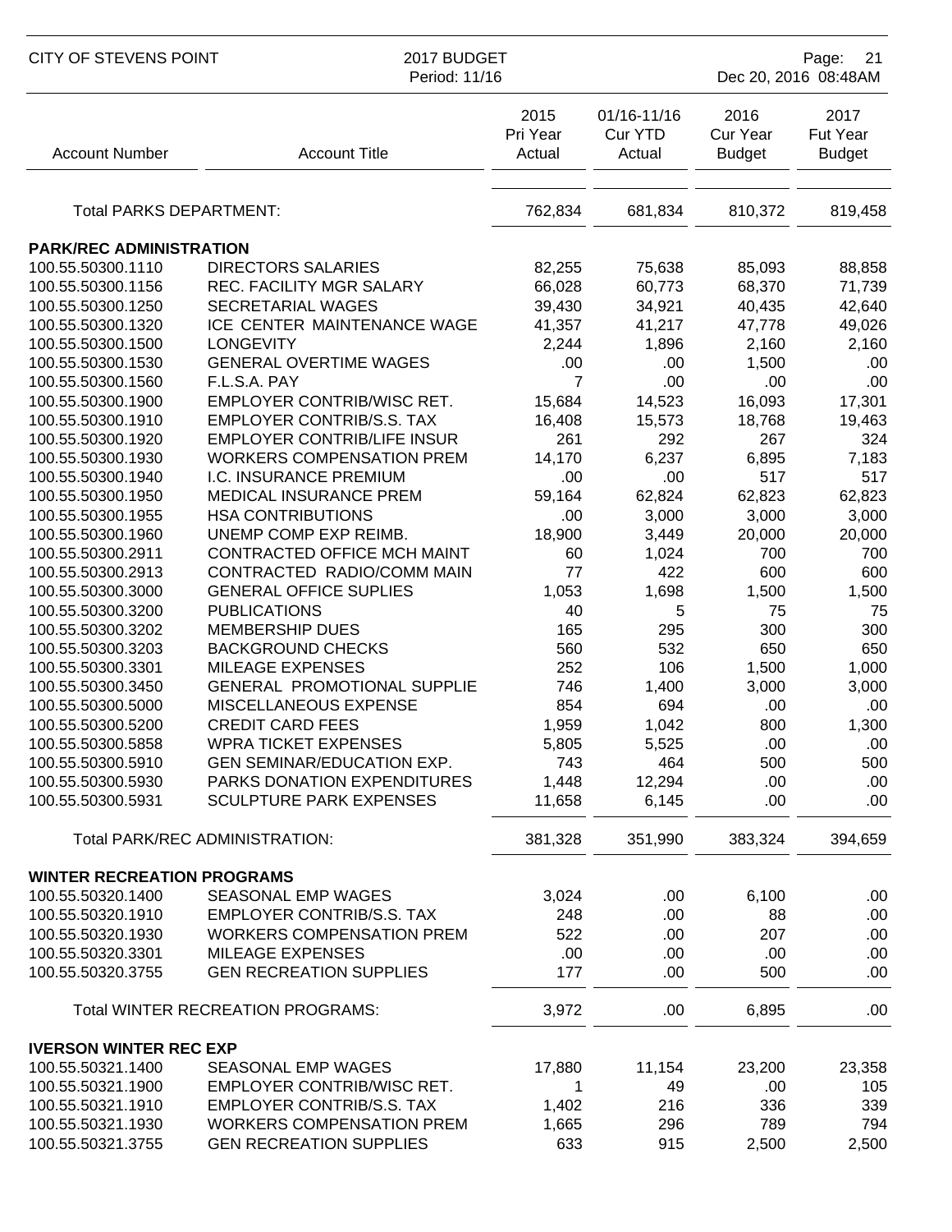| Account Number | Account Title | 2015 Pri Year Actual | 01/16-11/16 Cur YTD Actual | 2016 Cur Year Budget | 2017 Fut Year Budget |
|---|---|---|---|---|---|
| Total PARKS DEPARTMENT: | | 762,834 | 681,834 | 810,372 | 819,458 |
| **PARK/REC ADMINISTRATION** | | | | | |
| 100.55.50300.1110 | DIRECTORS SALARIES | 82,255 | 75,638 | 85,093 | 88,858 |
| 100.55.50300.1156 | REC. FACILITY MGR SALARY | 66,028 | 60,773 | 68,370 | 71,739 |
| 100.55.50300.1250 | SECRETARIAL WAGES | 39,430 | 34,921 | 40,435 | 42,640 |
| 100.55.50300.1320 | ICE CENTER MAINTENANCE WAGE | 41,357 | 41,217 | 47,778 | 49,026 |
| 100.55.50300.1500 | LONGEVITY | 2,244 | 1,896 | 2,160 | 2,160 |
| 100.55.50300.1530 | GENERAL OVERTIME WAGES | .00 | .00 | 1,500 | .00 |
| 100.55.50300.1560 | F.L.S.A. PAY | 7 | .00 | .00 | .00 |
| 100.55.50300.1900 | EMPLOYER CONTRIB/WISC RET. | 15,684 | 14,523 | 16,093 | 17,301 |
| 100.55.50300.1910 | EMPLOYER CONTRIB/S.S. TAX | 16,408 | 15,573 | 18,768 | 19,463 |
| 100.55.50300.1920 | EMPLOYER CONTRIB/LIFE INSUR | 261 | 292 | 267 | 324 |
| 100.55.50300.1930 | WORKERS COMPENSATION PREM | 14,170 | 6,237 | 6,895 | 7,183 |
| 100.55.50300.1940 | I.C. INSURANCE PREMIUM | .00 | .00 | 517 | 517 |
| 100.55.50300.1950 | MEDICAL INSURANCE PREM | 59,164 | 62,824 | 62,823 | 62,823 |
| 100.55.50300.1955 | HSA CONTRIBUTIONS | .00 | 3,000 | 3,000 | 3,000 |
| 100.55.50300.1960 | UNEMP COMP EXP REIMB. | 18,900 | 3,449 | 20,000 | 20,000 |
| 100.55.50300.2911 | CONTRACTED OFFICE MCH MAINT | 60 | 1,024 | 700 | 700 |
| 100.55.50300.2913 | CONTRACTED RADIO/COMM MAIN | 77 | 422 | 600 | 600 |
| 100.55.50300.3000 | GENERAL OFFICE SUPLIES | 1,053 | 1,698 | 1,500 | 1,500 |
| 100.55.50300.3200 | PUBLICATIONS | 40 | 5 | 75 | 75 |
| 100.55.50300.3202 | MEMBERSHIP DUES | 165 | 295 | 300 | 300 |
| 100.55.50300.3203 | BACKGROUND CHECKS | 560 | 532 | 650 | 650 |
| 100.55.50300.3301 | MILEAGE EXPENSES | 252 | 106 | 1,500 | 1,000 |
| 100.55.50300.3450 | GENERAL PROMOTIONAL SUPPLIE | 746 | 1,400 | 3,000 | 3,000 |
| 100.55.50300.5000 | MISCELLANEOUS EXPENSE | 854 | 694 | .00 | .00 |
| 100.55.50300.5200 | CREDIT CARD FEES | 1,959 | 1,042 | 800 | 1,300 |
| 100.55.50300.5858 | WPRA TICKET EXPENSES | 5,805 | 5,525 | .00 | .00 |
| 100.55.50300.5910 | GEN SEMINAR/EDUCATION EXP. | 743 | 464 | 500 | 500 |
| 100.55.50300.5930 | PARKS DONATION EXPENDITURES | 1,448 | 12,294 | .00 | .00 |
| 100.55.50300.5931 | SCULPTURE PARK EXPENSES | 11,658 | 6,145 | .00 | .00 |
| Total PARK/REC ADMINISTRATION: | | 381,328 | 351,990 | 383,324 | 394,659 |
| **WINTER RECREATION PROGRAMS** | | | | | |
| 100.55.50320.1400 | SEASONAL EMP WAGES | 3,024 | .00 | 6,100 | .00 |
| 100.55.50320.1910 | EMPLOYER CONTRIB/S.S. TAX | 248 | .00 | 88 | .00 |
| 100.55.50320.1930 | WORKERS COMPENSATION PREM | 522 | .00 | 207 | .00 |
| 100.55.50320.3301 | MILEAGE EXPENSES | .00 | .00 | .00 | .00 |
| 100.55.50320.3755 | GEN RECREATION SUPPLIES | 177 | .00 | 500 | .00 |
| Total WINTER RECREATION PROGRAMS: | | 3,972 | .00 | 6,895 | .00 |
| **IVERSON WINTER REC EXP** | | | | | |
| 100.55.50321.1400 | SEASONAL EMP WAGES | 17,880 | 11,154 | 23,200 | 23,358 |
| 100.55.50321.1900 | EMPLOYER CONTRIB/WISC RET. | 1 | 49 | .00 | 105 |
| 100.55.50321.1910 | EMPLOYER CONTRIB/S.S. TAX | 1,402 | 216 | 336 | 339 |
| 100.55.50321.1930 | WORKERS COMPENSATION PREM | 1,665 | 296 | 789 | 794 |
| 100.55.50321.3755 | GEN RECREATION SUPPLIES | 633 | 915 | 2,500 | 2,500 |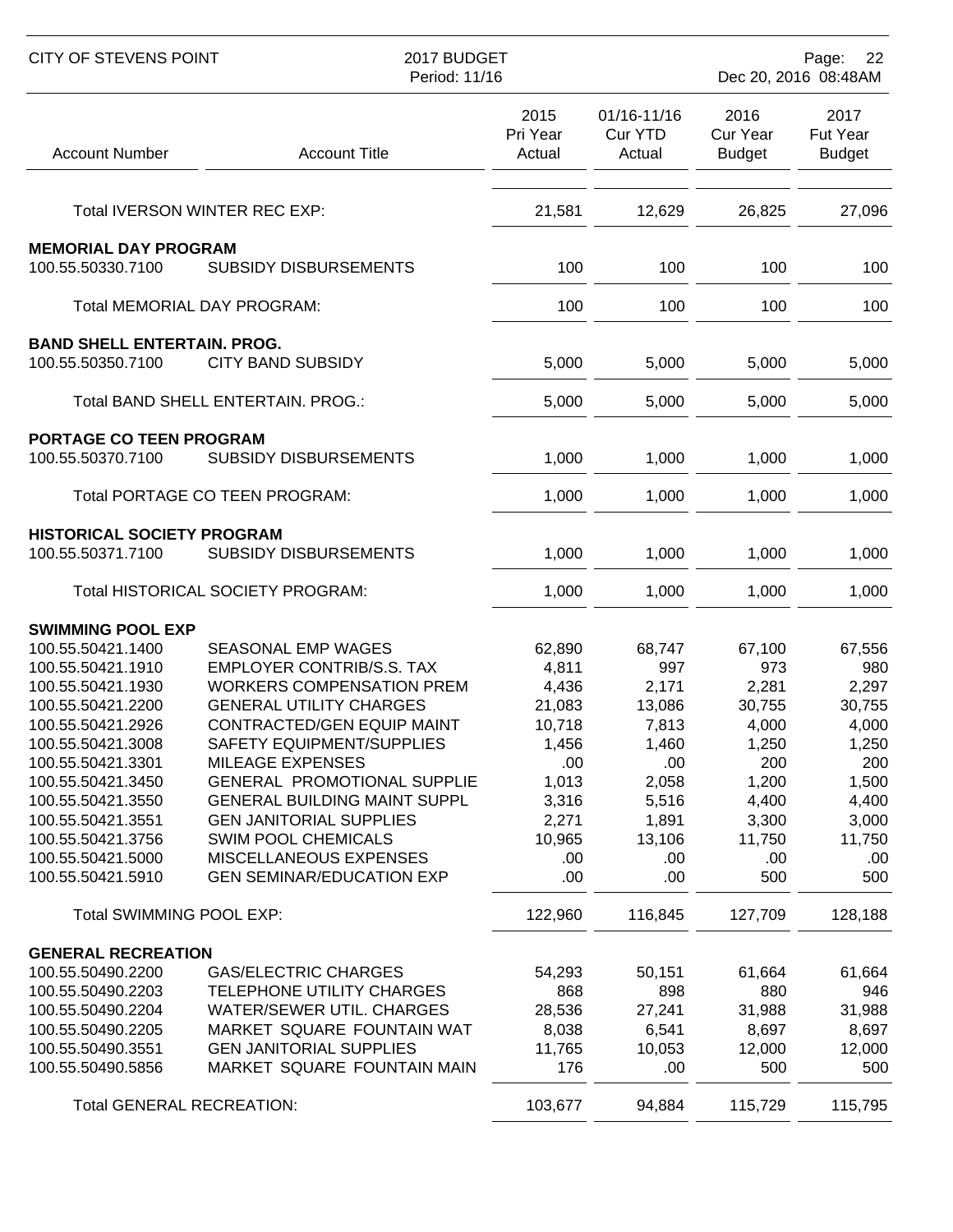| Account Number | Account Title | 2015 Pri Year Actual | 01/16-11/16 Cur YTD Actual | 2016 Cur Year Budget | 2017 Fut Year Budget |
|---|---|---|---|---|---|
| | Total IVERSON WINTER REC EXP: | 21,581 | 12,629 | 26,825 | 27,096 |
| **MEMORIAL DAY PROGRAM** | | | | | |
| 100.55.50330.7100 | SUBSIDY DISBURSEMENTS | 100 | 100 | 100 | 100 |
| | Total MEMORIAL DAY PROGRAM: | 100 | 100 | 100 | 100 |
| **BAND SHELL ENTERTAIN. PROG.** | | | | | |
| 100.55.50350.7100 | CITY BAND SUBSIDY | 5,000 | 5,000 | 5,000 | 5,000 |
| | Total BAND SHELL ENTERTAIN. PROG.: | 5,000 | 5,000 | 5,000 | 5,000 |
| **PORTAGE CO TEEN PROGRAM** | | | | | |
| 100.55.50370.7100 | SUBSIDY DISBURSEMENTS | 1,000 | 1,000 | 1,000 | 1,000 |
| | Total PORTAGE CO TEEN PROGRAM: | 1,000 | 1,000 | 1,000 | 1,000 |
| **HISTORICAL SOCIETY PROGRAM** | | | | | |
| 100.55.50371.7100 | SUBSIDY DISBURSEMENTS | 1,000 | 1,000 | 1,000 | 1,000 |
| | Total HISTORICAL SOCIETY PROGRAM: | 1,000 | 1,000 | 1,000 | 1,000 |
| **SWIMMING POOL EXP** | | | | | |
| 100.55.50421.1400 | SEASONAL EMP WAGES | 62,890 | 68,747 | 67,100 | 67,556 |
| 100.55.50421.1910 | EMPLOYER CONTRIB/S.S. TAX | 4,811 | 997 | 973 | 980 |
| 100.55.50421.1930 | WORKERS COMPENSATION PREM | 4,436 | 2,171 | 2,281 | 2,297 |
| 100.55.50421.2200 | GENERAL UTILITY CHARGES | 21,083 | 13,086 | 30,755 | 30,755 |
| 100.55.50421.2926 | CONTRACTED/GEN EQUIP MAINT | 10,718 | 7,813 | 4,000 | 4,000 |
| 100.55.50421.3008 | SAFETY EQUIPMENT/SUPPLIES | 1,456 | 1,460 | 1,250 | 1,250 |
| 100.55.50421.3301 | MILEAGE EXPENSES | .00 | .00 | 200 | 200 |
| 100.55.50421.3450 | GENERAL PROMOTIONAL SUPPLIE | 1,013 | 2,058 | 1,200 | 1,500 |
| 100.55.50421.3550 | GENERAL BUILDING MAINT SUPPL | 3,316 | 5,516 | 4,400 | 4,400 |
| 100.55.50421.3551 | GEN JANITORIAL SUPPLIES | 2,271 | 1,891 | 3,300 | 3,000 |
| 100.55.50421.3756 | SWIM POOL CHEMICALS | 10,965 | 13,106 | 11,750 | 11,750 |
| 100.55.50421.5000 | MISCELLANEOUS EXPENSES | .00 | .00 | .00 | .00 |
| 100.55.50421.5910 | GEN SEMINAR/EDUCATION EXP | .00 | .00 | 500 | 500 |
| | Total SWIMMING POOL EXP: | 122,960 | 116,845 | 127,709 | 128,188 |
| **GENERAL RECREATION** | | | | | |
| 100.55.50490.2200 | GAS/ELECTRIC CHARGES | 54,293 | 50,151 | 61,664 | 61,664 |
| 100.55.50490.2203 | TELEPHONE UTILITY CHARGES | 868 | 898 | 880 | 946 |
| 100.55.50490.2204 | WATER/SEWER UTIL. CHARGES | 28,536 | 27,241 | 31,988 | 31,988 |
| 100.55.50490.2205 | MARKET SQUARE FOUNTAIN WAT | 8,038 | 6,541 | 8,697 | 8,697 |
| 100.55.50490.3551 | GEN JANITORIAL SUPPLIES | 11,765 | 10,053 | 12,000 | 12,000 |
| 100.55.50490.5856 | MARKET SQUARE FOUNTAIN MAIN | 176 | .00 | 500 | 500 |
| | Total GENERAL RECREATION: | 103,677 | 94,884 | 115,729 | 115,795 |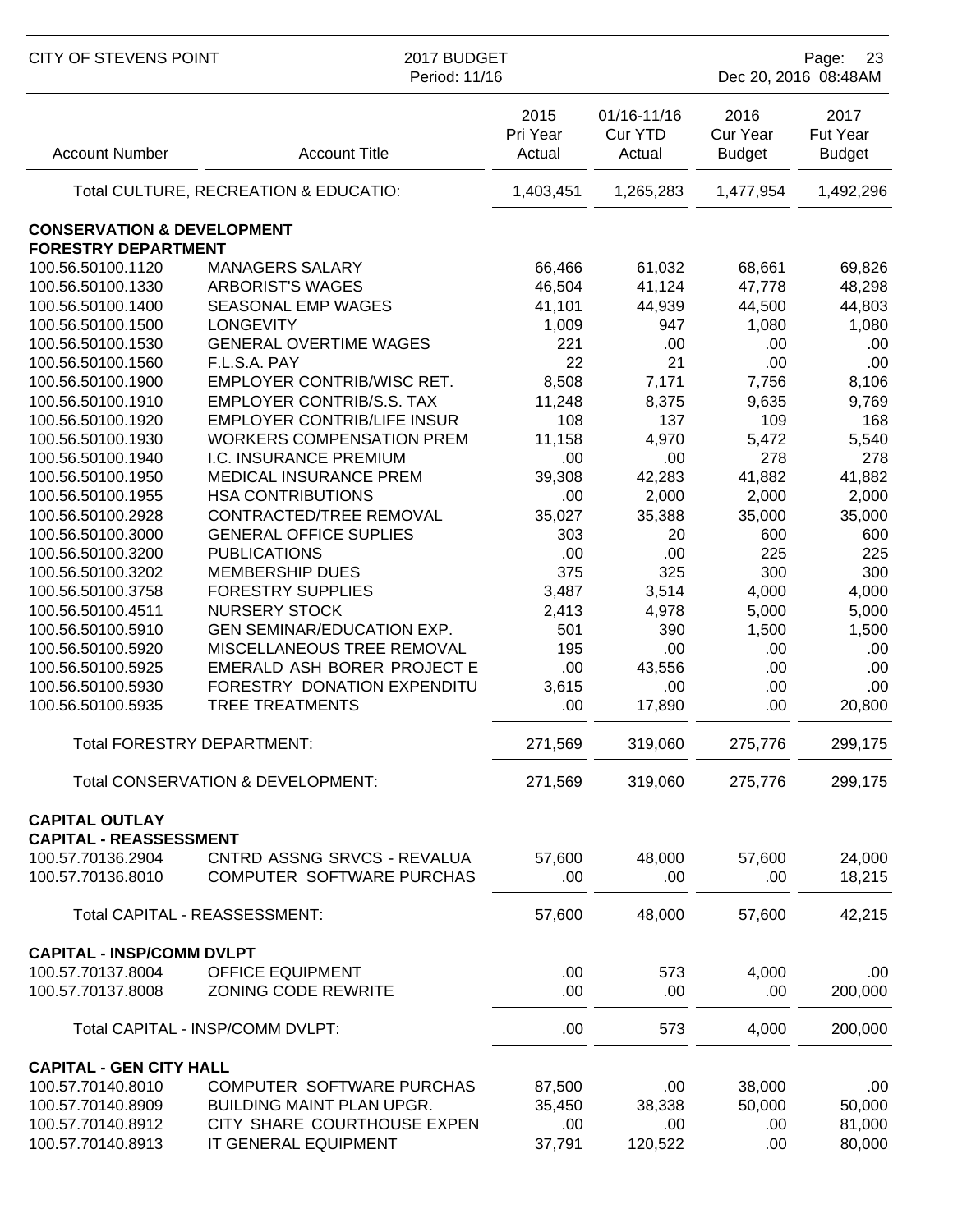| Account Number | Account Title | 2015 Pri Year Actual | 01/16-11/16 Cur YTD Actual | 2016 Cur Year Budget | 2017 Fut Year Budget |
|---|---|---|---|---|---|
| | Total CULTURE, RECREATION & EDUCATIO: | 1,403,451 | 1,265,283 | 1,477,954 | 1,492,296 |
| **CONSERVATION & DEVELOPMENT** | | | | | |
| **FORESTRY DEPARTMENT** | | | | | |
| 100.56.50100.1120 | MANAGERS SALARY | 66,466 | 61,032 | 68,661 | 69,826 |
| 100.56.50100.1330 | ARBORIST'S WAGES | 46,504 | 41,124 | 47,778 | 48,298 |
| 100.56.50100.1400 | SEASONAL EMP WAGES | 41,101 | 44,939 | 44,500 | 44,803 |
| 100.56.50100.1500 | LONGEVITY | 1,009 | 947 | 1,080 | 1,080 |
| 100.56.50100.1530 | GENERAL OVERTIME WAGES | 221 | .00 | .00 | .00 |
| 100.56.50100.1560 | F.L.S.A. PAY | 22 | 21 | .00 | .00 |
| 100.56.50100.1900 | EMPLOYER CONTRIB/WISC RET. | 8,508 | 7,171 | 7,756 | 8,106 |
| 100.56.50100.1910 | EMPLOYER CONTRIB/S.S. TAX | 11,248 | 8,375 | 9,635 | 9,769 |
| 100.56.50100.1920 | EMPLOYER CONTRIB/LIFE INSUR | 108 | 137 | 109 | 168 |
| 100.56.50100.1930 | WORKERS COMPENSATION PREM | 11,158 | 4,970 | 5,472 | 5,540 |
| 100.56.50100.1940 | I.C. INSURANCE PREMIUM | .00 | .00 | 278 | 278 |
| 100.56.50100.1950 | MEDICAL INSURANCE PREM | 39,308 | 42,283 | 41,882 | 41,882 |
| 100.56.50100.1955 | HSA CONTRIBUTIONS | .00 | 2,000 | 2,000 | 2,000 |
| 100.56.50100.2928 | CONTRACTED/TREE REMOVAL | 35,027 | 35,388 | 35,000 | 35,000 |
| 100.56.50100.3000 | GENERAL OFFICE SUPLIES | 303 | 20 | 600 | 600 |
| 100.56.50100.3200 | PUBLICATIONS | .00 | .00 | 225 | 225 |
| 100.56.50100.3202 | MEMBERSHIP DUES | 375 | 325 | 300 | 300 |
| 100.56.50100.3758 | FORESTRY SUPPLIES | 3,487 | 3,514 | 4,000 | 4,000 |
| 100.56.50100.4511 | NURSERY STOCK | 2,413 | 4,978 | 5,000 | 5,000 |
| 100.56.50100.5910 | GEN SEMINAR/EDUCATION EXP. | 501 | 390 | 1,500 | 1,500 |
| 100.56.50100.5920 | MISCELLANEOUS TREE REMOVAL | 195 | .00 | .00 | .00 |
| 100.56.50100.5925 | EMERALD ASH BORER PROJECT E | .00 | 43,556 | .00 | .00 |
| 100.56.50100.5930 | FORESTRY DONATION EXPENDITU | 3,615 | .00 | .00 | .00 |
| 100.56.50100.5935 | TREE TREATMENTS | .00 | 17,890 | .00 | 20,800 |
| | Total FORESTRY DEPARTMENT: | 271,569 | 319,060 | 275,776 | 299,175 |
| | Total CONSERVATION & DEVELOPMENT: | 271,569 | 319,060 | 275,776 | 299,175 |
| **CAPITAL OUTLAY** | | | | | |
| **CAPITAL - REASSESSMENT** | | | | | |
| 100.57.70136.2904 | CNTRD ASSNG SRVCS - REVALUA | 57,600 | 48,000 | 57,600 | 24,000 |
| 100.57.70136.8010 | COMPUTER SOFTWARE PURCHAS | .00 | .00 | .00 | 18,215 |
| | Total CAPITAL - REASSESSMENT: | 57,600 | 48,000 | 57,600 | 42,215 |
| **CAPITAL - INSP/COMM DVLPT** | | | | | |
| 100.57.70137.8004 | OFFICE EQUIPMENT | .00 | 573 | 4,000 | .00 |
| 100.57.70137.8008 | ZONING CODE REWRITE | .00 | .00 | .00 | 200,000 |
| | Total CAPITAL - INSP/COMM DVLPT: | .00 | 573 | 4,000 | 200,000 |
| **CAPITAL - GEN CITY HALL** | | | | | |
| 100.57.70140.8010 | COMPUTER SOFTWARE PURCHAS | 87,500 | .00 | 38,000 | .00 |
| 100.57.70140.8909 | BUILDING MAINT PLAN UPGR. | 35,450 | 38,338 | 50,000 | 50,000 |
| 100.57.70140.8912 | CITY SHARE COURTHOUSE EXPEN | .00 | .00 | .00 | 81,000 |
| 100.57.70140.8913 | IT GENERAL EQUIPMENT | 37,791 | 120,522 | .00 | 80,000 |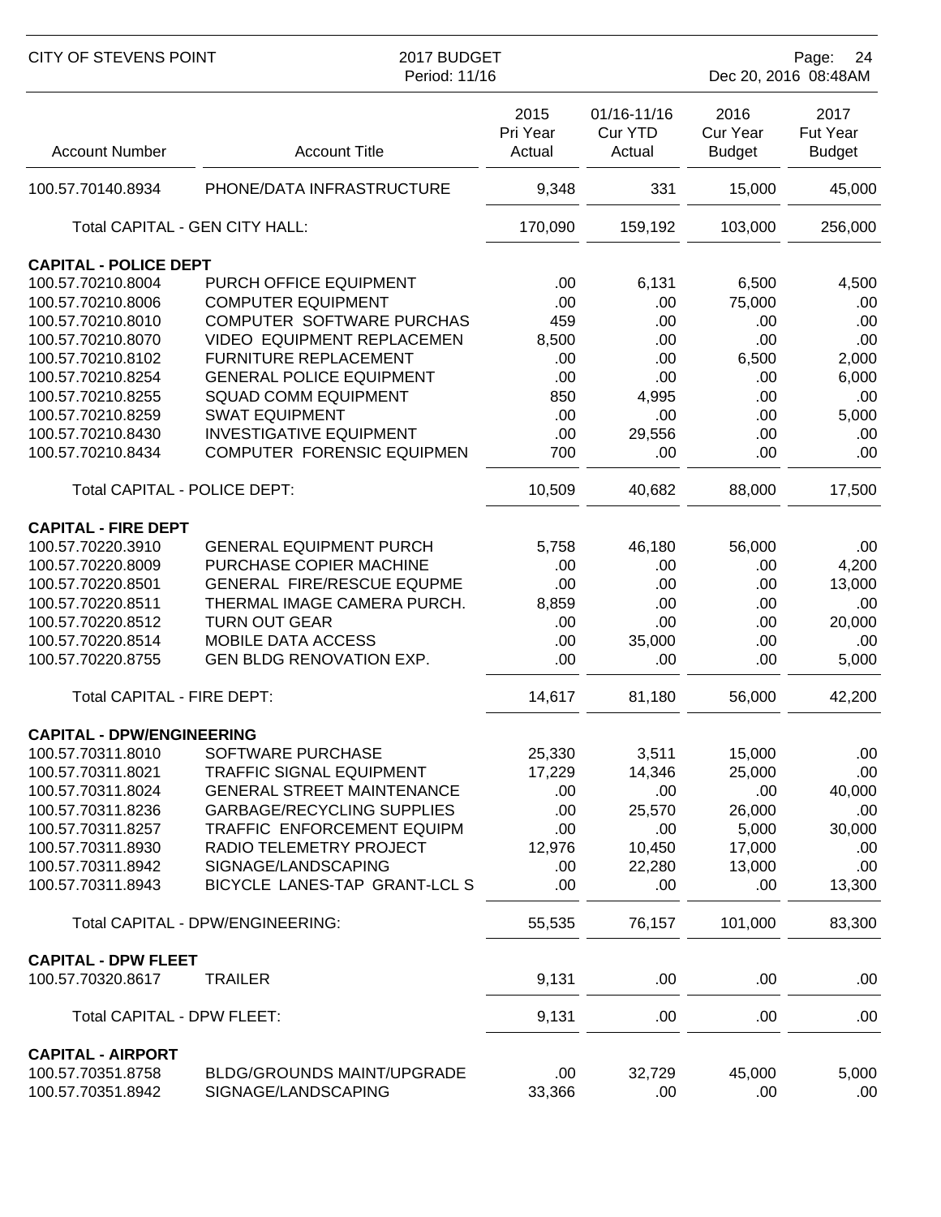| Account Number | Account Title | 2015 Pri Year Actual | 01/16-11/16 Cur YTD Actual | 2016 Cur Year Budget | 2017 Fut Year Budget |
|---|---|---|---|---|---|
| 100.57.70140.8934 | PHONE/DATA INFRASTRUCTURE | 9,348 | 331 | 15,000 | 45,000 |
| | Total CAPITAL - GEN CITY HALL: | 170,090 | 159,192 | 103,000 | 256,000 |
| **CAPITAL - POLICE DEPT** | | | | | |
| 100.57.70210.8004 | PURCH OFFICE EQUIPMENT | .00 | 6,131 | 6,500 | 4,500 |
| 100.57.70210.8006 | COMPUTER EQUIPMENT | .00 | .00 | 75,000 | .00 |
| 100.57.70210.8010 | COMPUTER SOFTWARE PURCHAS | 459 | .00 | .00 | .00 |
| 100.57.70210.8070 | VIDEO EQUIPMENT REPLACEMEN | 8,500 | .00 | .00 | .00 |
| 100.57.70210.8102 | FURNITURE REPLACEMENT | .00 | .00 | 6,500 | 2,000 |
| 100.57.70210.8254 | GENERAL POLICE EQUIPMENT | .00 | .00 | .00 | 6,000 |
| 100.57.70210.8255 | SQUAD COMM EQUIPMENT | 850 | 4,995 | .00 | .00 |
| 100.57.70210.8259 | SWAT EQUIPMENT | .00 | .00 | .00 | 5,000 |
| 100.57.70210.8430 | INVESTIGATIVE EQUIPMENT | .00 | 29,556 | .00 | .00 |
| 100.57.70210.8434 | COMPUTER FORENSIC EQUIPMEN | 700 | .00 | .00 | .00 |
| | Total CAPITAL - POLICE DEPT: | 10,509 | 40,682 | 88,000 | 17,500 |
| **CAPITAL - FIRE DEPT** | | | | | |
| 100.57.70220.3910 | GENERAL EQUIPMENT PURCH | 5,758 | 46,180 | 56,000 | .00 |
| 100.57.70220.8009 | PURCHASE COPIER MACHINE | .00 | .00 | .00 | 4,200 |
| 100.57.70220.8501 | GENERAL FIRE/RESCUE EQUPME | .00 | .00 | .00 | 13,000 |
| 100.57.70220.8511 | THERMAL IMAGE CAMERA PURCH. | 8,859 | .00 | .00 | .00 |
| 100.57.70220.8512 | TURN OUT GEAR | .00 | .00 | .00 | 20,000 |
| 100.57.70220.8514 | MOBILE DATA ACCESS | .00 | 35,000 | .00 | .00 |
| 100.57.70220.8755 | GEN BLDG RENOVATION EXP. | .00 | .00 | .00 | 5,000 |
| | Total CAPITAL - FIRE DEPT: | 14,617 | 81,180 | 56,000 | 42,200 |
| **CAPITAL - DPW/ENGINEERING** | | | | | |
| 100.57.70311.8010 | SOFTWARE PURCHASE | 25,330 | 3,511 | 15,000 | .00 |
| 100.57.70311.8021 | TRAFFIC SIGNAL EQUIPMENT | 17,229 | 14,346 | 25,000 | .00 |
| 100.57.70311.8024 | GENERAL STREET MAINTENANCE | .00 | .00 | .00 | 40,000 |
| 100.57.70311.8236 | GARBAGE/RECYCLING SUPPLIES | .00 | 25,570 | 26,000 | .00 |
| 100.57.70311.8257 | TRAFFIC ENFORCEMENT EQUIPM | .00 | .00 | 5,000 | 30,000 |
| 100.57.70311.8930 | RADIO TELEMETRY PROJECT | 12,976 | 10,450 | 17,000 | .00 |
| 100.57.70311.8942 | SIGNAGE/LANDSCAPING | .00 | 22,280 | 13,000 | .00 |
| 100.57.70311.8943 | BICYCLE LANES-TAP GRANT-LCL S | .00 | .00 | .00 | 13,300 |
| | Total CAPITAL - DPW/ENGINEERING: | 55,535 | 76,157 | 101,000 | 83,300 |
| **CAPITAL - DPW FLEET** | | | | | |
| 100.57.70320.8617 | TRAILER | 9,131 | .00 | .00 | .00 |
| | Total CAPITAL - DPW FLEET: | 9,131 | .00 | .00 | .00 |
| **CAPITAL - AIRPORT** | | | | | |
| 100.57.70351.8758 | BLDG/GROUNDS MAINT/UPGRADE | .00 | 32,729 | 45,000 | 5,000 |
| 100.57.70351.8942 | SIGNAGE/LANDSCAPING | 33,366 | .00 | .00 | .00 |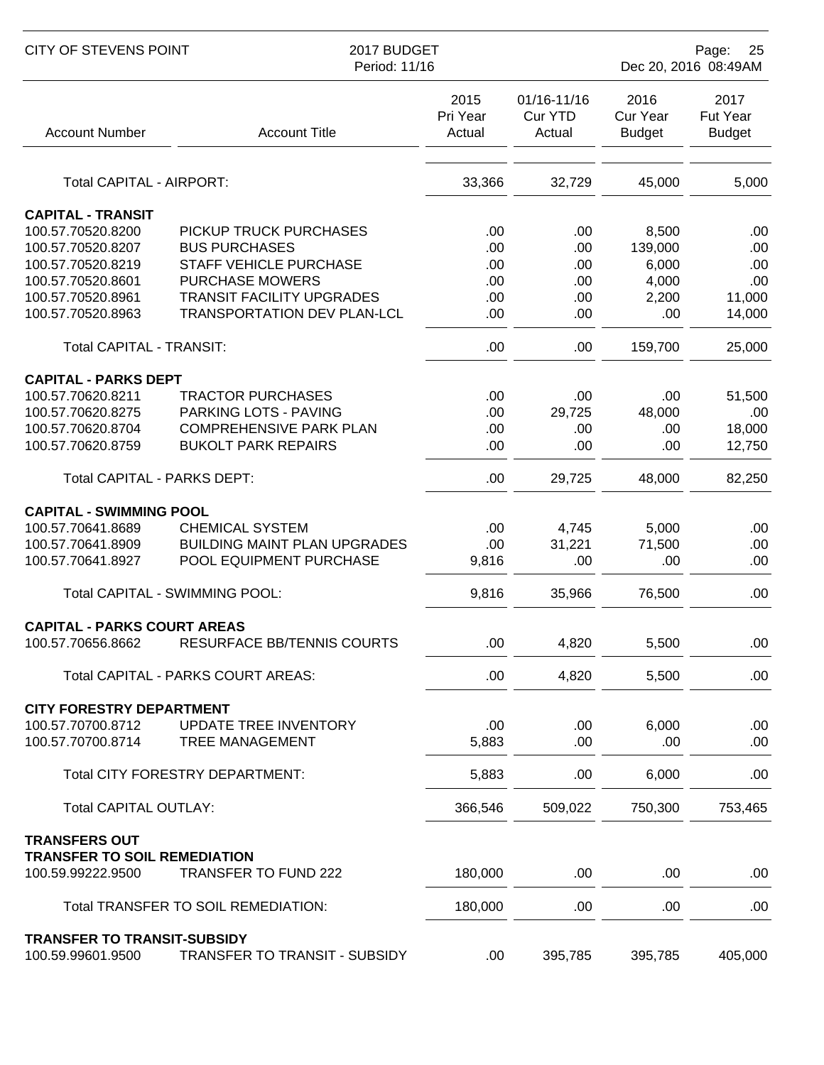| Account Number | Account Title | 2015 Pri Year Actual | 01/16-11/16 Cur YTD Actual | 2016 Cur Year Budget | 2017 Fut Year Budget |
|---|---|---|---|---|---|
| Total CAPITAL - AIRPORT: | | 33,366 | 32,729 | 45,000 | 5,000 |
| **CAPITAL - TRANSIT** | | | | | |
| 100.57.70520.8200 | PICKUP TRUCK PURCHASES | .00 | .00 | 8,500 | .00 |
| 100.57.70520.8207 | BUS PURCHASES | .00 | .00 | 139,000 | .00 |
| 100.57.70520.8219 | STAFF VEHICLE PURCHASE | .00 | .00 | 6,000 | .00 |
| 100.57.70520.8601 | PURCHASE MOWERS | .00 | .00 | 4,000 | .00 |
| 100.57.70520.8961 | TRANSIT FACILITY UPGRADES | .00 | .00 | 2,200 | 11,000 |
| 100.57.70520.8963 | TRANSPORTATION DEV PLAN-LCL | .00 | .00 | .00 | 14,000 |
| Total CAPITAL - TRANSIT: | | .00 | .00 | 159,700 | 25,000 |
| **CAPITAL - PARKS DEPT** | | | | | |
| 100.57.70620.8211 | TRACTOR PURCHASES | .00 | .00 | .00 | 51,500 |
| 100.57.70620.8275 | PARKING LOTS - PAVING | .00 | 29,725 | 48,000 | .00 |
| 100.57.70620.8704 | COMPREHENSIVE PARK PLAN | .00 | .00 | .00 | 18,000 |
| 100.57.70620.8759 | BUKOLT PARK REPAIRS | .00 | .00 | .00 | 12,750 |
| Total CAPITAL - PARKS DEPT: | | .00 | 29,725 | 48,000 | 82,250 |
| **CAPITAL - SWIMMING POOL** | | | | | |
| 100.57.70641.8689 | CHEMICAL SYSTEM | .00 | 4,745 | 5,000 | .00 |
| 100.57.70641.8909 | BUILDING MAINT PLAN UPGRADES | .00 | 31,221 | 71,500 | .00 |
| 100.57.70641.8927 | POOL EQUIPMENT PURCHASE | 9,816 | .00 | .00 | .00 |
| Total CAPITAL - SWIMMING POOL: | | 9,816 | 35,966 | 76,500 | .00 |
| **CAPITAL - PARKS COURT AREAS** | | | | | |
| 100.57.70656.8662 | RESURFACE BB/TENNIS COURTS | .00 | 4,820 | 5,500 | .00 |
| Total CAPITAL - PARKS COURT AREAS: | | .00 | 4,820 | 5,500 | .00 |
| **CITY FORESTRY DEPARTMENT** | | | | | |
| 100.57.70700.8712 | UPDATE TREE INVENTORY | .00 | .00 | 6,000 | .00 |
| 100.57.70700.8714 | TREE MANAGEMENT | 5,883 | .00 | .00 | .00 |
| Total CITY FORESTRY DEPARTMENT: | | 5,883 | .00 | 6,000 | .00 |
| Total CAPITAL OUTLAY: | | 366,546 | 509,022 | 750,300 | 753,465 |
| **TRANSFERS OUT** | | | | | |
| **TRANSFER TO SOIL REMEDIATION** | | | | | |
| 100.59.99222.9500 | TRANSFER TO FUND 222 | 180,000 | .00 | .00 | .00 |
| Total TRANSFER TO SOIL REMEDIATION: | | 180,000 | .00 | .00 | .00 |
| **TRANSFER TO TRANSIT-SUBSIDY** | | | | | |
| 100.59.99601.9500 | TRANSFER TO TRANSIT - SUBSIDY | .00 | 395,785 | 395,785 | 405,000 |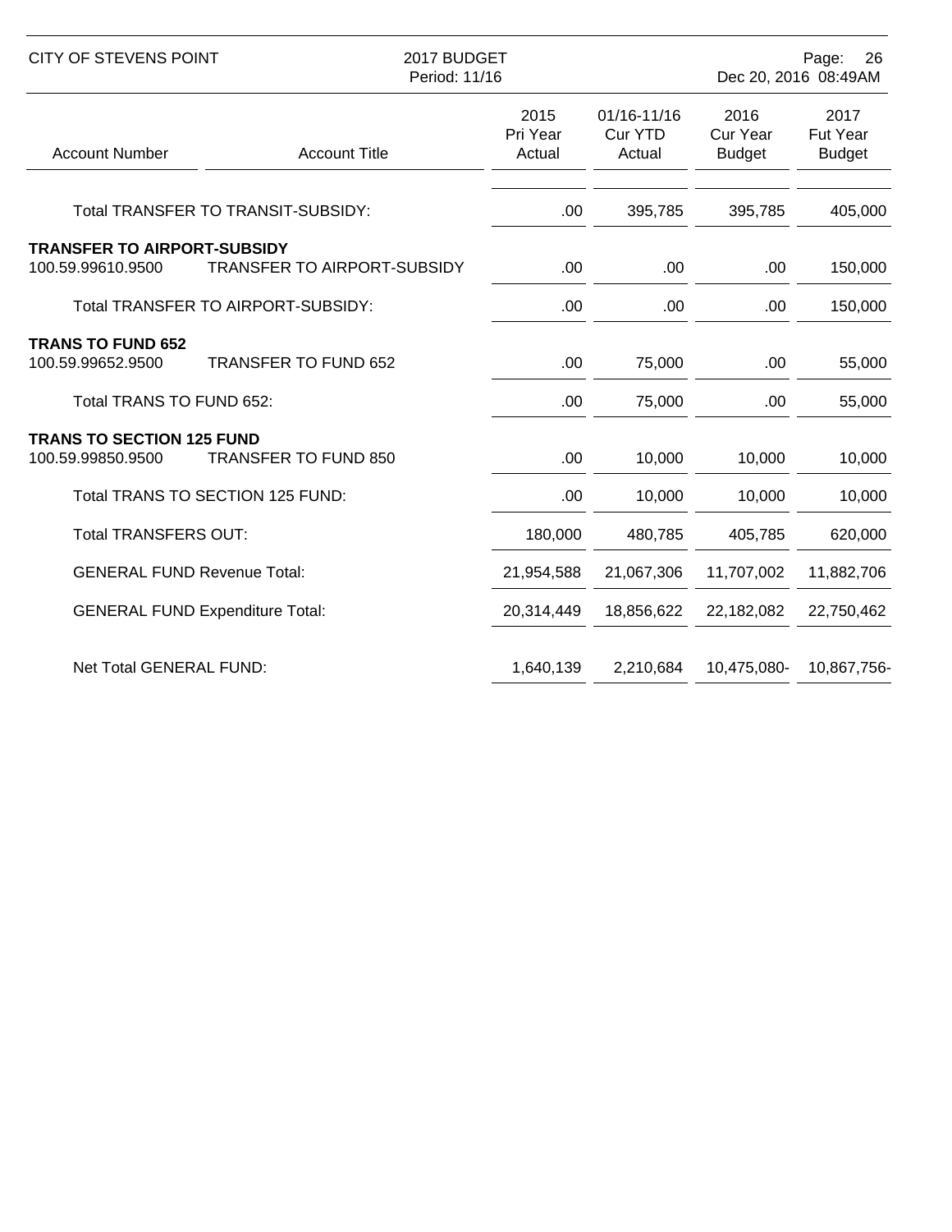| Account Number | Account Title | 2015 Pri Year Actual | 01/16-11/16 Cur YTD Actual | 2016 Cur Year Budget | 2017 Fut Year Budget |
|---|---|---|---|---|---|
| | Total TRANSFER TO TRANSIT-SUBSIDY: | .00 | 395,785 | 395,785 | 405,000 |
| **TRANSFER TO AIRPORT-SUBSIDY** | | | | | |
| 100.59.99610.9500 | TRANSFER TO AIRPORT-SUBSIDY | .00 | .00 | .00 | 150,000 |
| | Total TRANSFER TO AIRPORT-SUBSIDY: | .00 | .00 | .00 | 150,000 |
| **TRANS TO FUND 652** | | | | | |
| 100.59.99652.9500 | TRANSFER TO FUND 652 | .00 | 75,000 | .00 | 55,000 |
| | Total TRANS TO FUND 652: | .00 | 75,000 | .00 | 55,000 |
| **TRANS TO SECTION 125 FUND** | | | | | |
| 100.59.99850.9500 | TRANSFER TO FUND 850 | .00 | 10,000 | 10,000 | 10,000 |
| | Total TRANS TO SECTION 125 FUND: | .00 | 10,000 | 10,000 | 10,000 |
| | Total TRANSFERS OUT: | 180,000 | 480,785 | 405,785 | 620,000 |
| | GENERAL FUND Revenue Total: | 21,954,588 | 21,067,306 | 11,707,002 | 11,882,706 |
| | GENERAL FUND Expenditure Total: | 20,314,449 | 18,856,622 | 22,182,082 | 22,750,462 |
| | Net Total GENERAL FUND: | 1,640,139 | 2,210,684 | 10,475,080- | 10,867,756- |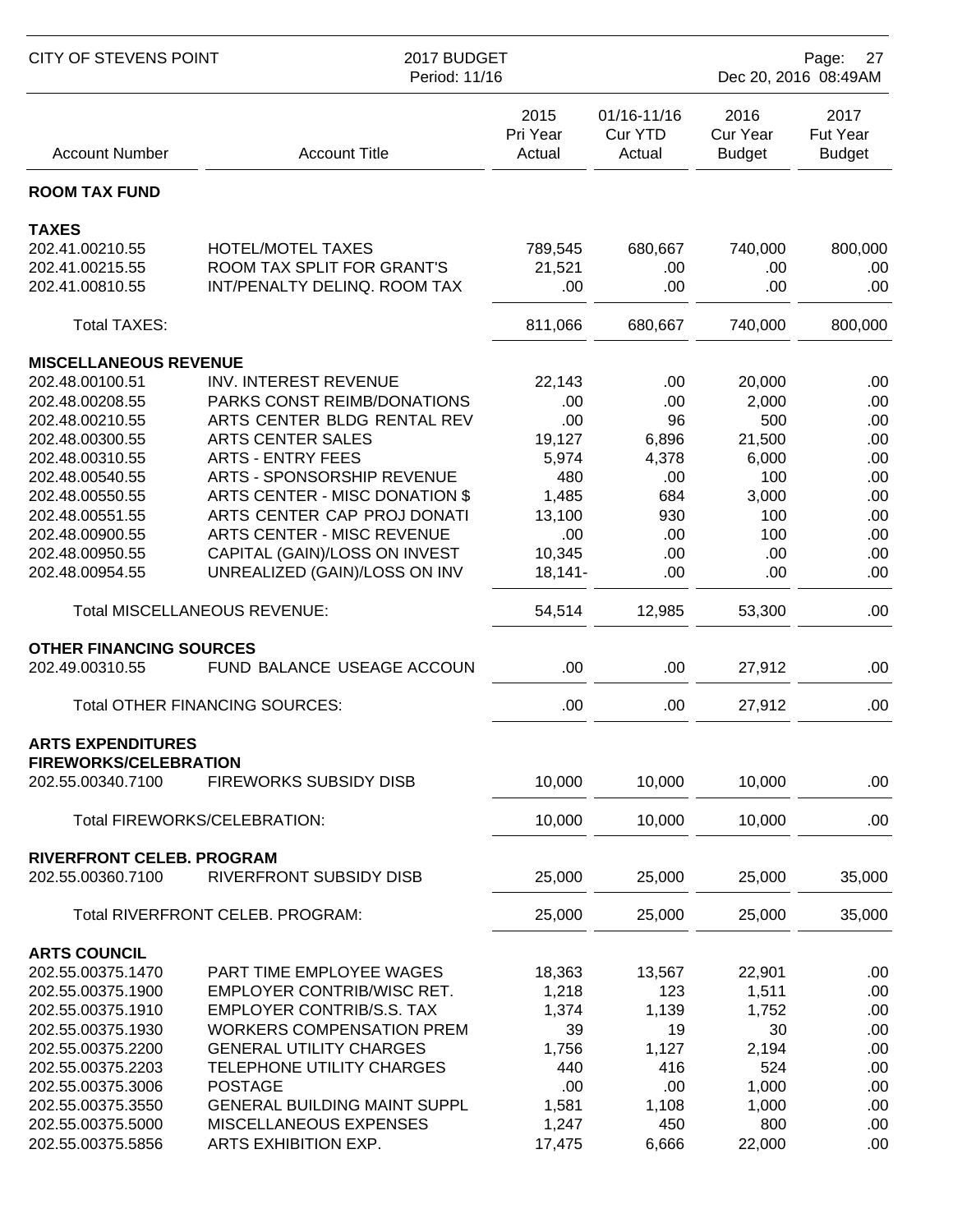| Account Number | Account Title | 2015 Pri Year Actual | 01/16-11/16 Cur YTD Actual | 2016 Cur Year Budget | 2017 Fut Year Budget |
|---|---|---|---|---|---|
| **ROOM TAX FUND** | | | | | |
| **TAXES** | | | | | |
| 202.41.00210.55 | HOTEL/MOTEL TAXES | 789,545 | 680,667 | 740,000 | 800,000 |
| 202.41.00215.55 | ROOM TAX SPLIT FOR GRANT'S | 21,521 | .00 | .00 | .00 |
| 202.41.00810.55 | INT/PENALTY DELINQ. ROOM TAX | .00 | .00 | .00 | .00 |
| Total TAXES: | | 811,066 | 680,667 | 740,000 | 800,000 |
| **MISCELLANEOUS REVENUE** | | | | | |
| 202.48.00100.51 | INV. INTEREST REVENUE | 22,143 | .00 | 20,000 | .00 |
| 202.48.00208.55 | PARKS CONST REIMB/DONATIONS | .00 | .00 | 2,000 | .00 |
| 202.48.00210.55 | ARTS CENTER BLDG RENTAL REV | .00 | 96 | 500 | .00 |
| 202.48.00300.55 | ARTS CENTER SALES | 19,127 | 6,896 | 21,500 | .00 |
| 202.48.00310.55 | ARTS - ENTRY FEES | 5,974 | 4,378 | 6,000 | .00 |
| 202.48.00540.55 | ARTS - SPONSORSHIP REVENUE | 480 | .00 | 100 | .00 |
| 202.48.00550.55 | ARTS CENTER - MISC DONATION $ | 1,485 | 684 | 3,000 | .00 |
| 202.48.00551.55 | ARTS CENTER CAP PROJ DONATI | 13,100 | 930 | 100 | .00 |
| 202.48.00900.55 | ARTS CENTER - MISC REVENUE | .00 | .00 | 100 | .00 |
| 202.48.00950.55 | CAPITAL (GAIN)/LOSS ON INVEST | 10,345 | .00 | .00 | .00 |
| 202.48.00954.55 | UNREALIZED (GAIN)/LOSS ON INV | 18,141- | .00 | .00 | .00 |
| Total MISCELLANEOUS REVENUE: | | 54,514 | 12,985 | 53,300 | .00 |
| **OTHER FINANCING SOURCES** | | | | | |
| 202.49.00310.55 | FUND BALANCE USEAGE ACCOUN | .00 | .00 | 27,912 | .00 |
| Total OTHER FINANCING SOURCES: | | .00 | .00 | 27,912 | .00 |
| **ARTS EXPENDITURES** | | | | | |
| **FIREWORKS/CELEBRATION** | | | | | |
| 202.55.00340.7100 | FIREWORKS SUBSIDY DISB | 10,000 | 10,000 | 10,000 | .00 |
| Total FIREWORKS/CELEBRATION: | | 10,000 | 10,000 | 10,000 | .00 |
| **RIVERFRONT CELEB. PROGRAM** | | | | | |
| 202.55.00360.7100 | RIVERFRONT SUBSIDY DISB | 25,000 | 25,000 | 25,000 | 35,000 |
| Total RIVERFRONT CELEB. PROGRAM: | | 25,000 | 25,000 | 25,000 | 35,000 |
| **ARTS COUNCIL** | | | | | |
| 202.55.00375.1470 | PART TIME EMPLOYEE WAGES | 18,363 | 13,567 | 22,901 | .00 |
| 202.55.00375.1900 | EMPLOYER CONTRIB/WISC RET. | 1,218 | 123 | 1,511 | .00 |
| 202.55.00375.1910 | EMPLOYER CONTRIB/S.S. TAX | 1,374 | 1,139 | 1,752 | .00 |
| 202.55.00375.1930 | WORKERS COMPENSATION PREM | 39 | 19 | 30 | .00 |
| 202.55.00375.2200 | GENERAL UTILITY CHARGES | 1,756 | 1,127 | 2,194 | .00 |
| 202.55.00375.2203 | TELEPHONE UTILITY CHARGES | 440 | 416 | 524 | .00 |
| 202.55.00375.3006 | POSTAGE | .00 | .00 | 1,000 | .00 |
| 202.55.00375.3550 | GENERAL BUILDING MAINT SUPPL | 1,581 | 1,108 | 1,000 | .00 |
| 202.55.00375.5000 | MISCELLANEOUS EXPENSES | 1,247 | 450 | 800 | .00 |
| 202.55.00375.5856 | ARTS EXHIBITION EXP. | 17,475 | 6,666 | 22,000 | .00 |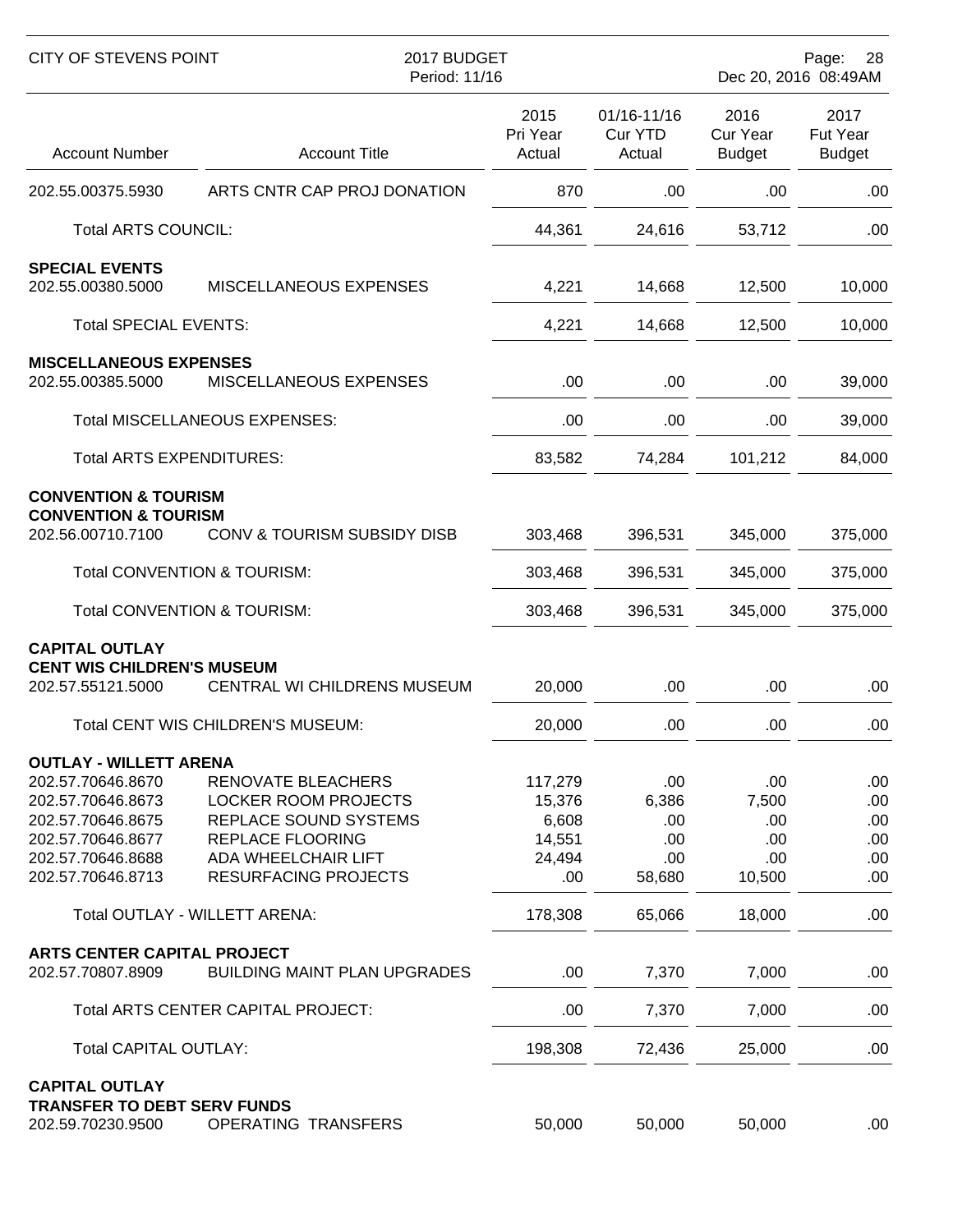| Account Number | Account Title | 2015 Pri Year Actual | 01/16-11/16 Cur YTD Actual | 2016 Cur Year Budget | 2017 Fut Year Budget |
|---|---|---|---|---|---|
| 202.55.00375.5930 | ARTS CNTR CAP PROJ DONATION | 870 | .00 | .00 | .00 |
| Total ARTS COUNCIL: | | 44,361 | 24,616 | 53,712 | .00 |
| **SPECIAL EVENTS** | | | | | |
| 202.55.00380.5000 | MISCELLANEOUS EXPENSES | 4,221 | 14,668 | 12,500 | 10,000 |
| Total SPECIAL EVENTS: | | 4,221 | 14,668 | 12,500 | 10,000 |
| **MISCELLANEOUS EXPENSES** | | | | | |
| 202.55.00385.5000 | MISCELLANEOUS EXPENSES | .00 | .00 | .00 | 39,000 |
| Total MISCELLANEOUS EXPENSES: | | .00 | .00 | .00 | 39,000 |
| Total ARTS EXPENDITURES: | | 83,582 | 74,284 | 101,212 | 84,000 |
| **CONVENTION & TOURISM** | | | | | |
| **CONVENTION & TOURISM** | | | | | |
| 202.56.00710.7100 | CONV & TOURISM SUBSIDY DISB | 303,468 | 396,531 | 345,000 | 375,000 |
| Total CONVENTION & TOURISM: | | 303,468 | 396,531 | 345,000 | 375,000 |
| Total CONVENTION & TOURISM: | | 303,468 | 396,531 | 345,000 | 375,000 |
| **CAPITAL OUTLAY** | | | | | |
| **CENT WIS CHILDREN'S MUSEUM** | | | | | |
| 202.57.55121.5000 | CENTRAL WI CHILDRENS MUSEUM | 20,000 | .00 | .00 | .00 |
| Total CENT WIS CHILDREN'S MUSEUM: | | 20,000 | .00 | .00 | .00 |
| **OUTLAY - WILLETT ARENA** | | | | | |
| 202.57.70646.8670 | RENOVATE BLEACHERS | 117,279 | .00 | .00 | .00 |
| 202.57.70646.8673 | LOCKER ROOM PROJECTS | 15,376 | 6,386 | 7,500 | .00 |
| 202.57.70646.8675 | REPLACE SOUND SYSTEMS | 6,608 | .00 | .00 | .00 |
| 202.57.70646.8677 | REPLACE FLOORING | 14,551 | .00 | .00 | .00 |
| 202.57.70646.8688 | ADA WHEELCHAIR LIFT | 24,494 | .00 | .00 | .00 |
| 202.57.70646.8713 | RESURFACING PROJECTS | .00 | 58,680 | 10,500 | .00 |
| Total OUTLAY - WILLETT ARENA: | | 178,308 | 65,066 | 18,000 | .00 |
| **ARTS CENTER CAPITAL PROJECT** | | | | | |
| 202.57.70807.8909 | BUILDING MAINT PLAN UPGRADES | .00 | 7,370 | 7,000 | .00 |
| Total ARTS CENTER CAPITAL PROJECT: | | .00 | 7,370 | 7,000 | .00 |
| Total CAPITAL OUTLAY: | | 198,308 | 72,436 | 25,000 | .00 |
| **CAPITAL OUTLAY** | | | | | |
| **TRANSFER TO DEBT SERV FUNDS** | | | | | |
| 202.59.70230.9500 | OPERATING TRANSFERS | 50,000 | 50,000 | 50,000 | .00 |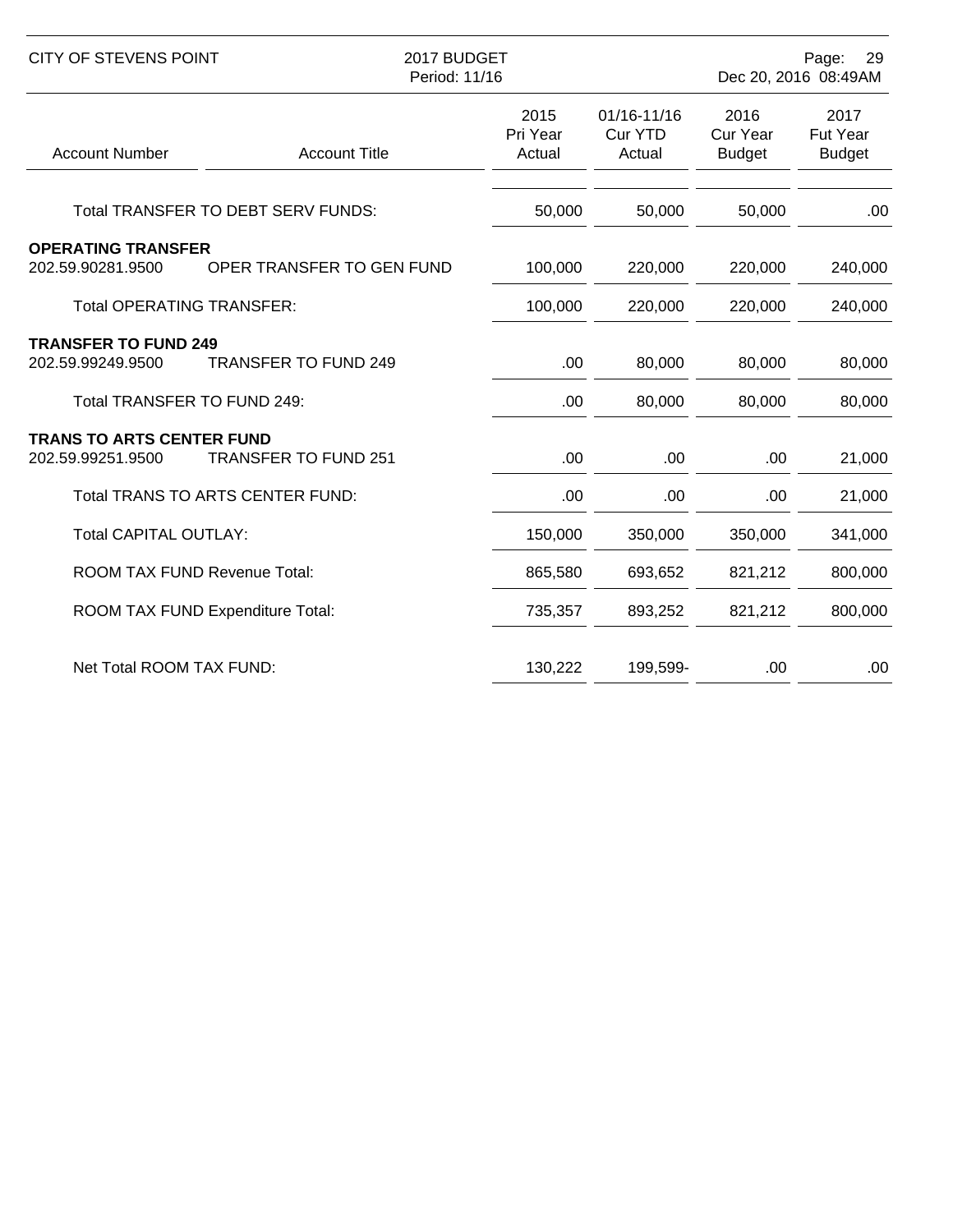| Account Number | Account Title | 2015 Pri Year Actual | 01/16-11/16 Cur YTD Actual | 2016 Cur Year Budget | 2017 Fut Year Budget |
|---|---|---|---|---|---|
| | Total TRANSFER TO DEBT SERV FUNDS: | 50,000 | 50,000 | 50,000 | .00 |
| **OPERATING TRANSFER** | | | | | |
| 202.59.90281.9500 | OPER TRANSFER TO GEN FUND | 100,000 | 220,000 | 220,000 | 240,000 |
| | Total OPERATING TRANSFER: | 100,000 | 220,000 | 220,000 | 240,000 |
| **TRANSFER TO FUND 249** | | | | | |
| 202.59.99249.9500 | TRANSFER TO FUND 249 | .00 | 80,000 | 80,000 | 80,000 |
| | Total TRANSFER TO FUND 249: | .00 | 80,000 | 80,000 | 80,000 |
| **TRANS TO ARTS CENTER FUND** | | | | | |
| 202.59.99251.9500 | TRANSFER TO FUND 251 | .00 | .00 | .00 | 21,000 |
| | Total TRANS TO ARTS CENTER FUND: | .00 | .00 | .00 | 21,000 |
| | Total CAPITAL OUTLAY: | 150,000 | 350,000 | 350,000 | 341,000 |
| | ROOM TAX FUND Revenue Total: | 865,580 | 693,652 | 821,212 | 800,000 |
| | ROOM TAX FUND Expenditure Total: | 735,357 | 893,252 | 821,212 | 800,000 |
| | Net Total ROOM TAX FUND: | 130,222 | 199,599- | .00 | .00 |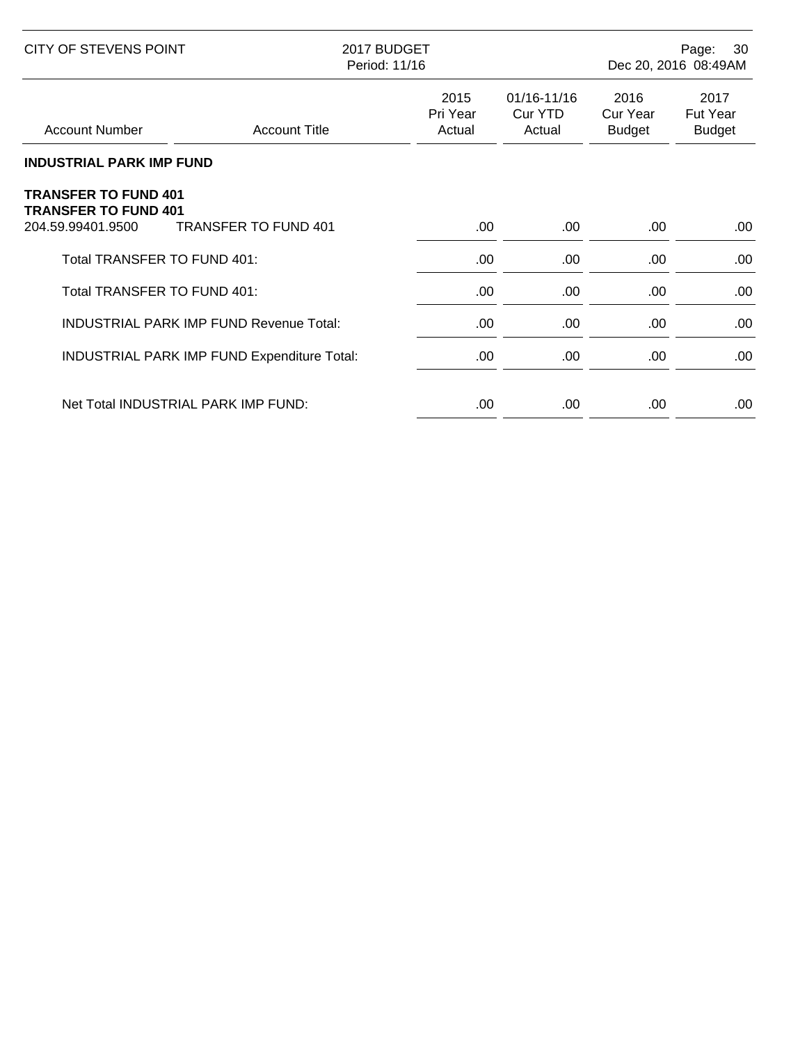| Account Number | Account Title | 2015 Pri Year Actual | 01/16-11/16 Cur YTD Actual | 2016 Cur Year Budget | 2017 Fut Year Budget |
|---|---|---|---|---|---|
| **INDUSTRIAL PARK IMP FUND** | | | | | |
| **TRANSFER TO FUND 401** | | | | | |
| **TRANSFER TO FUND 401** | | | | | |
| 204.59.99401.9500 | TRANSFER TO FUND 401 | .00 | .00 | .00 | .00 |
| Total TRANSFER TO FUND 401: | | .00 | .00 | .00 | .00 |
| Total TRANSFER TO FUND 401: | | .00 | .00 | .00 | .00 |
| INDUSTRIAL PARK IMP FUND Revenue Total: | | .00 | .00 | .00 | .00 |
| INDUSTRIAL PARK IMP FUND Expenditure Total: | | .00 | .00 | .00 | .00 |
| Net Total INDUSTRIAL PARK IMP FUND: | | .00 | .00 | .00 | .00 |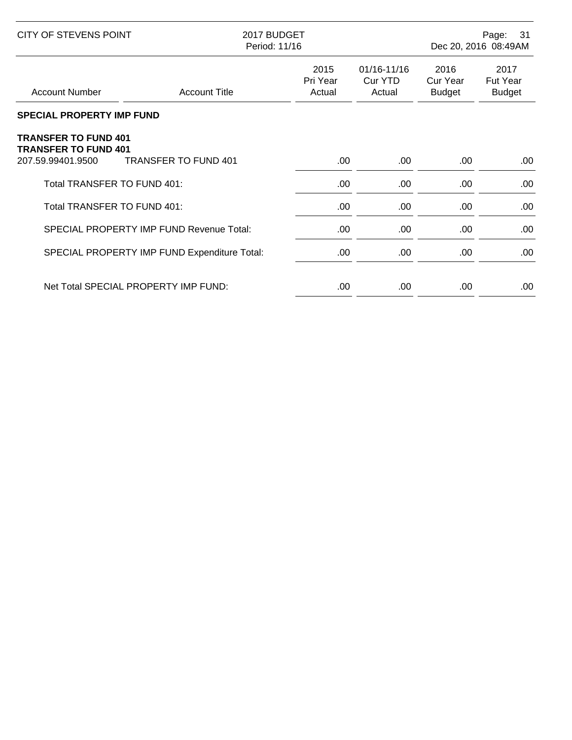| Account Number | Account Title | 2015 Pri Year Actual | 01/16-11/16 Cur YTD Actual | 2016 Cur Year Budget | 2017 Fut Year Budget |
|---|---|---|---|---|---|
| **SPECIAL PROPERTY IMP FUND** | | | | | |
| **TRANSFER TO FUND 401** | | | | | |
| **TRANSFER TO FUND 401** | | | | | |
| 207.59.99401.9500 | TRANSFER TO FUND 401 | .00 | .00 | .00 | .00 |
| Total TRANSFER TO FUND 401: | | .00 | .00 | .00 | .00 |
| Total TRANSFER TO FUND 401: | | .00 | .00 | .00 | .00 |
| SPECIAL PROPERTY IMP FUND Revenue Total: | | .00 | .00 | .00 | .00 |
| SPECIAL PROPERTY IMP FUND Expenditure Total: | | .00 | .00 | .00 | .00 |
| Net Total SPECIAL PROPERTY IMP FUND: | | .00 | .00 | .00 | .00 |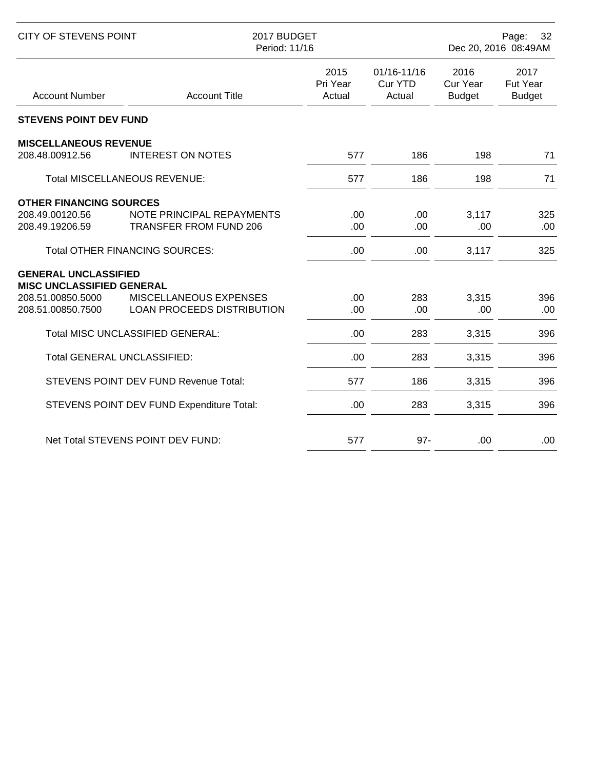CITY OF STEVENS POINT — 2017 BUDGET — Period: 11/16

| Account Number | Account Title | 2015 Pri Year Actual | 01/16-11/16 Cur YTD Actual | 2016 Cur Year Budget | 2017 Fut Year Budget |
|---|---|---|---|---|---|
| **STEVENS POINT DEV FUND** | | | | | |
| **MISCELLANEOUS REVENUE** | | | | | |
| 208.48.00912.56 | INTEREST ON NOTES | 577 | 186 | 198 | 71 |
| | Total MISCELLANEOUS REVENUE: | 577 | 186 | 198 | 71 |
| **OTHER FINANCING SOURCES** | | | | | |
| 208.49.00120.56 | NOTE PRINCIPAL REPAYMENTS | .00 | .00 | 3,117 | 325 |
| 208.49.19206.59 | TRANSFER FROM FUND 206 | .00 | .00 | .00 | .00 |
| | Total OTHER FINANCING SOURCES: | .00 | .00 | 3,117 | 325 |
| **GENERAL UNCLASSIFIED** | | | | | |
| **MISC UNCLASSIFIED GENERAL** | | | | | |
| 208.51.00850.5000 | MISCELLANEOUS EXPENSES | .00 | 283 | 3,315 | 396 |
| 208.51.00850.7500 | LOAN PROCEEDS DISTRIBUTION | .00 | .00 | .00 | .00 |
| | Total MISC UNCLASSIFIED GENERAL: | .00 | 283 | 3,315 | 396 |
| | Total GENERAL UNCLASSIFIED: | .00 | 283 | 3,315 | 396 |
| | STEVENS POINT DEV FUND Revenue Total: | 577 | 186 | 3,315 | 396 |
| | STEVENS POINT DEV FUND Expenditure Total: | .00 | 283 | 3,315 | 396 |
| | Net Total STEVENS POINT DEV FUND: | 577 | 97- | .00 | .00 |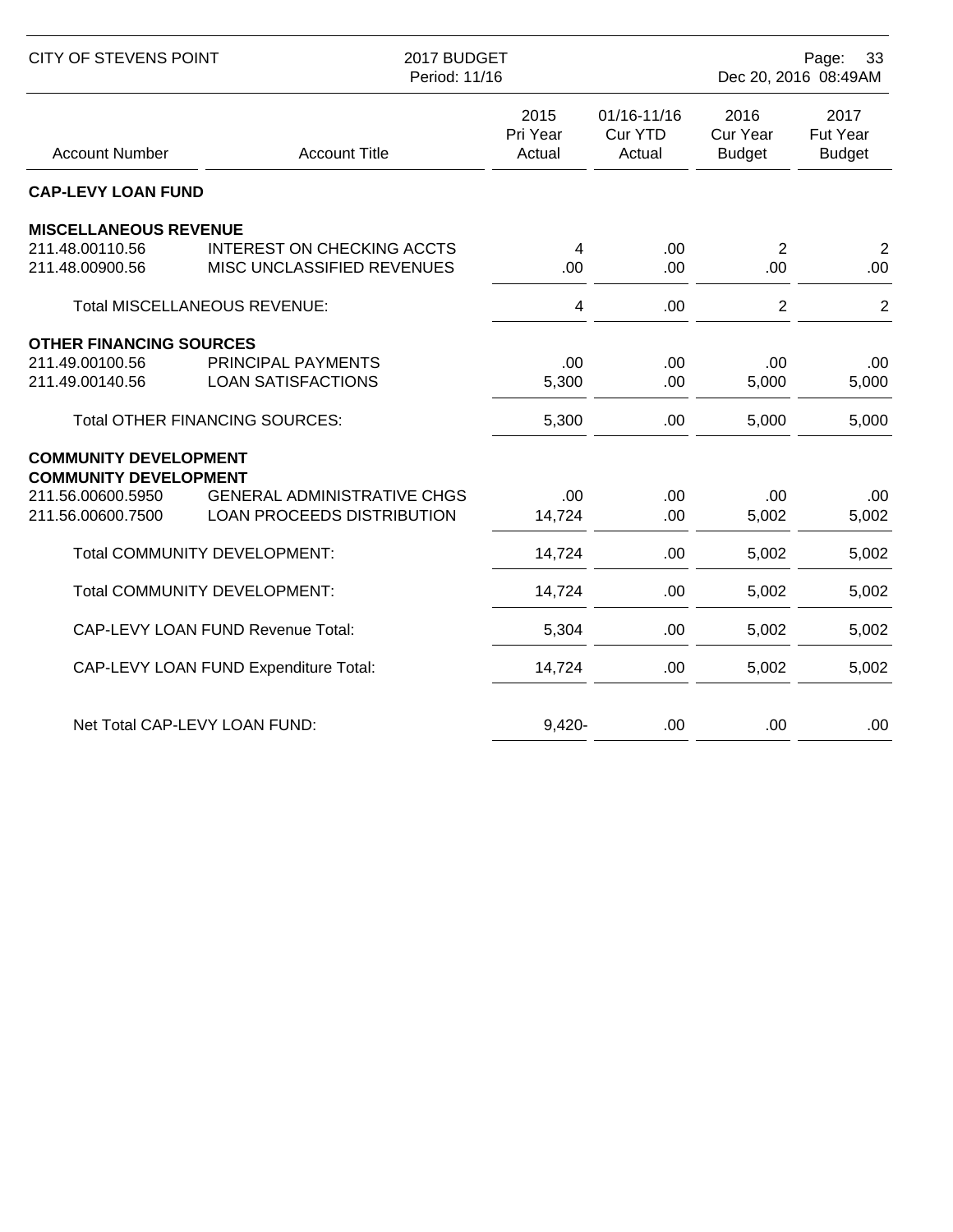| Account Number | Account Title | 2015 Pri Year Actual | 01/16-11/16 Cur YTD Actual | 2016 Cur Year Budget | 2017 Fut Year Budget |
|---|---|---|---|---|---|
| **CAP-LEVY LOAN FUND** | | | | | |
| **MISCELLANEOUS REVENUE** | | | | | |
| 211.48.00110.56 | INTEREST ON CHECKING ACCTS | 4 | .00 | 2 | 2 |
| 211.48.00900.56 | MISC UNCLASSIFIED REVENUES | .00 | .00 | .00 | .00 |
| | Total MISCELLANEOUS REVENUE: | 4 | .00 | 2 | 2 |
| **OTHER FINANCING SOURCES** | | | | | |
| 211.49.00100.56 | PRINCIPAL PAYMENTS | .00 | .00 | .00 | .00 |
| 211.49.00140.56 | LOAN SATISFACTIONS | 5,300 | .00 | 5,000 | 5,000 |
| | Total OTHER FINANCING SOURCES: | 5,300 | .00 | 5,000 | 5,000 |
| **COMMUNITY DEVELOPMENT** | | | | | |
| **COMMUNITY DEVELOPMENT** | | | | | |
| 211.56.00600.5950 | GENERAL ADMINISTRATIVE CHGS | .00 | .00 | .00 | .00 |
| 211.56.00600.7500 | LOAN PROCEEDS DISTRIBUTION | 14,724 | .00 | 5,002 | 5,002 |
| | Total COMMUNITY DEVELOPMENT: | 14,724 | .00 | 5,002 | 5,002 |
| | Total COMMUNITY DEVELOPMENT: | 14,724 | .00 | 5,002 | 5,002 |
| | CAP-LEVY LOAN FUND Revenue Total: | 5,304 | .00 | 5,002 | 5,002 |
| | CAP-LEVY LOAN FUND Expenditure Total: | 14,724 | .00 | 5,002 | 5,002 |
| | Net Total CAP-LEVY LOAN FUND: | 9,420- | .00 | .00 | .00 |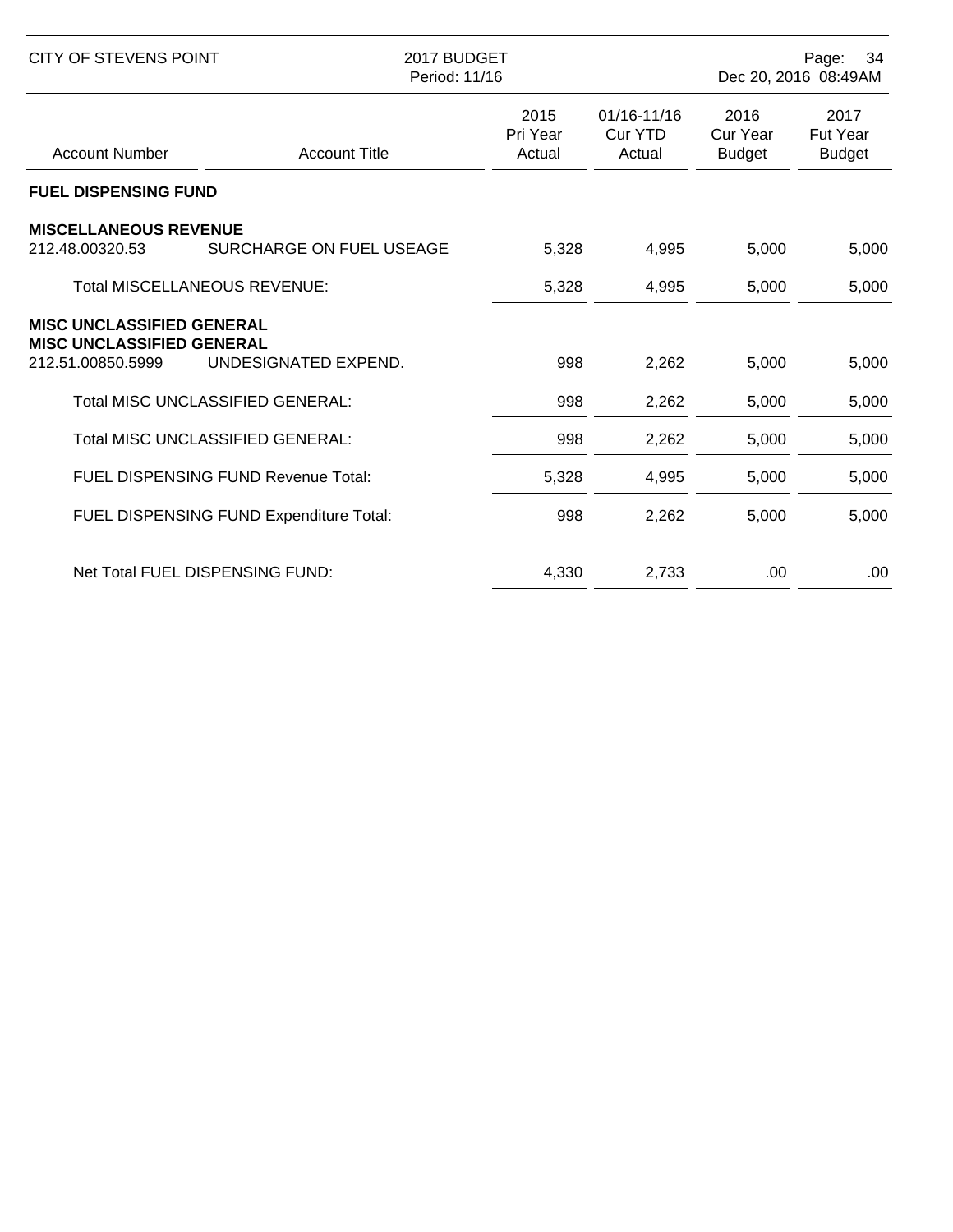CITY OF STEVENS POINT — 2017 BUDGET — Period: 11/16

| Account Number | Account Title | 2015 Pri Year Actual | 01/16-11/16 Cur YTD Actual | 2016 Cur Year Budget | 2017 Fut Year Budget |
|---|---|---|---|---|---|
| **FUEL DISPENSING FUND** | | | | | |
| **MISCELLANEOUS REVENUE** | | | | | |
| 212.48.00320.53 | SURCHARGE ON FUEL USEAGE | 5,328 | 4,995 | 5,000 | 5,000 |
| | Total MISCELLANEOUS REVENUE: | 5,328 | 4,995 | 5,000 | 5,000 |
| **MISC UNCLASSIFIED GENERAL** | | | | | |
| **MISC UNCLASSIFIED GENERAL** | | | | | |
| 212.51.00850.5999 | UNDESIGNATED EXPEND. | 998 | 2,262 | 5,000 | 5,000 |
| | Total MISC UNCLASSIFIED GENERAL: | 998 | 2,262 | 5,000 | 5,000 |
| | Total MISC UNCLASSIFIED GENERAL: | 998 | 2,262 | 5,000 | 5,000 |
| | FUEL DISPENSING FUND Revenue Total: | 5,328 | 4,995 | 5,000 | 5,000 |
| | FUEL DISPENSING FUND Expenditure Total: | 998 | 2,262 | 5,000 | 5,000 |
| | Net Total FUEL DISPENSING FUND: | 4,330 | 2,733 | .00 | .00 |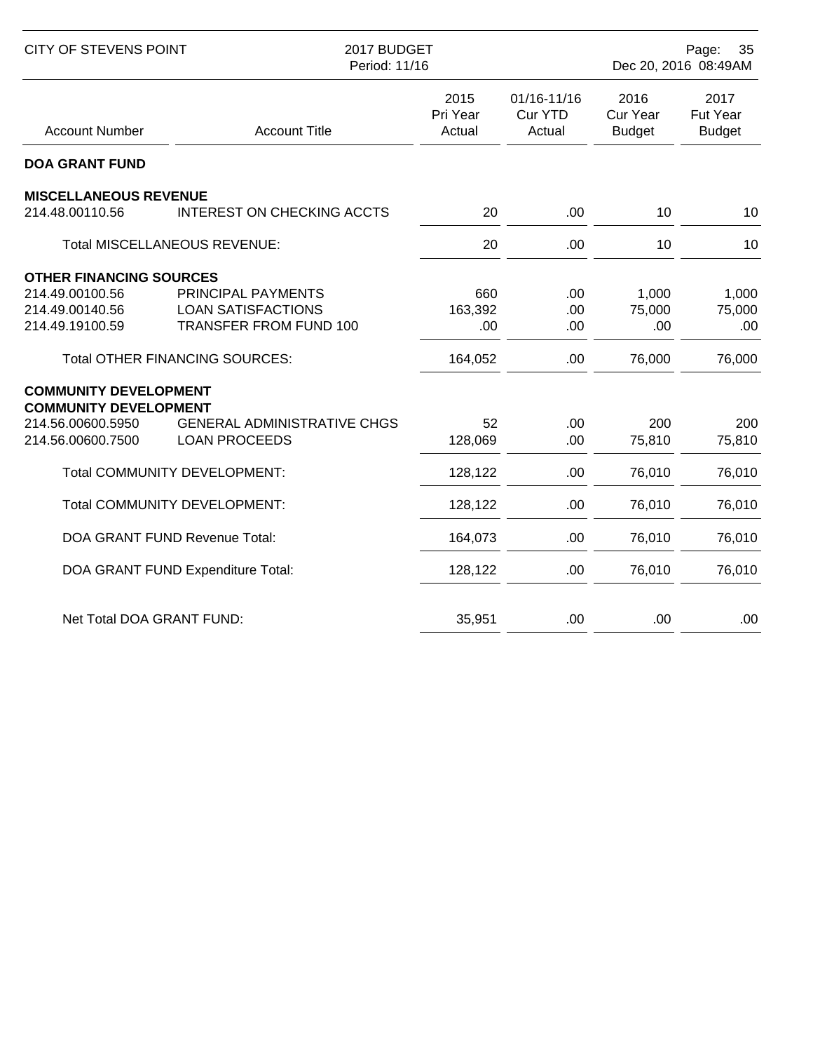CITY OF STEVENS POINT — 2017 BUDGET — Period: 11/16

| Account Number | Account Title | 2015 Pri Year Actual | 01/16-11/16 Cur YTD Actual | 2016 Cur Year Budget | 2017 Fut Year Budget |
|---|---|---|---|---|---|
| **DOA GRANT FUND** | | | | | |
| **MISCELLANEOUS REVENUE** | | | | | |
| 214.48.00110.56 | INTEREST ON CHECKING ACCTS | 20 | .00 | 10 | 10 |
| | Total MISCELLANEOUS REVENUE: | 20 | .00 | 10 | 10 |
| **OTHER FINANCING SOURCES** | | | | | |
| 214.49.00100.56 | PRINCIPAL PAYMENTS | 660 | .00 | 1,000 | 1,000 |
| 214.49.00140.56 | LOAN SATISFACTIONS | 163,392 | .00 | 75,000 | 75,000 |
| 214.49.19100.59 | TRANSFER FROM FUND 100 | .00 | .00 | .00 | .00 |
| | Total OTHER FINANCING SOURCES: | 164,052 | .00 | 76,000 | 76,000 |
| **COMMUNITY DEVELOPMENT** | | | | | |
| **COMMUNITY DEVELOPMENT** | | | | | |
| 214.56.00600.5950 | GENERAL ADMINISTRATIVE CHGS | 52 | .00 | 200 | 200 |
| 214.56.00600.7500 | LOAN PROCEEDS | 128,069 | .00 | 75,810 | 75,810 |
| | Total COMMUNITY DEVELOPMENT: | 128,122 | .00 | 76,010 | 76,010 |
| | Total COMMUNITY DEVELOPMENT: | 128,122 | .00 | 76,010 | 76,010 |
| | DOA GRANT FUND Revenue Total: | 164,073 | .00 | 76,010 | 76,010 |
| | DOA GRANT FUND Expenditure Total: | 128,122 | .00 | 76,010 | 76,010 |
| | Net Total DOA GRANT FUND: | 35,951 | .00 | .00 | .00 |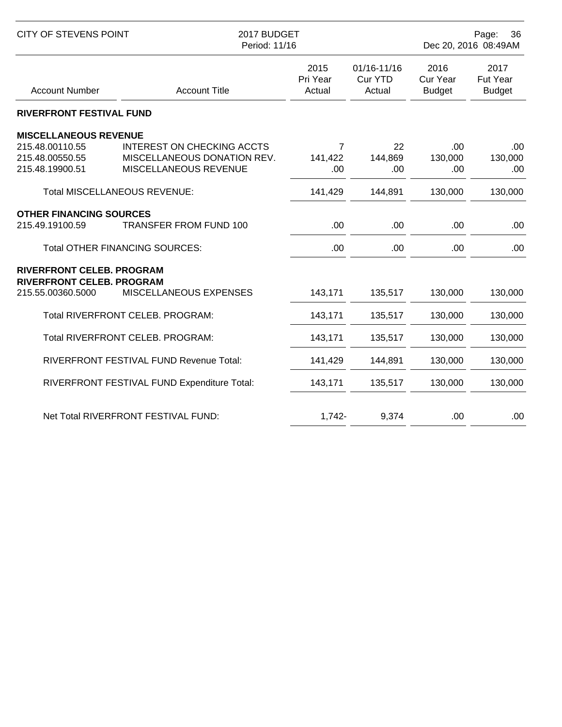| Account Number | Account Title | 2015 Pri Year Actual | 01/16-11/16 Cur YTD Actual | 2016 Cur Year Budget | 2017 Fut Year Budget |
|---|---|---|---|---|---|
| **RIVERFRONT FESTIVAL FUND** | | | | | |
| **MISCELLANEOUS REVENUE** | | | | | |
| 215.48.00110.55 | INTEREST ON CHECKING ACCTS | 7 | 22 | .00 | .00 |
| 215.48.00550.55 | MISCELLANEOUS DONATION REV. | 141,422 | 144,869 | 130,000 | 130,000 |
| 215.48.19900.51 | MISCELLANEOUS REVENUE | .00 | .00 | .00 | .00 |
| | Total MISCELLANEOUS REVENUE: | 141,429 | 144,891 | 130,000 | 130,000 |
| **OTHER FINANCING SOURCES** | | | | | |
| 215.49.19100.59 | TRANSFER FROM FUND 100 | .00 | .00 | .00 | .00 |
| | Total OTHER FINANCING SOURCES: | .00 | .00 | .00 | .00 |
| **RIVERFRONT CELEB. PROGRAM** | | | | | |
| **RIVERFRONT CELEB. PROGRAM** | | | | | |
| 215.55.00360.5000 | MISCELLANEOUS EXPENSES | 143,171 | 135,517 | 130,000 | 130,000 |
| | Total RIVERFRONT CELEB. PROGRAM: | 143,171 | 135,517 | 130,000 | 130,000 |
| | Total RIVERFRONT CELEB. PROGRAM: | 143,171 | 135,517 | 130,000 | 130,000 |
| | RIVERFRONT FESTIVAL FUND Revenue Total: | 141,429 | 144,891 | 130,000 | 130,000 |
| | RIVERFRONT FESTIVAL FUND Expenditure Total: | 143,171 | 135,517 | 130,000 | 130,000 |
| | Net Total RIVERFRONT FESTIVAL FUND: | 1,742- | 9,374 | .00 | .00 |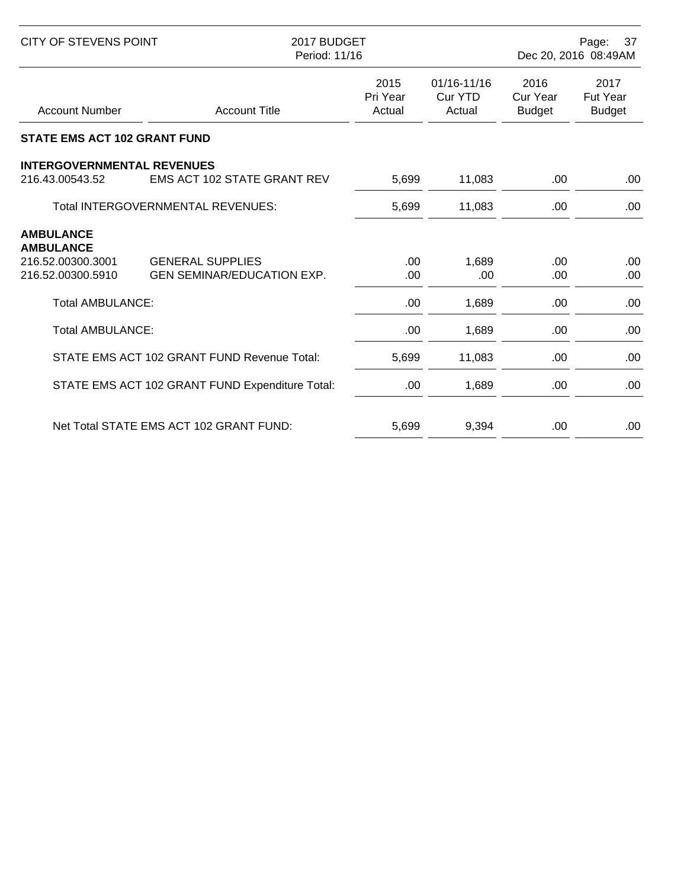CITY OF STEVENS POINT — 2017 BUDGET — Period: 11/16

| Account Number | Account Title | 2015 Pri Year Actual | 01/16-11/16 Cur YTD Actual | 2016 Cur Year Budget | 2017 Fut Year Budget |
|---|---|---|---|---|---|
| **STATE EMS ACT 102 GRANT FUND** | | | | | |
| **INTERGOVERNMENTAL REVENUES** | | | | | |
| 216.43.00543.52 | EMS ACT 102 STATE GRANT REV | 5,699 | 11,083 | .00 | .00 |
| | Total INTERGOVERNMENTAL REVENUES: | 5,699 | 11,083 | .00 | .00 |
| **AMBULANCE** | | | | | |
| **AMBULANCE** | | | | | |
| 216.52.00300.3001 | GENERAL SUPPLIES | .00 | 1,689 | .00 | .00 |
| 216.52.00300.5910 | GEN SEMINAR/EDUCATION EXP. | .00 | .00 | .00 | .00 |
| | Total AMBULANCE: | .00 | 1,689 | .00 | .00 |
| | Total AMBULANCE: | .00 | 1,689 | .00 | .00 |
| | STATE EMS ACT 102 GRANT FUND Revenue Total: | 5,699 | 11,083 | .00 | .00 |
| | STATE EMS ACT 102 GRANT FUND Expenditure Total: | .00 | 1,689 | .00 | .00 |
| | Net Total STATE EMS ACT 102 GRANT FUND: | 5,699 | 9,394 | .00 | .00 |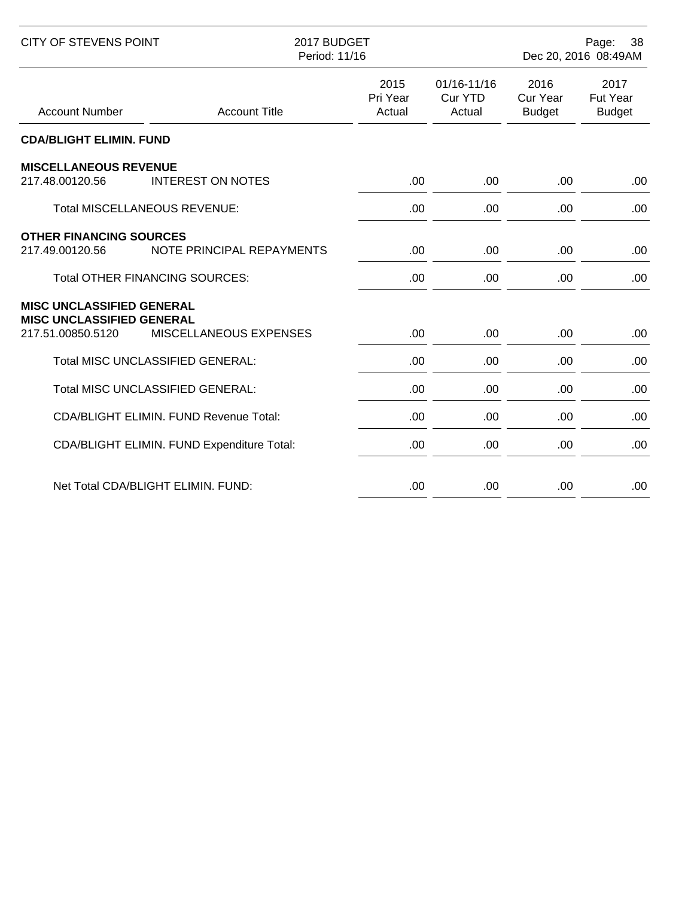| Account Number | Account Title | 2015 Pri Year Actual | 01/16-11/16 Cur YTD Actual | 2016 Cur Year Budget | 2017 Fut Year Budget |
|---|---|---|---|---|---|
| **CDA/BLIGHT ELIMIN. FUND** | | | | | |
| **MISCELLANEOUS REVENUE** | | | | | |
| 217.48.00120.56 | INTEREST ON NOTES | .00 | .00 | .00 | .00 |
| | Total MISCELLANEOUS REVENUE: | .00 | .00 | .00 | .00 |
| **OTHER FINANCING SOURCES** | | | | | |
| 217.49.00120.56 | NOTE PRINCIPAL REPAYMENTS | .00 | .00 | .00 | .00 |
| | Total OTHER FINANCING SOURCES: | .00 | .00 | .00 | .00 |
| **MISC UNCLASSIFIED GENERAL** | | | | | |
| **MISC UNCLASSIFIED GENERAL** | | | | | |
| 217.51.00850.5120 | MISCELLANEOUS EXPENSES | .00 | .00 | .00 | .00 |
| | Total MISC UNCLASSIFIED GENERAL: | .00 | .00 | .00 | .00 |
| | Total MISC UNCLASSIFIED GENERAL: | .00 | .00 | .00 | .00 |
| | CDA/BLIGHT ELIMIN. FUND Revenue Total: | .00 | .00 | .00 | .00 |
| | CDA/BLIGHT ELIMIN. FUND Expenditure Total: | .00 | .00 | .00 | .00 |
| | Net Total CDA/BLIGHT ELIMIN. FUND: | .00 | .00 | .00 | .00 |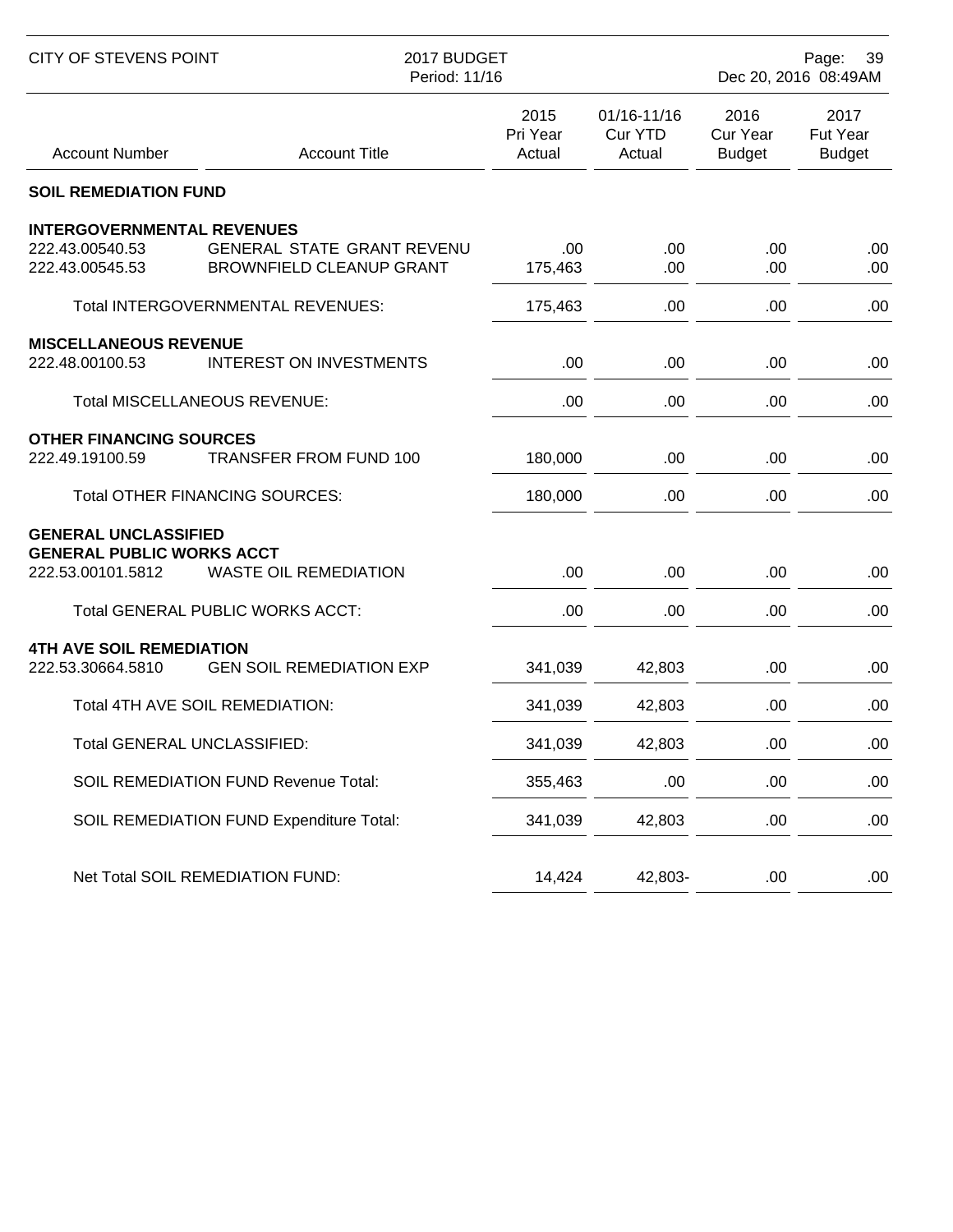| Account Number | Account Title | 2015 Pri Year Actual | 01/16-11/16 Cur YTD Actual | 2016 Cur Year Budget | 2017 Fut Year Budget |
|---|---|---|---|---|---|
| **SOIL REMEDIATION FUND** | | | | | |
| **INTERGOVERNMENTAL REVENUES** | | | | | |
| 222.43.00540.53 | GENERAL STATE GRANT REVENU | .00 | .00 | .00 | .00 |
| 222.43.00545.53 | BROWNFIELD CLEANUP GRANT | 175,463 | .00 | .00 | .00 |
| | Total INTERGOVERNMENTAL REVENUES: | 175,463 | .00 | .00 | .00 |
| **MISCELLANEOUS REVENUE** | | | | | |
| 222.48.00100.53 | INTEREST ON INVESTMENTS | .00 | .00 | .00 | .00 |
| | Total MISCELLANEOUS REVENUE: | .00 | .00 | .00 | .00 |
| **OTHER FINANCING SOURCES** | | | | | |
| 222.49.19100.59 | TRANSFER FROM FUND 100 | 180,000 | .00 | .00 | .00 |
| | Total OTHER FINANCING SOURCES: | 180,000 | .00 | .00 | .00 |
| **GENERAL UNCLASSIFIED** | | | | | |
| **GENERAL PUBLIC WORKS ACCT** | | | | | |
| 222.53.00101.5812 | WASTE OIL REMEDIATION | .00 | .00 | .00 | .00 |
| | Total GENERAL PUBLIC WORKS ACCT: | .00 | .00 | .00 | .00 |
| **4TH AVE SOIL REMEDIATION** | | | | | |
| 222.53.30664.5810 | GEN SOIL REMEDIATION EXP | 341,039 | 42,803 | .00 | .00 |
| | Total 4TH AVE SOIL REMEDIATION: | 341,039 | 42,803 | .00 | .00 |
| | Total GENERAL UNCLASSIFIED: | 341,039 | 42,803 | .00 | .00 |
| | SOIL REMEDIATION FUND Revenue Total: | 355,463 | .00 | .00 | .00 |
| | SOIL REMEDIATION FUND Expenditure Total: | 341,039 | 42,803 | .00 | .00 |
| | Net Total SOIL REMEDIATION FUND: | 14,424 | 42,803- | .00 | .00 |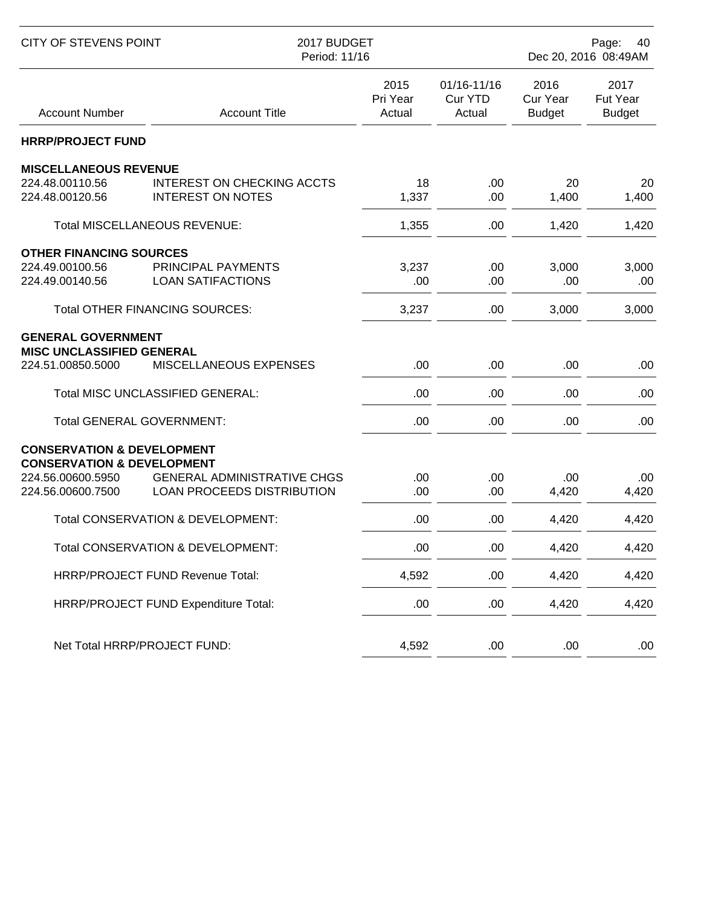CITY OF STEVENS POINT — 2017 BUDGET — Period: 11/16 — Dec 20, 2016 08:49AM

| Account Number | Account Title | 2015 Pri Year Actual | 01/16-11/16 Cur YTD Actual | 2016 Cur Year Budget | 2017 Fut Year Budget |
|---|---|---|---|---|---|
| **HRRP/PROJECT FUND** | | | | | |
| **MISCELLANEOUS REVENUE** | | | | | |
| 224.48.00110.56 | INTEREST ON CHECKING ACCTS | 18 | .00 | 20 | 20 |
| 224.48.00120.56 | INTEREST ON NOTES | 1,337 | .00 | 1,400 | 1,400 |
| | Total MISCELLANEOUS REVENUE: | 1,355 | .00 | 1,420 | 1,420 |
| **OTHER FINANCING SOURCES** | | | | | |
| 224.49.00100.56 | PRINCIPAL PAYMENTS | 3,237 | .00 | 3,000 | 3,000 |
| 224.49.00140.56 | LOAN SATIFACTIONS | .00 | .00 | .00 | .00 |
| | Total OTHER FINANCING SOURCES: | 3,237 | .00 | 3,000 | 3,000 |
| **GENERAL GOVERNMENT** | | | | | |
| **MISC UNCLASSIFIED GENERAL** | | | | | |
| 224.51.00850.5000 | MISCELLANEOUS EXPENSES | .00 | .00 | .00 | .00 |
| | Total MISC UNCLASSIFIED GENERAL: | .00 | .00 | .00 | .00 |
| | Total GENERAL GOVERNMENT: | .00 | .00 | .00 | .00 |
| **CONSERVATION & DEVELOPMENT** | | | | | |
| **CONSERVATION & DEVELOPMENT** | | | | | |
| 224.56.00600.5950 | GENERAL ADMINISTRATIVE CHGS | .00 | .00 | .00 | .00 |
| 224.56.00600.7500 | LOAN PROCEEDS DISTRIBUTION | .00 | .00 | 4,420 | 4,420 |
| | Total CONSERVATION & DEVELOPMENT: | .00 | .00 | 4,420 | 4,420 |
| | Total CONSERVATION & DEVELOPMENT: | .00 | .00 | 4,420 | 4,420 |
| | HRRP/PROJECT FUND Revenue Total: | 4,592 | .00 | 4,420 | 4,420 |
| | HRRP/PROJECT FUND Expenditure Total: | .00 | .00 | 4,420 | 4,420 |
| | Net Total HRRP/PROJECT FUND: | 4,592 | .00 | .00 | .00 |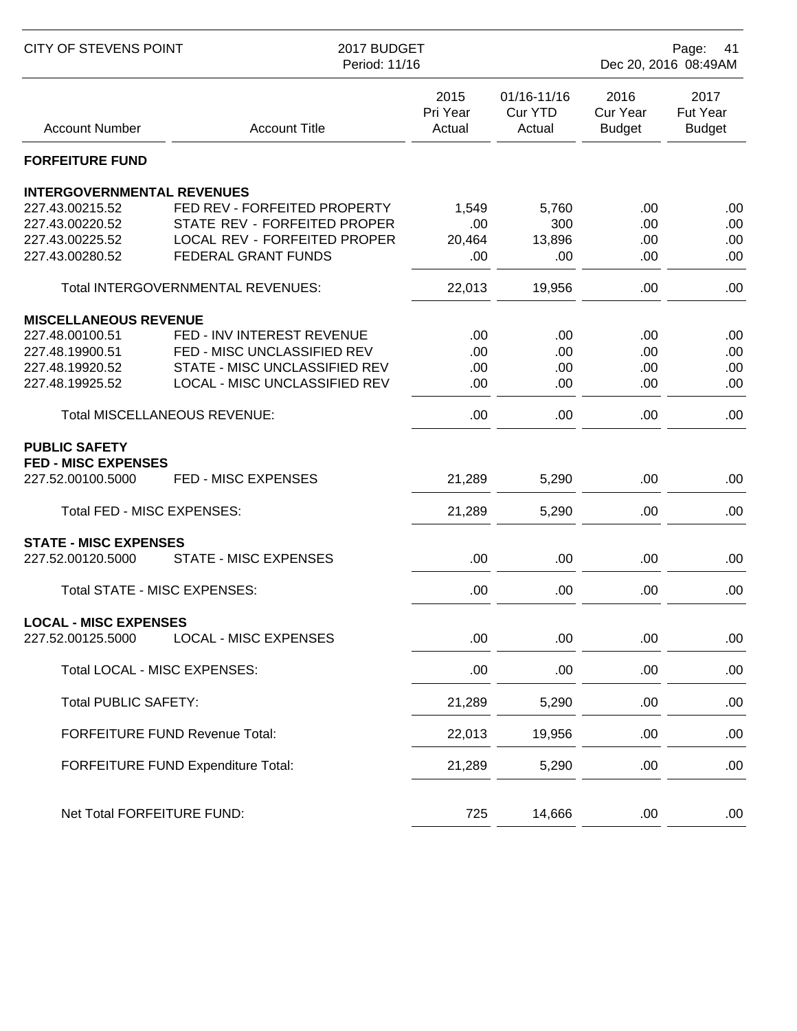CITY OF STEVENS POINT — 2017 BUDGET — Period: 11/16

| Account Number | Account Title | 2015 Pri Year Actual | 01/16-11/16 Cur YTD Actual | 2016 Cur Year Budget | 2017 Fut Year Budget |
|---|---|---|---|---|---|
| **FORFEITURE FUND** | | | | | |
| **INTERGOVERNMENTAL REVENUES** | | | | | |
| 227.43.00215.52 | FED REV - FORFEITED PROPERTY | 1,549 | 5,760 | .00 | .00 |
| 227.43.00220.52 | STATE REV - FORFEITED PROPER | .00 | 300 | .00 | .00 |
| 227.43.00225.52 | LOCAL REV - FORFEITED PROPER | 20,464 | 13,896 | .00 | .00 |
| 227.43.00280.52 | FEDERAL GRANT FUNDS | .00 | .00 | .00 | .00 |
| | Total INTERGOVERNMENTAL REVENUES: | 22,013 | 19,956 | .00 | .00 |
| **MISCELLANEOUS REVENUE** | | | | | |
| 227.48.00100.51 | FED - INV INTEREST REVENUE | .00 | .00 | .00 | .00 |
| 227.48.19900.51 | FED - MISC UNCLASSIFIED REV | .00 | .00 | .00 | .00 |
| 227.48.19920.52 | STATE - MISC UNCLASSIFIED REV | .00 | .00 | .00 | .00 |
| 227.48.19925.52 | LOCAL - MISC UNCLASSIFIED REV | .00 | .00 | .00 | .00 |
| | Total MISCELLANEOUS REVENUE: | .00 | .00 | .00 | .00 |
| **PUBLIC SAFETY** | | | | | |
| **FED - MISC EXPENSES** | | | | | |
| 227.52.00100.5000 | FED - MISC EXPENSES | 21,289 | 5,290 | .00 | .00 |
| | Total FED - MISC EXPENSES: | 21,289 | 5,290 | .00 | .00 |
| **STATE - MISC EXPENSES** | | | | | |
| 227.52.00120.5000 | STATE - MISC EXPENSES | .00 | .00 | .00 | .00 |
| | Total STATE - MISC EXPENSES: | .00 | .00 | .00 | .00 |
| **LOCAL - MISC EXPENSES** | | | | | |
| 227.52.00125.5000 | LOCAL - MISC EXPENSES | .00 | .00 | .00 | .00 |
| | Total LOCAL - MISC EXPENSES: | .00 | .00 | .00 | .00 |
| | Total PUBLIC SAFETY: | 21,289 | 5,290 | .00 | .00 |
| | FORFEITURE FUND Revenue Total: | 22,013 | 19,956 | .00 | .00 |
| | FORFEITURE FUND Expenditure Total: | 21,289 | 5,290 | .00 | .00 |
| | Net Total FORFEITURE FUND: | 725 | 14,666 | .00 | .00 |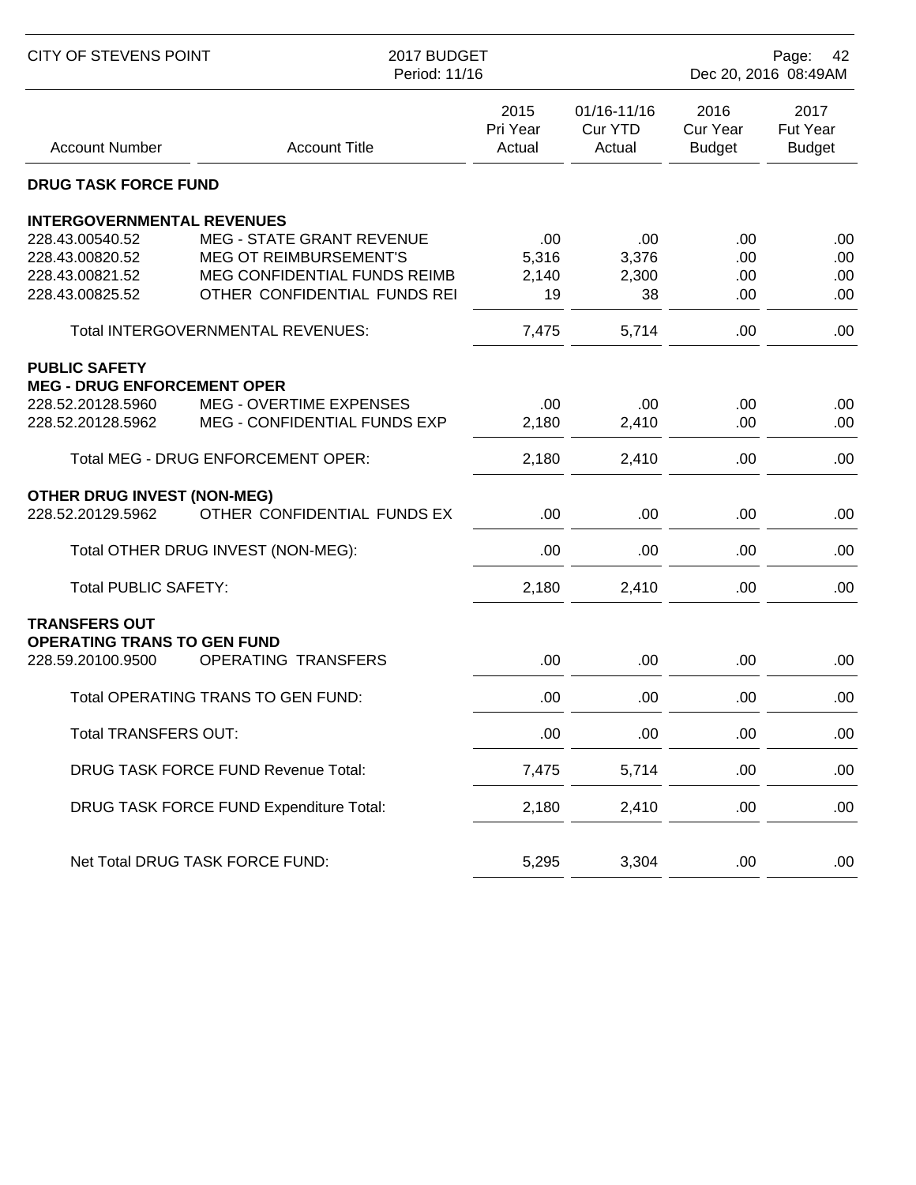| Account Number | Account Title | 2015 Pri Year Actual | 01/16-11/16 Cur YTD Actual | 2016 Cur Year Budget | 2017 Fut Year Budget |
|---|---|---|---|---|---|
| **DRUG TASK FORCE FUND** | | | | | |
| **INTERGOVERNMENTAL REVENUES** | | | | | |
| 228.43.00540.52 | MEG - STATE GRANT REVENUE | .00 | .00 | .00 | .00 |
| 228.43.00820.52 | MEG OT REIMBURSEMENT'S | 5,316 | 3,376 | .00 | .00 |
| 228.43.00821.52 | MEG CONFIDENTIAL FUNDS REIMB | 2,140 | 2,300 | .00 | .00 |
| 228.43.00825.52 | OTHER CONFIDENTIAL FUNDS REI | 19 | 38 | .00 | .00 |
| | Total INTERGOVERNMENTAL REVENUES: | 7,475 | 5,714 | .00 | .00 |
| **PUBLIC SAFETY** | | | | | |
| **MEG - DRUG ENFORCEMENT OPER** | | | | | |
| 228.52.20128.5960 | MEG - OVERTIME EXPENSES | .00 | .00 | .00 | .00 |
| 228.52.20128.5962 | MEG - CONFIDENTIAL FUNDS EXP | 2,180 | 2,410 | .00 | .00 |
| | Total MEG - DRUG ENFORCEMENT OPER: | 2,180 | 2,410 | .00 | .00 |
| **OTHER DRUG INVEST (NON-MEG)** | | | | | |
| 228.52.20129.5962 | OTHER CONFIDENTIAL FUNDS EX | .00 | .00 | .00 | .00 |
| | Total OTHER DRUG INVEST (NON-MEG): | .00 | .00 | .00 | .00 |
| | Total PUBLIC SAFETY: | 2,180 | 2,410 | .00 | .00 |
| **TRANSFERS OUT** | | | | | |
| **OPERATING TRANS TO GEN FUND** | | | | | |
| 228.59.20100.9500 | OPERATING TRANSFERS | .00 | .00 | .00 | .00 |
| | Total OPERATING TRANS TO GEN FUND: | .00 | .00 | .00 | .00 |
| | Total TRANSFERS OUT: | .00 | .00 | .00 | .00 |
| | DRUG TASK FORCE FUND Revenue Total: | 7,475 | 5,714 | .00 | .00 |
| | DRUG TASK FORCE FUND Expenditure Total: | 2,180 | 2,410 | .00 | .00 |
| | Net Total DRUG TASK FORCE FUND: | 5,295 | 3,304 | .00 | .00 |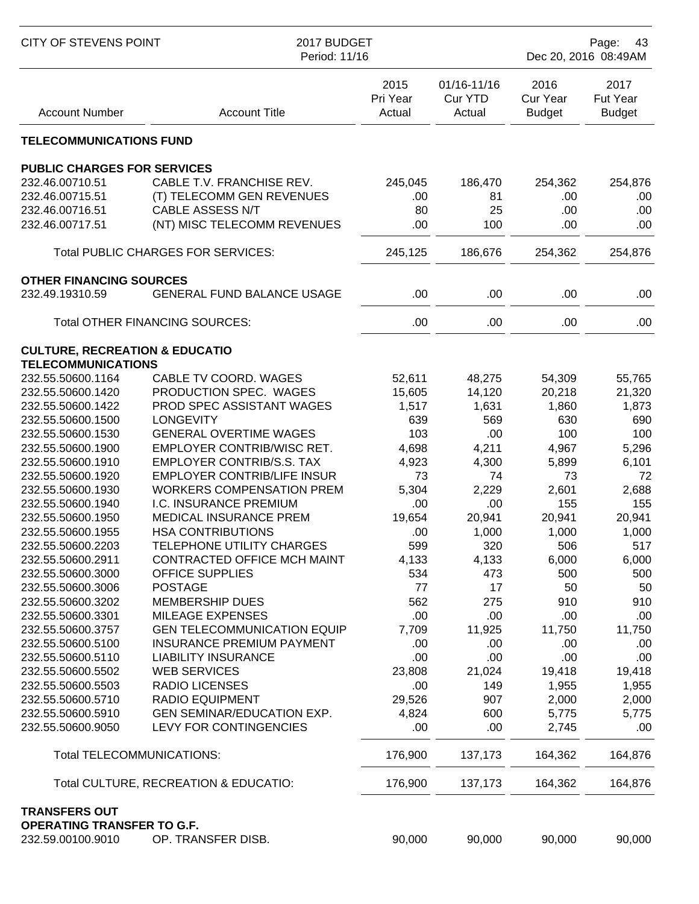CITY OF STEVENS POINT — 2017 BUDGET — Period: 11/16

| Account Number | Account Title | 2015 Pri Year Actual | 01/16-11/16 Cur YTD Actual | 2016 Cur Year Budget | 2017 Fut Year Budget |
|---|---|---|---|---|---|
| **TELECOMMUNICATIONS FUND** | | | | | |
| **PUBLIC CHARGES FOR SERVICES** | | | | | |
| 232.46.00710.51 | CABLE T.V. FRANCHISE REV. | 245,045 | 186,470 | 254,362 | 254,876 |
| 232.46.00715.51 | (T) TELECOMM GEN REVENUES | .00 | 81 | .00 | .00 |
| 232.46.00716.51 | CABLE ASSESS N/T | 80 | 25 | .00 | .00 |
| 232.46.00717.51 | (NT) MISC TELECOMM REVENUES | .00 | 100 | .00 | .00 |
| | Total PUBLIC CHARGES FOR SERVICES: | 245,125 | 186,676 | 254,362 | 254,876 |
| **OTHER FINANCING SOURCES** | | | | | |
| 232.49.19310.59 | GENERAL FUND BALANCE USAGE | .00 | .00 | .00 | .00 |
| | Total OTHER FINANCING SOURCES: | .00 | .00 | .00 | .00 |
| **CULTURE, RECREATION & EDUCATIO** | | | | | |
| **TELECOMMUNICATIONS** | | | | | |
| 232.55.50600.1164 | CABLE TV COORD. WAGES | 52,611 | 48,275 | 54,309 | 55,765 |
| 232.55.50600.1420 | PRODUCTION SPEC. WAGES | 15,605 | 14,120 | 20,218 | 21,320 |
| 232.55.50600.1422 | PROD SPEC ASSISTANT WAGES | 1,517 | 1,631 | 1,860 | 1,873 |
| 232.55.50600.1500 | LONGEVITY | 639 | 569 | 630 | 690 |
| 232.55.50600.1530 | GENERAL OVERTIME WAGES | 103 | .00 | 100 | 100 |
| 232.55.50600.1900 | EMPLOYER CONTRIB/WISC RET. | 4,698 | 4,211 | 4,967 | 5,296 |
| 232.55.50600.1910 | EMPLOYER CONTRIB/S.S. TAX | 4,923 | 4,300 | 5,899 | 6,101 |
| 232.55.50600.1920 | EMPLOYER CONTRIB/LIFE INSUR | 73 | 74 | 73 | 72 |
| 232.55.50600.1930 | WORKERS COMPENSATION PREM | 5,304 | 2,229 | 2,601 | 2,688 |
| 232.55.50600.1940 | I.C. INSURANCE PREMIUM | .00 | .00 | 155 | 155 |
| 232.55.50600.1950 | MEDICAL INSURANCE PREM | 19,654 | 20,941 | 20,941 | 20,941 |
| 232.55.50600.1955 | HSA CONTRIBUTIONS | .00 | 1,000 | 1,000 | 1,000 |
| 232.55.50600.2203 | TELEPHONE UTILITY CHARGES | 599 | 320 | 506 | 517 |
| 232.55.50600.2911 | CONTRACTED OFFICE MCH MAINT | 4,133 | 4,133 | 6,000 | 6,000 |
| 232.55.50600.3000 | OFFICE SUPPLIES | 534 | 473 | 500 | 500 |
| 232.55.50600.3006 | POSTAGE | 77 | 17 | 50 | 50 |
| 232.55.50600.3202 | MEMBERSHIP DUES | 562 | 275 | 910 | 910 |
| 232.55.50600.3301 | MILEAGE EXPENSES | .00 | .00 | .00 | .00 |
| 232.55.50600.3757 | GEN TELECOMMUNICATION EQUIP | 7,709 | 11,925 | 11,750 | 11,750 |
| 232.55.50600.5100 | INSURANCE PREMIUM PAYMENT | .00 | .00 | .00 | .00 |
| 232.55.50600.5110 | LIABILITY INSURANCE | .00 | .00 | .00 | .00 |
| 232.55.50600.5502 | WEB SERVICES | 23,808 | 21,024 | 19,418 | 19,418 |
| 232.55.50600.5503 | RADIO LICENSES | .00 | 149 | 1,955 | 1,955 |
| 232.55.50600.5710 | RADIO EQUIPMENT | 29,526 | 907 | 2,000 | 2,000 |
| 232.55.50600.5910 | GEN SEMINAR/EDUCATION EXP. | 4,824 | 600 | 5,775 | 5,775 |
| 232.55.50600.9050 | LEVY FOR CONTINGENCIES | .00 | .00 | 2,745 | .00 |
| | Total TELECOMMUNICATIONS: | 176,900 | 137,173 | 164,362 | 164,876 |
| | Total CULTURE, RECREATION & EDUCATIO: | 176,900 | 137,173 | 164,362 | 164,876 |
| **TRANSFERS OUT** | | | | | |
| **OPERATING TRANSFER TO G.F.** | | | | | |
| 232.59.00100.9010 | OP. TRANSFER DISB. | 90,000 | 90,000 | 90,000 | 90,000 |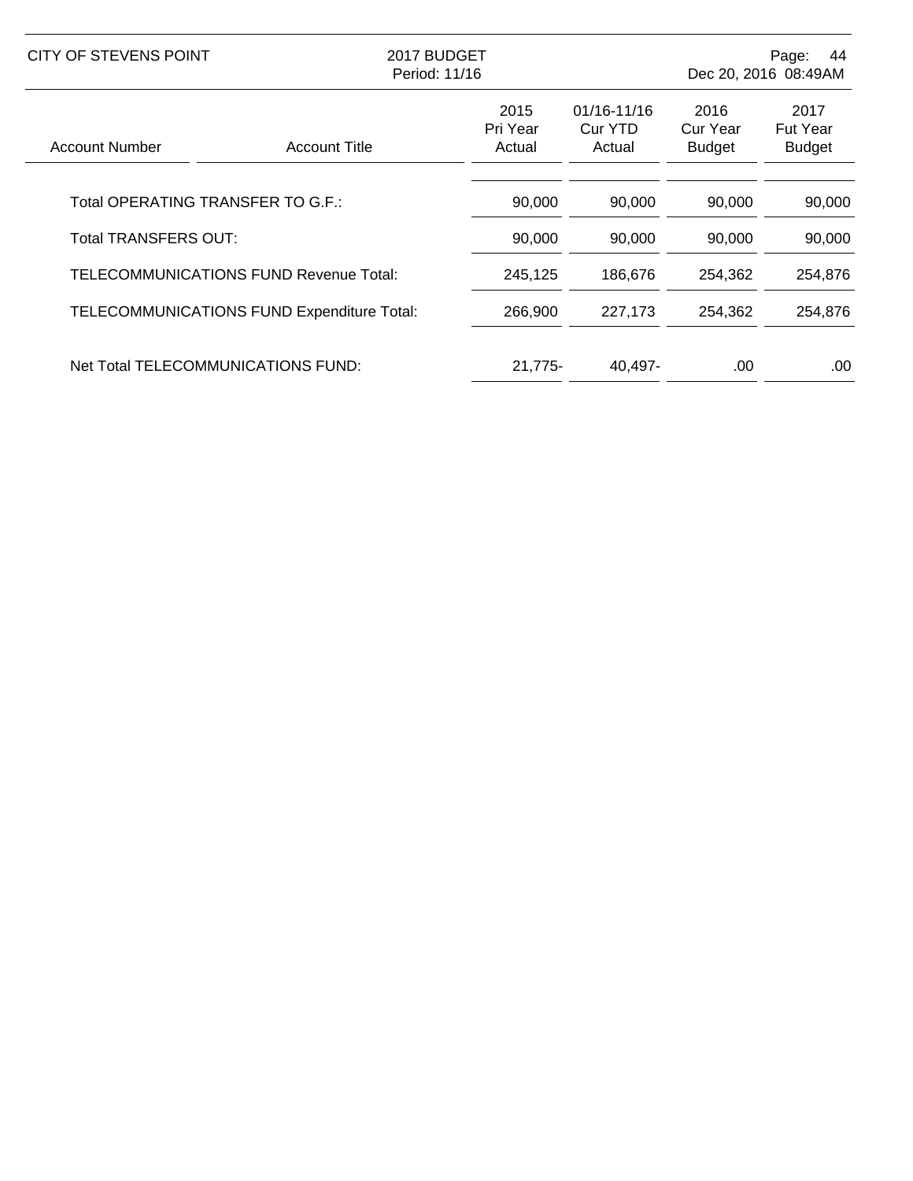| Account Number | Account Title | 2015 Pri Year Actual | 01/16-11/16 Cur YTD Actual | 2016 Cur Year Budget | 2017 Fut Year Budget |
|---|---|---|---|---|---|
| Total OPERATING TRANSFER TO G.F.: | | 90,000 | 90,000 | 90,000 | 90,000 |
| Total TRANSFERS OUT: | | 90,000 | 90,000 | 90,000 | 90,000 |
| TELECOMMUNICATIONS FUND Revenue Total: | | 245,125 | 186,676 | 254,362 | 254,876 |
| TELECOMMUNICATIONS FUND Expenditure Total: | | 266,900 | 227,173 | 254,362 | 254,876 |
| Net Total TELECOMMUNICATIONS FUND: | | 21,775- | 40,497- | .00 | .00 |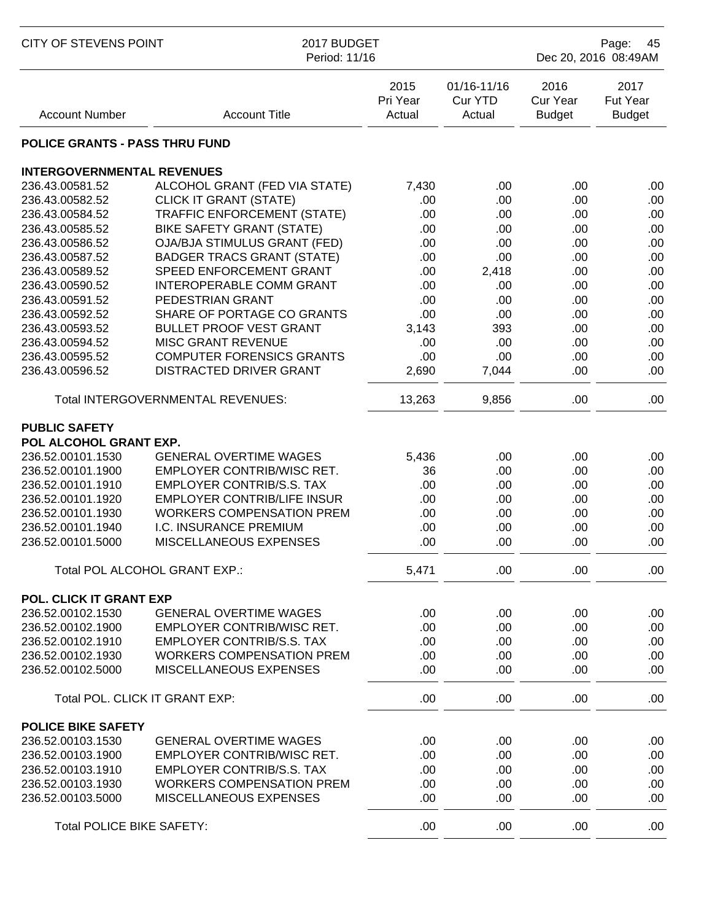## POLICE GRANTS - PASS THRU FUND

| Account Number | Account Title | 2015 Pri Year Actual | 01/16-11/16 Cur YTD Actual | 2016 Cur Year Budget | 2017 Fut Year Budget |
|---|---|---|---|---|---|
| **INTERGOVERNMENTAL REVENUES** | | | | | |
| 236.43.00581.52 | ALCOHOL GRANT (FED VIA STATE) | 7,430 | .00 | .00 | .00 |
| 236.43.00582.52 | CLICK IT GRANT (STATE) | .00 | .00 | .00 | .00 |
| 236.43.00584.52 | TRAFFIC ENFORCEMENT (STATE) | .00 | .00 | .00 | .00 |
| 236.43.00585.52 | BIKE SAFETY GRANT (STATE) | .00 | .00 | .00 | .00 |
| 236.43.00586.52 | OJA/BJA STIMULUS GRANT (FED) | .00 | .00 | .00 | .00 |
| 236.43.00587.52 | BADGER TRACS GRANT (STATE) | .00 | .00 | .00 | .00 |
| 236.43.00589.52 | SPEED ENFORCEMENT GRANT | .00 | 2,418 | .00 | .00 |
| 236.43.00590.52 | INTEROPERABLE COMM GRANT | .00 | .00 | .00 | .00 |
| 236.43.00591.52 | PEDESTRIAN GRANT | .00 | .00 | .00 | .00 |
| 236.43.00592.52 | SHARE OF PORTAGE CO GRANTS | .00 | .00 | .00 | .00 |
| 236.43.00593.52 | BULLET PROOF VEST GRANT | 3,143 | 393 | .00 | .00 |
| 236.43.00594.52 | MISC GRANT REVENUE | .00 | .00 | .00 | .00 |
| 236.43.00595.52 | COMPUTER FORENSICS GRANTS | .00 | .00 | .00 | .00 |
| 236.43.00596.52 | DISTRACTED DRIVER GRANT | 2,690 | 7,044 | .00 | .00 |
| | Total INTERGOVERNMENTAL REVENUES: | 13,263 | 9,856 | .00 | .00 |
| **PUBLIC SAFETY** | | | | | |
| **POL ALCOHOL GRANT EXP.** | | | | | |
| 236.52.00101.1530 | GENERAL OVERTIME WAGES | 5,436 | .00 | .00 | .00 |
| 236.52.00101.1900 | EMPLOYER CONTRIB/WISC RET. | 36 | .00 | .00 | .00 |
| 236.52.00101.1910 | EMPLOYER CONTRIB/S.S. TAX | .00 | .00 | .00 | .00 |
| 236.52.00101.1920 | EMPLOYER CONTRIB/LIFE INSUR | .00 | .00 | .00 | .00 |
| 236.52.00101.1930 | WORKERS COMPENSATION PREM | .00 | .00 | .00 | .00 |
| 236.52.00101.1940 | I.C. INSURANCE PREMIUM | .00 | .00 | .00 | .00 |
| 236.52.00101.5000 | MISCELLANEOUS EXPENSES | .00 | .00 | .00 | .00 |
| | Total POL ALCOHOL GRANT EXP.: | 5,471 | .00 | .00 | .00 |
| **POL. CLICK IT GRANT EXP** | | | | | |
| 236.52.00102.1530 | GENERAL OVERTIME WAGES | .00 | .00 | .00 | .00 |
| 236.52.00102.1900 | EMPLOYER CONTRIB/WISC RET. | .00 | .00 | .00 | .00 |
| 236.52.00102.1910 | EMPLOYER CONTRIB/S.S. TAX | .00 | .00 | .00 | .00 |
| 236.52.00102.1930 | WORKERS COMPENSATION PREM | .00 | .00 | .00 | .00 |
| 236.52.00102.5000 | MISCELLANEOUS EXPENSES | .00 | .00 | .00 | .00 |
| | Total POL. CLICK IT GRANT EXP: | .00 | .00 | .00 | .00 |
| **POLICE BIKE SAFETY** | | | | | |
| 236.52.00103.1530 | GENERAL OVERTIME WAGES | .00 | .00 | .00 | .00 |
| 236.52.00103.1900 | EMPLOYER CONTRIB/WISC RET. | .00 | .00 | .00 | .00 |
| 236.52.00103.1910 | EMPLOYER CONTRIB/S.S. TAX | .00 | .00 | .00 | .00 |
| 236.52.00103.1930 | WORKERS COMPENSATION PREM | .00 | .00 | .00 | .00 |
| 236.52.00103.5000 | MISCELLANEOUS EXPENSES | .00 | .00 | .00 | .00 |
| | Total POLICE BIKE SAFETY: | .00 | .00 | .00 | .00 |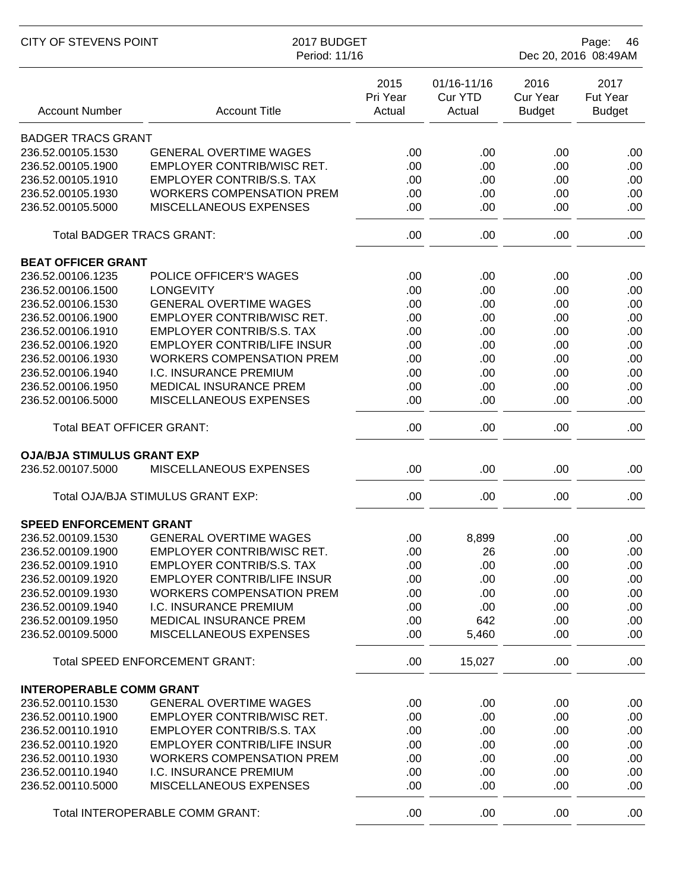| Account Number | Account Title | 2015 Pri Year Actual | 01/16-11/16 Cur YTD Actual | 2016 Cur Year Budget | 2017 Fut Year Budget |
|---|---|---|---|---|---|
| **BADGER TRACS GRANT** | | | | | |
| 236.52.00105.1530 | GENERAL OVERTIME WAGES | .00 | .00 | .00 | .00 |
| 236.52.00105.1900 | EMPLOYER CONTRIB/WISC RET. | .00 | .00 | .00 | .00 |
| 236.52.00105.1910 | EMPLOYER CONTRIB/S.S. TAX | .00 | .00 | .00 | .00 |
| 236.52.00105.1930 | WORKERS COMPENSATION PREM | .00 | .00 | .00 | .00 |
| 236.52.00105.5000 | MISCELLANEOUS EXPENSES | .00 | .00 | .00 | .00 |
| Total BADGER TRACS GRANT: | | .00 | .00 | .00 | .00 |
| **BEAT OFFICER GRANT** | | | | | |
| 236.52.00106.1235 | POLICE OFFICER'S WAGES | .00 | .00 | .00 | .00 |
| 236.52.00106.1500 | LONGEVITY | .00 | .00 | .00 | .00 |
| 236.52.00106.1530 | GENERAL OVERTIME WAGES | .00 | .00 | .00 | .00 |
| 236.52.00106.1900 | EMPLOYER CONTRIB/WISC RET. | .00 | .00 | .00 | .00 |
| 236.52.00106.1910 | EMPLOYER CONTRIB/S.S. TAX | .00 | .00 | .00 | .00 |
| 236.52.00106.1920 | EMPLOYER CONTRIB/LIFE INSUR | .00 | .00 | .00 | .00 |
| 236.52.00106.1930 | WORKERS COMPENSATION PREM | .00 | .00 | .00 | .00 |
| 236.52.00106.1940 | I.C. INSURANCE PREMIUM | .00 | .00 | .00 | .00 |
| 236.52.00106.1950 | MEDICAL INSURANCE PREM | .00 | .00 | .00 | .00 |
| 236.52.00106.5000 | MISCELLANEOUS EXPENSES | .00 | .00 | .00 | .00 |
| Total BEAT OFFICER GRANT: | | .00 | .00 | .00 | .00 |
| **OJA/BJA STIMULUS GRANT EXP** | | | | | |
| 236.52.00107.5000 | MISCELLANEOUS EXPENSES | .00 | .00 | .00 | .00 |
| Total OJA/BJA STIMULUS GRANT EXP: | | .00 | .00 | .00 | .00 |
| **SPEED ENFORCEMENT GRANT** | | | | | |
| 236.52.00109.1530 | GENERAL OVERTIME WAGES | .00 | 8,899 | .00 | .00 |
| 236.52.00109.1900 | EMPLOYER CONTRIB/WISC RET. | .00 | 26 | .00 | .00 |
| 236.52.00109.1910 | EMPLOYER CONTRIB/S.S. TAX | .00 | .00 | .00 | .00 |
| 236.52.00109.1920 | EMPLOYER CONTRIB/LIFE INSUR | .00 | .00 | .00 | .00 |
| 236.52.00109.1930 | WORKERS COMPENSATION PREM | .00 | .00 | .00 | .00 |
| 236.52.00109.1940 | I.C. INSURANCE PREMIUM | .00 | .00 | .00 | .00 |
| 236.52.00109.1950 | MEDICAL INSURANCE PREM | .00 | 642 | .00 | .00 |
| 236.52.00109.5000 | MISCELLANEOUS EXPENSES | .00 | 5,460 | .00 | .00 |
| Total SPEED ENFORCEMENT GRANT: | | .00 | 15,027 | .00 | .00 |
| **INTEROPERABLE COMM GRANT** | | | | | |
| 236.52.00110.1530 | GENERAL OVERTIME WAGES | .00 | .00 | .00 | .00 |
| 236.52.00110.1900 | EMPLOYER CONTRIB/WISC RET. | .00 | .00 | .00 | .00 |
| 236.52.00110.1910 | EMPLOYER CONTRIB/S.S. TAX | .00 | .00 | .00 | .00 |
| 236.52.00110.1920 | EMPLOYER CONTRIB/LIFE INSUR | .00 | .00 | .00 | .00 |
| 236.52.00110.1930 | WORKERS COMPENSATION PREM | .00 | .00 | .00 | .00 |
| 236.52.00110.1940 | I.C. INSURANCE PREMIUM | .00 | .00 | .00 | .00 |
| 236.52.00110.5000 | MISCELLANEOUS EXPENSES | .00 | .00 | .00 | .00 |
| Total INTEROPERABLE COMM GRANT: | | .00 | .00 | .00 | .00 |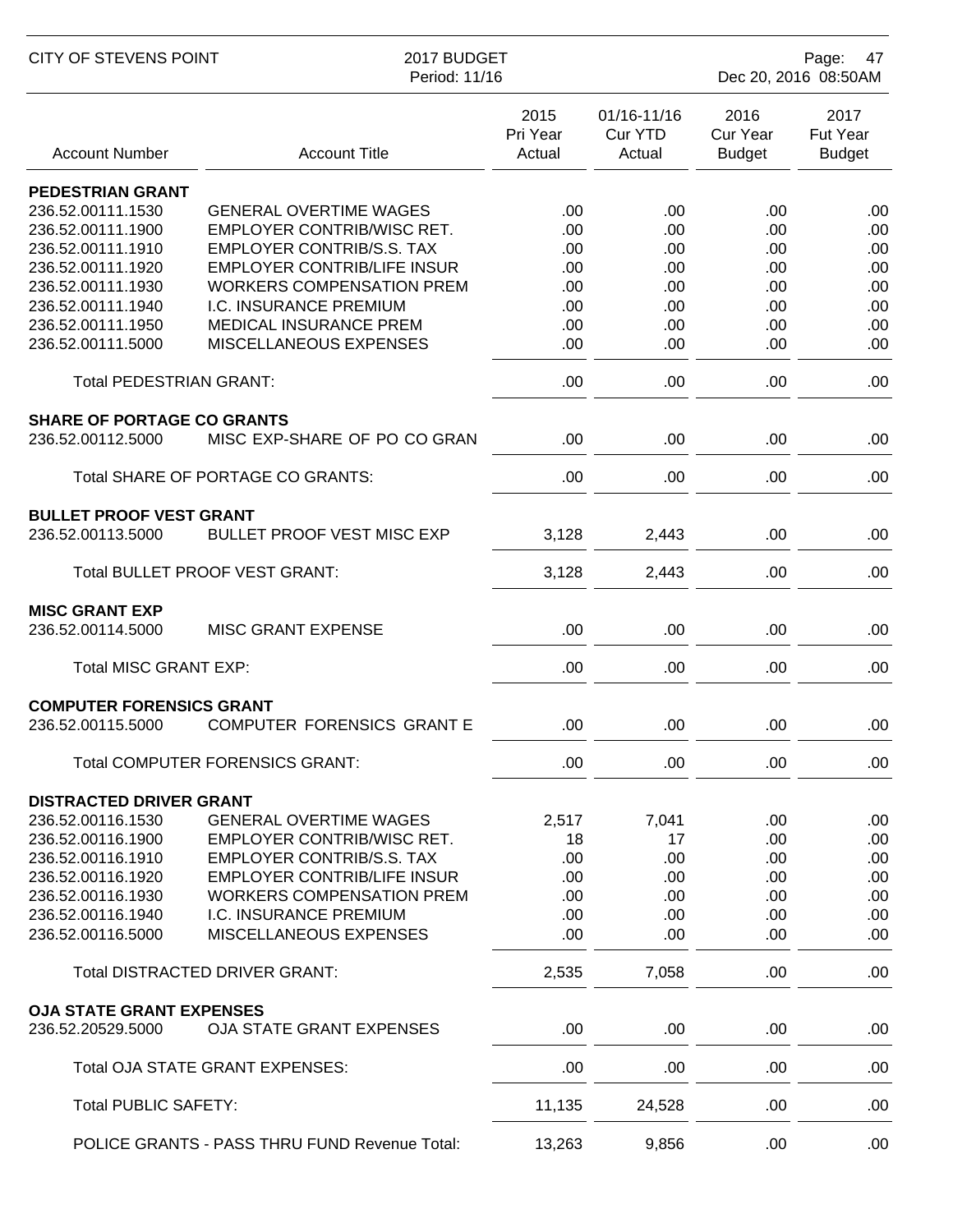| Account Number | Account Title | 2015 Pri Year Actual | 01/16-11/16 Cur YTD Actual | 2016 Cur Year Budget | 2017 Fut Year Budget |
|---|---|---|---|---|---|
| **PEDESTRIAN GRANT** | | | | | |
| 236.52.00111.1530 | GENERAL OVERTIME WAGES | .00 | .00 | .00 | .00 |
| 236.52.00111.1900 | EMPLOYER CONTRIB/WISC RET. | .00 | .00 | .00 | .00 |
| 236.52.00111.1910 | EMPLOYER CONTRIB/S.S. TAX | .00 | .00 | .00 | .00 |
| 236.52.00111.1920 | EMPLOYER CONTRIB/LIFE INSUR | .00 | .00 | .00 | .00 |
| 236.52.00111.1930 | WORKERS COMPENSATION PREM | .00 | .00 | .00 | .00 |
| 236.52.00111.1940 | I.C. INSURANCE PREMIUM | .00 | .00 | .00 | .00 |
| 236.52.00111.1950 | MEDICAL INSURANCE PREM | .00 | .00 | .00 | .00 |
| 236.52.00111.5000 | MISCELLANEOUS EXPENSES | .00 | .00 | .00 | .00 |
| Total PEDESTRIAN GRANT: | | .00 | .00 | .00 | .00 |
| **SHARE OF PORTAGE CO GRANTS** | | | | | |
| 236.52.00112.5000 | MISC EXP-SHARE OF PO CO GRAN | .00 | .00 | .00 | .00 |
| Total SHARE OF PORTAGE CO GRANTS: | | .00 | .00 | .00 | .00 |
| **BULLET PROOF VEST GRANT** | | | | | |
| 236.52.00113.5000 | BULLET PROOF VEST MISC EXP | 3,128 | 2,443 | .00 | .00 |
| Total BULLET PROOF VEST GRANT: | | 3,128 | 2,443 | .00 | .00 |
| **MISC GRANT EXP** | | | | | |
| 236.52.00114.5000 | MISC GRANT EXPENSE | .00 | .00 | .00 | .00 |
| Total MISC GRANT EXP: | | .00 | .00 | .00 | .00 |
| **COMPUTER FORENSICS GRANT** | | | | | |
| 236.52.00115.5000 | COMPUTER FORENSICS GRANT E | .00 | .00 | .00 | .00 |
| Total COMPUTER FORENSICS GRANT: | | .00 | .00 | .00 | .00 |
| **DISTRACTED DRIVER GRANT** | | | | | |
| 236.52.00116.1530 | GENERAL OVERTIME WAGES | 2,517 | 7,041 | .00 | .00 |
| 236.52.00116.1900 | EMPLOYER CONTRIB/WISC RET. | 18 | 17 | .00 | .00 |
| 236.52.00116.1910 | EMPLOYER CONTRIB/S.S. TAX | .00 | .00 | .00 | .00 |
| 236.52.00116.1920 | EMPLOYER CONTRIB/LIFE INSUR | .00 | .00 | .00 | .00 |
| 236.52.00116.1930 | WORKERS COMPENSATION PREM | .00 | .00 | .00 | .00 |
| 236.52.00116.1940 | I.C. INSURANCE PREMIUM | .00 | .00 | .00 | .00 |
| 236.52.00116.5000 | MISCELLANEOUS EXPENSES | .00 | .00 | .00 | .00 |
| Total DISTRACTED DRIVER GRANT: | | 2,535 | 7,058 | .00 | .00 |
| **OJA STATE GRANT EXPENSES** | | | | | |
| 236.52.20529.5000 | OJA STATE GRANT EXPENSES | .00 | .00 | .00 | .00 |
| Total OJA STATE GRANT EXPENSES: | | .00 | .00 | .00 | .00 |
| Total PUBLIC SAFETY: | | 11,135 | 24,528 | .00 | .00 |
| POLICE GRANTS - PASS THRU FUND Revenue Total: | | 13,263 | 9,856 | .00 | .00 |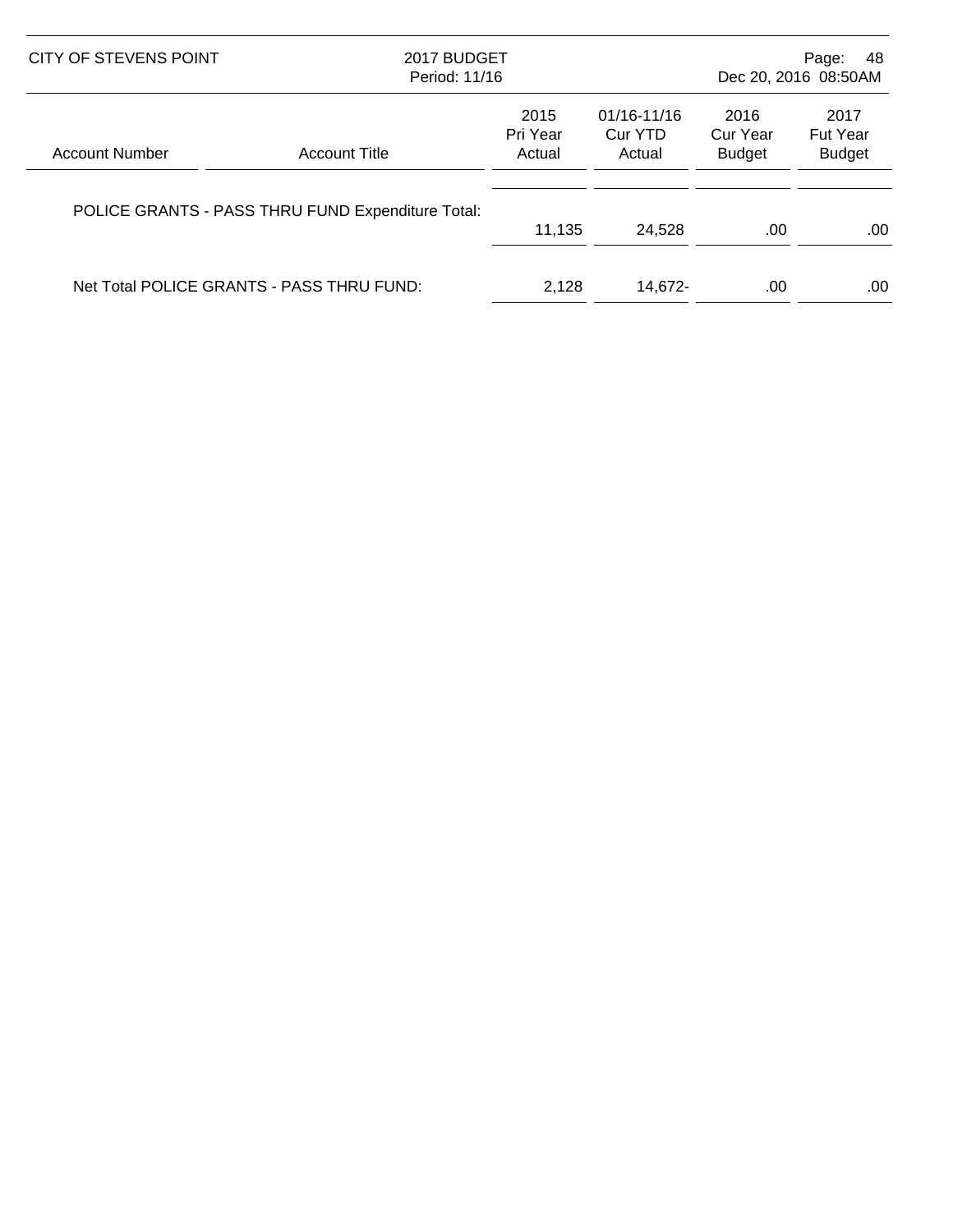| Account Number | Account Title | 2015 Pri Year Actual | 01/16-11/16 Cur YTD Actual | 2016 Cur Year Budget | 2017 Fut Year Budget |
|---|---|---|---|---|---|
| POLICE GRANTS - PASS THRU FUND Expenditure Total: | | 11,135 | 24,528 | .00 | .00 |
| Net Total POLICE GRANTS - PASS THRU FUND: | | 2,128 | 14,672- | .00 | .00 |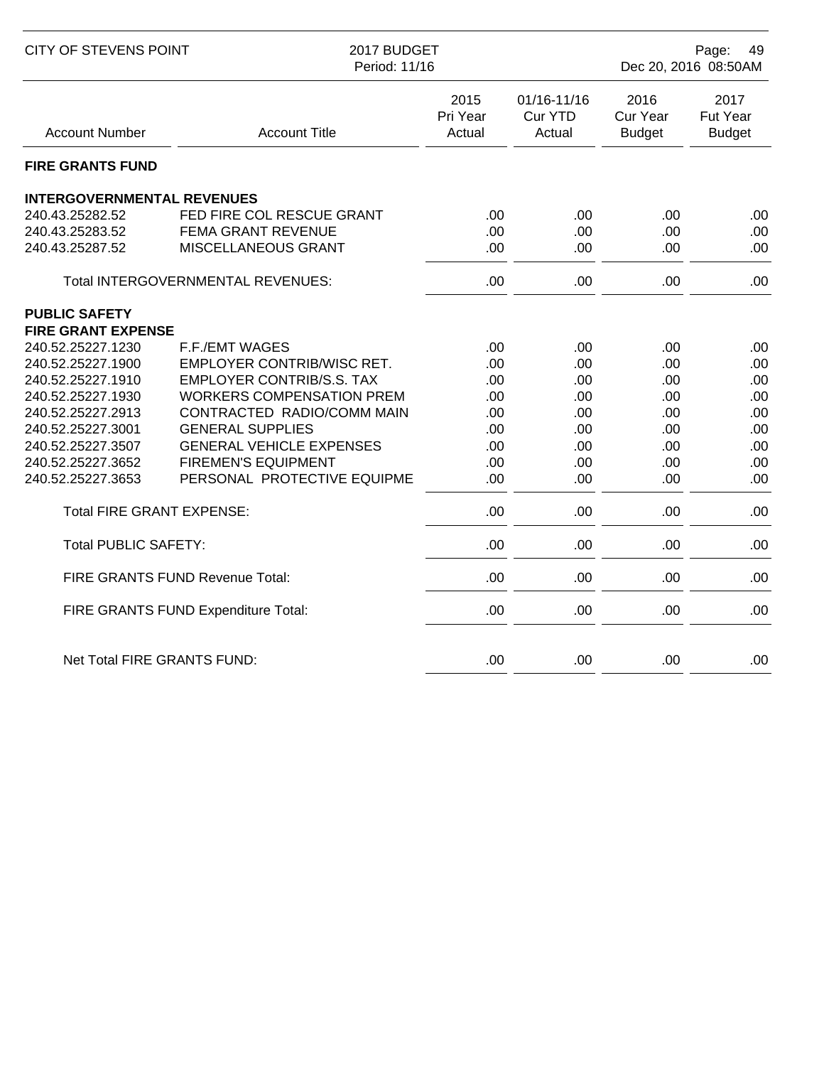| Account Number | Account Title | 2015 Pri Year Actual | 01/16-11/16 Cur YTD Actual | 2016 Cur Year Budget | 2017 Fut Year Budget |
|---|---|---|---|---|---|
| **FIRE GRANTS FUND** | | | | | |
| **INTERGOVERNMENTAL REVENUES** | | | | | |
| 240.43.25282.52 | FED FIRE COL RESCUE GRANT | .00 | .00 | .00 | .00 |
| 240.43.25283.52 | FEMA GRANT REVENUE | .00 | .00 | .00 | .00 |
| 240.43.25287.52 | MISCELLANEOUS GRANT | .00 | .00 | .00 | .00 |
| | Total INTERGOVERNMENTAL REVENUES: | .00 | .00 | .00 | .00 |
| **PUBLIC SAFETY** | | | | | |
| **FIRE GRANT EXPENSE** | | | | | |
| 240.52.25227.1230 | F.F./EMT WAGES | .00 | .00 | .00 | .00 |
| 240.52.25227.1900 | EMPLOYER CONTRIB/WISC RET. | .00 | .00 | .00 | .00 |
| 240.52.25227.1910 | EMPLOYER CONTRIB/S.S. TAX | .00 | .00 | .00 | .00 |
| 240.52.25227.1930 | WORKERS COMPENSATION PREM | .00 | .00 | .00 | .00 |
| 240.52.25227.2913 | CONTRACTED RADIO/COMM MAIN | .00 | .00 | .00 | .00 |
| 240.52.25227.3001 | GENERAL SUPPLIES | .00 | .00 | .00 | .00 |
| 240.52.25227.3507 | GENERAL VEHICLE EXPENSES | .00 | .00 | .00 | .00 |
| 240.52.25227.3652 | FIREMEN'S EQUIPMENT | .00 | .00 | .00 | .00 |
| 240.52.25227.3653 | PERSONAL PROTECTIVE EQUIPME | .00 | .00 | .00 | .00 |
| | Total FIRE GRANT EXPENSE: | .00 | .00 | .00 | .00 |
| | Total PUBLIC SAFETY: | .00 | .00 | .00 | .00 |
| | FIRE GRANTS FUND Revenue Total: | .00 | .00 | .00 | .00 |
| | FIRE GRANTS FUND Expenditure Total: | .00 | .00 | .00 | .00 |
| | Net Total FIRE GRANTS FUND: | .00 | .00 | .00 | .00 |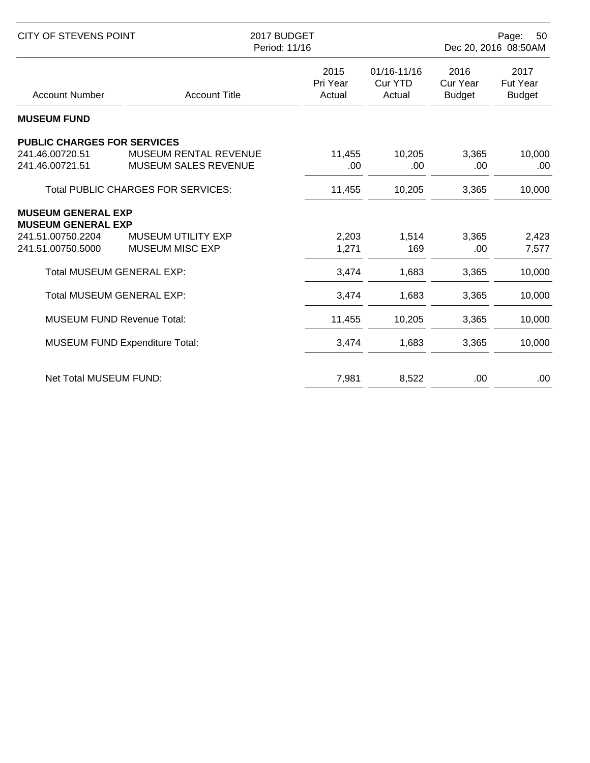| Account Number | Account Title | 2015 Pri Year Actual | 01/16-11/16 Cur YTD Actual | 2016 Cur Year Budget | 2017 Fut Year Budget |
|---|---|---|---|---|---|
| **MUSEUM FUND** | | | | | |
| **PUBLIC CHARGES FOR SERVICES** | | | | | |
| 241.46.00720.51 | MUSEUM RENTAL REVENUE | 11,455 | 10,205 | 3,365 | 10,000 |
| 241.46.00721.51 | MUSEUM SALES REVENUE | .00 | .00 | .00 | .00 |
| | Total PUBLIC CHARGES FOR SERVICES: | 11,455 | 10,205 | 3,365 | 10,000 |
| **MUSEUM GENERAL EXP** | | | | | |
| **MUSEUM GENERAL EXP** | | | | | |
| 241.51.00750.2204 | MUSEUM UTILITY EXP | 2,203 | 1,514 | 3,365 | 2,423 |
| 241.51.00750.5000 | MUSEUM MISC EXP | 1,271 | 169 | .00 | 7,577 |
| | Total MUSEUM GENERAL EXP: | 3,474 | 1,683 | 3,365 | 10,000 |
| | Total MUSEUM GENERAL EXP: | 3,474 | 1,683 | 3,365 | 10,000 |
| | MUSEUM FUND Revenue Total: | 11,455 | 10,205 | 3,365 | 10,000 |
| | MUSEUM FUND Expenditure Total: | 3,474 | 1,683 | 3,365 | 10,000 |
| | Net Total MUSEUM FUND: | 7,981 | 8,522 | .00 | .00 |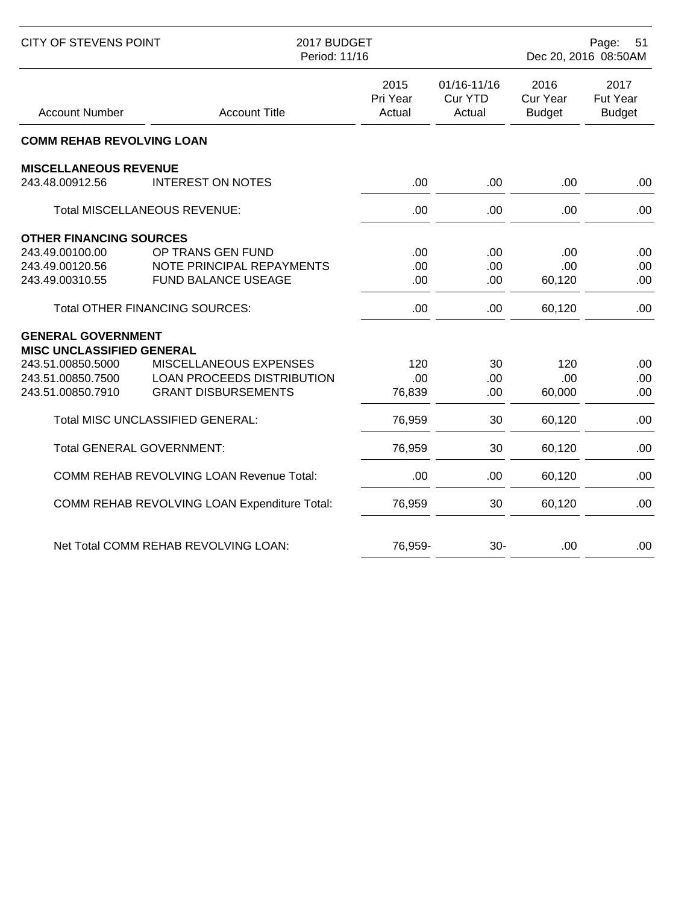CITY OF STEVENS POINT — 2017 BUDGET — Period: 11/16

| Account Number | Account Title | 2015 Pri Year Actual | 01/16-11/16 Cur YTD Actual | 2016 Cur Year Budget | 2017 Fut Year Budget |
|---|---|---|---|---|---|
| **COMM REHAB REVOLVING LOAN** | | | | | |
| **MISCELLANEOUS REVENUE** | | | | | |
| 243.48.00912.56 | INTEREST ON NOTES | .00 | .00 | .00 | .00 |
| | Total MISCELLANEOUS REVENUE: | .00 | .00 | .00 | .00 |
| **OTHER FINANCING SOURCES** | | | | | |
| 243.49.00100.00 | OP TRANS GEN FUND | .00 | .00 | .00 | .00 |
| 243.49.00120.56 | NOTE PRINCIPAL REPAYMENTS | .00 | .00 | .00 | .00 |
| 243.49.00310.55 | FUND BALANCE USEAGE | .00 | .00 | 60,120 | .00 |
| | Total OTHER FINANCING SOURCES: | .00 | .00 | 60,120 | .00 |
| **GENERAL GOVERNMENT** | | | | | |
| **MISC UNCLASSIFIED GENERAL** | | | | | |
| 243.51.00850.5000 | MISCELLANEOUS EXPENSES | 120 | 30 | 120 | .00 |
| 243.51.00850.7500 | LOAN PROCEEDS DISTRIBUTION | .00 | .00 | .00 | .00 |
| 243.51.00850.7910 | GRANT DISBURSEMENTS | 76,839 | .00 | 60,000 | .00 |
| | Total MISC UNCLASSIFIED GENERAL: | 76,959 | 30 | 60,120 | .00 |
| | Total GENERAL GOVERNMENT: | 76,959 | 30 | 60,120 | .00 |
| | COMM REHAB REVOLVING LOAN Revenue Total: | .00 | .00 | 60,120 | .00 |
| | COMM REHAB REVOLVING LOAN Expenditure Total: | 76,959 | 30 | 60,120 | .00 |
| | Net Total COMM REHAB REVOLVING LOAN: | 76,959- | 30- | .00 | .00 |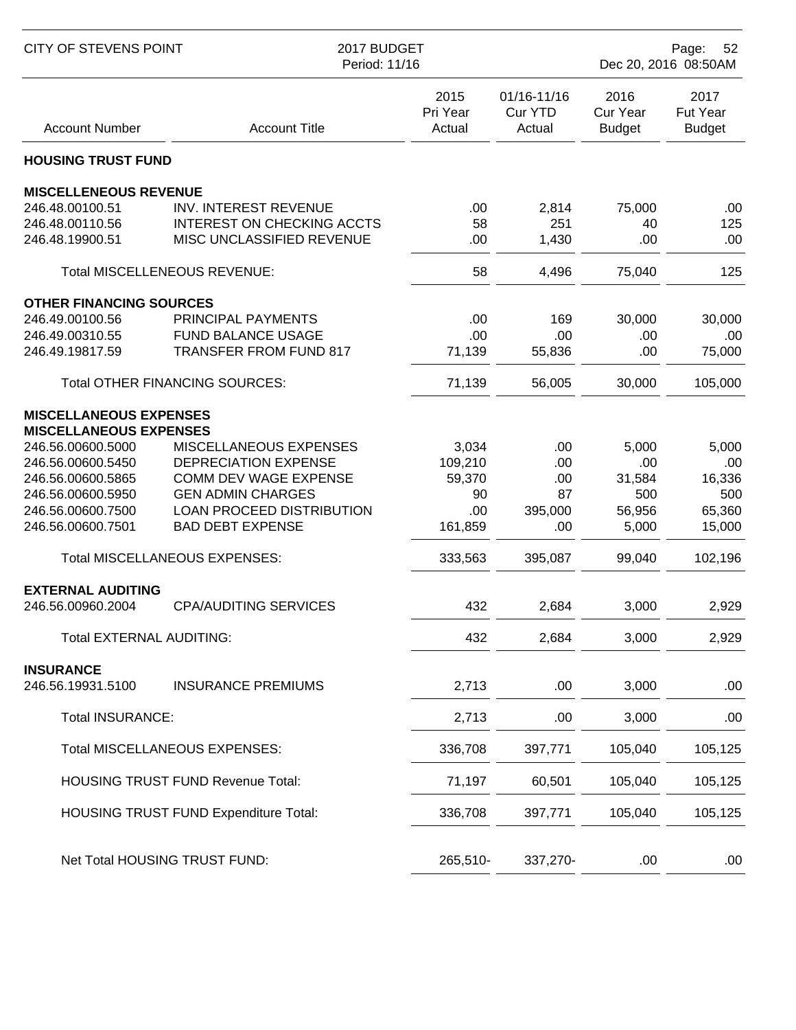CITY OF STEVENS POINT — 2017 BUDGET — Period: 11/16

| Account Number | Account Title | 2015 Pri Year Actual | 01/16-11/16 Cur YTD Actual | 2016 Cur Year Budget | 2017 Fut Year Budget |
|---|---|---|---|---|---|
| **HOUSING TRUST FUND** | | | | | |
| **MISCELLENEOUS REVENUE** | | | | | |
| 246.48.00100.51 | INV. INTEREST REVENUE | .00 | 2,814 | 75,000 | .00 |
| 246.48.00110.56 | INTEREST ON CHECKING ACCTS | 58 | 251 | 40 | 125 |
| 246.48.19900.51 | MISC UNCLASSIFIED REVENUE | .00 | 1,430 | .00 | .00 |
| | Total MISCELLENEOUS REVENUE: | 58 | 4,496 | 75,040 | 125 |
| **OTHER FINANCING SOURCES** | | | | | |
| 246.49.00100.56 | PRINCIPAL PAYMENTS | .00 | 169 | 30,000 | 30,000 |
| 246.49.00310.55 | FUND BALANCE USAGE | .00 | .00 | .00 | .00 |
| 246.49.19817.59 | TRANSFER FROM FUND 817 | 71,139 | 55,836 | .00 | 75,000 |
| | Total OTHER FINANCING SOURCES: | 71,139 | 56,005 | 30,000 | 105,000 |
| **MISCELLANEOUS EXPENSES** | | | | | |
| **MISCELLANEOUS EXPENSES** | | | | | |
| 246.56.00600.5000 | MISCELLANEOUS EXPENSES | 3,034 | .00 | 5,000 | 5,000 |
| 246.56.00600.5450 | DEPRECIATION EXPENSE | 109,210 | .00 | .00 | .00 |
| 246.56.00600.5865 | COMM DEV WAGE EXPENSE | 59,370 | .00 | 31,584 | 16,336 |
| 246.56.00600.5950 | GEN ADMIN CHARGES | 90 | 87 | 500 | 500 |
| 246.56.00600.7500 | LOAN PROCEED DISTRIBUTION | .00 | 395,000 | 56,956 | 65,360 |
| 246.56.00600.7501 | BAD DEBT EXPENSE | 161,859 | .00 | 5,000 | 15,000 |
| | Total MISCELLANEOUS EXPENSES: | 333,563 | 395,087 | 99,040 | 102,196 |
| **EXTERNAL AUDITING** | | | | | |
| 246.56.00960.2004 | CPA/AUDITING SERVICES | 432 | 2,684 | 3,000 | 2,929 |
| | Total EXTERNAL AUDITING: | 432 | 2,684 | 3,000 | 2,929 |
| **INSURANCE** | | | | | |
| 246.56.19931.5100 | INSURANCE PREMIUMS | 2,713 | .00 | 3,000 | .00 |
| | Total INSURANCE: | 2,713 | .00 | 3,000 | .00 |
| | Total MISCELLANEOUS EXPENSES: | 336,708 | 397,771 | 105,040 | 105,125 |
| | HOUSING TRUST FUND Revenue Total: | 71,197 | 60,501 | 105,040 | 105,125 |
| | HOUSING TRUST FUND Expenditure Total: | 336,708 | 397,771 | 105,040 | 105,125 |
| | Net Total HOUSING TRUST FUND: | 265,510- | 337,270- | .00 | .00 |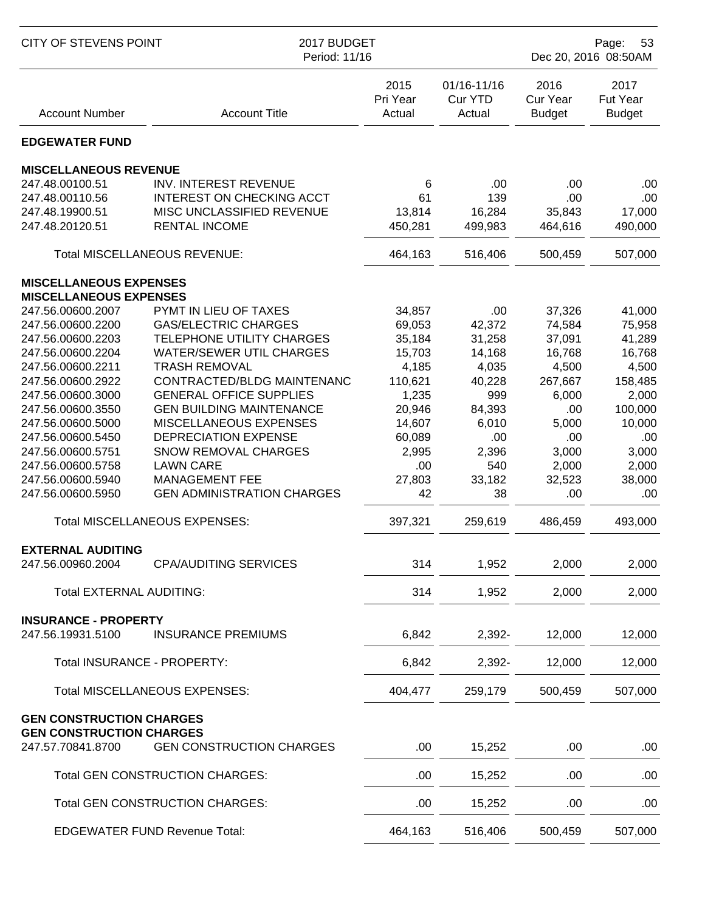CITY OF STEVENS POINT — 2017 BUDGET — Period: 11/16

| Account Number | Account Title | 2015 Pri Year Actual | 01/16-11/16 Cur YTD Actual | 2016 Cur Year Budget | 2017 Fut Year Budget |
|---|---|---|---|---|---|
| **EDGEWATER FUND** | | | | | |
| **MISCELLANEOUS REVENUE** | | | | | |
| 247.48.00100.51 | INV. INTEREST REVENUE | 6 | .00 | .00 | .00 |
| 247.48.00110.56 | INTEREST ON CHECKING ACCT | 61 | 139 | .00 | .00 |
| 247.48.19900.51 | MISC UNCLASSIFIED REVENUE | 13,814 | 16,284 | 35,843 | 17,000 |
| 247.48.20120.51 | RENTAL INCOME | 450,281 | 499,983 | 464,616 | 490,000 |
| | Total MISCELLANEOUS REVENUE: | 464,163 | 516,406 | 500,459 | 507,000 |
| **MISCELLANEOUS EXPENSES** | | | | | |
| **MISCELLANEOUS EXPENSES** | | | | | |
| 247.56.00600.2007 | PYMT IN LIEU OF TAXES | 34,857 | .00 | 37,326 | 41,000 |
| 247.56.00600.2200 | GAS/ELECTRIC CHARGES | 69,053 | 42,372 | 74,584 | 75,958 |
| 247.56.00600.2203 | TELEPHONE UTILITY CHARGES | 35,184 | 31,258 | 37,091 | 41,289 |
| 247.56.00600.2204 | WATER/SEWER UTIL CHARGES | 15,703 | 14,168 | 16,768 | 16,768 |
| 247.56.00600.2211 | TRASH REMOVAL | 4,185 | 4,035 | 4,500 | 4,500 |
| 247.56.00600.2922 | CONTRACTED/BLDG MAINTENANC | 110,621 | 40,228 | 267,667 | 158,485 |
| 247.56.00600.3000 | GENERAL OFFICE SUPPLIES | 1,235 | 999 | 6,000 | 2,000 |
| 247.56.00600.3550 | GEN BUILDING MAINTENANCE | 20,946 | 84,393 | .00 | 100,000 |
| 247.56.00600.5000 | MISCELLANEOUS EXPENSES | 14,607 | 6,010 | 5,000 | 10,000 |
| 247.56.00600.5450 | DEPRECIATION EXPENSE | 60,089 | .00 | .00 | .00 |
| 247.56.00600.5751 | SNOW REMOVAL CHARGES | 2,995 | 2,396 | 3,000 | 3,000 |
| 247.56.00600.5758 | LAWN CARE | .00 | 540 | 2,000 | 2,000 |
| 247.56.00600.5940 | MANAGEMENT FEE | 27,803 | 33,182 | 32,523 | 38,000 |
| 247.56.00600.5950 | GEN ADMINISTRATION CHARGES | 42 | 38 | .00 | .00 |
| | Total MISCELLANEOUS EXPENSES: | 397,321 | 259,619 | 486,459 | 493,000 |
| **EXTERNAL AUDITING** | | | | | |
| 247.56.00960.2004 | CPA/AUDITING SERVICES | 314 | 1,952 | 2,000 | 2,000 |
| | Total EXTERNAL AUDITING: | 314 | 1,952 | 2,000 | 2,000 |
| **INSURANCE - PROPERTY** | | | | | |
| 247.56.19931.5100 | INSURANCE PREMIUMS | 6,842 | 2,392- | 12,000 | 12,000 |
| | Total INSURANCE - PROPERTY: | 6,842 | 2,392- | 12,000 | 12,000 |
| | Total MISCELLANEOUS EXPENSES: | 404,477 | 259,179 | 500,459 | 507,000 |
| **GEN CONSTRUCTION CHARGES** | | | | | |
| **GEN CONSTRUCTION CHARGES** | | | | | |
| 247.57.70841.8700 | GEN CONSTRUCTION CHARGES | .00 | 15,252 | .00 | .00 |
| | Total GEN CONSTRUCTION CHARGES: | .00 | 15,252 | .00 | .00 |
| | Total GEN CONSTRUCTION CHARGES: | .00 | 15,252 | .00 | .00 |
| | EDGEWATER FUND Revenue Total: | 464,163 | 516,406 | 500,459 | 507,000 |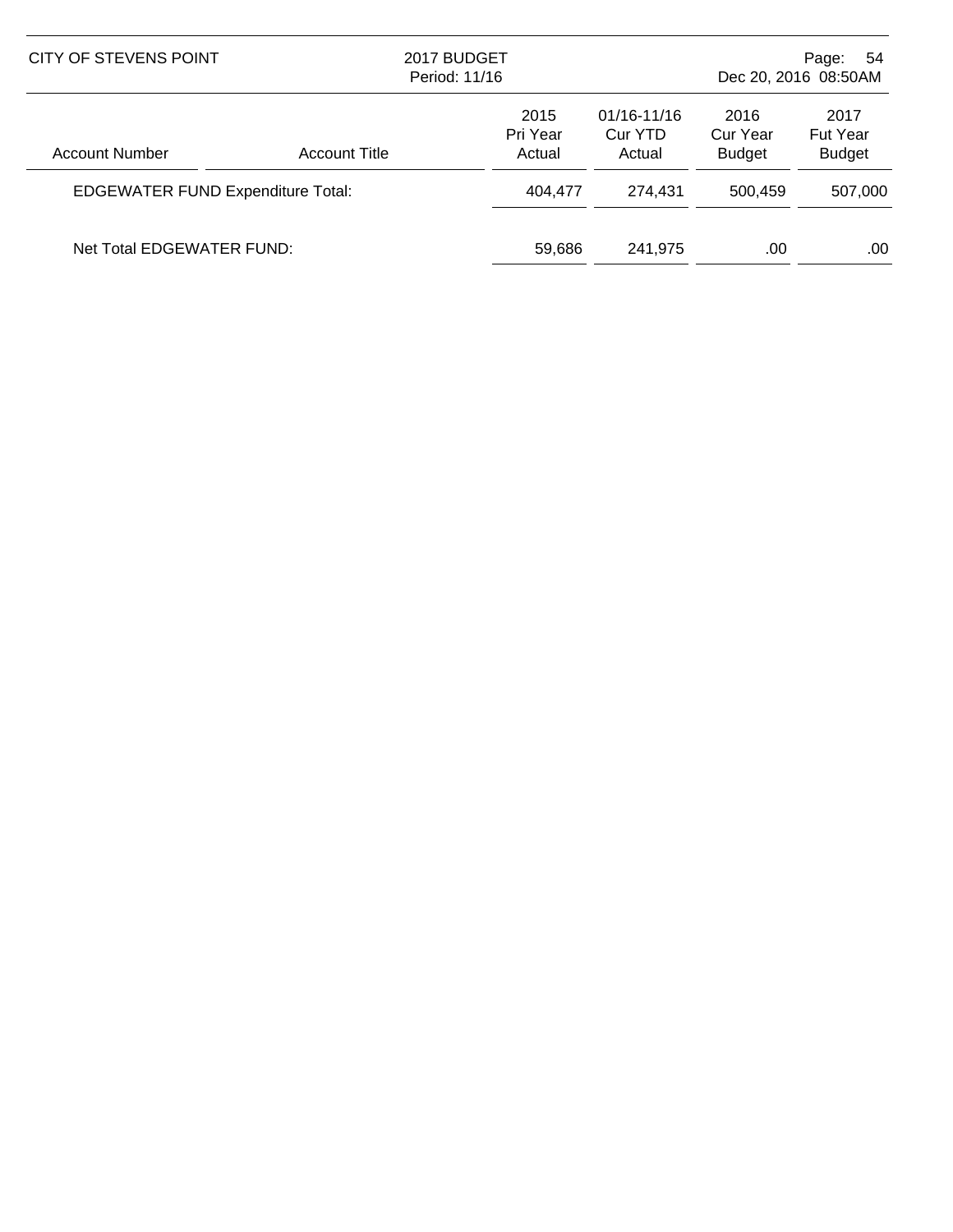| Account Number | Account Title | 2015 Pri Year Actual | 01/16-11/16 Cur YTD Actual | 2016 Cur Year Budget | 2017 Fut Year Budget |
|---|---|---|---|---|---|
| EDGEWATER FUND Expenditure Total: | | 404,477 | 274,431 | 500,459 | 507,000 |
| Net Total EDGEWATER FUND: | | 59,686 | 241,975 | .00 | .00 |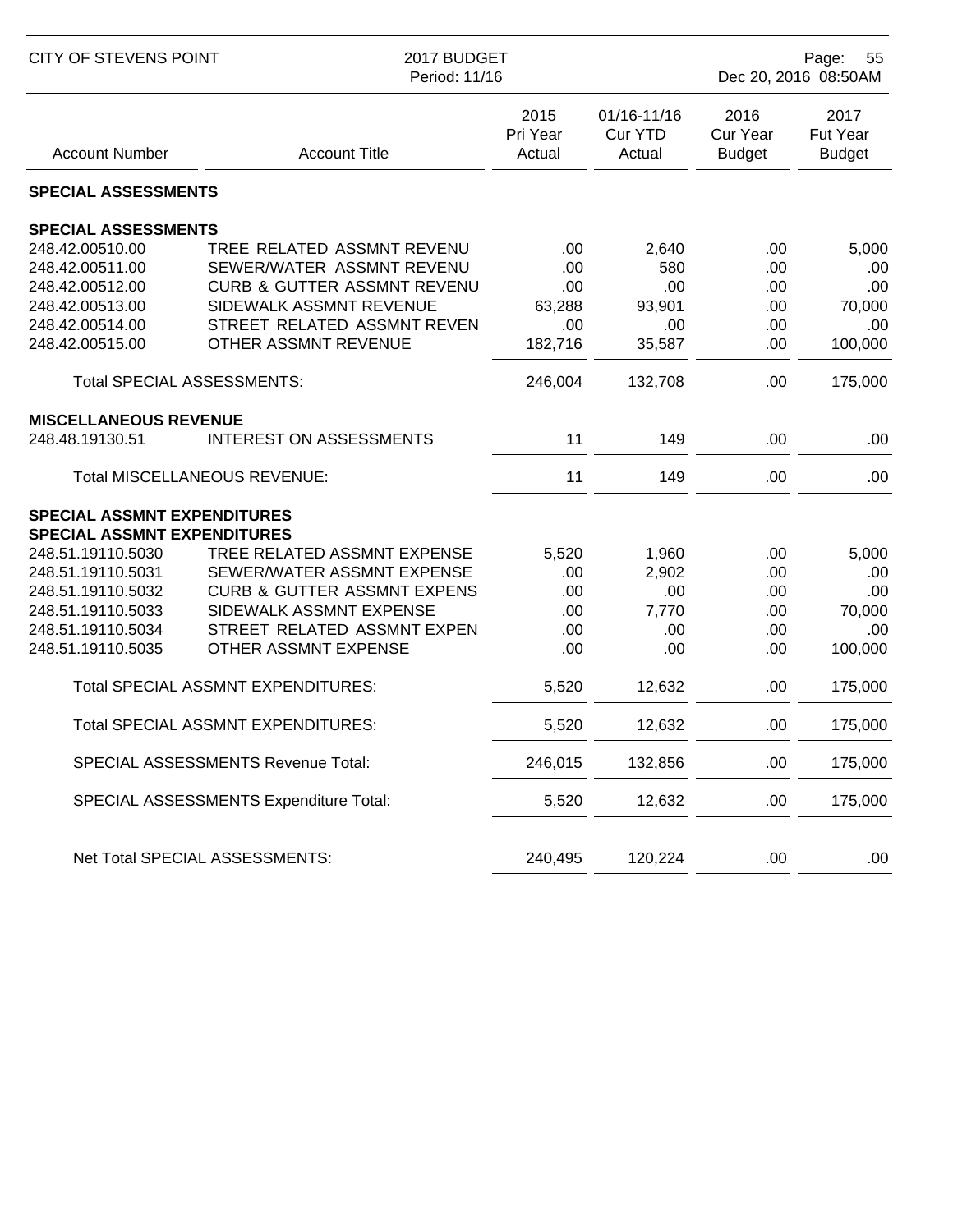| Account Number | Account Title | 2015 Pri Year Actual | 01/16-11/16 Cur YTD Actual | 2016 Cur Year Budget | 2017 Fut Year Budget |
|---|---|---|---|---|---|
| **SPECIAL ASSESSMENTS** | | | | | |
| **SPECIAL ASSESSMENTS** | | | | | |
| 248.42.00510.00 | TREE RELATED ASSMNT REVENU | .00 | 2,640 | .00 | 5,000 |
| 248.42.00511.00 | SEWER/WATER ASSMNT REVENU | .00 | 580 | .00 | .00 |
| 248.42.00512.00 | CURB & GUTTER ASSMNT REVENU | .00 | .00 | .00 | .00 |
| 248.42.00513.00 | SIDEWALK ASSMNT REVENUE | 63,288 | 93,901 | .00 | 70,000 |
| 248.42.00514.00 | STREET RELATED ASSMNT REVEN | .00 | .00 | .00 | .00 |
| 248.42.00515.00 | OTHER ASSMNT REVENUE | 182,716 | 35,587 | .00 | 100,000 |
| | Total SPECIAL ASSESSMENTS: | 246,004 | 132,708 | .00 | 175,000 |
| **MISCELLANEOUS REVENUE** | | | | | |
| 248.48.19130.51 | INTEREST ON ASSESSMENTS | 11 | 149 | .00 | .00 |
| | Total MISCELLANEOUS REVENUE: | 11 | 149 | .00 | .00 |
| **SPECIAL ASSMNT EXPENDITURES** | | | | | |
| **SPECIAL ASSMNT EXPENDITURES** | | | | | |
| 248.51.19110.5030 | TREE RELATED ASSMNT EXPENSE | 5,520 | 1,960 | .00 | 5,000 |
| 248.51.19110.5031 | SEWER/WATER ASSMNT EXPENSE | .00 | 2,902 | .00 | .00 |
| 248.51.19110.5032 | CURB & GUTTER ASSMNT EXPENS | .00 | .00 | .00 | .00 |
| 248.51.19110.5033 | SIDEWALK ASSMNT EXPENSE | .00 | 7,770 | .00 | 70,000 |
| 248.51.19110.5034 | STREET RELATED ASSMNT EXPEN | .00 | .00 | .00 | .00 |
| 248.51.19110.5035 | OTHER ASSMNT EXPENSE | .00 | .00 | .00 | 100,000 |
| | Total SPECIAL ASSMNT EXPENDITURES: | 5,520 | 12,632 | .00 | 175,000 |
| | Total SPECIAL ASSMNT EXPENDITURES: | 5,520 | 12,632 | .00 | 175,000 |
| | SPECIAL ASSESSMENTS Revenue Total: | 246,015 | 132,856 | .00 | 175,000 |
| | SPECIAL ASSESSMENTS Expenditure Total: | 5,520 | 12,632 | .00 | 175,000 |
| | Net Total SPECIAL ASSESSMENTS: | 240,495 | 120,224 | .00 | .00 |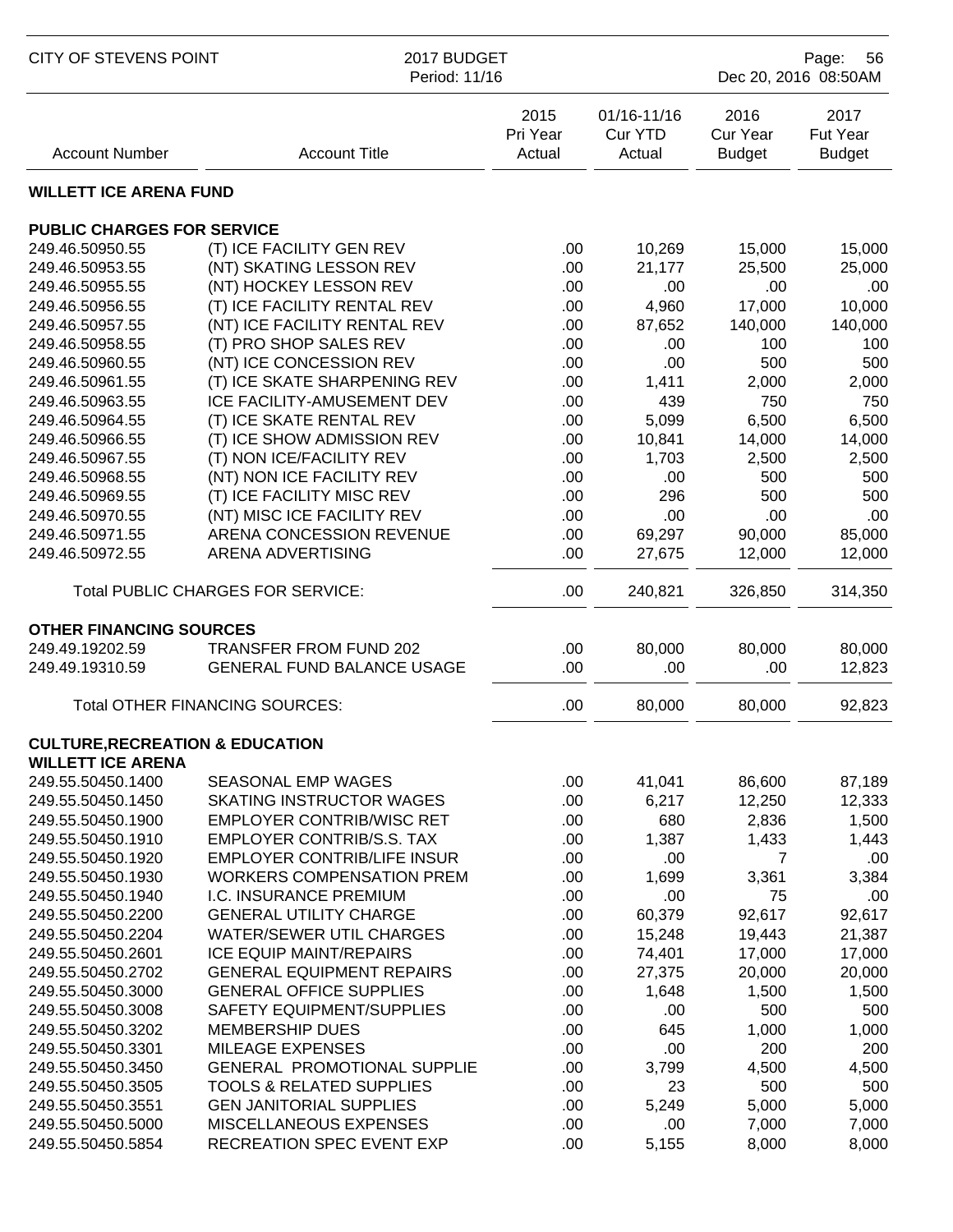CITY OF STEVENS POINT — 2017 BUDGET — Period: 11/16 — Dec 20, 2016 08:50AM

| Account Number | Account Title | 2015 Pri Year Actual | 01/16-11/16 Cur YTD Actual | 2016 Cur Year Budget | 2017 Fut Year Budget |
|---|---|---|---|---|---|
| **WILLETT ICE ARENA FUND** | | | | | |
| **PUBLIC CHARGES FOR SERVICE** | | | | | |
| 249.46.50950.55 | (T) ICE FACILITY GEN REV | .00 | 10,269 | 15,000 | 15,000 |
| 249.46.50953.55 | (NT) SKATING LESSON REV | .00 | 21,177 | 25,500 | 25,000 |
| 249.46.50955.55 | (NT) HOCKEY LESSON REV | .00 | .00 | .00 | .00 |
| 249.46.50956.55 | (T) ICE FACILITY RENTAL REV | .00 | 4,960 | 17,000 | 10,000 |
| 249.46.50957.55 | (NT) ICE FACILITY RENTAL REV | .00 | 87,652 | 140,000 | 140,000 |
| 249.46.50958.55 | (T) PRO SHOP SALES REV | .00 | .00 | 100 | 100 |
| 249.46.50960.55 | (NT) ICE CONCESSION REV | .00 | .00 | 500 | 500 |
| 249.46.50961.55 | (T) ICE SKATE SHARPENING REV | .00 | 1,411 | 2,000 | 2,000 |
| 249.46.50963.55 | ICE FACILITY-AMUSEMENT DEV | .00 | 439 | 750 | 750 |
| 249.46.50964.55 | (T) ICE SKATE RENTAL REV | .00 | 5,099 | 6,500 | 6,500 |
| 249.46.50966.55 | (T) ICE SHOW ADMISSION REV | .00 | 10,841 | 14,000 | 14,000 |
| 249.46.50967.55 | (T) NON ICE/FACILITY REV | .00 | 1,703 | 2,500 | 2,500 |
| 249.46.50968.55 | (NT) NON ICE FACILITY REV | .00 | .00 | 500 | 500 |
| 249.46.50969.55 | (T) ICE FACILITY MISC REV | .00 | 296 | 500 | 500 |
| 249.46.50970.55 | (NT) MISC ICE FACILITY REV | .00 | .00 | .00 | .00 |
| 249.46.50971.55 | ARENA CONCESSION REVENUE | .00 | 69,297 | 90,000 | 85,000 |
| 249.46.50972.55 | ARENA ADVERTISING | .00 | 27,675 | 12,000 | 12,000 |
| | Total PUBLIC CHARGES FOR SERVICE: | .00 | 240,821 | 326,850 | 314,350 |
| **OTHER FINANCING SOURCES** | | | | | |
| 249.49.19202.59 | TRANSFER FROM FUND 202 | .00 | 80,000 | 80,000 | 80,000 |
| 249.49.19310.59 | GENERAL FUND BALANCE USAGE | .00 | .00 | .00 | 12,823 |
| | Total OTHER FINANCING SOURCES: | .00 | 80,000 | 80,000 | 92,823 |
| **CULTURE,RECREATION & EDUCATION** | | | | | |
| **WILLETT ICE ARENA** | | | | | |
| 249.55.50450.1400 | SEASONAL EMP WAGES | .00 | 41,041 | 86,600 | 87,189 |
| 249.55.50450.1450 | SKATING INSTRUCTOR WAGES | .00 | 6,217 | 12,250 | 12,333 |
| 249.55.50450.1900 | EMPLOYER CONTRIB/WISC RET | .00 | 680 | 2,836 | 1,500 |
| 249.55.50450.1910 | EMPLOYER CONTRIB/S.S. TAX | .00 | 1,387 | 1,433 | 1,443 |
| 249.55.50450.1920 | EMPLOYER CONTRIB/LIFE INSUR | .00 | .00 | 7 | .00 |
| 249.55.50450.1930 | WORKERS COMPENSATION PREM | .00 | 1,699 | 3,361 | 3,384 |
| 249.55.50450.1940 | I.C. INSURANCE PREMIUM | .00 | .00 | 75 | .00 |
| 249.55.50450.2200 | GENERAL UTILITY CHARGE | .00 | 60,379 | 92,617 | 92,617 |
| 249.55.50450.2204 | WATER/SEWER UTIL CHARGES | .00 | 15,248 | 19,443 | 21,387 |
| 249.55.50450.2601 | ICE EQUIP MAINT/REPAIRS | .00 | 74,401 | 17,000 | 17,000 |
| 249.55.50450.2702 | GENERAL EQUIPMENT REPAIRS | .00 | 27,375 | 20,000 | 20,000 |
| 249.55.50450.3000 | GENERAL OFFICE SUPPLIES | .00 | 1,648 | 1,500 | 1,500 |
| 249.55.50450.3008 | SAFETY EQUIPMENT/SUPPLIES | .00 | .00 | 500 | 500 |
| 249.55.50450.3202 | MEMBERSHIP DUES | .00 | 645 | 1,000 | 1,000 |
| 249.55.50450.3301 | MILEAGE EXPENSES | .00 | .00 | 200 | 200 |
| 249.55.50450.3450 | GENERAL PROMOTIONAL SUPPLIE | .00 | 3,799 | 4,500 | 4,500 |
| 249.55.50450.3505 | TOOLS & RELATED SUPPLIES | .00 | 23 | 500 | 500 |
| 249.55.50450.3551 | GEN JANITORIAL SUPPLIES | .00 | 5,249 | 5,000 | 5,000 |
| 249.55.50450.5000 | MISCELLANEOUS EXPENSES | .00 | .00 | 7,000 | 7,000 |
| 249.55.50450.5854 | RECREATION SPEC EVENT EXP | .00 | 5,155 | 8,000 | 8,000 |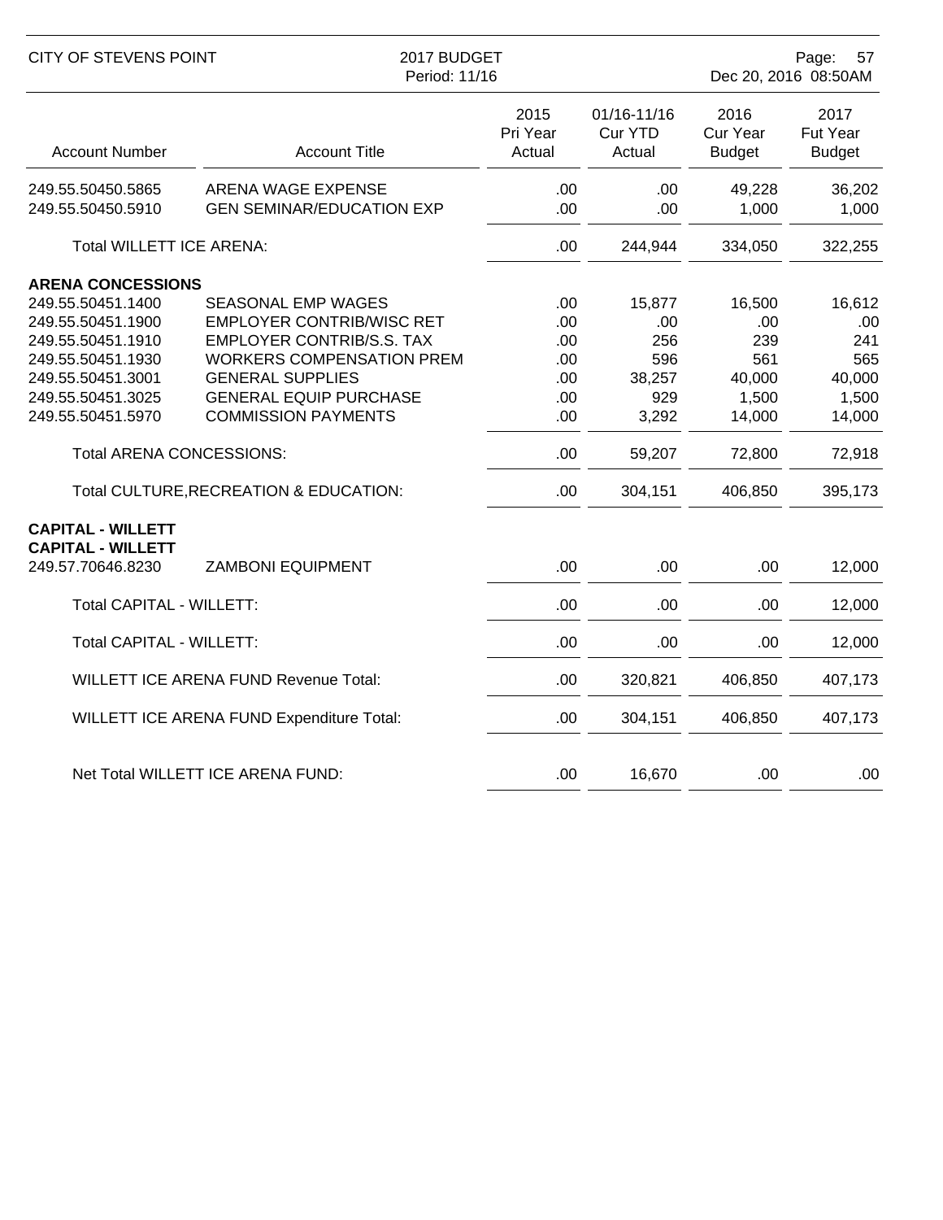| Account Number | Account Title | 2015 Pri Year Actual | 01/16-11/16 Cur YTD Actual | 2016 Cur Year Budget | 2017 Fut Year Budget |
|---|---|---|---|---|---|
| 249.55.50450.5865 | ARENA WAGE EXPENSE | .00 | .00 | 49,228 | 36,202 |
| 249.55.50450.5910 | GEN SEMINAR/EDUCATION EXP | .00 | .00 | 1,000 | 1,000 |
| Total WILLETT ICE ARENA: | | .00 | 244,944 | 334,050 | 322,255 |
| **ARENA CONCESSIONS** | | | | | |
| 249.55.50451.1400 | SEASONAL EMP WAGES | .00 | 15,877 | 16,500 | 16,612 |
| 249.55.50451.1900 | EMPLOYER CONTRIB/WISC RET | .00 | .00 | .00 | .00 |
| 249.55.50451.1910 | EMPLOYER CONTRIB/S.S. TAX | .00 | 256 | 239 | 241 |
| 249.55.50451.1930 | WORKERS COMPENSATION PREM | .00 | 596 | 561 | 565 |
| 249.55.50451.3001 | GENERAL SUPPLIES | .00 | 38,257 | 40,000 | 40,000 |
| 249.55.50451.3025 | GENERAL EQUIP PURCHASE | .00 | 929 | 1,500 | 1,500 |
| 249.55.50451.5970 | COMMISSION PAYMENTS | .00 | 3,292 | 14,000 | 14,000 |
| Total ARENA CONCESSIONS: | | .00 | 59,207 | 72,800 | 72,918 |
| Total CULTURE,RECREATION & EDUCATION: | | .00 | 304,151 | 406,850 | 395,173 |
| **CAPITAL - WILLETT** | | | | | |
| **CAPITAL - WILLETT** | | | | | |
| 249.57.70646.8230 | ZAMBONI EQUIPMENT | .00 | .00 | .00 | 12,000 |
| Total CAPITAL - WILLETT: | | .00 | .00 | .00 | 12,000 |
| Total CAPITAL - WILLETT: | | .00 | .00 | .00 | 12,000 |
| WILLETT ICE ARENA FUND Revenue Total: | | .00 | 320,821 | 406,850 | 407,173 |
| WILLETT ICE ARENA FUND Expenditure Total: | | .00 | 304,151 | 406,850 | 407,173 |
| Net Total WILLETT ICE ARENA FUND: | | .00 | 16,670 | .00 | .00 |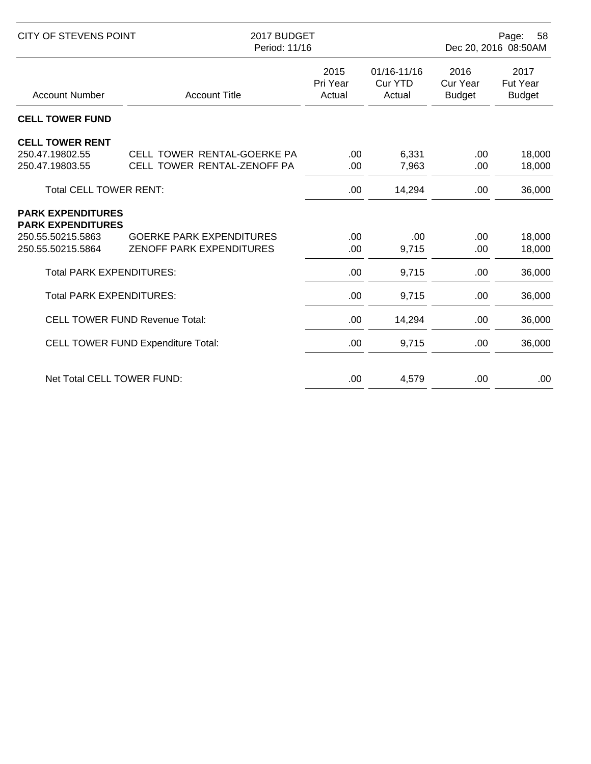CITY OF STEVENS POINT

2017 BUDGET
Period: 11/16

| Account Number | Account Title | 2015 Pri Year Actual | 01/16-11/16 Cur YTD Actual | 2016 Cur Year Budget | 2017 Fut Year Budget |
|---|---|---|---|---|---|
| **CELL TOWER FUND** | | | | | |
| **CELL TOWER RENT** | | | | | |
| 250.47.19802.55 | CELL TOWER RENTAL-GOERKE PA | .00 | 6,331 | .00 | 18,000 |
| 250.47.19803.55 | CELL TOWER RENTAL-ZENOFF PA | .00 | 7,963 | .00 | 18,000 |
| Total CELL TOWER RENT: | | .00 | 14,294 | .00 | 36,000 |
| **PARK EXPENDITURES** | | | | | |
| **PARK EXPENDITURES** | | | | | |
| 250.55.50215.5863 | GOERKE PARK EXPENDITURES | .00 | .00 | .00 | 18,000 |
| 250.55.50215.5864 | ZENOFF PARK EXPENDITURES | .00 | 9,715 | .00 | 18,000 |
| Total PARK EXPENDITURES: | | .00 | 9,715 | .00 | 36,000 |
| Total PARK EXPENDITURES: | | .00 | 9,715 | .00 | 36,000 |
| CELL TOWER FUND Revenue Total: | | .00 | 14,294 | .00 | 36,000 |
| CELL TOWER FUND Expenditure Total: | | .00 | 9,715 | .00 | 36,000 |
| Net Total CELL TOWER FUND: | | .00 | 4,579 | .00 | .00 |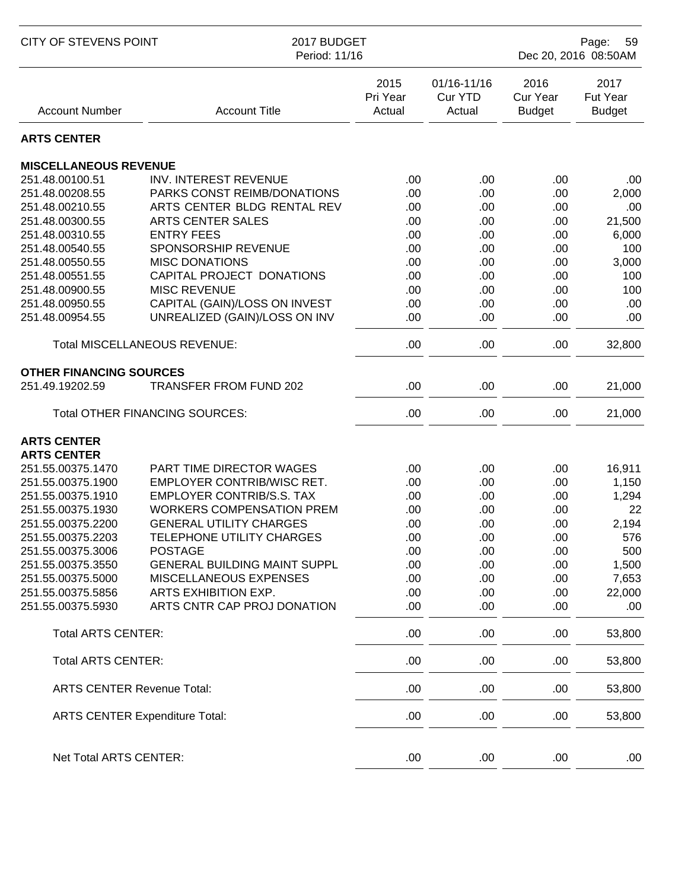| Account Number | Account Title | 2015 Pri Year Actual | 01/16-11/16 Cur YTD Actual | 2016 Cur Year Budget | 2017 Fut Year Budget |
|---|---|---|---|---|---|
| **ARTS CENTER** | | | | | |
| **MISCELLANEOUS REVENUE** | | | | | |
| 251.48.00100.51 | INV. INTEREST REVENUE | .00 | .00 | .00 | .00 |
| 251.48.00208.55 | PARKS CONST REIMB/DONATIONS | .00 | .00 | .00 | 2,000 |
| 251.48.00210.55 | ARTS CENTER BLDG RENTAL REV | .00 | .00 | .00 | .00 |
| 251.48.00300.55 | ARTS CENTER SALES | .00 | .00 | .00 | 21,500 |
| 251.48.00310.55 | ENTRY FEES | .00 | .00 | .00 | 6,000 |
| 251.48.00540.55 | SPONSORSHIP REVENUE | .00 | .00 | .00 | 100 |
| 251.48.00550.55 | MISC DONATIONS | .00 | .00 | .00 | 3,000 |
| 251.48.00551.55 | CAPITAL PROJECT DONATIONS | .00 | .00 | .00 | 100 |
| 251.48.00900.55 | MISC REVENUE | .00 | .00 | .00 | 100 |
| 251.48.00950.55 | CAPITAL (GAIN)/LOSS ON INVEST | .00 | .00 | .00 | .00 |
| 251.48.00954.55 | UNREALIZED (GAIN)/LOSS ON INV | .00 | .00 | .00 | .00 |
| Total MISCELLANEOUS REVENUE: | | .00 | .00 | .00 | 32,800 |
| **OTHER FINANCING SOURCES** | | | | | |
| 251.49.19202.59 | TRANSFER FROM FUND 202 | .00 | .00 | .00 | 21,000 |
| Total OTHER FINANCING SOURCES: | | .00 | .00 | .00 | 21,000 |
| **ARTS CENTER** | | | | | |
| **ARTS CENTER** | | | | | |
| 251.55.00375.1470 | PART TIME DIRECTOR WAGES | .00 | .00 | .00 | 16,911 |
| 251.55.00375.1900 | EMPLOYER CONTRIB/WISC RET. | .00 | .00 | .00 | 1,150 |
| 251.55.00375.1910 | EMPLOYER CONTRIB/S.S. TAX | .00 | .00 | .00 | 1,294 |
| 251.55.00375.1930 | WORKERS COMPENSATION PREM | .00 | .00 | .00 | 22 |
| 251.55.00375.2200 | GENERAL UTILITY CHARGES | .00 | .00 | .00 | 2,194 |
| 251.55.00375.2203 | TELEPHONE UTILITY CHARGES | .00 | .00 | .00 | 576 |
| 251.55.00375.3006 | POSTAGE | .00 | .00 | .00 | 500 |
| 251.55.00375.3550 | GENERAL BUILDING MAINT SUPPL | .00 | .00 | .00 | 1,500 |
| 251.55.00375.5000 | MISCELLANEOUS EXPENSES | .00 | .00 | .00 | 7,653 |
| 251.55.00375.5856 | ARTS EXHIBITION EXP. | .00 | .00 | .00 | 22,000 |
| 251.55.00375.5930 | ARTS CNTR CAP PROJ DONATION | .00 | .00 | .00 | .00 |
| Total ARTS CENTER: | | .00 | .00 | .00 | 53,800 |
| Total ARTS CENTER: | | .00 | .00 | .00 | 53,800 |
| ARTS CENTER Revenue Total: | | .00 | .00 | .00 | 53,800 |
| ARTS CENTER Expenditure Total: | | .00 | .00 | .00 | 53,800 |
| Net Total ARTS CENTER: | | .00 | .00 | .00 | .00 |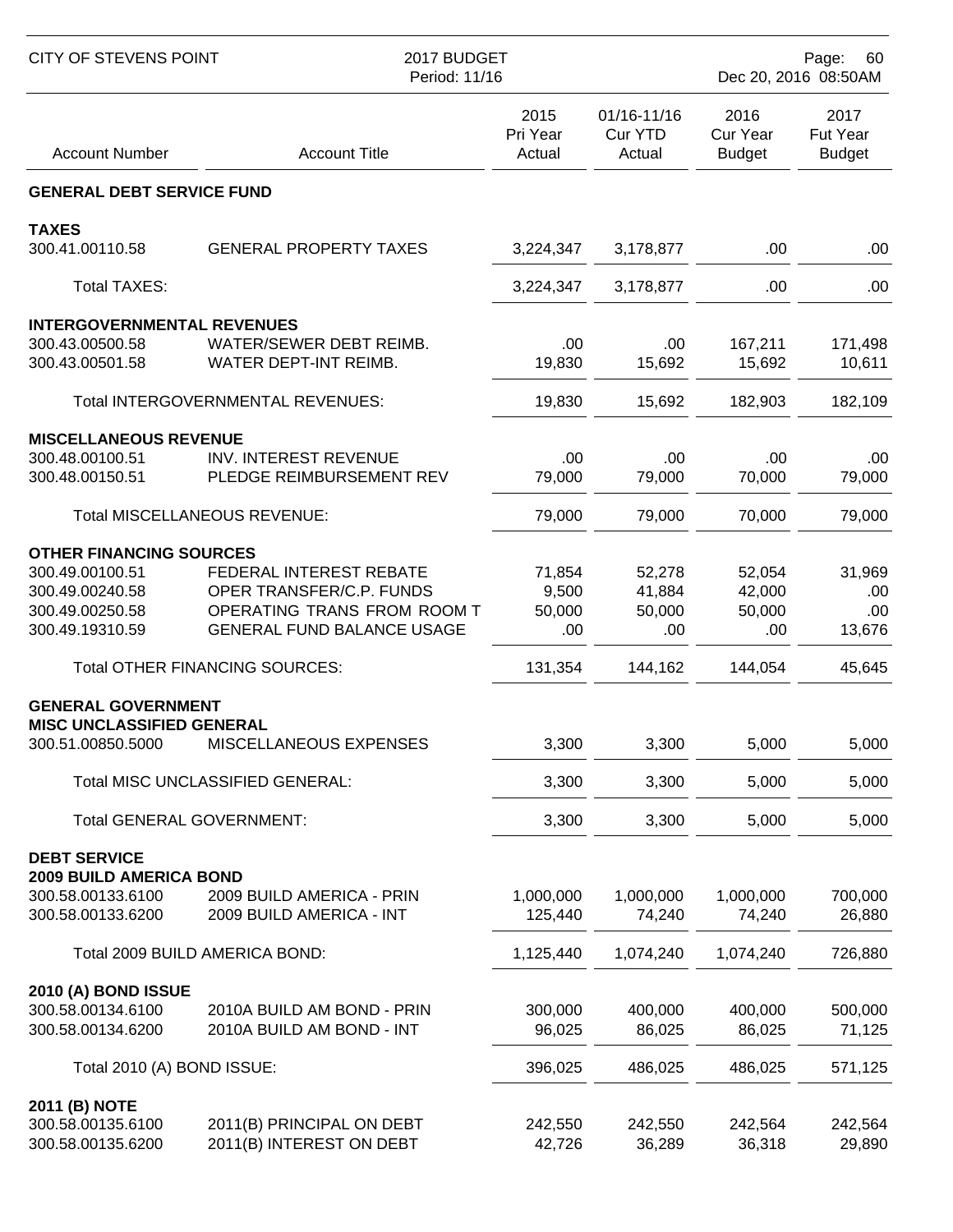| Account Number | Account Title | 2015 Pri Year Actual | 01/16-11/16 Cur YTD Actual | 2016 Cur Year Budget | 2017 Fut Year Budget |
|---|---|---|---|---|---|
| **GENERAL DEBT SERVICE FUND** | | | | | |
| **TAXES** | | | | | |
| 300.41.00110.58 | GENERAL PROPERTY TAXES | 3,224,347 | 3,178,877 | .00 | .00 |
| Total TAXES: | | 3,224,347 | 3,178,877 | .00 | .00 |
| **INTERGOVERNMENTAL REVENUES** | | | | | |
| 300.43.00500.58 | WATER/SEWER DEBT REIMB. | .00 | .00 | 167,211 | 171,498 |
| 300.43.00501.58 | WATER DEPT-INT REIMB. | 19,830 | 15,692 | 15,692 | 10,611 |
| Total INTERGOVERNMENTAL REVENUES: | | 19,830 | 15,692 | 182,903 | 182,109 |
| **MISCELLANEOUS REVENUE** | | | | | |
| 300.48.00100.51 | INV. INTEREST REVENUE | .00 | .00 | .00 | .00 |
| 300.48.00150.51 | PLEDGE REIMBURSEMENT REV | 79,000 | 79,000 | 70,000 | 79,000 |
| Total MISCELLANEOUS REVENUE: | | 79,000 | 79,000 | 70,000 | 79,000 |
| **OTHER FINANCING SOURCES** | | | | | |
| 300.49.00100.51 | FEDERAL INTEREST REBATE | 71,854 | 52,278 | 52,054 | 31,969 |
| 300.49.00240.58 | OPER TRANSFER/C.P. FUNDS | 9,500 | 41,884 | 42,000 | .00 |
| 300.49.00250.58 | OPERATING TRANS FROM ROOM T | 50,000 | 50,000 | 50,000 | .00 |
| 300.49.19310.59 | GENERAL FUND BALANCE USAGE | .00 | .00 | .00 | 13,676 |
| Total OTHER FINANCING SOURCES: | | 131,354 | 144,162 | 144,054 | 45,645 |
| **GENERAL GOVERNMENT** | | | | | |
| **MISC UNCLASSIFIED GENERAL** | | | | | |
| 300.51.00850.5000 | MISCELLANEOUS EXPENSES | 3,300 | 3,300 | 5,000 | 5,000 |
| Total MISC UNCLASSIFIED GENERAL: | | 3,300 | 3,300 | 5,000 | 5,000 |
| Total GENERAL GOVERNMENT: | | 3,300 | 3,300 | 5,000 | 5,000 |
| **DEBT SERVICE** | | | | | |
| **2009 BUILD AMERICA BOND** | | | | | |
| 300.58.00133.6100 | 2009 BUILD AMERICA - PRIN | 1,000,000 | 1,000,000 | 1,000,000 | 700,000 |
| 300.58.00133.6200 | 2009 BUILD AMERICA - INT | 125,440 | 74,240 | 74,240 | 26,880 |
| Total 2009 BUILD AMERICA BOND: | | 1,125,440 | 1,074,240 | 1,074,240 | 726,880 |
| **2010 (A) BOND ISSUE** | | | | | |
| 300.58.00134.6100 | 2010A BUILD AM BOND - PRIN | 300,000 | 400,000 | 400,000 | 500,000 |
| 300.58.00134.6200 | 2010A BUILD AM BOND - INT | 96,025 | 86,025 | 86,025 | 71,125 |
| Total 2010 (A) BOND ISSUE: | | 396,025 | 486,025 | 486,025 | 571,125 |
| **2011 (B) NOTE** | | | | | |
| 300.58.00135.6100 | 2011(B) PRINCIPAL ON DEBT | 242,550 | 242,550 | 242,564 | 242,564 |
| 300.58.00135.6200 | 2011(B) INTEREST ON DEBT | 42,726 | 36,289 | 36,318 | 29,890 |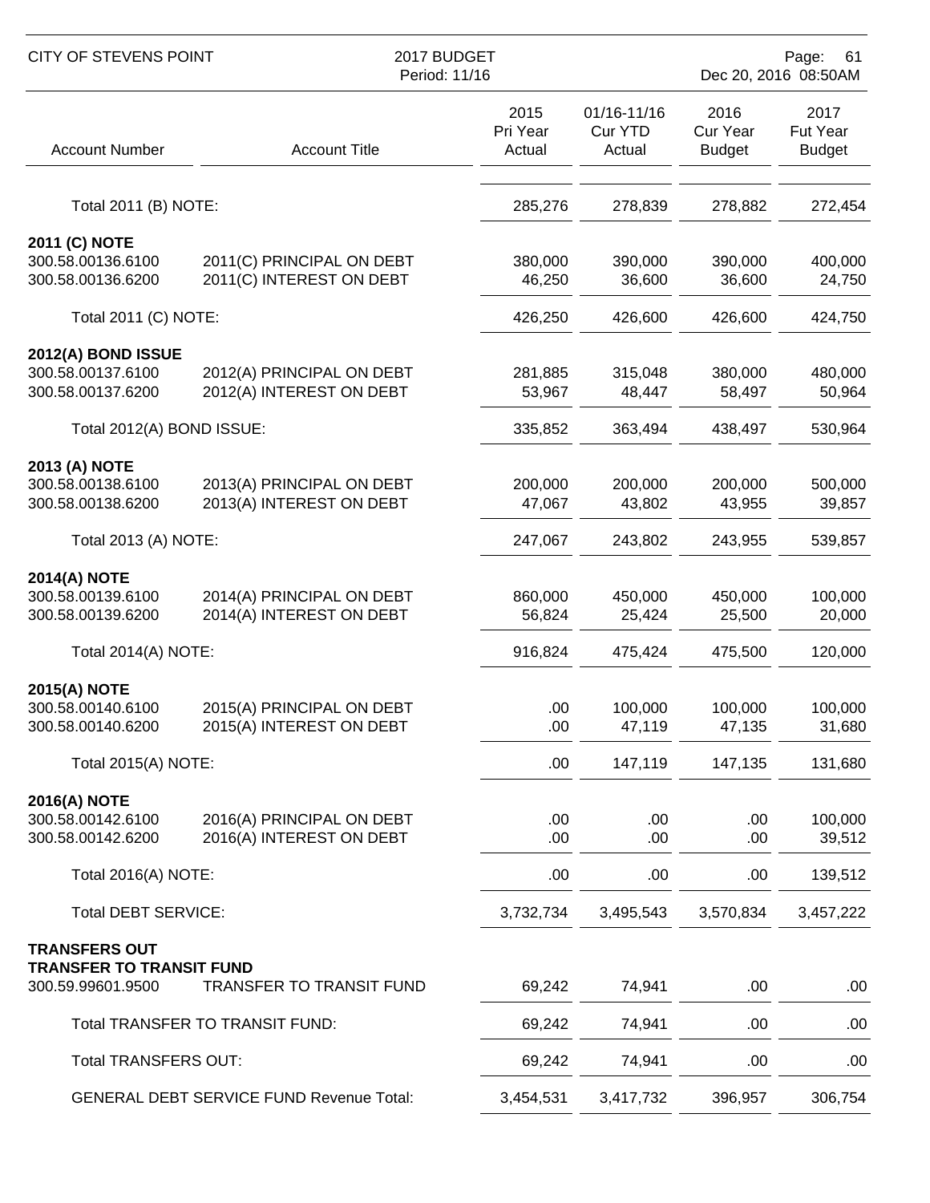| Account Number | Account Title | 2015 Pri Year Actual | 01/16-11/16 Cur YTD Actual | 2016 Cur Year Budget | 2017 Fut Year Budget |
|---|---|---|---|---|---|
| Total 2011 (B) NOTE: | | 285,276 | 278,839 | 278,882 | 272,454 |
| **2011 (C) NOTE** | | | | | |
| 300.58.00136.6100 | 2011(C) PRINCIPAL ON DEBT | 380,000 | 390,000 | 390,000 | 400,000 |
| 300.58.00136.6200 | 2011(C) INTEREST ON DEBT | 46,250 | 36,600 | 36,600 | 24,750 |
| Total 2011 (C) NOTE: | | 426,250 | 426,600 | 426,600 | 424,750 |
| **2012(A) BOND ISSUE** | | | | | |
| 300.58.00137.6100 | 2012(A) PRINCIPAL ON DEBT | 281,885 | 315,048 | 380,000 | 480,000 |
| 300.58.00137.6200 | 2012(A) INTEREST ON DEBT | 53,967 | 48,447 | 58,497 | 50,964 |
| Total 2012(A) BOND ISSUE: | | 335,852 | 363,494 | 438,497 | 530,964 |
| **2013 (A) NOTE** | | | | | |
| 300.58.00138.6100 | 2013(A) PRINCIPAL ON DEBT | 200,000 | 200,000 | 200,000 | 500,000 |
| 300.58.00138.6200 | 2013(A) INTEREST ON DEBT | 47,067 | 43,802 | 43,955 | 39,857 |
| Total 2013 (A) NOTE: | | 247,067 | 243,802 | 243,955 | 539,857 |
| **2014(A) NOTE** | | | | | |
| 300.58.00139.6100 | 2014(A) PRINCIPAL ON DEBT | 860,000 | 450,000 | 450,000 | 100,000 |
| 300.58.00139.6200 | 2014(A) INTEREST ON DEBT | 56,824 | 25,424 | 25,500 | 20,000 |
| Total 2014(A) NOTE: | | 916,824 | 475,424 | 475,500 | 120,000 |
| **2015(A) NOTE** | | | | | |
| 300.58.00140.6100 | 2015(A) PRINCIPAL ON DEBT | .00 | 100,000 | 100,000 | 100,000 |
| 300.58.00140.6200 | 2015(A) INTEREST ON DEBT | .00 | 47,119 | 47,135 | 31,680 |
| Total 2015(A) NOTE: | | .00 | 147,119 | 147,135 | 131,680 |
| **2016(A) NOTE** | | | | | |
| 300.58.00142.6100 | 2016(A) PRINCIPAL ON DEBT | .00 | .00 | .00 | 100,000 |
| 300.58.00142.6200 | 2016(A) INTEREST ON DEBT | .00 | .00 | .00 | 39,512 |
| Total 2016(A) NOTE: | | .00 | .00 | .00 | 139,512 |
| Total DEBT SERVICE: | | 3,732,734 | 3,495,543 | 3,570,834 | 3,457,222 |
| **TRANSFERS OUT** | | | | | |
| **TRANSFER TO TRANSIT FUND** | | | | | |
| 300.59.99601.9500 | TRANSFER TO TRANSIT FUND | 69,242 | 74,941 | .00 | .00 |
| Total TRANSFER TO TRANSIT FUND: | | 69,242 | 74,941 | .00 | .00 |
| Total TRANSFERS OUT: | | 69,242 | 74,941 | .00 | .00 |
| GENERAL DEBT SERVICE FUND Revenue Total: | | 3,454,531 | 3,417,732 | 396,957 | 306,754 |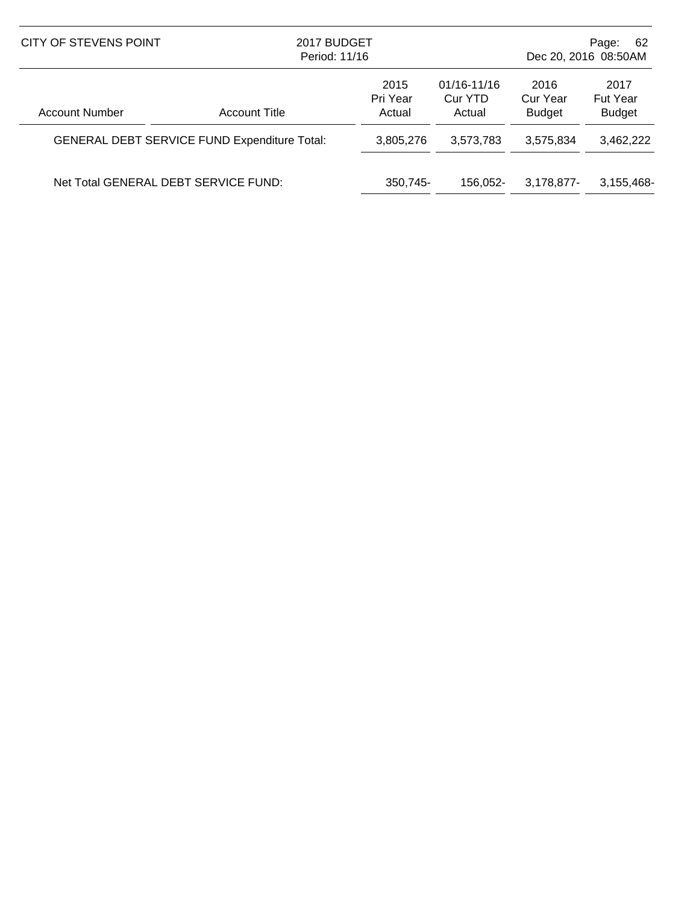| Account Number | Account Title | 2015 Pri Year Actual | 01/16-11/16 Cur YTD Actual | 2016 Cur Year Budget | 2017 Fut Year Budget |
|---|---|---|---|---|---|
| GENERAL DEBT SERVICE FUND Expenditure Total: | | 3,805,276 | 3,573,783 | 3,575,834 | 3,462,222 |
| Net Total GENERAL DEBT SERVICE FUND: | | 350,745- | 156,052- | 3,178,877- | 3,155,468- |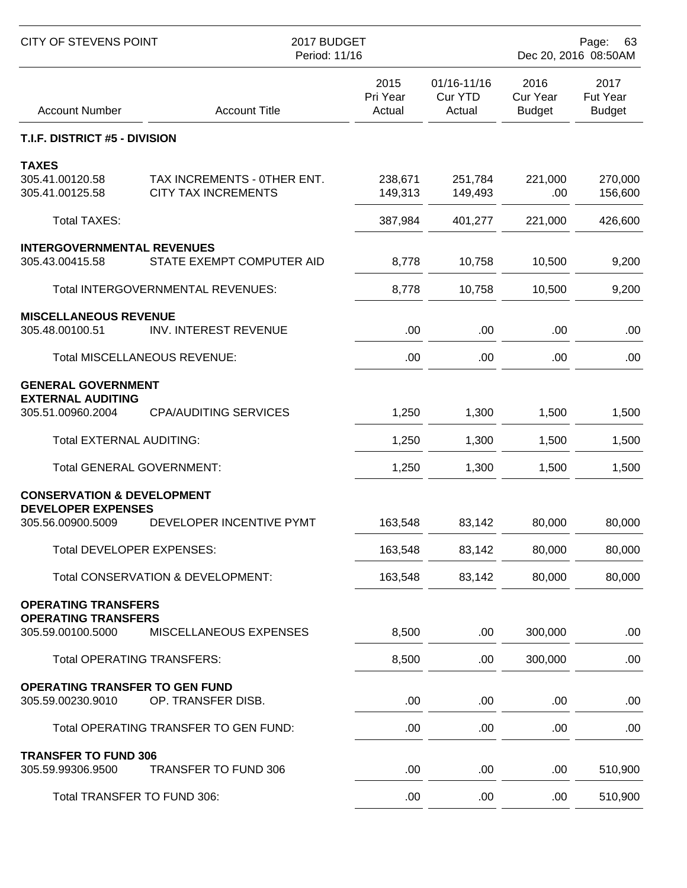| Account Number | Account Title | 2015 Pri Year Actual | 01/16-11/16 Cur YTD Actual | 2016 Cur Year Budget | 2017 Fut Year Budget |
|---|---|---|---|---|---|
| **T.I.F. DISTRICT #5 - DIVISION** | | | | | |
| **TAXES** | | | | | |
| 305.41.00120.58 | TAX INCREMENTS - 0THER ENT. | 238,671 | 251,784 | 221,000 | 270,000 |
| 305.41.00125.58 | CITY TAX INCREMENTS | 149,313 | 149,493 | .00 | 156,600 |
| Total TAXES: | | 387,984 | 401,277 | 221,000 | 426,600 |
| **INTERGOVERNMENTAL REVENUES** | | | | | |
| 305.43.00415.58 | STATE EXEMPT COMPUTER AID | 8,778 | 10,758 | 10,500 | 9,200 |
| Total INTERGOVERNMENTAL REVENUES: | | 8,778 | 10,758 | 10,500 | 9,200 |
| **MISCELLANEOUS REVENUE** | | | | | |
| 305.48.00100.51 | INV. INTEREST REVENUE | .00 | .00 | .00 | .00 |
| Total MISCELLANEOUS REVENUE: | | .00 | .00 | .00 | .00 |
| **GENERAL GOVERNMENT** | | | | | |
| **EXTERNAL AUDITING** | | | | | |
| 305.51.00960.2004 | CPA/AUDITING SERVICES | 1,250 | 1,300 | 1,500 | 1,500 |
| Total EXTERNAL AUDITING: | | 1,250 | 1,300 | 1,500 | 1,500 |
| Total GENERAL GOVERNMENT: | | 1,250 | 1,300 | 1,500 | 1,500 |
| **CONSERVATION & DEVELOPMENT** | | | | | |
| **DEVELOPER EXPENSES** | | | | | |
| 305.56.00900.5009 | DEVELOPER INCENTIVE PYMT | 163,548 | 83,142 | 80,000 | 80,000 |
| Total DEVELOPER EXPENSES: | | 163,548 | 83,142 | 80,000 | 80,000 |
| Total CONSERVATION & DEVELOPMENT: | | 163,548 | 83,142 | 80,000 | 80,000 |
| **OPERATING TRANSFERS** | | | | | |
| **OPERATING TRANSFERS** | | | | | |
| 305.59.00100.5000 | MISCELLANEOUS EXPENSES | 8,500 | .00 | 300,000 | .00 |
| Total OPERATING TRANSFERS: | | 8,500 | .00 | 300,000 | .00 |
| **OPERATING TRANSFER TO GEN FUND** | | | | | |
| 305.59.00230.9010 | OP. TRANSFER DISB. | .00 | .00 | .00 | .00 |
| Total OPERATING TRANSFER TO GEN FUND: | | .00 | .00 | .00 | .00 |
| **TRANSFER TO FUND 306** | | | | | |
| 305.59.99306.9500 | TRANSFER TO FUND 306 | .00 | .00 | .00 | 510,900 |
| Total TRANSFER TO FUND 306: | | .00 | .00 | .00 | 510,900 |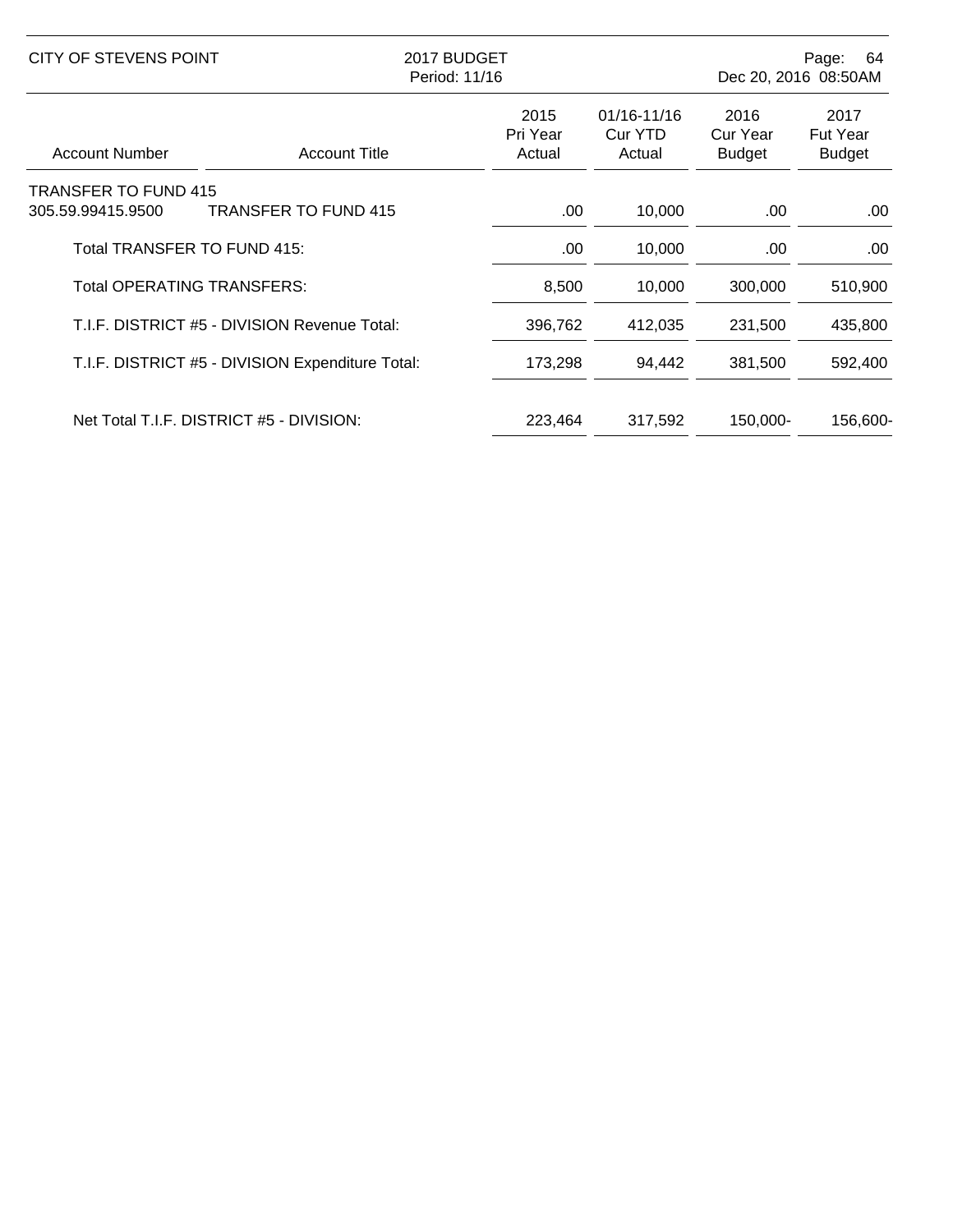| Account Number | Account Title | 2015 Pri Year Actual | 01/16-11/16 Cur YTD Actual | 2016 Cur Year Budget | 2017 Fut Year Budget |
|---|---|---|---|---|---|
| TRANSFER TO FUND 415 | | | | | |
| 305.59.99415.9500 | TRANSFER TO FUND 415 | .00 | 10,000 | .00 | .00 |
| Total TRANSFER TO FUND 415: | | .00 | 10,000 | .00 | .00 |
| Total OPERATING TRANSFERS: | | 8,500 | 10,000 | 300,000 | 510,900 |
| T.I.F. DISTRICT #5 - DIVISION Revenue Total: | | 396,762 | 412,035 | 231,500 | 435,800 |
| T.I.F. DISTRICT #5 - DIVISION Expenditure Total: | | 173,298 | 94,442 | 381,500 | 592,400 |
| Net Total T.I.F. DISTRICT #5 - DIVISION: | | 223,464 | 317,592 | 150,000- | 156,600- |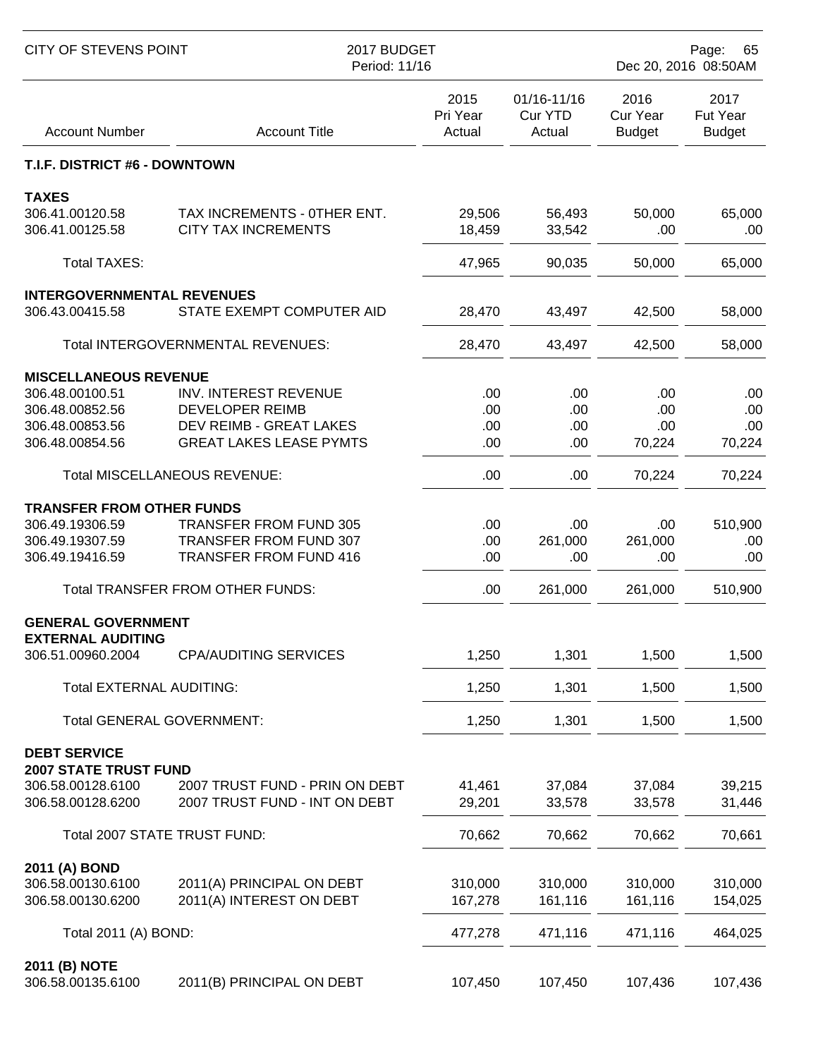| Account Number | Account Title | 2015 Pri Year Actual | 01/16-11/16 Cur YTD Actual | 2016 Cur Year Budget | 2017 Fut Year Budget |
|---|---|---|---|---|---|
| **T.I.F. DISTRICT #6 - DOWNTOWN** | | | | | |
| **TAXES** | | | | | |
| 306.41.00120.58 | TAX INCREMENTS - 0THER ENT. | 29,506 | 56,493 | 50,000 | 65,000 |
| 306.41.00125.58 | CITY TAX INCREMENTS | 18,459 | 33,542 | .00 | .00 |
| Total TAXES: | | 47,965 | 90,035 | 50,000 | 65,000 |
| **INTERGOVERNMENTAL REVENUES** | | | | | |
| 306.43.00415.58 | STATE EXEMPT COMPUTER AID | 28,470 | 43,497 | 42,500 | 58,000 |
| Total INTERGOVERNMENTAL REVENUES: | | 28,470 | 43,497 | 42,500 | 58,000 |
| **MISCELLANEOUS REVENUE** | | | | | |
| 306.48.00100.51 | INV. INTEREST REVENUE | .00 | .00 | .00 | .00 |
| 306.48.00852.56 | DEVELOPER REIMB | .00 | .00 | .00 | .00 |
| 306.48.00853.56 | DEV REIMB - GREAT LAKES | .00 | .00 | .00 | .00 |
| 306.48.00854.56 | GREAT LAKES LEASE PYMTS | .00 | .00 | 70,224 | 70,224 |
| Total MISCELLANEOUS REVENUE: | | .00 | .00 | 70,224 | 70,224 |
| **TRANSFER FROM OTHER FUNDS** | | | | | |
| 306.49.19306.59 | TRANSFER FROM FUND 305 | .00 | .00 | .00 | 510,900 |
| 306.49.19307.59 | TRANSFER FROM FUND 307 | .00 | 261,000 | 261,000 | .00 |
| 306.49.19416.59 | TRANSFER FROM FUND 416 | .00 | .00 | .00 | .00 |
| Total TRANSFER FROM OTHER FUNDS: | | .00 | 261,000 | 261,000 | 510,900 |
| **GENERAL GOVERNMENT** | | | | | |
| **EXTERNAL AUDITING** | | | | | |
| 306.51.00960.2004 | CPA/AUDITING SERVICES | 1,250 | 1,301 | 1,500 | 1,500 |
| Total EXTERNAL AUDITING: | | 1,250 | 1,301 | 1,500 | 1,500 |
| Total GENERAL GOVERNMENT: | | 1,250 | 1,301 | 1,500 | 1,500 |
| **DEBT SERVICE** | | | | | |
| **2007 STATE TRUST FUND** | | | | | |
| 306.58.00128.6100 | 2007 TRUST FUND - PRIN ON DEBT | 41,461 | 37,084 | 37,084 | 39,215 |
| 306.58.00128.6200 | 2007 TRUST FUND - INT ON DEBT | 29,201 | 33,578 | 33,578 | 31,446 |
| Total 2007 STATE TRUST FUND: | | 70,662 | 70,662 | 70,662 | 70,661 |
| **2011 (A) BOND** | | | | | |
| 306.58.00130.6100 | 2011(A) PRINCIPAL ON DEBT | 310,000 | 310,000 | 310,000 | 310,000 |
| 306.58.00130.6200 | 2011(A) INTEREST ON DEBT | 167,278 | 161,116 | 161,116 | 154,025 |
| Total 2011 (A) BOND: | | 477,278 | 471,116 | 471,116 | 464,025 |
| **2011 (B) NOTE** | | | | | |
| 306.58.00135.6100 | 2011(B) PRINCIPAL ON DEBT | 107,450 | 107,450 | 107,436 | 107,436 |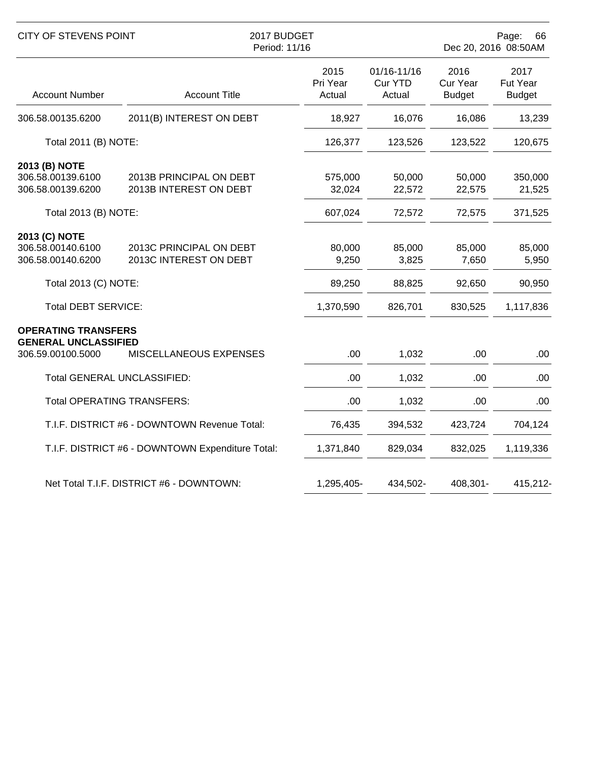| Account Number | Account Title | 2015 Pri Year Actual | 01/16-11/16 Cur YTD Actual | 2016 Cur Year Budget | 2017 Fut Year Budget |
|---|---|---|---|---|---|
| 306.58.00135.6200 | 2011(B) INTEREST ON DEBT | 18,927 | 16,076 | 16,086 | 13,239 |
| Total 2011 (B) NOTE: | | 126,377 | 123,526 | 123,522 | 120,675 |
| **2013 (B) NOTE** | | | | | |
| 306.58.00139.6100 | 2013B PRINCIPAL ON DEBT | 575,000 | 50,000 | 50,000 | 350,000 |
| 306.58.00139.6200 | 2013B INTEREST ON DEBT | 32,024 | 22,572 | 22,575 | 21,525 |
| Total 2013 (B) NOTE: | | 607,024 | 72,572 | 72,575 | 371,525 |
| **2013 (C) NOTE** | | | | | |
| 306.58.00140.6100 | 2013C PRINCIPAL ON DEBT | 80,000 | 85,000 | 85,000 | 85,000 |
| 306.58.00140.6200 | 2013C INTEREST ON DEBT | 9,250 | 3,825 | 7,650 | 5,950 |
| Total 2013 (C) NOTE: | | 89,250 | 88,825 | 92,650 | 90,950 |
| Total DEBT SERVICE: | | 1,370,590 | 826,701 | 830,525 | 1,117,836 |
| **OPERATING TRANSFERS** | | | | | |
| **GENERAL UNCLASSIFIED** | | | | | |
| 306.59.00100.5000 | MISCELLANEOUS EXPENSES | .00 | 1,032 | .00 | .00 |
| Total GENERAL UNCLASSIFIED: | | .00 | 1,032 | .00 | .00 |
| Total OPERATING TRANSFERS: | | .00 | 1,032 | .00 | .00 |
| T.I.F. DISTRICT #6 - DOWNTOWN Revenue Total: | | 76,435 | 394,532 | 423,724 | 704,124 |
| T.I.F. DISTRICT #6 - DOWNTOWN Expenditure Total: | | 1,371,840 | 829,034 | 832,025 | 1,119,336 |
| Net Total T.I.F. DISTRICT #6 - DOWNTOWN: | | 1,295,405- | 434,502- | 408,301- | 415,212- |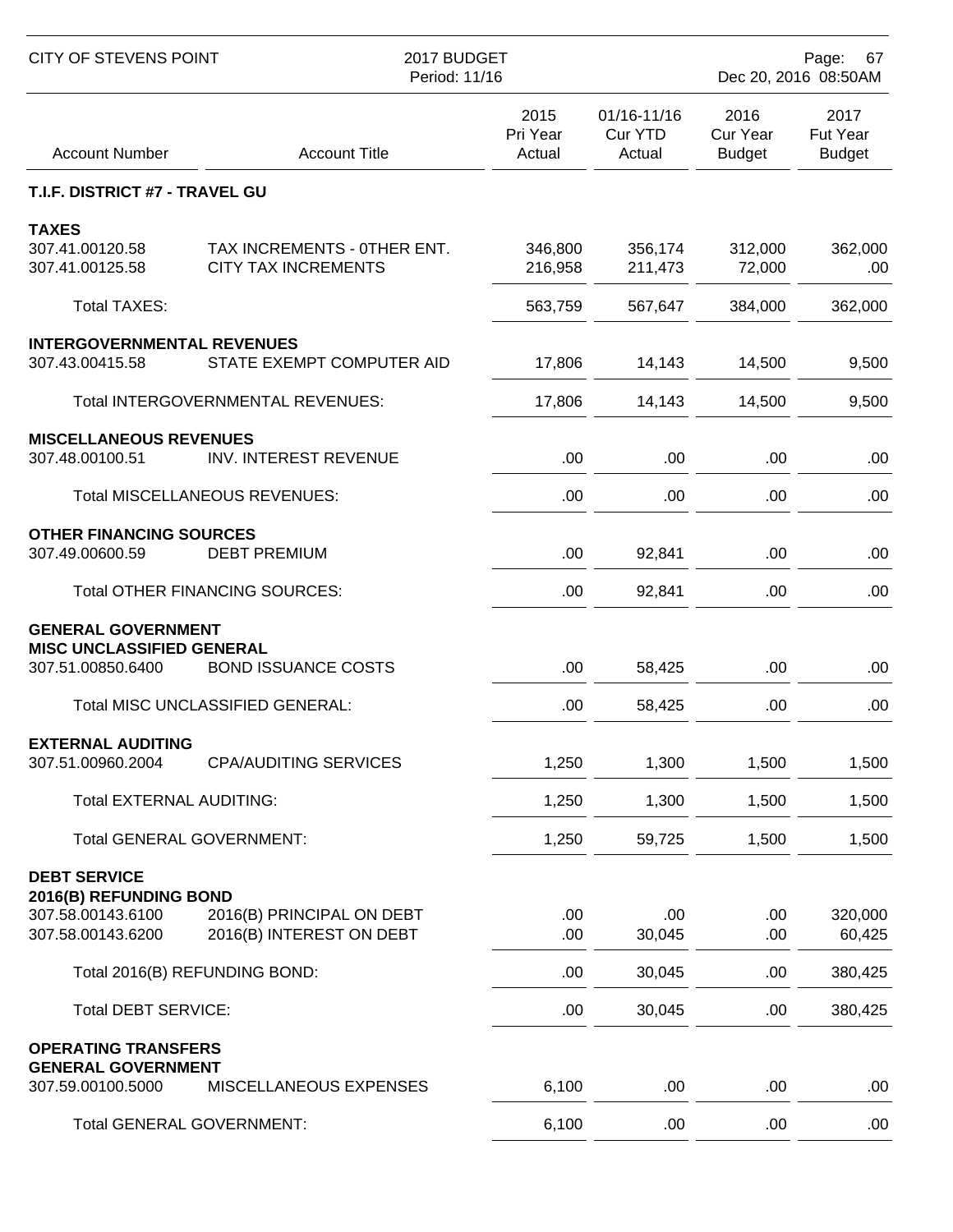## T.I.F. DISTRICT #7 - TRAVEL GU

| Account Number | Account Title | 2015 Pri Year Actual | 01/16-11/16 Cur YTD Actual | 2016 Cur Year Budget | 2017 Fut Year Budget |
|---|---|---|---|---|---|
| **TAXES** | | | | | |
| 307.41.00120.58 | TAX INCREMENTS - 0THER ENT. | 346,800 | 356,174 | 312,000 | 362,000 |
| 307.41.00125.58 | CITY TAX INCREMENTS | 216,958 | 211,473 | 72,000 | .00 |
| Total TAXES: | | 563,759 | 567,647 | 384,000 | 362,000 |
| **INTERGOVERNMENTAL REVENUES** | | | | | |
| 307.43.00415.58 | STATE EXEMPT COMPUTER AID | 17,806 | 14,143 | 14,500 | 9,500 |
| Total INTERGOVERNMENTAL REVENUES: | | 17,806 | 14,143 | 14,500 | 9,500 |
| **MISCELLANEOUS REVENUES** | | | | | |
| 307.48.00100.51 | INV. INTEREST REVENUE | .00 | .00 | .00 | .00 |
| Total MISCELLANEOUS REVENUES: | | .00 | .00 | .00 | .00 |
| **OTHER FINANCING SOURCES** | | | | | |
| 307.49.00600.59 | DEBT PREMIUM | .00 | 92,841 | .00 | .00 |
| Total OTHER FINANCING SOURCES: | | .00 | 92,841 | .00 | .00 |
| **GENERAL GOVERNMENT** | | | | | |
| **MISC UNCLASSIFIED GENERAL** | | | | | |
| 307.51.00850.6400 | BOND ISSUANCE COSTS | .00 | 58,425 | .00 | .00 |
| Total MISC UNCLASSIFIED GENERAL: | | .00 | 58,425 | .00 | .00 |
| **EXTERNAL AUDITING** | | | | | |
| 307.51.00960.2004 | CPA/AUDITING SERVICES | 1,250 | 1,300 | 1,500 | 1,500 |
| Total EXTERNAL AUDITING: | | 1,250 | 1,300 | 1,500 | 1,500 |
| Total GENERAL GOVERNMENT: | | 1,250 | 59,725 | 1,500 | 1,500 |
| **DEBT SERVICE** | | | | | |
| **2016(B) REFUNDING BOND** | | | | | |
| 307.58.00143.6100 | 2016(B) PRINCIPAL ON DEBT | .00 | .00 | .00 | 320,000 |
| 307.58.00143.6200 | 2016(B) INTEREST ON DEBT | .00 | 30,045 | .00 | 60,425 |
| Total 2016(B) REFUNDING BOND: | | .00 | 30,045 | .00 | 380,425 |
| Total DEBT SERVICE: | | .00 | 30,045 | .00 | 380,425 |
| **OPERATING TRANSFERS** | | | | | |
| **GENERAL GOVERNMENT** | | | | | |
| 307.59.00100.5000 | MISCELLANEOUS EXPENSES | 6,100 | .00 | .00 | .00 |
| Total GENERAL GOVERNMENT: | | 6,100 | .00 | .00 | .00 |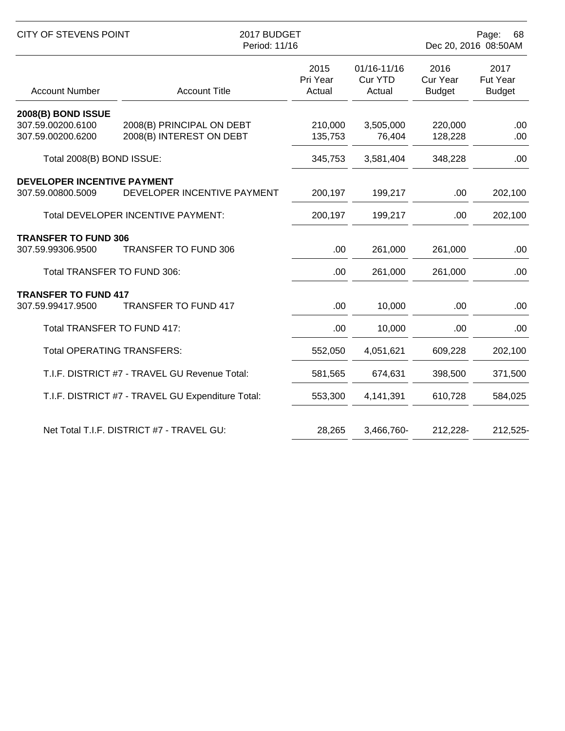| Account Number | Account Title | 2015 Pri Year Actual | 01/16-11/16 Cur YTD Actual | 2016 Cur Year Budget | 2017 Fut Year Budget |
|---|---|---|---|---|---|
| **2008(B) BOND ISSUE** | | | | | |
| 307.59.00200.6100 | 2008(B) PRINCIPAL ON DEBT | 210,000 | 3,505,000 | 220,000 | .00 |
| 307.59.00200.6200 | 2008(B) INTEREST ON DEBT | 135,753 | 76,404 | 128,228 | .00 |
| Total 2008(B) BOND ISSUE: | | 345,753 | 3,581,404 | 348,228 | .00 |
| **DEVELOPER INCENTIVE PAYMENT** | | | | | |
| 307.59.00800.5009 | DEVELOPER INCENTIVE PAYMENT | 200,197 | 199,217 | .00 | 202,100 |
| Total DEVELOPER INCENTIVE PAYMENT: | | 200,197 | 199,217 | .00 | 202,100 |
| **TRANSFER TO FUND 306** | | | | | |
| 307.59.99306.9500 | TRANSFER TO FUND 306 | .00 | 261,000 | 261,000 | .00 |
| Total TRANSFER TO FUND 306: | | .00 | 261,000 | 261,000 | .00 |
| **TRANSFER TO FUND 417** | | | | | |
| 307.59.99417.9500 | TRANSFER TO FUND 417 | .00 | 10,000 | .00 | .00 |
| Total TRANSFER TO FUND 417: | | .00 | 10,000 | .00 | .00 |
| Total OPERATING TRANSFERS: | | 552,050 | 4,051,621 | 609,228 | 202,100 |
| T.I.F. DISTRICT #7 - TRAVEL GU Revenue Total: | | 581,565 | 674,631 | 398,500 | 371,500 |
| T.I.F. DISTRICT #7 - TRAVEL GU Expenditure Total: | | 553,300 | 4,141,391 | 610,728 | 584,025 |
| Net Total T.I.F. DISTRICT #7 - TRAVEL GU: | | 28,265 | 3,466,760- | 212,228- | 212,525- |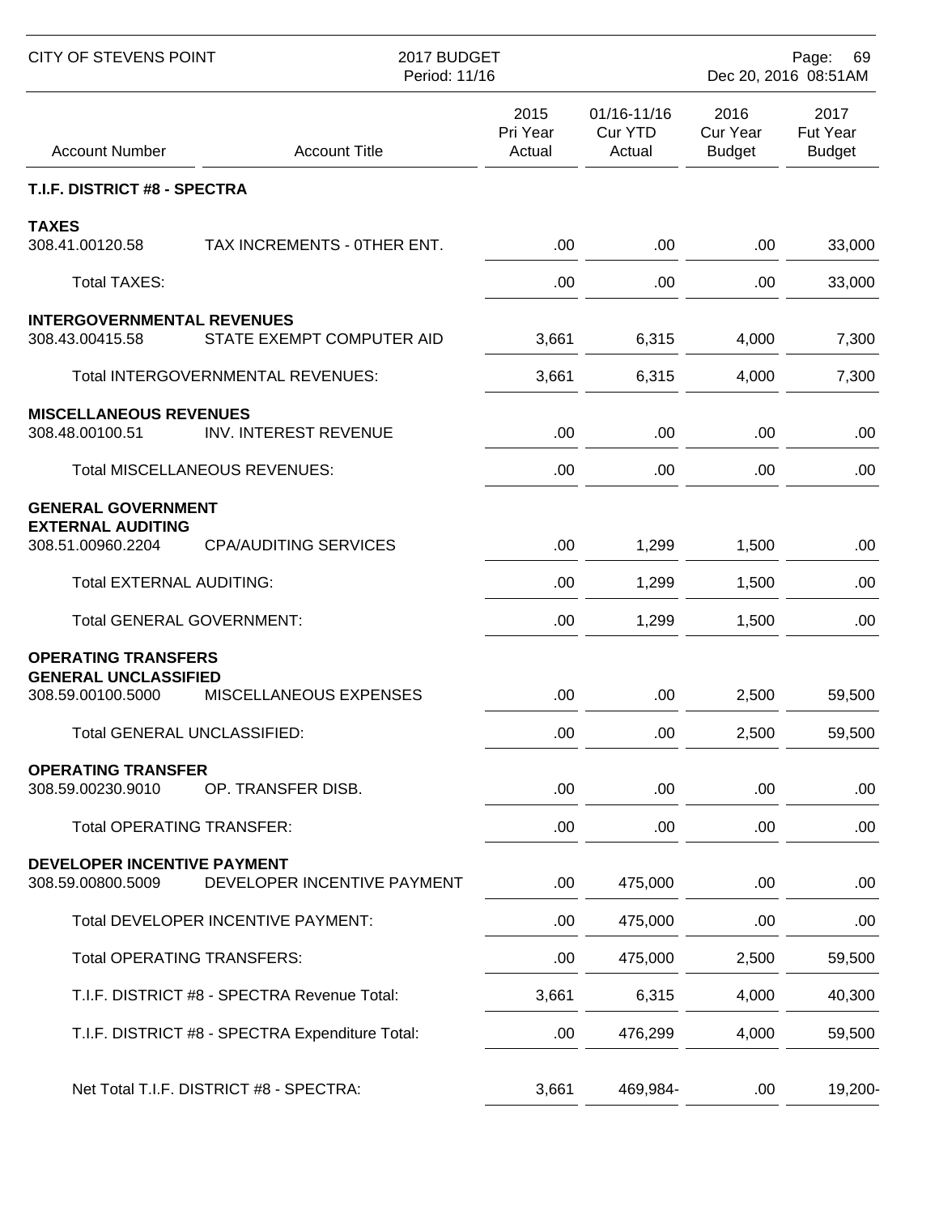CITY OF STEVENS POINT — 2017 BUDGET — Period: 11/16

| Account Number | Account Title | 2015 Pri Year Actual | 01/16-11/16 Cur YTD Actual | 2016 Cur Year Budget | 2017 Fut Year Budget |
|---|---|---|---|---|---|
| **T.I.F. DISTRICT #8 - SPECTRA** | | | | | |
| **TAXES** | | | | | |
| 308.41.00120.58 | TAX INCREMENTS - 0THER ENT. | .00 | .00 | .00 | 33,000 |
| Total TAXES: | | .00 | .00 | .00 | 33,000 |
| **INTERGOVERNMENTAL REVENUES** | | | | | |
| 308.43.00415.58 | STATE EXEMPT COMPUTER AID | 3,661 | 6,315 | 4,000 | 7,300 |
| Total INTERGOVERNMENTAL REVENUES: | | 3,661 | 6,315 | 4,000 | 7,300 |
| **MISCELLANEOUS REVENUES** | | | | | |
| 308.48.00100.51 | INV. INTEREST REVENUE | .00 | .00 | .00 | .00 |
| Total MISCELLANEOUS REVENUES: | | .00 | .00 | .00 | .00 |
| **GENERAL GOVERNMENT** | | | | | |
| **EXTERNAL AUDITING** | | | | | |
| 308.51.00960.2204 | CPA/AUDITING SERVICES | .00 | 1,299 | 1,500 | .00 |
| Total EXTERNAL AUDITING: | | .00 | 1,299 | 1,500 | .00 |
| Total GENERAL GOVERNMENT: | | .00 | 1,299 | 1,500 | .00 |
| **OPERATING TRANSFERS** | | | | | |
| **GENERAL UNCLASSIFIED** | | | | | |
| 308.59.00100.5000 | MISCELLANEOUS EXPENSES | .00 | .00 | 2,500 | 59,500 |
| Total GENERAL UNCLASSIFIED: | | .00 | .00 | 2,500 | 59,500 |
| **OPERATING TRANSFER** | | | | | |
| 308.59.00230.9010 | OP. TRANSFER DISB. | .00 | .00 | .00 | .00 |
| Total OPERATING TRANSFER: | | .00 | .00 | .00 | .00 |
| **DEVELOPER INCENTIVE PAYMENT** | | | | | |
| 308.59.00800.5009 | DEVELOPER INCENTIVE PAYMENT | .00 | 475,000 | .00 | .00 |
| Total DEVELOPER INCENTIVE PAYMENT: | | .00 | 475,000 | .00 | .00 |
| Total OPERATING TRANSFERS: | | .00 | 475,000 | 2,500 | 59,500 |
| T.I.F. DISTRICT #8 - SPECTRA Revenue Total: | | 3,661 | 6,315 | 4,000 | 40,300 |
| T.I.F. DISTRICT #8 - SPECTRA Expenditure Total: | | .00 | 476,299 | 4,000 | 59,500 |
| Net Total T.I.F. DISTRICT #8 - SPECTRA: | | 3,661 | 469,984- | .00 | 19,200- |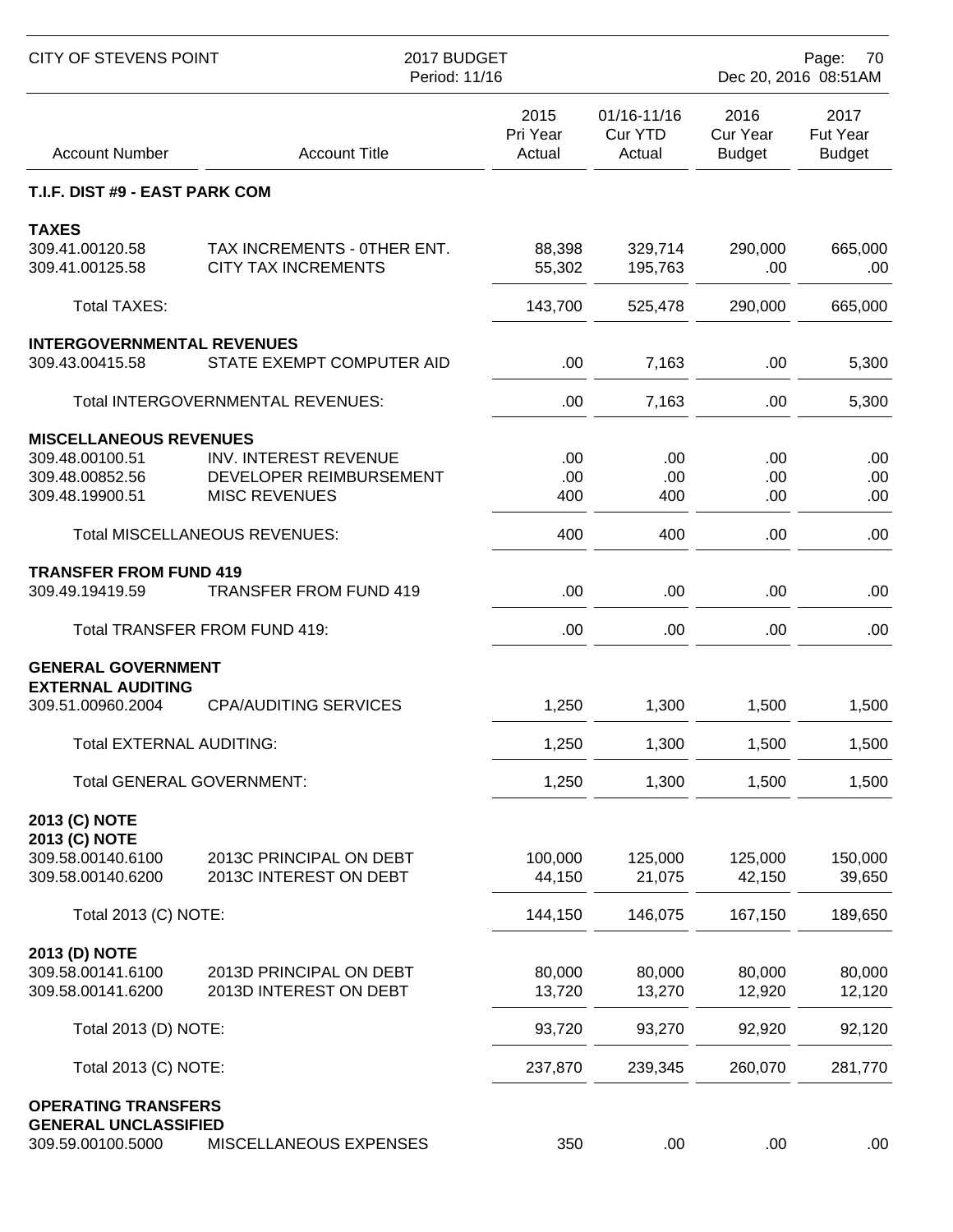CITY OF STEVENS POINT — 2017 BUDGET — Period: 11/16

| Account Number | Account Title | 2015 Pri Year Actual | 01/16-11/16 Cur YTD Actual | 2016 Cur Year Budget | 2017 Fut Year Budget |
|---|---|---|---|---|---|
| **T.I.F. DIST #9 - EAST PARK COM** | | | | | |
| **TAXES** | | | | | |
| 309.41.00120.58 | TAX INCREMENTS - 0THER ENT. | 88,398 | 329,714 | 290,000 | 665,000 |
| 309.41.00125.58 | CITY TAX INCREMENTS | 55,302 | 195,763 | .00 | .00 |
| Total TAXES: | | 143,700 | 525,478 | 290,000 | 665,000 |
| **INTERGOVERNMENTAL REVENUES** | | | | | |
| 309.43.00415.58 | STATE EXEMPT COMPUTER AID | .00 | 7,163 | .00 | 5,300 |
| Total INTERGOVERNMENTAL REVENUES: | | .00 | 7,163 | .00 | 5,300 |
| **MISCELLANEOUS REVENUES** | | | | | |
| 309.48.00100.51 | INV. INTEREST REVENUE | .00 | .00 | .00 | .00 |
| 309.48.00852.56 | DEVELOPER REIMBURSEMENT | .00 | .00 | .00 | .00 |
| 309.48.19900.51 | MISC REVENUES | 400 | 400 | .00 | .00 |
| Total MISCELLANEOUS REVENUES: | | 400 | 400 | .00 | .00 |
| **TRANSFER FROM FUND 419** | | | | | |
| 309.49.19419.59 | TRANSFER FROM FUND 419 | .00 | .00 | .00 | .00 |
| Total TRANSFER FROM FUND 419: | | .00 | .00 | .00 | .00 |
| **GENERAL GOVERNMENT** | | | | | |
| **EXTERNAL AUDITING** | | | | | |
| 309.51.00960.2004 | CPA/AUDITING SERVICES | 1,250 | 1,300 | 1,500 | 1,500 |
| Total EXTERNAL AUDITING: | | 1,250 | 1,300 | 1,500 | 1,500 |
| Total GENERAL GOVERNMENT: | | 1,250 | 1,300 | 1,500 | 1,500 |
| **2013 (C) NOTE** | | | | | |
| **2013 (C) NOTE** | | | | | |
| 309.58.00140.6100 | 2013C PRINCIPAL ON DEBT | 100,000 | 125,000 | 125,000 | 150,000 |
| 309.58.00140.6200 | 2013C INTEREST ON DEBT | 44,150 | 21,075 | 42,150 | 39,650 |
| Total 2013 (C) NOTE: | | 144,150 | 146,075 | 167,150 | 189,650 |
| **2013 (D) NOTE** | | | | | |
| 309.58.00141.6100 | 2013D PRINCIPAL ON DEBT | 80,000 | 80,000 | 80,000 | 80,000 |
| 309.58.00141.6200 | 2013D INTEREST ON DEBT | 13,720 | 13,270 | 12,920 | 12,120 |
| Total 2013 (D) NOTE: | | 93,720 | 93,270 | 92,920 | 92,120 |
| Total 2013 (C) NOTE: | | 237,870 | 239,345 | 260,070 | 281,770 |
| **OPERATING TRANSFERS** | | | | | |
| **GENERAL UNCLASSIFIED** | | | | | |
| 309.59.00100.5000 | MISCELLANEOUS EXPENSES | 350 | .00 | .00 | .00 |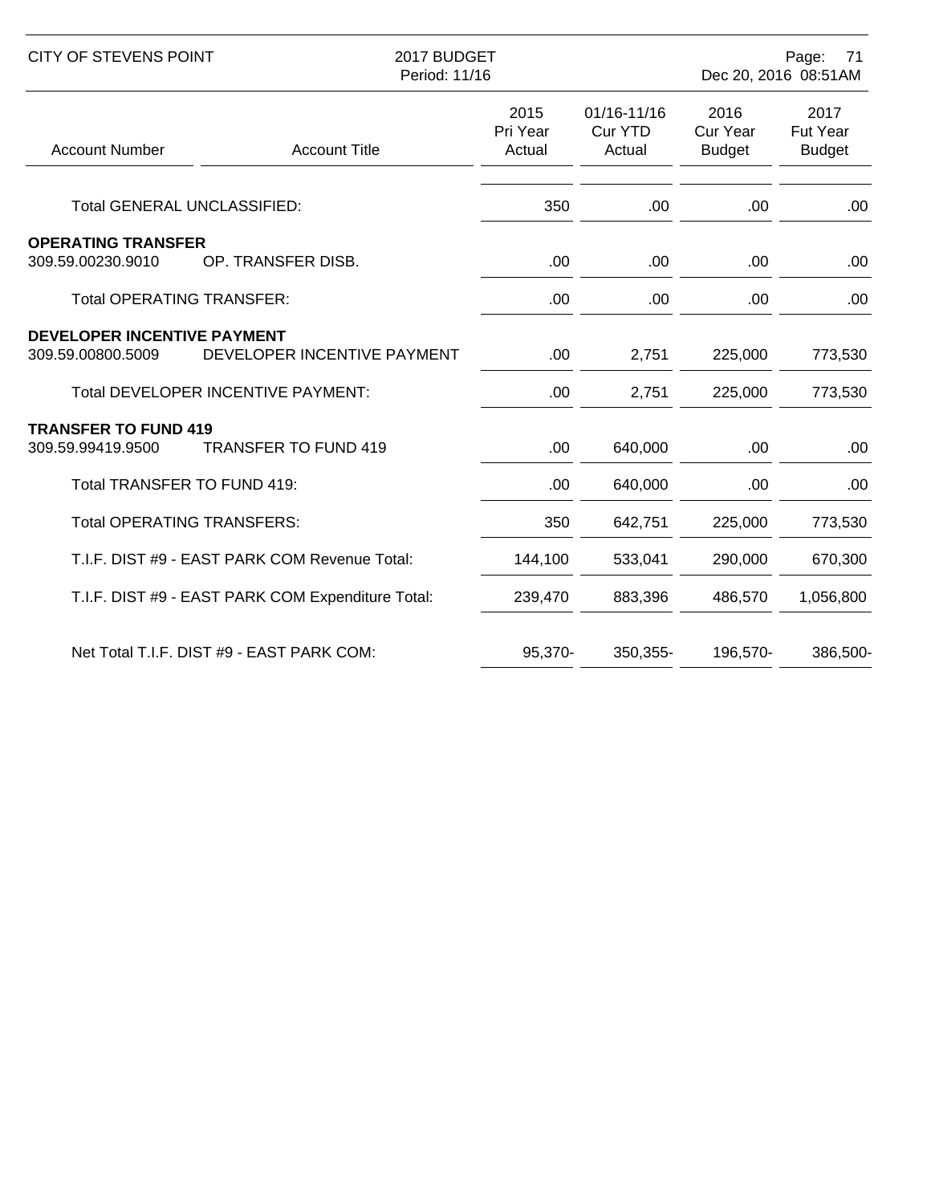| Account Number | Account Title | 2015 Pri Year Actual | 01/16-11/16 Cur YTD Actual | 2016 Cur Year Budget | 2017 Fut Year Budget |
|---|---|---|---|---|---|
| Total GENERAL UNCLASSIFIED: | | 350 | .00 | .00 | .00 |
| **OPERATING TRANSFER** | | | | | |
| 309.59.00230.9010 | OP. TRANSFER DISB. | .00 | .00 | .00 | .00 |
| Total OPERATING TRANSFER: | | .00 | .00 | .00 | .00 |
| **DEVELOPER INCENTIVE PAYMENT** | | | | | |
| 309.59.00800.5009 | DEVELOPER INCENTIVE PAYMENT | .00 | 2,751 | 225,000 | 773,530 |
| Total DEVELOPER INCENTIVE PAYMENT: | | .00 | 2,751 | 225,000 | 773,530 |
| **TRANSFER TO FUND 419** | | | | | |
| 309.59.99419.9500 | TRANSFER TO FUND 419 | .00 | 640,000 | .00 | .00 |
| Total TRANSFER TO FUND 419: | | .00 | 640,000 | .00 | .00 |
| Total OPERATING TRANSFERS: | | 350 | 642,751 | 225,000 | 773,530 |
| T.I.F. DIST #9 - EAST PARK COM Revenue Total: | | 144,100 | 533,041 | 290,000 | 670,300 |
| T.I.F. DIST #9 - EAST PARK COM Expenditure Total: | | 239,470 | 883,396 | 486,570 | 1,056,800 |
| Net Total T.I.F. DIST #9 - EAST PARK COM: | | 95,370- | 350,355- | 196,570- | 386,500- |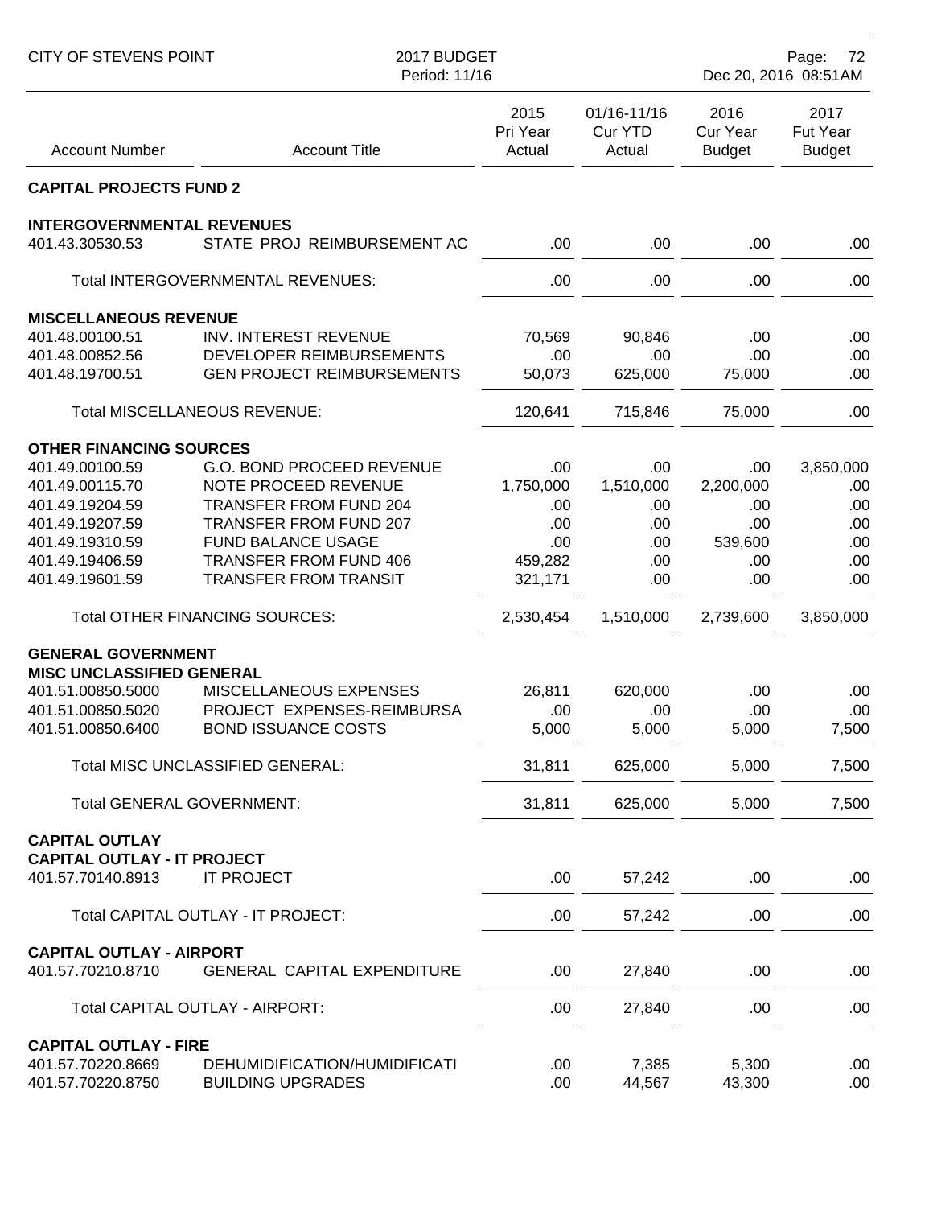## CAPITAL PROJECTS FUND 2

| Account Number | Account Title | 2015 Pri Year Actual | 01/16-11/16 Cur YTD Actual | 2016 Cur Year Budget | 2017 Fut Year Budget |
|---|---|---|---|---|---|
| **INTERGOVERNMENTAL REVENUES** | | | | | |
| 401.43.30530.53 | STATE PROJ REIMBURSEMENT AC | .00 | .00 | .00 | .00 |
| | Total INTERGOVERNMENTAL REVENUES: | .00 | .00 | .00 | .00 |
| **MISCELLANEOUS REVENUE** | | | | | |
| 401.48.00100.51 | INV. INTEREST REVENUE | 70,569 | 90,846 | .00 | .00 |
| 401.48.00852.56 | DEVELOPER REIMBURSEMENTS | .00 | .00 | .00 | .00 |
| 401.48.19700.51 | GEN PROJECT REIMBURSEMENTS | 50,073 | 625,000 | 75,000 | .00 |
| | Total MISCELLANEOUS REVENUE: | 120,641 | 715,846 | 75,000 | .00 |
| **OTHER FINANCING SOURCES** | | | | | |
| 401.49.00100.59 | G.O. BOND PROCEED REVENUE | .00 | .00 | .00 | 3,850,000 |
| 401.49.00115.70 | NOTE PROCEED REVENUE | 1,750,000 | 1,510,000 | 2,200,000 | .00 |
| 401.49.19204.59 | TRANSFER FROM FUND 204 | .00 | .00 | .00 | .00 |
| 401.49.19207.59 | TRANSFER FROM FUND 207 | .00 | .00 | .00 | .00 |
| 401.49.19310.59 | FUND BALANCE USAGE | .00 | .00 | 539,600 | .00 |
| 401.49.19406.59 | TRANSFER FROM FUND 406 | 459,282 | .00 | .00 | .00 |
| 401.49.19601.59 | TRANSFER FROM TRANSIT | 321,171 | .00 | .00 | .00 |
| | Total OTHER FINANCING SOURCES: | 2,530,454 | 1,510,000 | 2,739,600 | 3,850,000 |
| **GENERAL GOVERNMENT** | | | | | |
| **MISC UNCLASSIFIED GENERAL** | | | | | |
| 401.51.00850.5000 | MISCELLANEOUS EXPENSES | 26,811 | 620,000 | .00 | .00 |
| 401.51.00850.5020 | PROJECT EXPENSES-REIMBURSA | .00 | .00 | .00 | .00 |
| 401.51.00850.6400 | BOND ISSUANCE COSTS | 5,000 | 5,000 | 5,000 | 7,500 |
| | Total MISC UNCLASSIFIED GENERAL: | 31,811 | 625,000 | 5,000 | 7,500 |
| | Total GENERAL GOVERNMENT: | 31,811 | 625,000 | 5,000 | 7,500 |
| **CAPITAL OUTLAY** | | | | | |
| **CAPITAL OUTLAY - IT PROJECT** | | | | | |
| 401.57.70140.8913 | IT PROJECT | .00 | 57,242 | .00 | .00 |
| | Total CAPITAL OUTLAY - IT PROJECT: | .00 | 57,242 | .00 | .00 |
| **CAPITAL OUTLAY - AIRPORT** | | | | | |
| 401.57.70210.8710 | GENERAL CAPITAL EXPENDITURE | .00 | 27,840 | .00 | .00 |
| | Total CAPITAL OUTLAY - AIRPORT: | .00 | 27,840 | .00 | .00 |
| **CAPITAL OUTLAY - FIRE** | | | | | |
| 401.57.70220.8669 | DEHUMIDIFICATION/HUMIDIFICATI | .00 | 7,385 | 5,300 | .00 |
| 401.57.70220.8750 | BUILDING UPGRADES | .00 | 44,567 | 43,300 | .00 |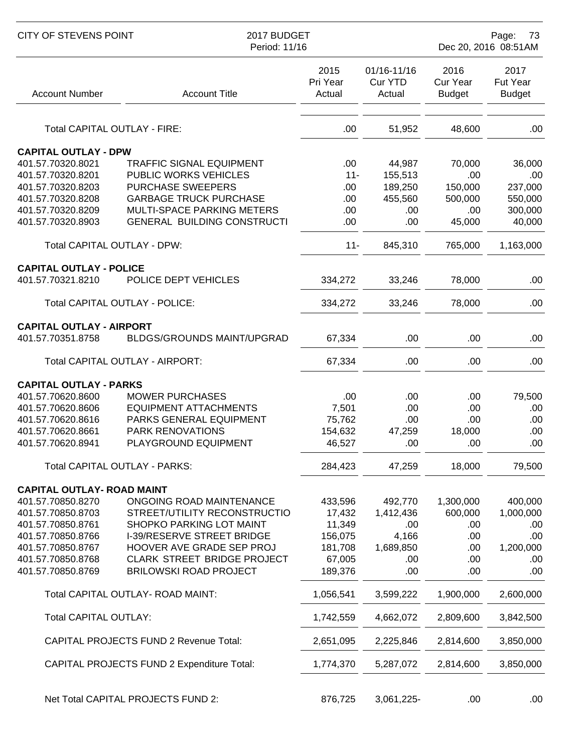| Account Number | Account Title | 2015 Pri Year Actual | 01/16-11/16 Cur YTD Actual | 2016 Cur Year Budget | 2017 Fut Year Budget |
|---|---|---|---|---|---|
| Total CAPITAL OUTLAY - FIRE: | | .00 | 51,952 | 48,600 | .00 |
| **CAPITAL OUTLAY - DPW** | | | | | |
| 401.57.70320.8021 | TRAFFIC SIGNAL EQUIPMENT | .00 | 44,987 | 70,000 | 36,000 |
| 401.57.70320.8201 | PUBLIC WORKS VEHICLES | 11- | 155,513 | .00 | .00 |
| 401.57.70320.8203 | PURCHASE SWEEPERS | .00 | 189,250 | 150,000 | 237,000 |
| 401.57.70320.8208 | GARBAGE TRUCK PURCHASE | .00 | 455,560 | 500,000 | 550,000 |
| 401.57.70320.8209 | MULTI-SPACE PARKING METERS | .00 | .00 | .00 | 300,000 |
| 401.57.70320.8903 | GENERAL BUILDING CONSTRUCTI | .00 | .00 | 45,000 | 40,000 |
| Total CAPITAL OUTLAY - DPW: | | 11- | 845,310 | 765,000 | 1,163,000 |
| **CAPITAL OUTLAY - POLICE** | | | | | |
| 401.57.70321.8210 | POLICE DEPT VEHICLES | 334,272 | 33,246 | 78,000 | .00 |
| Total CAPITAL OUTLAY - POLICE: | | 334,272 | 33,246 | 78,000 | .00 |
| **CAPITAL OUTLAY - AIRPORT** | | | | | |
| 401.57.70351.8758 | BLDGS/GROUNDS MAINT/UPGRAD | 67,334 | .00 | .00 | .00 |
| Total CAPITAL OUTLAY - AIRPORT: | | 67,334 | .00 | .00 | .00 |
| **CAPITAL OUTLAY - PARKS** | | | | | |
| 401.57.70620.8600 | MOWER PURCHASES | .00 | .00 | .00 | 79,500 |
| 401.57.70620.8606 | EQUIPMENT ATTACHMENTS | 7,501 | .00 | .00 | .00 |
| 401.57.70620.8616 | PARKS GENERAL EQUIPMENT | 75,762 | .00 | .00 | .00 |
| 401.57.70620.8661 | PARK RENOVATIONS | 154,632 | 47,259 | 18,000 | .00 |
| 401.57.70620.8941 | PLAYGROUND EQUIPMENT | 46,527 | .00 | .00 | .00 |
| Total CAPITAL OUTLAY - PARKS: | | 284,423 | 47,259 | 18,000 | 79,500 |
| **CAPITAL OUTLAY- ROAD MAINT** | | | | | |
| 401.57.70850.8270 | ONGOING ROAD MAINTENANCE | 433,596 | 492,770 | 1,300,000 | 400,000 |
| 401.57.70850.8703 | STREET/UTILITY RECONSTRUCTIO | 17,432 | 1,412,436 | 600,000 | 1,000,000 |
| 401.57.70850.8761 | SHOPKO PARKING LOT MAINT | 11,349 | .00 | .00 | .00 |
| 401.57.70850.8766 | I-39/RESERVE STREET BRIDGE | 156,075 | 4,166 | .00 | .00 |
| 401.57.70850.8767 | HOOVER AVE GRADE SEP PROJ | 181,708 | 1,689,850 | .00 | 1,200,000 |
| 401.57.70850.8768 | CLARK STREET BRIDGE PROJECT | 67,005 | .00 | .00 | .00 |
| 401.57.70850.8769 | BRILOWSKI ROAD PROJECT | 189,376 | .00 | .00 | .00 |
| Total CAPITAL OUTLAY- ROAD MAINT: | | 1,056,541 | 3,599,222 | 1,900,000 | 2,600,000 |
| Total CAPITAL OUTLAY: | | 1,742,559 | 4,662,072 | 2,809,600 | 3,842,500 |
| CAPITAL PROJECTS FUND 2 Revenue Total: | | 2,651,095 | 2,225,846 | 2,814,600 | 3,850,000 |
| CAPITAL PROJECTS FUND 2 Expenditure Total: | | 1,774,370 | 5,287,072 | 2,814,600 | 3,850,000 |
| Net Total CAPITAL PROJECTS FUND 2: | | 876,725 | 3,061,225- | .00 | .00 |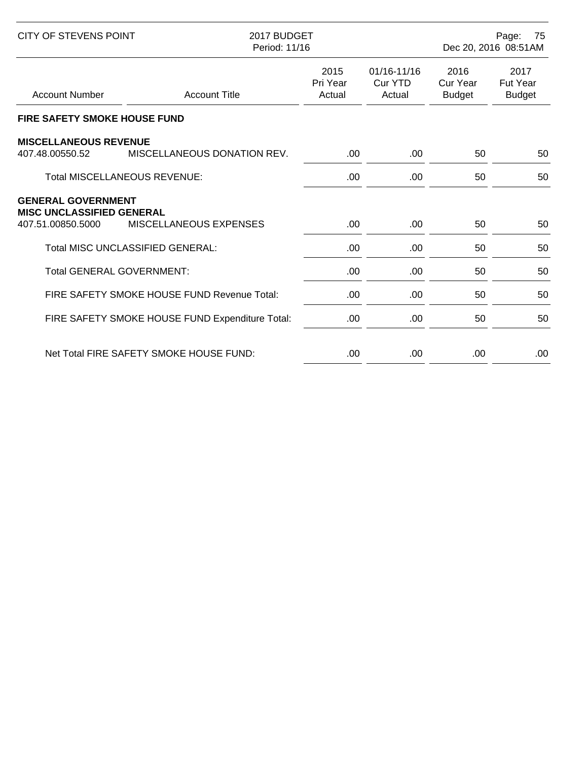| Account Number | Account Title | 2015 Pri Year Actual | 01/16-11/16 Cur YTD Actual | 2016 Cur Year Budget | 2017 Fut Year Budget |
|---|---|---|---|---|---|
| **FIRE SAFETY SMOKE HOUSE FUND** | | | | | |
| **MISCELLANEOUS REVENUE** | | | | | |
| 407.48.00550.52 | MISCELLANEOUS DONATION REV. | .00 | .00 | 50 | 50 |
| | Total MISCELLANEOUS REVENUE: | .00 | .00 | 50 | 50 |
| **GENERAL GOVERNMENT** | | | | | |
| **MISC UNCLASSIFIED GENERAL** | | | | | |
| 407.51.00850.5000 | MISCELLANEOUS EXPENSES | .00 | .00 | 50 | 50 |
| | Total MISC UNCLASSIFIED GENERAL: | .00 | .00 | 50 | 50 |
| | Total GENERAL GOVERNMENT: | .00 | .00 | 50 | 50 |
| | FIRE SAFETY SMOKE HOUSE FUND Revenue Total: | .00 | .00 | 50 | 50 |
| | FIRE SAFETY SMOKE HOUSE FUND Expenditure Total: | .00 | .00 | 50 | 50 |
| | Net Total FIRE SAFETY SMOKE HOUSE FUND: | .00 | .00 | .00 | .00 |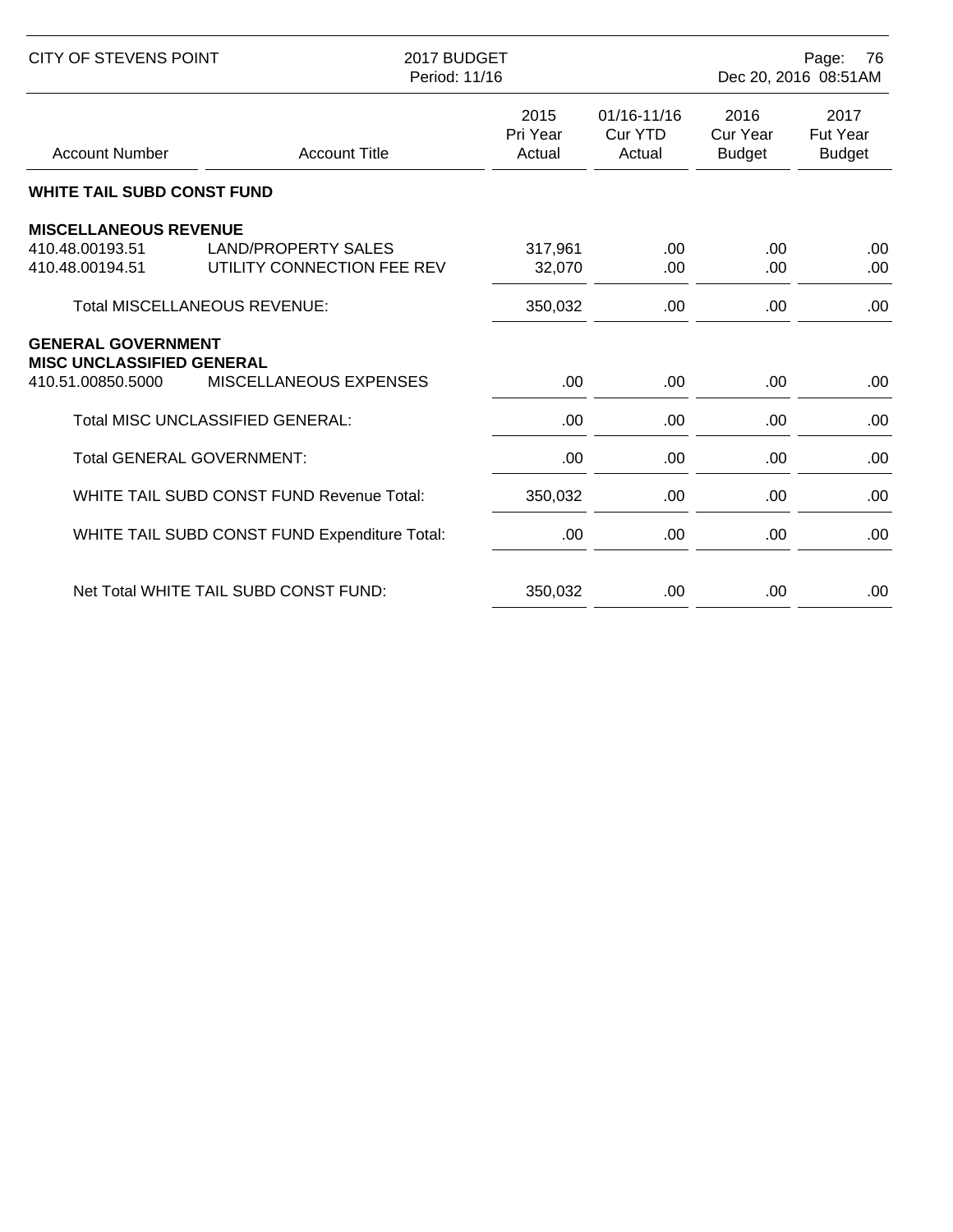| Account Number | Account Title | 2015 Pri Year Actual | 01/16-11/16 Cur YTD Actual | 2016 Cur Year Budget | 2017 Fut Year Budget |
|---|---|---|---|---|---|
| **WHITE TAIL SUBD CONST FUND** | | | | | |
| **MISCELLANEOUS REVENUE** | | | | | |
| 410.48.00193.51 | LAND/PROPERTY SALES | 317,961 | .00 | .00 | .00 |
| 410.48.00194.51 | UTILITY CONNECTION FEE REV | 32,070 | .00 | .00 | .00 |
| | Total MISCELLANEOUS REVENUE: | 350,032 | .00 | .00 | .00 |
| **GENERAL GOVERNMENT** | | | | | |
| **MISC UNCLASSIFIED GENERAL** | | | | | |
| 410.51.00850.5000 | MISCELLANEOUS EXPENSES | .00 | .00 | .00 | .00 |
| | Total MISC UNCLASSIFIED GENERAL: | .00 | .00 | .00 | .00 |
| | Total GENERAL GOVERNMENT: | .00 | .00 | .00 | .00 |
| | WHITE TAIL SUBD CONST FUND Revenue Total: | 350,032 | .00 | .00 | .00 |
| | WHITE TAIL SUBD CONST FUND Expenditure Total: | .00 | .00 | .00 | .00 |
| | Net Total WHITE TAIL SUBD CONST FUND: | 350,032 | .00 | .00 | .00 |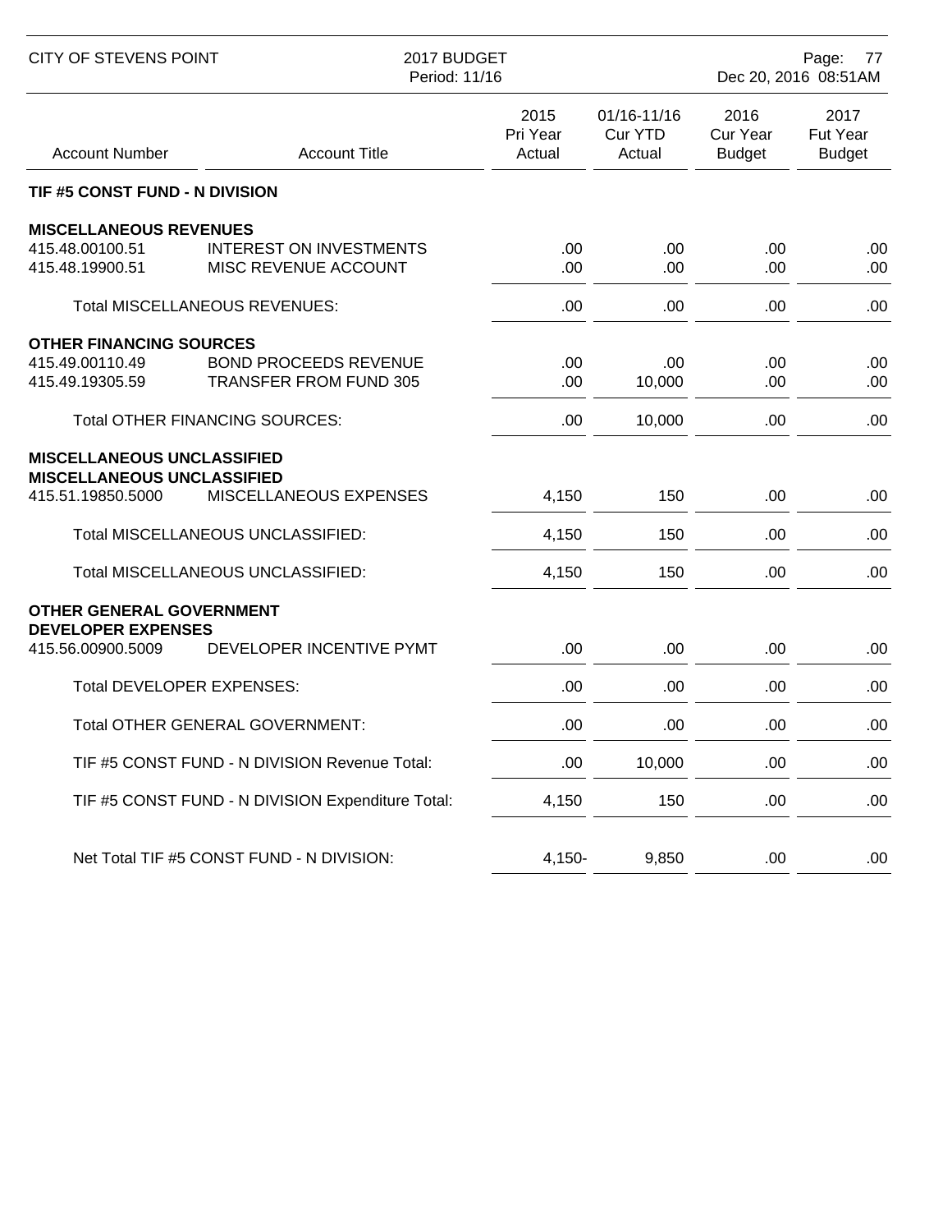| Account Number | Account Title | 2015 Pri Year Actual | 01/16-11/16 Cur YTD Actual | 2016 Cur Year Budget | 2017 Fut Year Budget |
|---|---|---|---|---|---|
| **TIF #5 CONST FUND - N DIVISION** | | | | | |
| **MISCELLANEOUS REVENUES** | | | | | |
| 415.48.00100.51 | INTEREST ON INVESTMENTS | .00 | .00 | .00 | .00 |
| 415.48.19900.51 | MISC REVENUE ACCOUNT | .00 | .00 | .00 | .00 |
| | Total MISCELLANEOUS REVENUES: | .00 | .00 | .00 | .00 |
| **OTHER FINANCING SOURCES** | | | | | |
| 415.49.00110.49 | BOND PROCEEDS REVENUE | .00 | .00 | .00 | .00 |
| 415.49.19305.59 | TRANSFER FROM FUND 305 | .00 | 10,000 | .00 | .00 |
| | Total OTHER FINANCING SOURCES: | .00 | 10,000 | .00 | .00 |
| **MISCELLANEOUS UNCLASSIFIED** | | | | | |
| **MISCELLANEOUS UNCLASSIFIED** | | | | | |
| 415.51.19850.5000 | MISCELLANEOUS EXPENSES | 4,150 | 150 | .00 | .00 |
| | Total MISCELLANEOUS UNCLASSIFIED: | 4,150 | 150 | .00 | .00 |
| | Total MISCELLANEOUS UNCLASSIFIED: | 4,150 | 150 | .00 | .00 |
| **OTHER GENERAL GOVERNMENT** | | | | | |
| **DEVELOPER EXPENSES** | | | | | |
| 415.56.00900.5009 | DEVELOPER INCENTIVE PYMT | .00 | .00 | .00 | .00 |
| | Total DEVELOPER EXPENSES: | .00 | .00 | .00 | .00 |
| | Total OTHER GENERAL GOVERNMENT: | .00 | .00 | .00 | .00 |
| | TIF #5 CONST FUND - N DIVISION Revenue Total: | .00 | 10,000 | .00 | .00 |
| | TIF #5 CONST FUND - N DIVISION Expenditure Total: | 4,150 | 150 | .00 | .00 |
| | Net Total TIF #5 CONST FUND - N DIVISION: | 4,150- | 9,850 | .00 | .00 |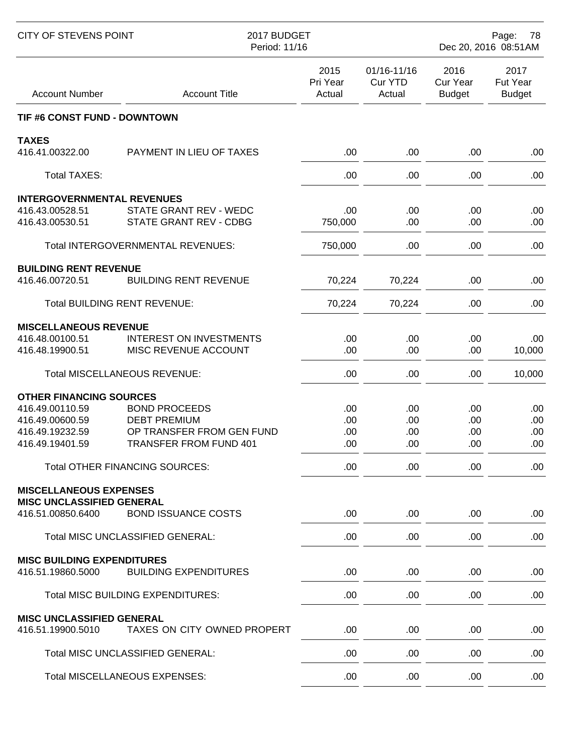CITY OF STEVENS POINT — 2017 BUDGET — Period: 11/16

## TIF #6 CONST FUND - DOWNTOWN

| Account Number | Account Title | 2015 Pri Year Actual | 01/16-11/16 Cur YTD Actual | 2016 Cur Year Budget | 2017 Fut Year Budget |
|---|---|---|---|---|---|
| **TAXES** | | | | | |
| 416.41.00322.00 | PAYMENT IN LIEU OF TAXES | .00 | .00 | .00 | .00 |
| | Total TAXES: | .00 | .00 | .00 | .00 |
| **INTERGOVERNMENTAL REVENUES** | | | | | |
| 416.43.00528.51 | STATE GRANT REV - WEDC | .00 | .00 | .00 | .00 |
| 416.43.00530.51 | STATE GRANT REV - CDBG | 750,000 | .00 | .00 | .00 |
| | Total INTERGOVERNMENTAL REVENUES: | 750,000 | .00 | .00 | .00 |
| **BUILDING RENT REVENUE** | | | | | |
| 416.46.00720.51 | BUILDING RENT REVENUE | 70,224 | 70,224 | .00 | .00 |
| | Total BUILDING RENT REVENUE: | 70,224 | 70,224 | .00 | .00 |
| **MISCELLANEOUS REVENUE** | | | | | |
| 416.48.00100.51 | INTEREST ON INVESTMENTS | .00 | .00 | .00 | .00 |
| 416.48.19900.51 | MISC REVENUE ACCOUNT | .00 | .00 | .00 | 10,000 |
| | Total MISCELLANEOUS REVENUE: | .00 | .00 | .00 | 10,000 |
| **OTHER FINANCING SOURCES** | | | | | |
| 416.49.00110.59 | BOND PROCEEDS | .00 | .00 | .00 | .00 |
| 416.49.00600.59 | DEBT PREMIUM | .00 | .00 | .00 | .00 |
| 416.49.19232.59 | OP TRANSFER FROM GEN FUND | .00 | .00 | .00 | .00 |
| 416.49.19401.59 | TRANSFER FROM FUND 401 | .00 | .00 | .00 | .00 |
| | Total OTHER FINANCING SOURCES: | .00 | .00 | .00 | .00 |
| **MISCELLANEOUS EXPENSES** | | | | | |
| **MISC UNCLASSIFIED GENERAL** | | | | | |
| 416.51.00850.6400 | BOND ISSUANCE COSTS | .00 | .00 | .00 | .00 |
| | Total MISC UNCLASSIFIED GENERAL: | .00 | .00 | .00 | .00 |
| **MISC BUILDING EXPENDITURES** | | | | | |
| 416.51.19860.5000 | BUILDING EXPENDITURES | .00 | .00 | .00 | .00 |
| | Total MISC BUILDING EXPENDITURES: | .00 | .00 | .00 | .00 |
| **MISC UNCLASSIFIED GENERAL** | | | | | |
| 416.51.19900.5010 | TAXES ON CITY OWNED PROPERT | .00 | .00 | .00 | .00 |
| | Total MISC UNCLASSIFIED GENERAL: | .00 | .00 | .00 | .00 |
| | Total MISCELLANEOUS EXPENSES: | .00 | .00 | .00 | .00 |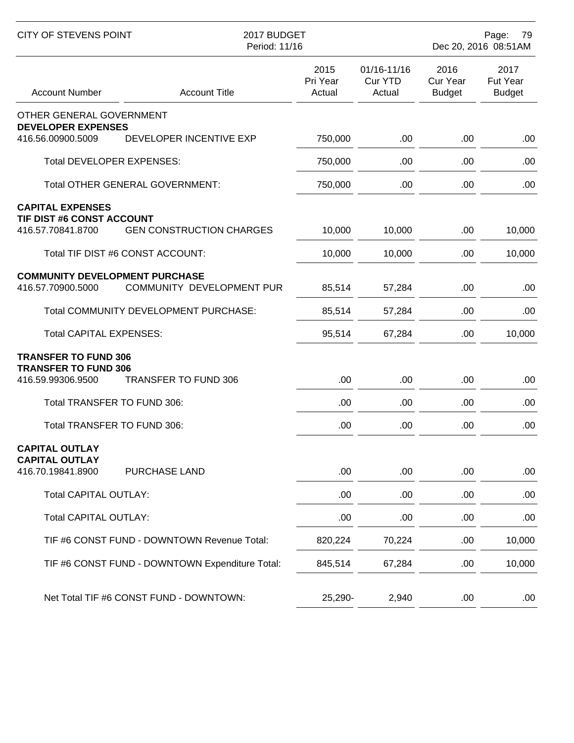| Account Number | Account Title | 2015 Pri Year Actual | 01/16-11/16 Cur YTD Actual | 2016 Cur Year Budget | 2017 Fut Year Budget |
|---|---|---|---|---|---|
| OTHER GENERAL GOVERNMENT | | | | | |
| **DEVELOPER EXPENSES** | | | | | |
| 416.56.00900.5009 | DEVELOPER INCENTIVE EXP | 750,000 | .00 | .00 | .00 |
| | Total DEVELOPER EXPENSES: | 750,000 | .00 | .00 | .00 |
| | Total OTHER GENERAL GOVERNMENT: | 750,000 | .00 | .00 | .00 |
| **CAPITAL EXPENSES** | | | | | |
| **TIF DIST #6 CONST ACCOUNT** | | | | | |
| 416.57.70841.8700 | GEN CONSTRUCTION CHARGES | 10,000 | 10,000 | .00 | 10,000 |
| | Total TIF DIST #6 CONST ACCOUNT: | 10,000 | 10,000 | .00 | 10,000 |
| **COMMUNITY DEVELOPMENT PURCHASE** | | | | | |
| 416.57.70900.5000 | COMMUNITY DEVELOPMENT PUR | 85,514 | 57,284 | .00 | .00 |
| | Total COMMUNITY DEVELOPMENT PURCHASE: | 85,514 | 57,284 | .00 | .00 |
| | Total CAPITAL EXPENSES: | 95,514 | 67,284 | .00 | 10,000 |
| **TRANSFER TO FUND 306** | | | | | |
| **TRANSFER TO FUND 306** | | | | | |
| 416.59.99306.9500 | TRANSFER TO FUND 306 | .00 | .00 | .00 | .00 |
| | Total TRANSFER TO FUND 306: | .00 | .00 | .00 | .00 |
| | Total TRANSFER TO FUND 306: | .00 | .00 | .00 | .00 |
| **CAPITAL OUTLAY** | | | | | |
| **CAPITAL OUTLAY** | | | | | |
| 416.70.19841.8900 | PURCHASE LAND | .00 | .00 | .00 | .00 |
| | Total CAPITAL OUTLAY: | .00 | .00 | .00 | .00 |
| | Total CAPITAL OUTLAY: | .00 | .00 | .00 | .00 |
| | TIF #6 CONST FUND - DOWNTOWN Revenue Total: | 820,224 | 70,224 | .00 | 10,000 |
| | TIF #6 CONST FUND - DOWNTOWN Expenditure Total: | 845,514 | 67,284 | .00 | 10,000 |
| | Net Total TIF #6 CONST FUND - DOWNTOWN: | 25,290- | 2,940 | .00 | .00 |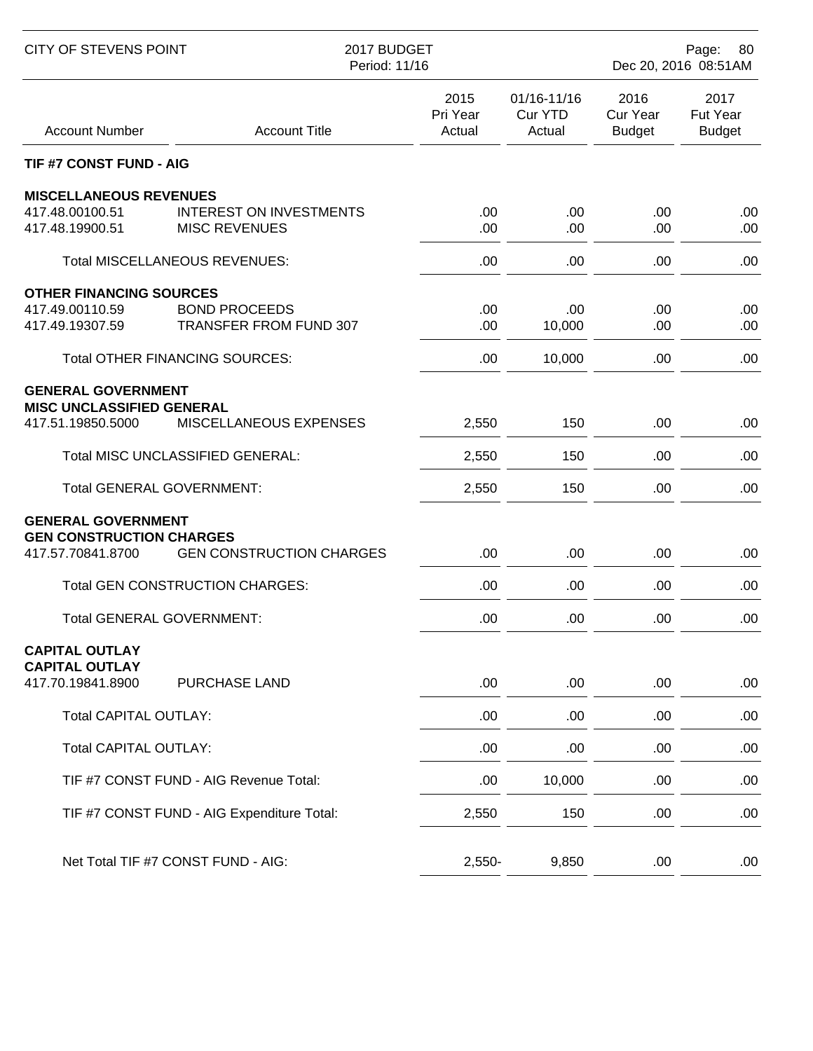| Account Number | Account Title | 2015 Pri Year Actual | 01/16-11/16 Cur YTD Actual | 2016 Cur Year Budget | 2017 Fut Year Budget |
|---|---|---|---|---|---|
| **TIF #7 CONST FUND - AIG** | | | | | |
| **MISCELLANEOUS REVENUES** | | | | | |
| 417.48.00100.51 | INTEREST ON INVESTMENTS | .00 | .00 | .00 | .00 |
| 417.48.19900.51 | MISC REVENUES | .00 | .00 | .00 | .00 |
| | Total MISCELLANEOUS REVENUES: | .00 | .00 | .00 | .00 |
| **OTHER FINANCING SOURCES** | | | | | |
| 417.49.00110.59 | BOND PROCEEDS | .00 | .00 | .00 | .00 |
| 417.49.19307.59 | TRANSFER FROM FUND 307 | .00 | 10,000 | .00 | .00 |
| | Total OTHER FINANCING SOURCES: | .00 | 10,000 | .00 | .00 |
| **GENERAL GOVERNMENT** | | | | | |
| **MISC UNCLASSIFIED GENERAL** | | | | | |
| 417.51.19850.5000 | MISCELLANEOUS EXPENSES | 2,550 | 150 | .00 | .00 |
| | Total MISC UNCLASSIFIED GENERAL: | 2,550 | 150 | .00 | .00 |
| | Total GENERAL GOVERNMENT: | 2,550 | 150 | .00 | .00 |
| **GENERAL GOVERNMENT** | | | | | |
| **GEN CONSTRUCTION CHARGES** | | | | | |
| 417.57.70841.8700 | GEN CONSTRUCTION CHARGES | .00 | .00 | .00 | .00 |
| | Total GEN CONSTRUCTION CHARGES: | .00 | .00 | .00 | .00 |
| | Total GENERAL GOVERNMENT: | .00 | .00 | .00 | .00 |
| **CAPITAL OUTLAY** | | | | | |
| **CAPITAL OUTLAY** | | | | | |
| 417.70.19841.8900 | PURCHASE LAND | .00 | .00 | .00 | .00 |
| | Total CAPITAL OUTLAY: | .00 | .00 | .00 | .00 |
| | Total CAPITAL OUTLAY: | .00 | .00 | .00 | .00 |
| | TIF #7 CONST FUND - AIG Revenue Total: | .00 | 10,000 | .00 | .00 |
| | TIF #7 CONST FUND - AIG Expenditure Total: | 2,550 | 150 | .00 | .00 |
| | Net Total TIF #7 CONST FUND - AIG: | 2,550- | 9,850 | .00 | .00 |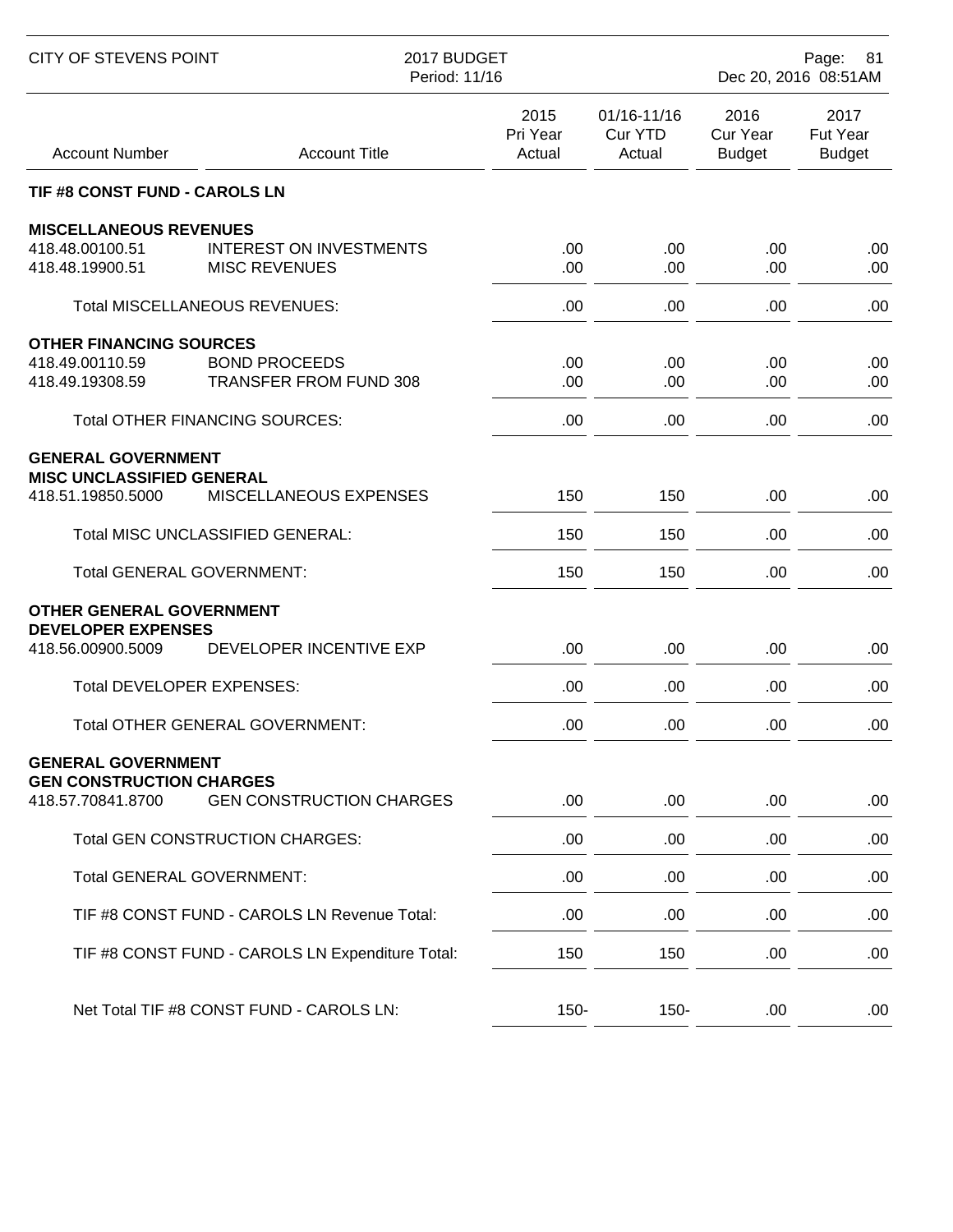| Account Number | Account Title | 2015 Pri Year Actual | 01/16-11/16 Cur YTD Actual | 2016 Cur Year Budget | 2017 Fut Year Budget |
|---|---|---|---|---|---|
| **TIF #8 CONST FUND - CAROLS LN** | | | | | |
| **MISCELLANEOUS REVENUES** | | | | | |
| 418.48.00100.51 | INTEREST ON INVESTMENTS | .00 | .00 | .00 | .00 |
| 418.48.19900.51 | MISC REVENUES | .00 | .00 | .00 | .00 |
| | Total MISCELLANEOUS REVENUES: | .00 | .00 | .00 | .00 |
| **OTHER FINANCING SOURCES** | | | | | |
| 418.49.00110.59 | BOND PROCEEDS | .00 | .00 | .00 | .00 |
| 418.49.19308.59 | TRANSFER FROM FUND 308 | .00 | .00 | .00 | .00 |
| | Total OTHER FINANCING SOURCES: | .00 | .00 | .00 | .00 |
| **GENERAL GOVERNMENT** | | | | | |
| **MISC UNCLASSIFIED GENERAL** | | | | | |
| 418.51.19850.5000 | MISCELLANEOUS EXPENSES | 150 | 150 | .00 | .00 |
| | Total MISC UNCLASSIFIED GENERAL: | 150 | 150 | .00 | .00 |
| | Total GENERAL GOVERNMENT: | 150 | 150 | .00 | .00 |
| **OTHER GENERAL GOVERNMENT** | | | | | |
| **DEVELOPER EXPENSES** | | | | | |
| 418.56.00900.5009 | DEVELOPER INCENTIVE EXP | .00 | .00 | .00 | .00 |
| | Total DEVELOPER EXPENSES: | .00 | .00 | .00 | .00 |
| | Total OTHER GENERAL GOVERNMENT: | .00 | .00 | .00 | .00 |
| **GENERAL GOVERNMENT** | | | | | |
| **GEN CONSTRUCTION CHARGES** | | | | | |
| 418.57.70841.8700 | GEN CONSTRUCTION CHARGES | .00 | .00 | .00 | .00 |
| | Total GEN CONSTRUCTION CHARGES: | .00 | .00 | .00 | .00 |
| | Total GENERAL GOVERNMENT: | .00 | .00 | .00 | .00 |
| | TIF #8 CONST FUND - CAROLS LN Revenue Total: | .00 | .00 | .00 | .00 |
| | TIF #8 CONST FUND - CAROLS LN Expenditure Total: | 150 | 150 | .00 | .00 |
| | Net Total TIF #8 CONST FUND - CAROLS LN: | 150- | 150- | .00 | .00 |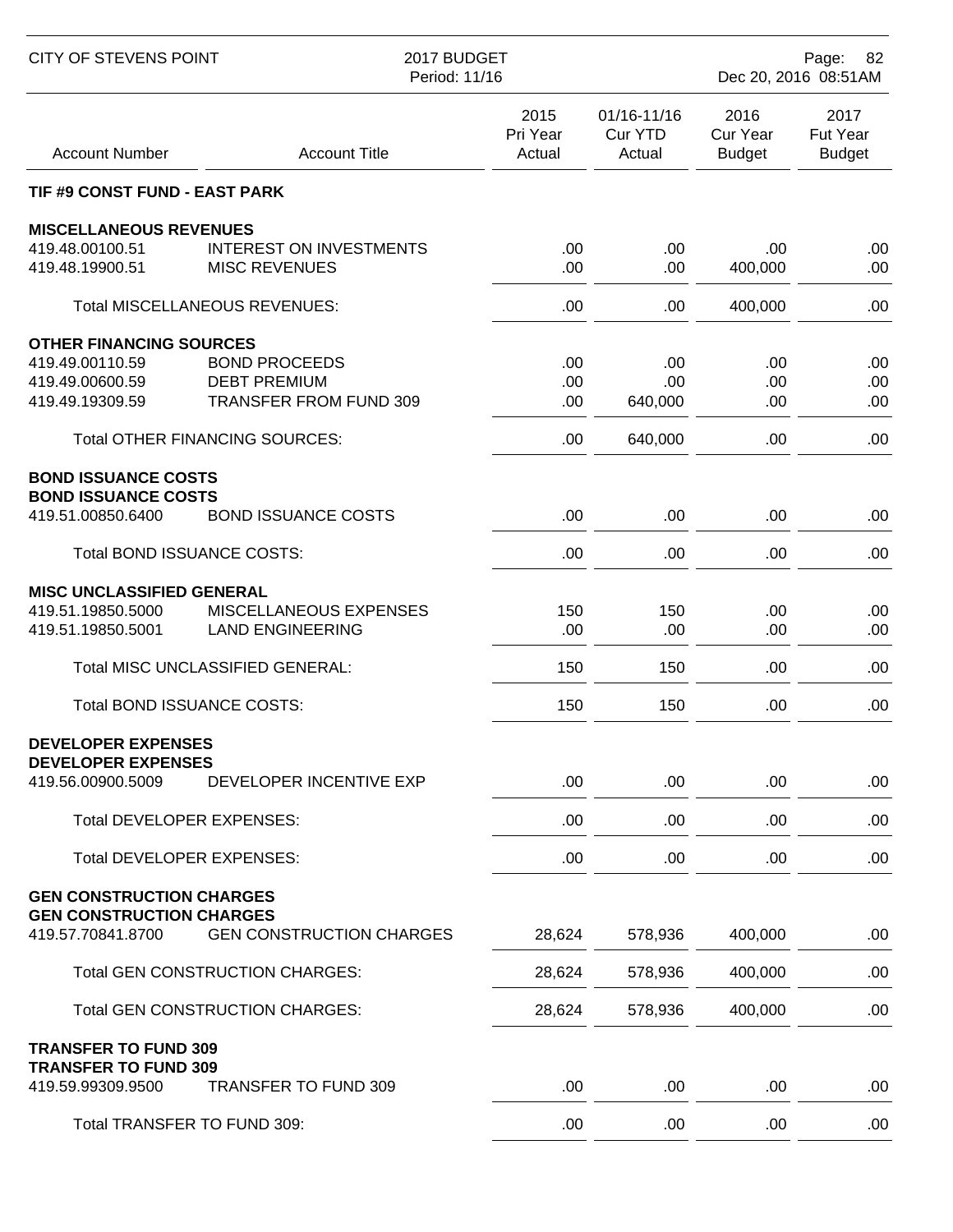CITY OF STEVENS POINT — 2017 BUDGET — Period: 11/16

| Account Number | Account Title | 2015 Pri Year Actual | 01/16-11/16 Cur YTD Actual | 2016 Cur Year Budget | 2017 Fut Year Budget |
|---|---|---|---|---|---|
| **TIF #9 CONST FUND - EAST PARK** | | | | | |
| **MISCELLANEOUS REVENUES** | | | | | |
| 419.48.00100.51 | INTEREST ON INVESTMENTS | .00 | .00 | .00 | .00 |
| 419.48.19900.51 | MISC REVENUES | .00 | .00 | 400,000 | .00 |
| | Total MISCELLANEOUS REVENUES: | .00 | .00 | 400,000 | .00 |
| **OTHER FINANCING SOURCES** | | | | | |
| 419.49.00110.59 | BOND PROCEEDS | .00 | .00 | .00 | .00 |
| 419.49.00600.59 | DEBT PREMIUM | .00 | .00 | .00 | .00 |
| 419.49.19309.59 | TRANSFER FROM FUND 309 | .00 | 640,000 | .00 | .00 |
| | Total OTHER FINANCING SOURCES: | .00 | 640,000 | .00 | .00 |
| **BOND ISSUANCE COSTS** | | | | | |
| **BOND ISSUANCE COSTS** | | | | | |
| 419.51.00850.6400 | BOND ISSUANCE COSTS | .00 | .00 | .00 | .00 |
| | Total BOND ISSUANCE COSTS: | .00 | .00 | .00 | .00 |
| **MISC UNCLASSIFIED GENERAL** | | | | | |
| 419.51.19850.5000 | MISCELLANEOUS EXPENSES | 150 | 150 | .00 | .00 |
| 419.51.19850.5001 | LAND ENGINEERING | .00 | .00 | .00 | .00 |
| | Total MISC UNCLASSIFIED GENERAL: | 150 | 150 | .00 | .00 |
| | Total BOND ISSUANCE COSTS: | 150 | 150 | .00 | .00 |
| **DEVELOPER EXPENSES** | | | | | |
| **DEVELOPER EXPENSES** | | | | | |
| 419.56.00900.5009 | DEVELOPER INCENTIVE EXP | .00 | .00 | .00 | .00 |
| | Total DEVELOPER EXPENSES: | .00 | .00 | .00 | .00 |
| | Total DEVELOPER EXPENSES: | .00 | .00 | .00 | .00 |
| **GEN CONSTRUCTION CHARGES** | | | | | |
| **GEN CONSTRUCTION CHARGES** | | | | | |
| 419.57.70841.8700 | GEN CONSTRUCTION CHARGES | 28,624 | 578,936 | 400,000 | .00 |
| | Total GEN CONSTRUCTION CHARGES: | 28,624 | 578,936 | 400,000 | .00 |
| | Total GEN CONSTRUCTION CHARGES: | 28,624 | 578,936 | 400,000 | .00 |
| **TRANSFER TO FUND 309** | | | | | |
| **TRANSFER TO FUND 309** | | | | | |
| 419.59.99309.9500 | TRANSFER TO FUND 309 | .00 | .00 | .00 | .00 |
| | Total TRANSFER TO FUND 309: | .00 | .00 | .00 | .00 |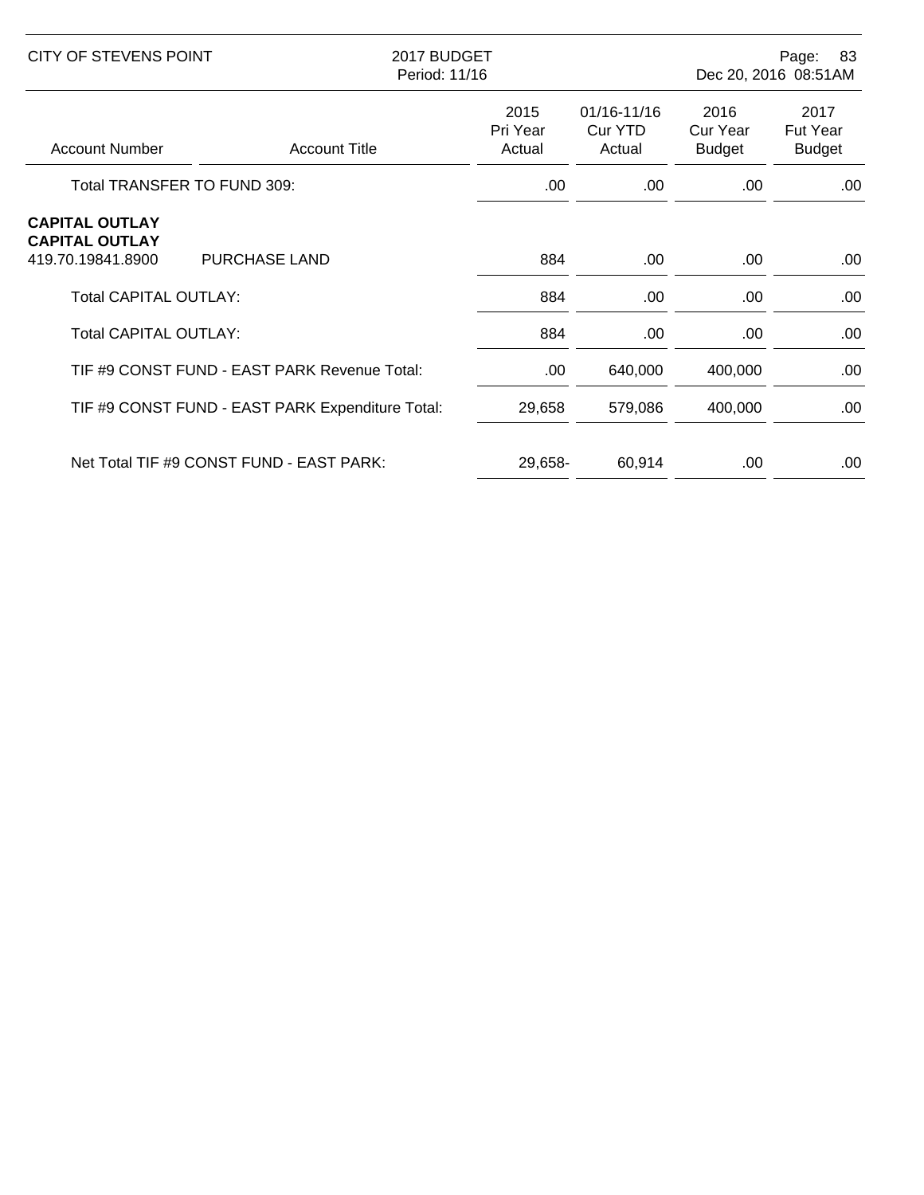| Account Number | Account Title | 2015 Pri Year Actual | 01/16-11/16 Cur YTD Actual | 2016 Cur Year Budget | 2017 Fut Year Budget |
|---|---|---|---|---|---|
| Total TRANSFER TO FUND 309: | | .00 | .00 | .00 | .00 |
| **CAPITAL OUTLAY** | | | | | |
| **CAPITAL OUTLAY** | | | | | |
| 419.70.19841.8900 | PURCHASE LAND | 884 | .00 | .00 | .00 |
| Total CAPITAL OUTLAY: | | 884 | .00 | .00 | .00 |
| Total CAPITAL OUTLAY: | | 884 | .00 | .00 | .00 |
| TIF #9 CONST FUND - EAST PARK Revenue Total: | | .00 | 640,000 | 400,000 | .00 |
| TIF #9 CONST FUND - EAST PARK Expenditure Total: | | 29,658 | 579,086 | 400,000 | .00 |
| Net Total TIF #9 CONST FUND - EAST PARK: | | 29,658- | 60,914 | .00 | .00 |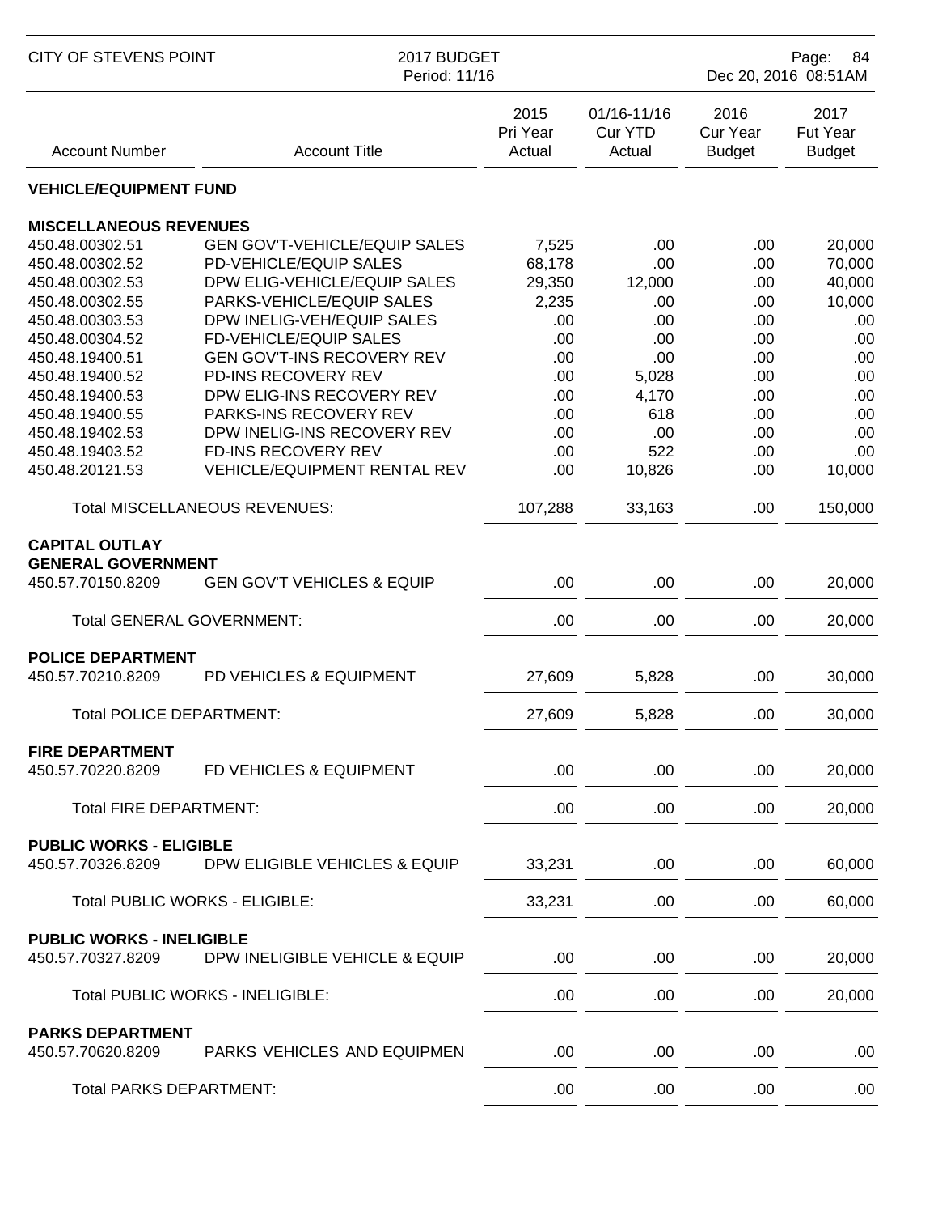CITY OF STEVENS POINT — 2017 BUDGET — Period: 11/16

| Account Number | Account Title | 2015 Pri Year Actual | 01/16-11/16 Cur YTD Actual | 2016 Cur Year Budget | 2017 Fut Year Budget |
|---|---|---|---|---|---|
| **VEHICLE/EQUIPMENT FUND** | | | | | |
| **MISCELLANEOUS REVENUES** | | | | | |
| 450.48.00302.51 | GEN GOV'T-VEHICLE/EQUIP SALES | 7,525 | .00 | .00 | 20,000 |
| 450.48.00302.52 | PD-VEHICLE/EQUIP SALES | 68,178 | .00 | .00 | 70,000 |
| 450.48.00302.53 | DPW ELIG-VEHICLE/EQUIP SALES | 29,350 | 12,000 | .00 | 40,000 |
| 450.48.00302.55 | PARKS-VEHICLE/EQUIP SALES | 2,235 | .00 | .00 | 10,000 |
| 450.48.00303.53 | DPW INELIG-VEH/EQUIP SALES | .00 | .00 | .00 | .00 |
| 450.48.00304.52 | FD-VEHICLE/EQUIP SALES | .00 | .00 | .00 | .00 |
| 450.48.19400.51 | GEN GOV'T-INS RECOVERY REV | .00 | .00 | .00 | .00 |
| 450.48.19400.52 | PD-INS RECOVERY REV | .00 | 5,028 | .00 | .00 |
| 450.48.19400.53 | DPW ELIG-INS RECOVERY REV | .00 | 4,170 | .00 | .00 |
| 450.48.19400.55 | PARKS-INS RECOVERY REV | .00 | 618 | .00 | .00 |
| 450.48.19402.53 | DPW INELIG-INS RECOVERY REV | .00 | .00 | .00 | .00 |
| 450.48.19403.52 | FD-INS RECOVERY REV | .00 | 522 | .00 | .00 |
| 450.48.20121.53 | VEHICLE/EQUIPMENT RENTAL REV | .00 | 10,826 | .00 | 10,000 |
| | Total MISCELLANEOUS REVENUES: | 107,288 | 33,163 | .00 | 150,000 |
| **CAPITAL OUTLAY** | | | | | |
| **GENERAL GOVERNMENT** | | | | | |
| 450.57.70150.8209 | GEN GOV'T VEHICLES & EQUIP | .00 | .00 | .00 | 20,000 |
| | Total GENERAL GOVERNMENT: | .00 | .00 | .00 | 20,000 |
| **POLICE DEPARTMENT** | | | | | |
| 450.57.70210.8209 | PD VEHICLES & EQUIPMENT | 27,609 | 5,828 | .00 | 30,000 |
| | Total POLICE DEPARTMENT: | 27,609 | 5,828 | .00 | 30,000 |
| **FIRE DEPARTMENT** | | | | | |
| 450.57.70220.8209 | FD VEHICLES & EQUIPMENT | .00 | .00 | .00 | 20,000 |
| | Total FIRE DEPARTMENT: | .00 | .00 | .00 | 20,000 |
| **PUBLIC WORKS - ELIGIBLE** | | | | | |
| 450.57.70326.8209 | DPW ELIGIBLE VEHICLES & EQUIP | 33,231 | .00 | .00 | 60,000 |
| | Total PUBLIC WORKS - ELIGIBLE: | 33,231 | .00 | .00 | 60,000 |
| **PUBLIC WORKS - INELIGIBLE** | | | | | |
| 450.57.70327.8209 | DPW INELIGIBLE VEHICLE & EQUIP | .00 | .00 | .00 | 20,000 |
| | Total PUBLIC WORKS - INELIGIBLE: | .00 | .00 | .00 | 20,000 |
| **PARKS DEPARTMENT** | | | | | |
| 450.57.70620.8209 | PARKS VEHICLES AND EQUIPMEN | .00 | .00 | .00 | .00 |
| | Total PARKS DEPARTMENT: | .00 | .00 | .00 | .00 |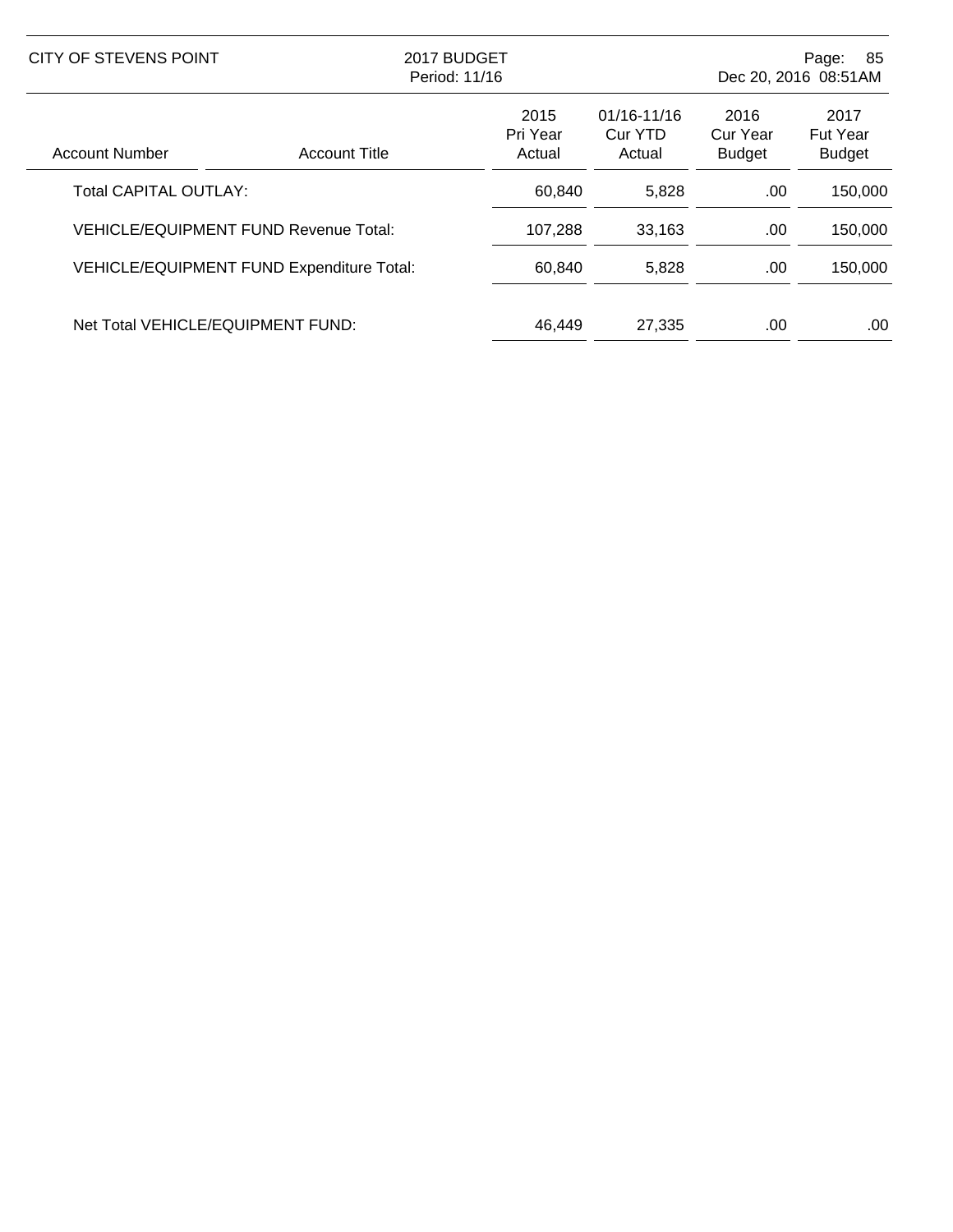| Account Number | Account Title | 2015 Pri Year Actual | 01/16-11/16 Cur YTD Actual | 2016 Cur Year Budget | 2017 Fut Year Budget |
|---|---|---|---|---|---|
| Total CAPITAL OUTLAY: | | 60,840 | 5,828 | .00 | 150,000 |
| VEHICLE/EQUIPMENT FUND Revenue Total: | | 107,288 | 33,163 | .00 | 150,000 |
| VEHICLE/EQUIPMENT FUND Expenditure Total: | | 60,840 | 5,828 | .00 | 150,000 |
| Net Total VEHICLE/EQUIPMENT FUND: | | 46,449 | 27,335 | .00 | .00 |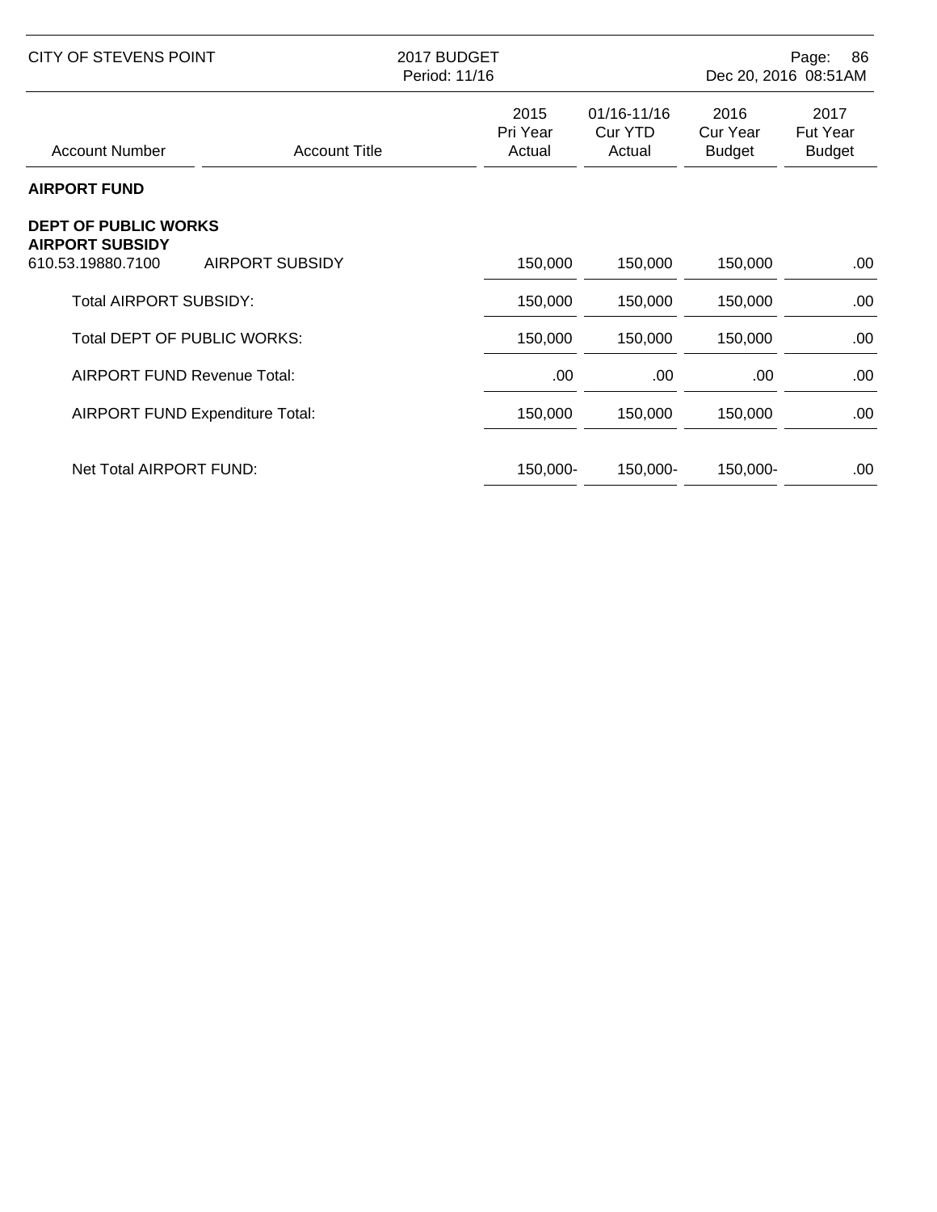| Account Number | Account Title | 2015 Pri Year Actual | 01/16-11/16 Cur YTD Actual | 2016 Cur Year Budget | 2017 Fut Year Budget |
|---|---|---|---|---|---|
| **AIRPORT FUND** | | | | | |
| **DEPT OF PUBLIC WORKS** | | | | | |
| **AIRPORT SUBSIDY** | | | | | |
| 610.53.19880.7100 | AIRPORT SUBSIDY | 150,000 | 150,000 | 150,000 | .00 |
| Total AIRPORT SUBSIDY: | | 150,000 | 150,000 | 150,000 | .00 |
| Total DEPT OF PUBLIC WORKS: | | 150,000 | 150,000 | 150,000 | .00 |
| AIRPORT FUND Revenue Total: | | .00 | .00 | .00 | .00 |
| AIRPORT FUND Expenditure Total: | | 150,000 | 150,000 | 150,000 | .00 |
| Net Total AIRPORT FUND: | | 150,000- | 150,000- | 150,000- | .00 |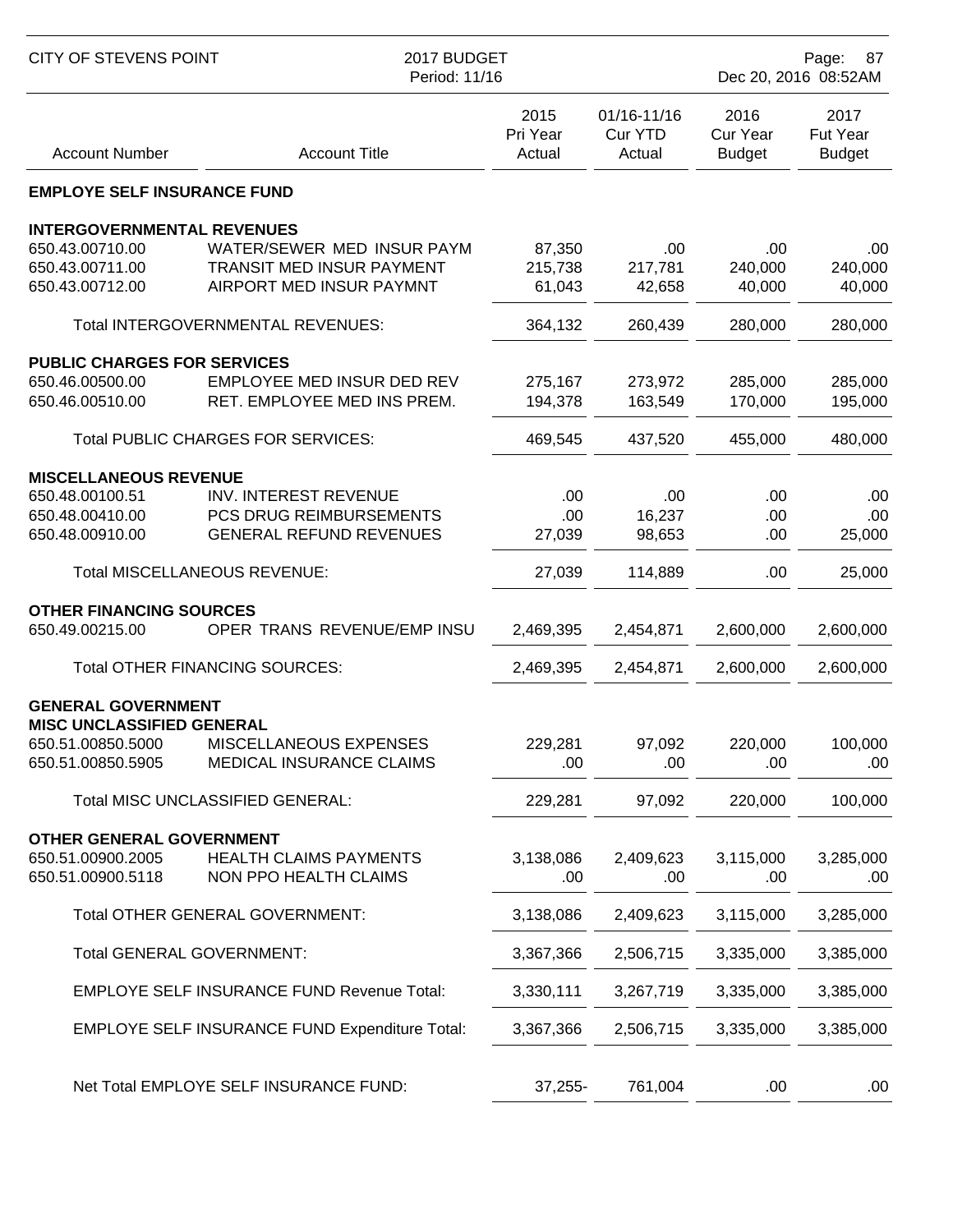| Account Number | Account Title | 2015 Pri Year Actual | 01/16-11/16 Cur YTD Actual | 2016 Cur Year Budget | 2017 Fut Year Budget |
|---|---|---|---|---|---|
| **EMPLOYE SELF INSURANCE FUND** | | | | | |
| **INTERGOVERNMENTAL REVENUES** | | | | | |
| 650.43.00710.00 | WATER/SEWER MED INSUR PAYM | 87,350 | .00 | .00 | .00 |
| 650.43.00711.00 | TRANSIT MED INSUR PAYMENT | 215,738 | 217,781 | 240,000 | 240,000 |
| 650.43.00712.00 | AIRPORT MED INSUR PAYMNT | 61,043 | 42,658 | 40,000 | 40,000 |
| | Total INTERGOVERNMENTAL REVENUES: | 364,132 | 260,439 | 280,000 | 280,000 |
| **PUBLIC CHARGES FOR SERVICES** | | | | | |
| 650.46.00500.00 | EMPLOYEE MED INSUR DED REV | 275,167 | 273,972 | 285,000 | 285,000 |
| 650.46.00510.00 | RET. EMPLOYEE MED INS PREM. | 194,378 | 163,549 | 170,000 | 195,000 |
| | Total PUBLIC CHARGES FOR SERVICES: | 469,545 | 437,520 | 455,000 | 480,000 |
| **MISCELLANEOUS REVENUE** | | | | | |
| 650.48.00100.51 | INV. INTEREST REVENUE | .00 | .00 | .00 | .00 |
| 650.48.00410.00 | PCS DRUG REIMBURSEMENTS | .00 | 16,237 | .00 | .00 |
| 650.48.00910.00 | GENERAL REFUND REVENUES | 27,039 | 98,653 | .00 | 25,000 |
| | Total MISCELLANEOUS REVENUE: | 27,039 | 114,889 | .00 | 25,000 |
| **OTHER FINANCING SOURCES** | | | | | |
| 650.49.00215.00 | OPER TRANS REVENUE/EMP INSU | 2,469,395 | 2,454,871 | 2,600,000 | 2,600,000 |
| | Total OTHER FINANCING SOURCES: | 2,469,395 | 2,454,871 | 2,600,000 | 2,600,000 |
| **GENERAL GOVERNMENT** | | | | | |
| **MISC UNCLASSIFIED GENERAL** | | | | | |
| 650.51.00850.5000 | MISCELLANEOUS EXPENSES | 229,281 | 97,092 | 220,000 | 100,000 |
| 650.51.00850.5905 | MEDICAL INSURANCE CLAIMS | .00 | .00 | .00 | .00 |
| | Total MISC UNCLASSIFIED GENERAL: | 229,281 | 97,092 | 220,000 | 100,000 |
| **OTHER GENERAL GOVERNMENT** | | | | | |
| 650.51.00900.2005 | HEALTH CLAIMS PAYMENTS | 3,138,086 | 2,409,623 | 3,115,000 | 3,285,000 |
| 650.51.00900.5118 | NON PPO HEALTH CLAIMS | .00 | .00 | .00 | .00 |
| | Total OTHER GENERAL GOVERNMENT: | 3,138,086 | 2,409,623 | 3,115,000 | 3,285,000 |
| | Total GENERAL GOVERNMENT: | 3,367,366 | 2,506,715 | 3,335,000 | 3,385,000 |
| | EMPLOYE SELF INSURANCE FUND Revenue Total: | 3,330,111 | 3,267,719 | 3,335,000 | 3,385,000 |
| | EMPLOYE SELF INSURANCE FUND Expenditure Total: | 3,367,366 | 2,506,715 | 3,335,000 | 3,385,000 |
| | Net Total EMPLOYE SELF INSURANCE FUND: | 37,255- | 761,004 | .00 | .00 |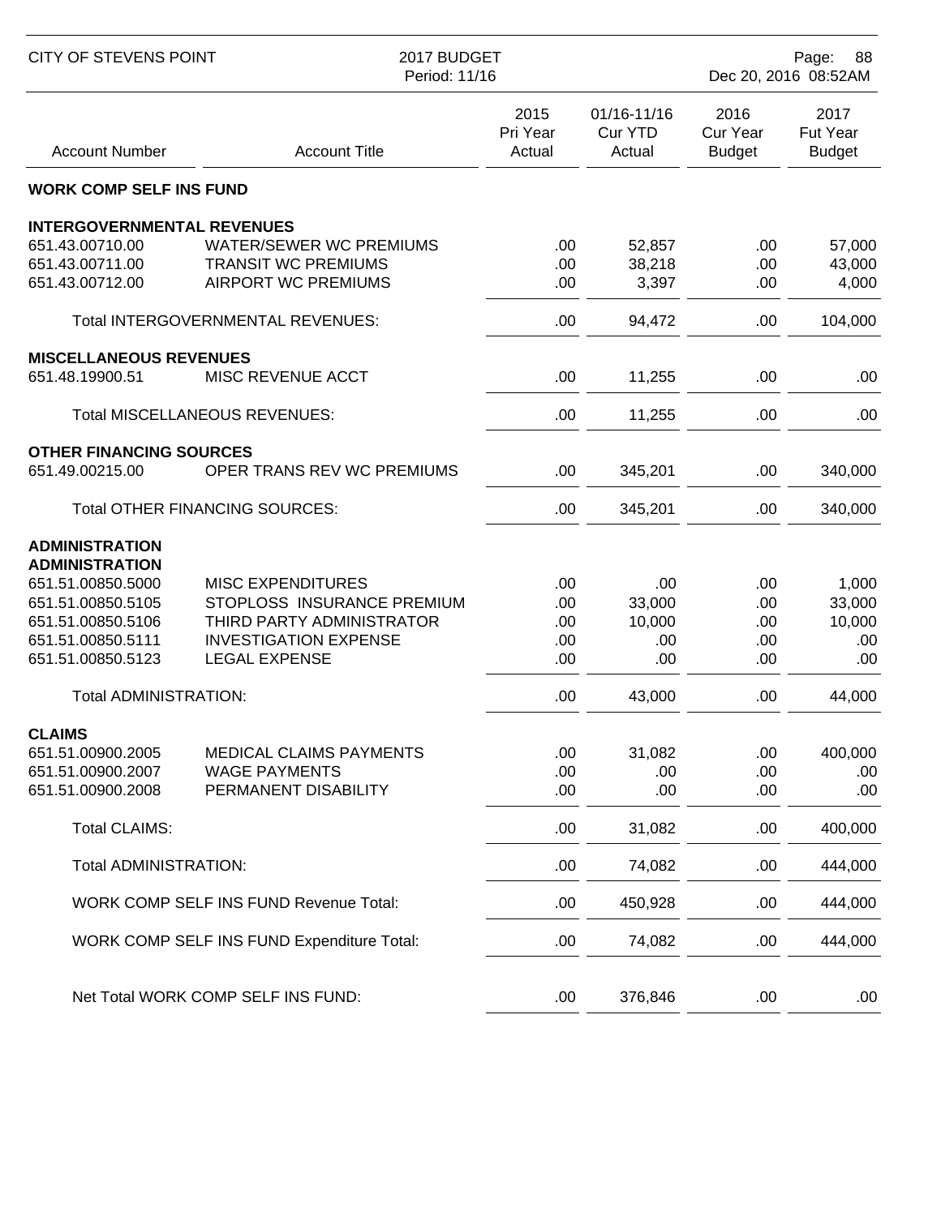CITY OF STEVENS POINT — 2017 BUDGET — Period: 11/16 — Dec 20, 2016 08:52AM

| Account Number | Account Title | 2015 Pri Year Actual | 01/16-11/16 Cur YTD Actual | 2016 Cur Year Budget | 2017 Fut Year Budget |
|---|---|---|---|---|---|
| **WORK COMP SELF INS FUND** | | | | | |
| **INTERGOVERNMENTAL REVENUES** | | | | | |
| 651.43.00710.00 | WATER/SEWER WC PREMIUMS | .00 | 52,857 | .00 | 57,000 |
| 651.43.00711.00 | TRANSIT WC PREMIUMS | .00 | 38,218 | .00 | 43,000 |
| 651.43.00712.00 | AIRPORT WC PREMIUMS | .00 | 3,397 | .00 | 4,000 |
| | Total INTERGOVERNMENTAL REVENUES: | .00 | 94,472 | .00 | 104,000 |
| **MISCELLANEOUS REVENUES** | | | | | |
| 651.48.19900.51 | MISC REVENUE ACCT | .00 | 11,255 | .00 | .00 |
| | Total MISCELLANEOUS REVENUES: | .00 | 11,255 | .00 | .00 |
| **OTHER FINANCING SOURCES** | | | | | |
| 651.49.00215.00 | OPER TRANS REV WC PREMIUMS | .00 | 345,201 | .00 | 340,000 |
| | Total OTHER FINANCING SOURCES: | .00 | 345,201 | .00 | 340,000 |
| **ADMINISTRATION** | | | | | |
| **ADMINISTRATION** | | | | | |
| 651.51.00850.5000 | MISC EXPENDITURES | .00 | .00 | .00 | 1,000 |
| 651.51.00850.5105 | STOPLOSS INSURANCE PREMIUM | .00 | 33,000 | .00 | 33,000 |
| 651.51.00850.5106 | THIRD PARTY ADMINISTRATOR | .00 | 10,000 | .00 | 10,000 |
| 651.51.00850.5111 | INVESTIGATION EXPENSE | .00 | .00 | .00 | .00 |
| 651.51.00850.5123 | LEGAL EXPENSE | .00 | .00 | .00 | .00 |
| Total ADMINISTRATION: | | .00 | 43,000 | .00 | 44,000 |
| **CLAIMS** | | | | | |
| 651.51.00900.2005 | MEDICAL CLAIMS PAYMENTS | .00 | 31,082 | .00 | 400,000 |
| 651.51.00900.2007 | WAGE PAYMENTS | .00 | .00 | .00 | .00 |
| 651.51.00900.2008 | PERMANENT DISABILITY | .00 | .00 | .00 | .00 |
| Total CLAIMS: | | .00 | 31,082 | .00 | 400,000 |
| Total ADMINISTRATION: | | .00 | 74,082 | .00 | 444,000 |
| | WORK COMP SELF INS FUND Revenue Total: | .00 | 450,928 | .00 | 444,000 |
| | WORK COMP SELF INS FUND Expenditure Total: | .00 | 74,082 | .00 | 444,000 |
| | Net Total WORK COMP SELF INS FUND: | .00 | 376,846 | .00 | .00 |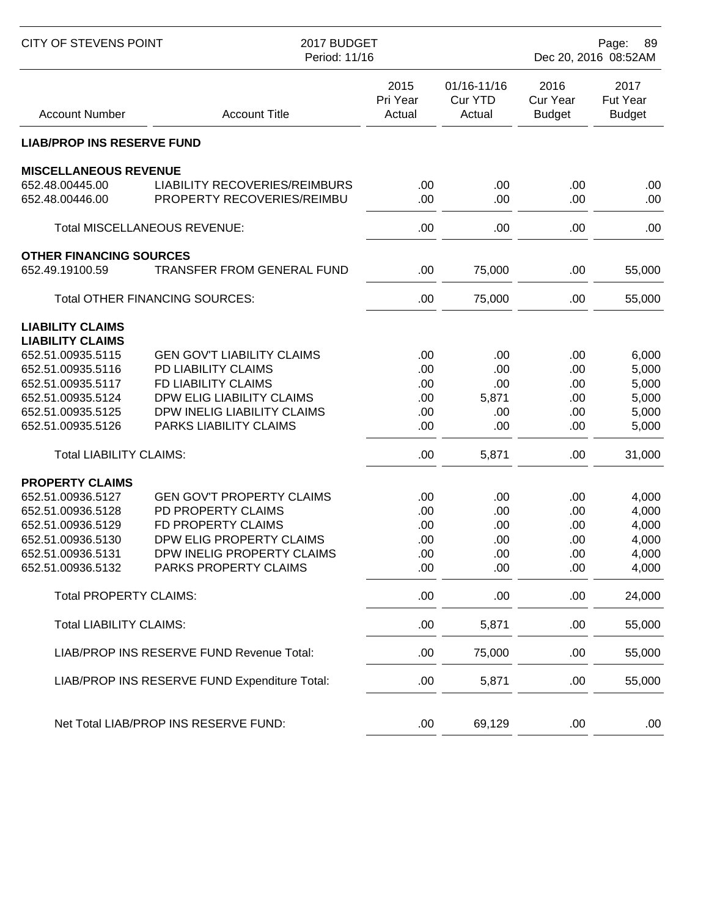| Account Number | Account Title | 2015 Pri Year Actual | 01/16-11/16 Cur YTD Actual | 2016 Cur Year Budget | 2017 Fut Year Budget |
|---|---|---|---|---|---|
| **LIAB/PROP INS RESERVE FUND** | | | | | |
| **MISCELLANEOUS REVENUE** | | | | | |
| 652.48.00445.00 | LIABILITY RECOVERIES/REIMBURS | .00 | .00 | .00 | .00 |
| 652.48.00446.00 | PROPERTY RECOVERIES/REIMBU | .00 | .00 | .00 | .00 |
| | Total MISCELLANEOUS REVENUE: | .00 | .00 | .00 | .00 |
| **OTHER FINANCING SOURCES** | | | | | |
| 652.49.19100.59 | TRANSFER FROM GENERAL FUND | .00 | 75,000 | .00 | 55,000 |
| | Total OTHER FINANCING SOURCES: | .00 | 75,000 | .00 | 55,000 |
| **LIABILITY CLAIMS** | | | | | |
| **LIABILITY CLAIMS** | | | | | |
| 652.51.00935.5115 | GEN GOV'T LIABILITY CLAIMS | .00 | .00 | .00 | 6,000 |
| 652.51.00935.5116 | PD LIABILITY CLAIMS | .00 | .00 | .00 | 5,000 |
| 652.51.00935.5117 | FD LIABILITY CLAIMS | .00 | .00 | .00 | 5,000 |
| 652.51.00935.5124 | DPW ELIG LIABILITY CLAIMS | .00 | 5,871 | .00 | 5,000 |
| 652.51.00935.5125 | DPW INELIG LIABILITY CLAIMS | .00 | .00 | .00 | 5,000 |
| 652.51.00935.5126 | PARKS LIABILITY CLAIMS | .00 | .00 | .00 | 5,000 |
| | Total LIABILITY CLAIMS: | .00 | 5,871 | .00 | 31,000 |
| **PROPERTY CLAIMS** | | | | | |
| 652.51.00936.5127 | GEN GOV'T PROPERTY CLAIMS | .00 | .00 | .00 | 4,000 |
| 652.51.00936.5128 | PD PROPERTY CLAIMS | .00 | .00 | .00 | 4,000 |
| 652.51.00936.5129 | FD PROPERTY CLAIMS | .00 | .00 | .00 | 4,000 |
| 652.51.00936.5130 | DPW ELIG PROPERTY CLAIMS | .00 | .00 | .00 | 4,000 |
| 652.51.00936.5131 | DPW INELIG PROPERTY CLAIMS | .00 | .00 | .00 | 4,000 |
| 652.51.00936.5132 | PARKS PROPERTY CLAIMS | .00 | .00 | .00 | 4,000 |
| | Total PROPERTY CLAIMS: | .00 | .00 | .00 | 24,000 |
| | Total LIABILITY CLAIMS: | .00 | 5,871 | .00 | 55,000 |
| | LIAB/PROP INS RESERVE FUND Revenue Total: | .00 | 75,000 | .00 | 55,000 |
| | LIAB/PROP INS RESERVE FUND Expenditure Total: | .00 | 5,871 | .00 | 55,000 |
| | Net Total LIAB/PROP INS RESERVE FUND: | .00 | 69,129 | .00 | .00 |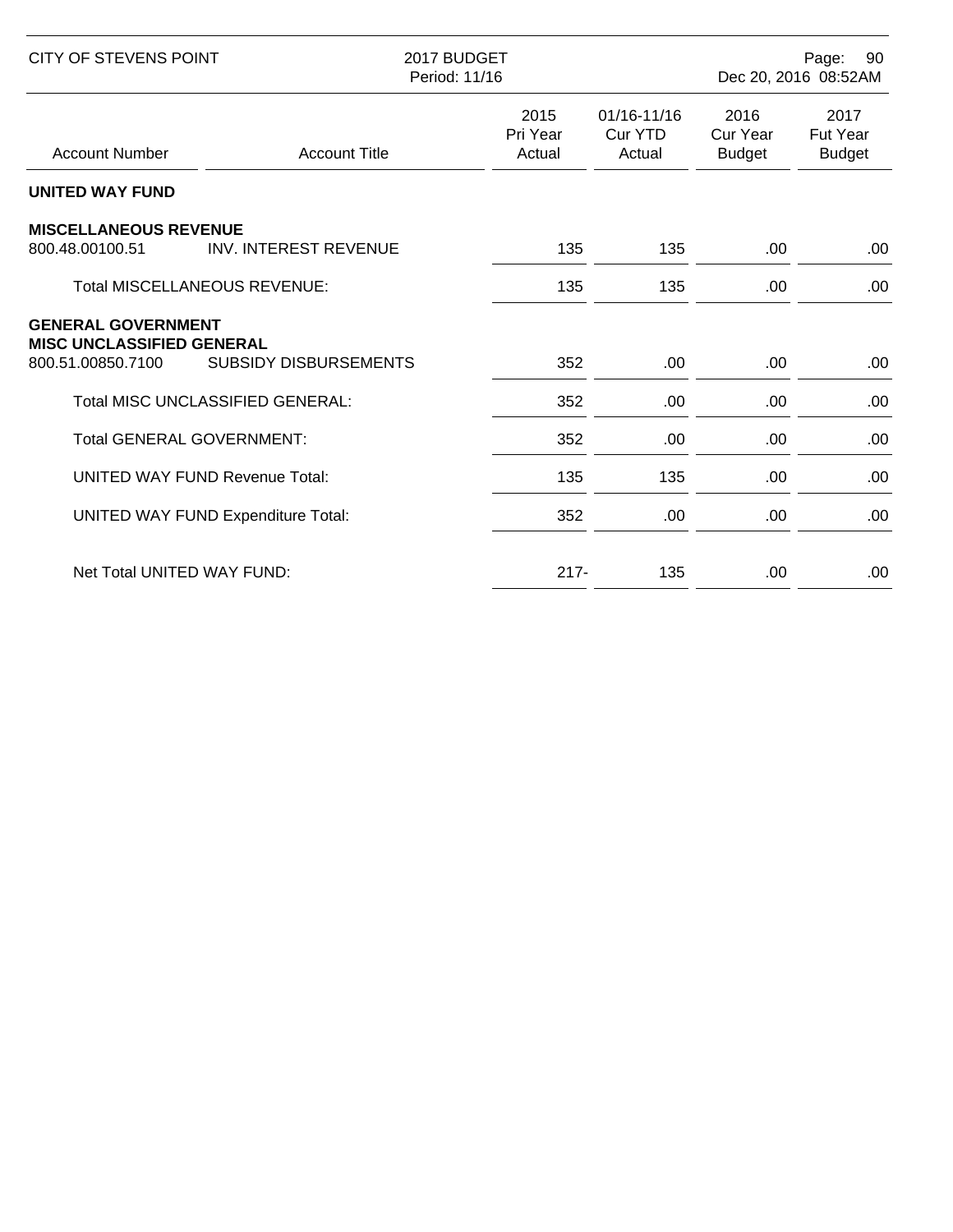| Account Number | Account Title | 2015 Pri Year Actual | 01/16-11/16 Cur YTD Actual | 2016 Cur Year Budget | 2017 Fut Year Budget |
|---|---|---|---|---|---|
| **UNITED WAY FUND** | | | | | |
| **MISCELLANEOUS REVENUE** | | | | | |
| 800.48.00100.51 | INV. INTEREST REVENUE | 135 | 135 | .00 | .00 |
| | Total MISCELLANEOUS REVENUE: | 135 | 135 | .00 | .00 |
| **GENERAL GOVERNMENT** | | | | | |
| **MISC UNCLASSIFIED GENERAL** | | | | | |
| 800.51.00850.7100 | SUBSIDY DISBURSEMENTS | 352 | .00 | .00 | .00 |
| | Total MISC UNCLASSIFIED GENERAL: | 352 | .00 | .00 | .00 |
| | Total GENERAL GOVERNMENT: | 352 | .00 | .00 | .00 |
| | UNITED WAY FUND Revenue Total: | 135 | 135 | .00 | .00 |
| | UNITED WAY FUND Expenditure Total: | 352 | .00 | .00 | .00 |
| | Net Total UNITED WAY FUND: | 217- | 135 | .00 | .00 |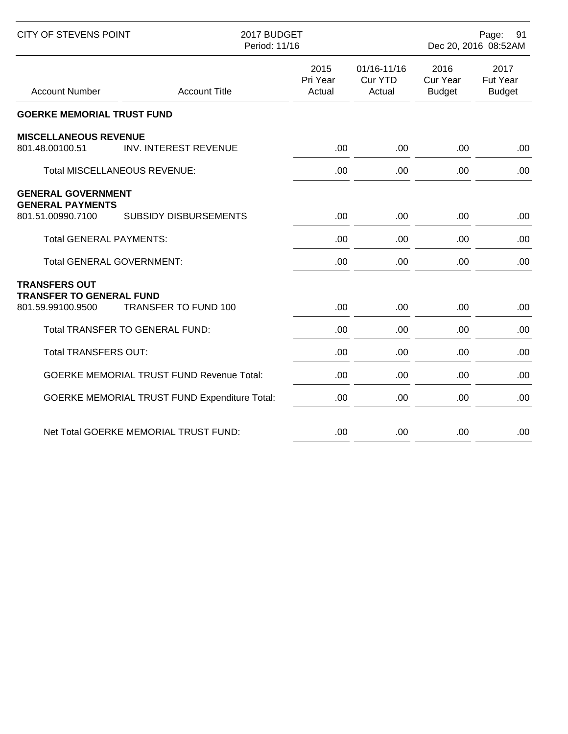| Account Number | Account Title | 2015 Pri Year Actual | 01/16-11/16 Cur YTD Actual | 2016 Cur Year Budget | 2017 Fut Year Budget |
|---|---|---|---|---|---|
| **GOERKE MEMORIAL TRUST FUND** | | | | | |
| **MISCELLANEOUS REVENUE** | | | | | |
| 801.48.00100.51 | INV. INTEREST REVENUE | .00 | .00 | .00 | .00 |
| | Total MISCELLANEOUS REVENUE: | .00 | .00 | .00 | .00 |
| **GENERAL GOVERNMENT** | | | | | |
| **GENERAL PAYMENTS** | | | | | |
| 801.51.00990.7100 | SUBSIDY DISBURSEMENTS | .00 | .00 | .00 | .00 |
| | Total GENERAL PAYMENTS: | .00 | .00 | .00 | .00 |
| | Total GENERAL GOVERNMENT: | .00 | .00 | .00 | .00 |
| **TRANSFERS OUT** | | | | | |
| **TRANSFER TO GENERAL FUND** | | | | | |
| 801.59.99100.9500 | TRANSFER TO FUND 100 | .00 | .00 | .00 | .00 |
| | Total TRANSFER TO GENERAL FUND: | .00 | .00 | .00 | .00 |
| | Total TRANSFERS OUT: | .00 | .00 | .00 | .00 |
| | GOERKE MEMORIAL TRUST FUND Revenue Total: | .00 | .00 | .00 | .00 |
| | GOERKE MEMORIAL TRUST FUND Expenditure Total: | .00 | .00 | .00 | .00 |
| | Net Total GOERKE MEMORIAL TRUST FUND: | .00 | .00 | .00 | .00 |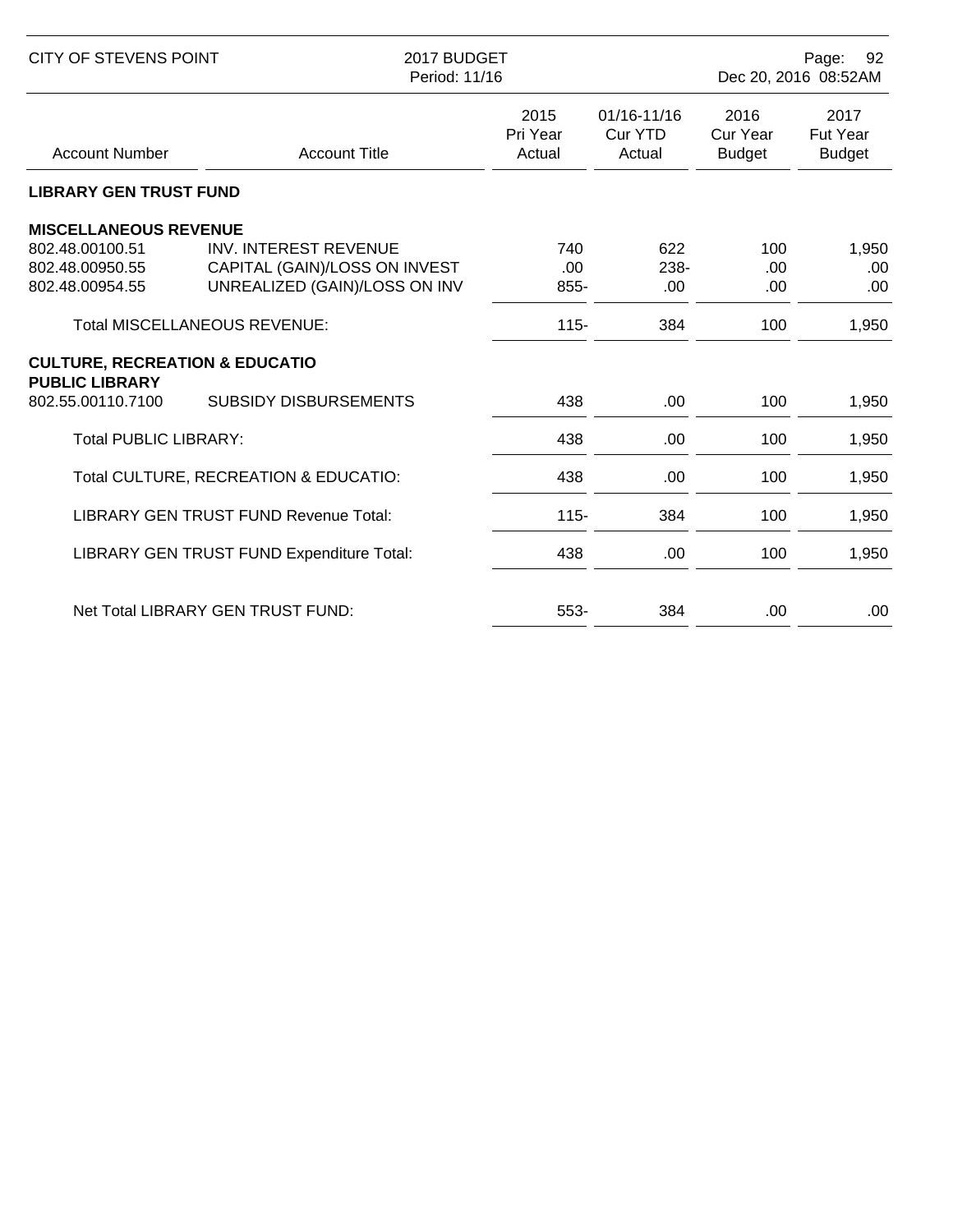CITY OF STEVENS POINT — 2017 BUDGET — Period: 11/16 — Dec 20, 2016 08:52AM

| Account Number | Account Title | 2015 Pri Year Actual | 01/16-11/16 Cur YTD Actual | 2016 Cur Year Budget | 2017 Fut Year Budget |
|---|---|---|---|---|---|
| **LIBRARY GEN TRUST FUND** | | | | | |
| **MISCELLANEOUS REVENUE** | | | | | |
| 802.48.00100.51 | INV. INTEREST REVENUE | 740 | 622 | 100 | 1,950 |
| 802.48.00950.55 | CAPITAL (GAIN)/LOSS ON INVEST | .00 | 238- | .00 | .00 |
| 802.48.00954.55 | UNREALIZED (GAIN)/LOSS ON INV | 855- | .00 | .00 | .00 |
| | Total MISCELLANEOUS REVENUE: | 115- | 384 | 100 | 1,950 |
| **CULTURE, RECREATION & EDUCATIO** | | | | | |
| **PUBLIC LIBRARY** | | | | | |
| 802.55.00110.7100 | SUBSIDY DISBURSEMENTS | 438 | .00 | 100 | 1,950 |
| | Total PUBLIC LIBRARY: | 438 | .00 | 100 | 1,950 |
| | Total CULTURE, RECREATION & EDUCATIO: | 438 | .00 | 100 | 1,950 |
| | LIBRARY GEN TRUST FUND Revenue Total: | 115- | 384 | 100 | 1,950 |
| | LIBRARY GEN TRUST FUND Expenditure Total: | 438 | .00 | 100 | 1,950 |
| | Net Total LIBRARY GEN TRUST FUND: | 553- | 384 | .00 | .00 |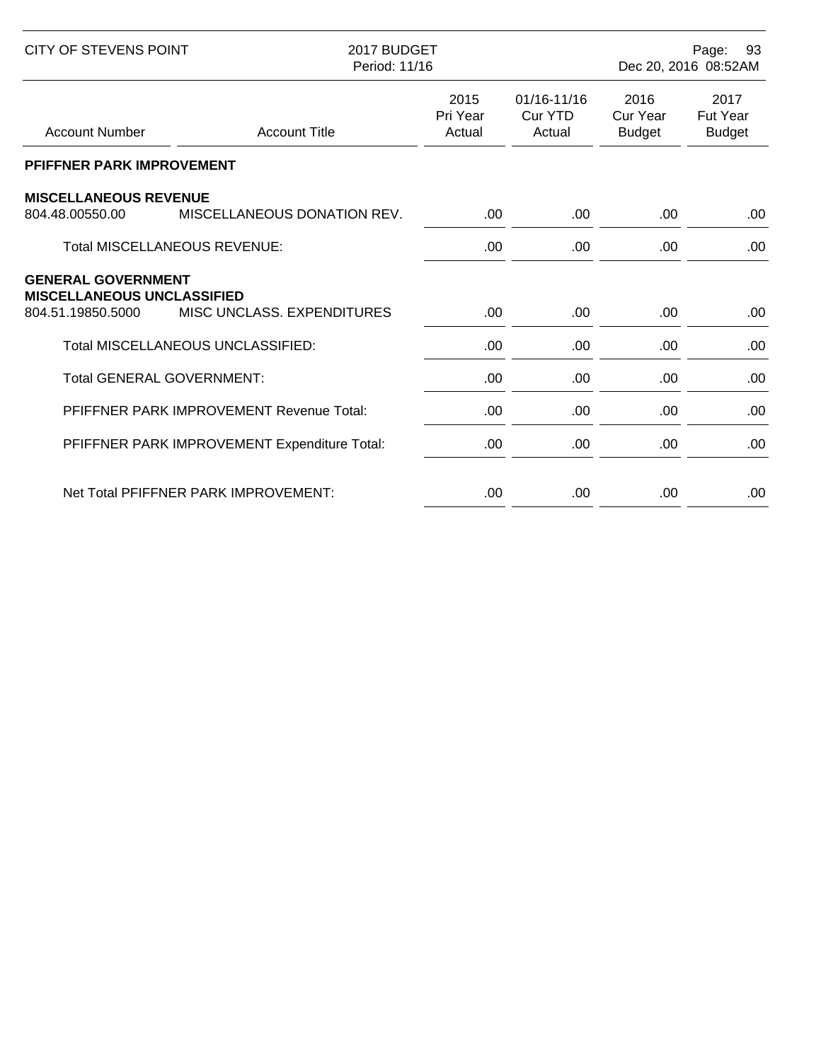| Account Number | Account Title | 2015 Pri Year Actual | 01/16-11/16 Cur YTD Actual | 2016 Cur Year Budget | 2017 Fut Year Budget |
|---|---|---|---|---|---|
| **PFIFFNER PARK IMPROVEMENT** | | | | | |
| **MISCELLANEOUS REVENUE** | | | | | |
| 804.48.00550.00 | MISCELLANEOUS DONATION REV. | .00 | .00 | .00 | .00 |
| | Total MISCELLANEOUS REVENUE: | .00 | .00 | .00 | .00 |
| **GENERAL GOVERNMENT** | | | | | |
| **MISCELLANEOUS UNCLASSIFIED** | | | | | |
| 804.51.19850.5000 | MISC UNCLASS. EXPENDITURES | .00 | .00 | .00 | .00 |
| | Total MISCELLANEOUS UNCLASSIFIED: | .00 | .00 | .00 | .00 |
| | Total GENERAL GOVERNMENT: | .00 | .00 | .00 | .00 |
| | PFIFFNER PARK IMPROVEMENT Revenue Total: | .00 | .00 | .00 | .00 |
| | PFIFFNER PARK IMPROVEMENT Expenditure Total: | .00 | .00 | .00 | .00 |
| | Net Total PFIFFNER PARK IMPROVEMENT: | .00 | .00 | .00 | .00 |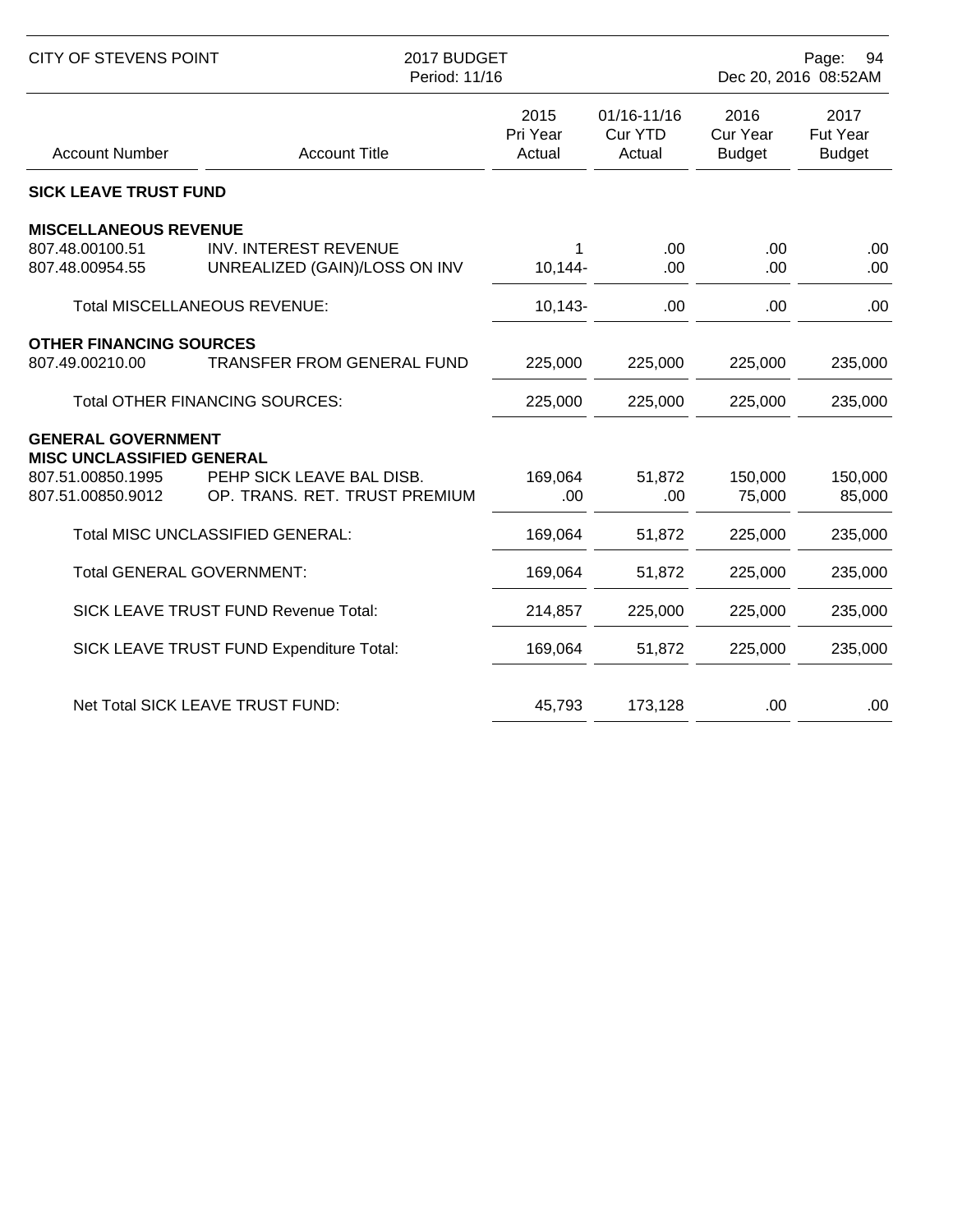CITY OF STEVENS POINT — 2017 BUDGET — Period: 11/16 — Dec 20, 2016 08:52AM

| Account Number | Account Title | 2015 Pri Year Actual | 01/16-11/16 Cur YTD Actual | 2016 Cur Year Budget | 2017 Fut Year Budget |
|---|---|---|---|---|---|
| **SICK LEAVE TRUST FUND** | | | | | |
| **MISCELLANEOUS REVENUE** | | | | | |
| 807.48.00100.51 | INV. INTEREST REVENUE | 1 | .00 | .00 | .00 |
| 807.48.00954.55 | UNREALIZED (GAIN)/LOSS ON INV | 10,144- | .00 | .00 | .00 |
| | Total MISCELLANEOUS REVENUE: | 10,143- | .00 | .00 | .00 |
| **OTHER FINANCING SOURCES** | | | | | |
| 807.49.00210.00 | TRANSFER FROM GENERAL FUND | 225,000 | 225,000 | 225,000 | 235,000 |
| | Total OTHER FINANCING SOURCES: | 225,000 | 225,000 | 225,000 | 235,000 |
| **GENERAL GOVERNMENT** | | | | | |
| **MISC UNCLASSIFIED GENERAL** | | | | | |
| 807.51.00850.1995 | PEHP SICK LEAVE BAL DISB. | 169,064 | 51,872 | 150,000 | 150,000 |
| 807.51.00850.9012 | OP. TRANS. RET. TRUST PREMIUM | .00 | .00 | 75,000 | 85,000 |
| | Total MISC UNCLASSIFIED GENERAL: | 169,064 | 51,872 | 225,000 | 235,000 |
| | Total GENERAL GOVERNMENT: | 169,064 | 51,872 | 225,000 | 235,000 |
| | SICK LEAVE TRUST FUND Revenue Total: | 214,857 | 225,000 | 225,000 | 235,000 |
| | SICK LEAVE TRUST FUND Expenditure Total: | 169,064 | 51,872 | 225,000 | 235,000 |
| | Net Total SICK LEAVE TRUST FUND: | 45,793 | 173,128 | .00 | .00 |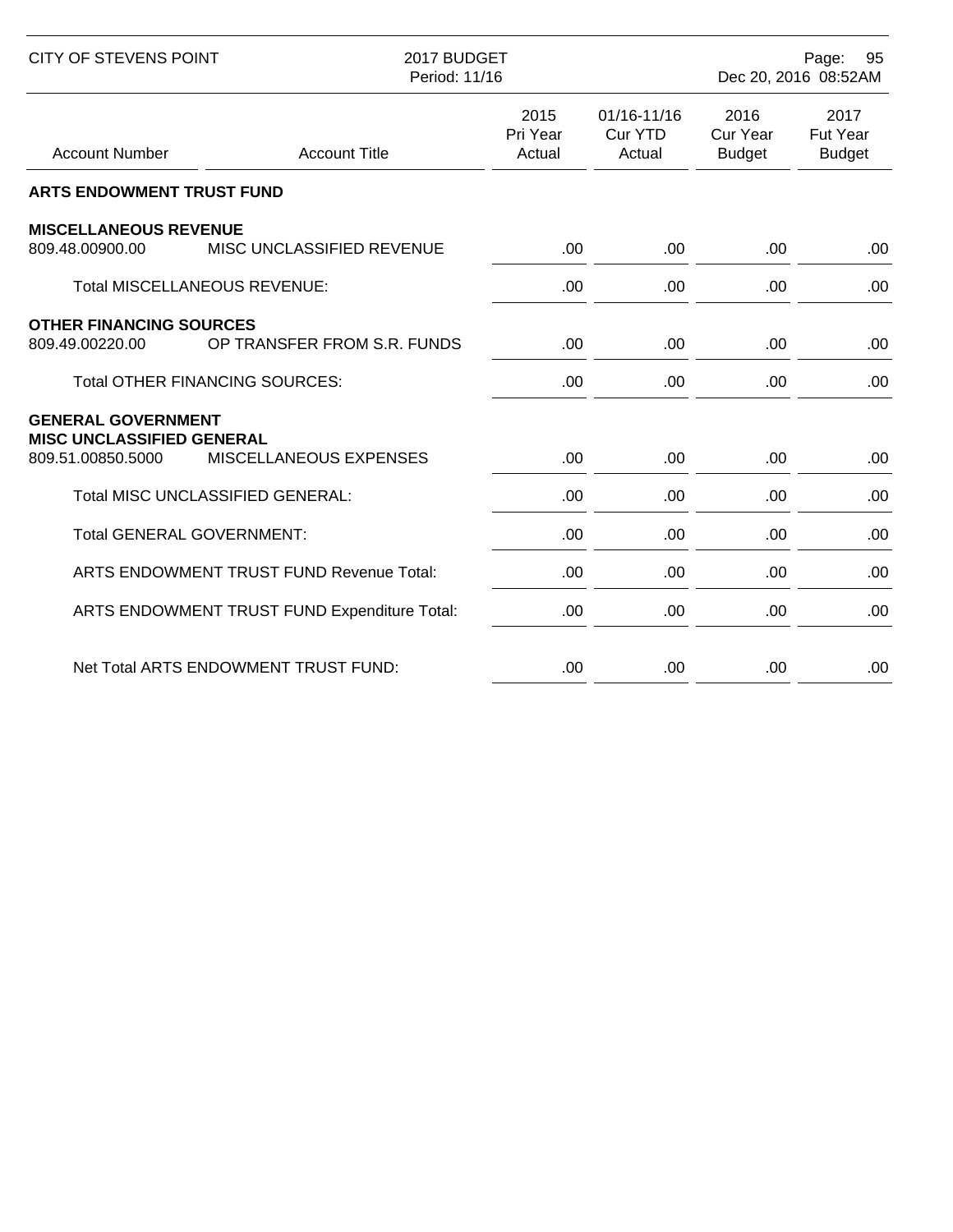| Account Number | Account Title | 2015 Pri Year Actual | 01/16-11/16 Cur YTD Actual | 2016 Cur Year Budget | 2017 Fut Year Budget |
|---|---|---|---|---|---|
| **ARTS ENDOWMENT TRUST FUND** | | | | | |
| **MISCELLANEOUS REVENUE** | | | | | |
| 809.48.00900.00 | MISC UNCLASSIFIED REVENUE | .00 | .00 | .00 | .00 |
| | Total MISCELLANEOUS REVENUE: | .00 | .00 | .00 | .00 |
| **OTHER FINANCING SOURCES** | | | | | |
| 809.49.00220.00 | OP TRANSFER FROM S.R. FUNDS | .00 | .00 | .00 | .00 |
| | Total OTHER FINANCING SOURCES: | .00 | .00 | .00 | .00 |
| **GENERAL GOVERNMENT** | | | | | |
| **MISC UNCLASSIFIED GENERAL** | | | | | |
| 809.51.00850.5000 | MISCELLANEOUS EXPENSES | .00 | .00 | .00 | .00 |
| | Total MISC UNCLASSIFIED GENERAL: | .00 | .00 | .00 | .00 |
| | Total GENERAL GOVERNMENT: | .00 | .00 | .00 | .00 |
| | ARTS ENDOWMENT TRUST FUND Revenue Total: | .00 | .00 | .00 | .00 |
| | ARTS ENDOWMENT TRUST FUND Expenditure Total: | .00 | .00 | .00 | .00 |
| | Net Total ARTS ENDOWMENT TRUST FUND: | .00 | .00 | .00 | .00 |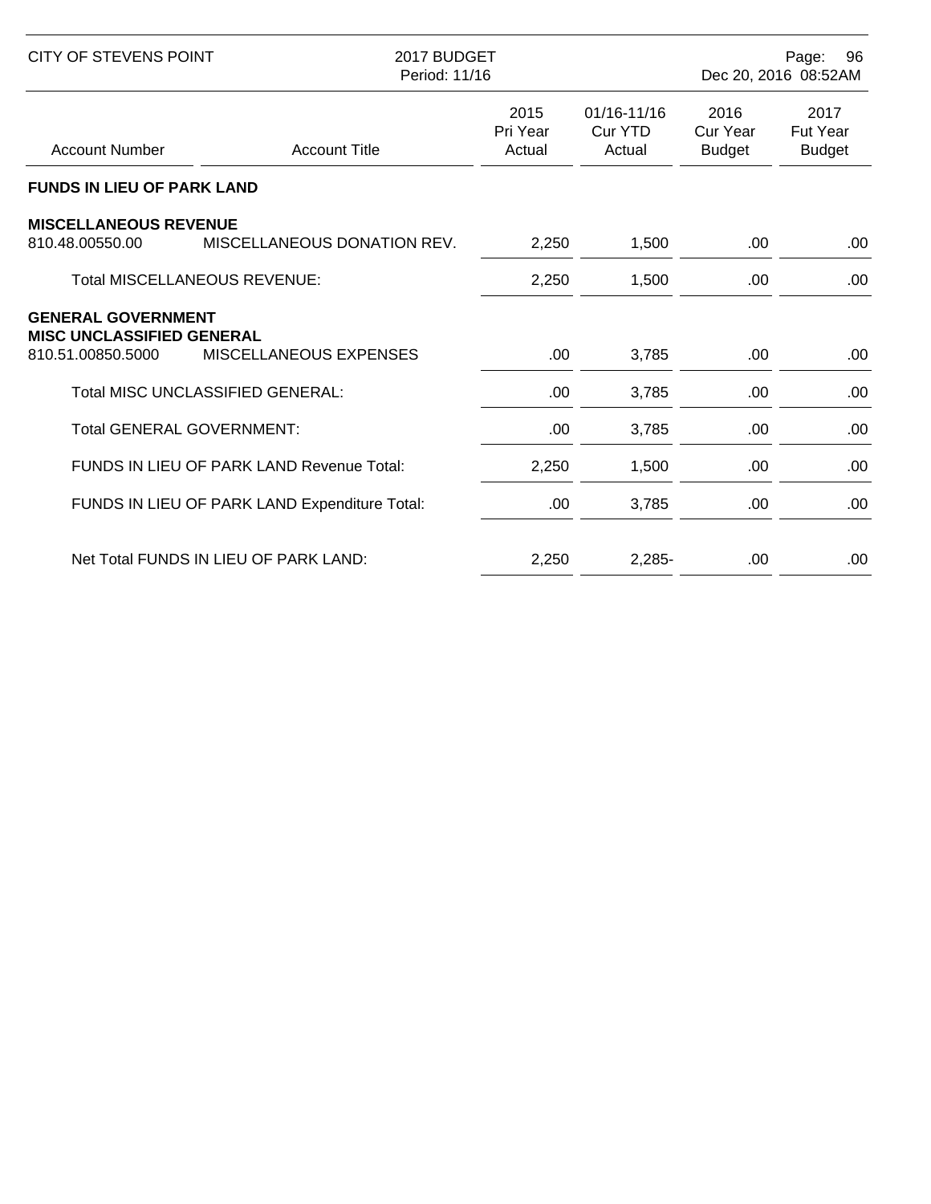| Account Number | Account Title | 2015 Pri Year Actual | 01/16-11/16 Cur YTD Actual | 2016 Cur Year Budget | 2017 Fut Year Budget |
|---|---|---|---|---|---|
| **FUNDS IN LIEU OF PARK LAND** | | | | | |
| **MISCELLANEOUS REVENUE** | | | | | |
| 810.48.00550.00 | MISCELLANEOUS DONATION REV. | 2,250 | 1,500 | .00 | .00 |
| | Total MISCELLANEOUS REVENUE: | 2,250 | 1,500 | .00 | .00 |
| **GENERAL GOVERNMENT** | | | | | |
| **MISC UNCLASSIFIED GENERAL** | | | | | |
| 810.51.00850.5000 | MISCELLANEOUS EXPENSES | .00 | 3,785 | .00 | .00 |
| | Total MISC UNCLASSIFIED GENERAL: | .00 | 3,785 | .00 | .00 |
| | Total GENERAL GOVERNMENT: | .00 | 3,785 | .00 | .00 |
| | FUNDS IN LIEU OF PARK LAND Revenue Total: | 2,250 | 1,500 | .00 | .00 |
| | FUNDS IN LIEU OF PARK LAND Expenditure Total: | .00 | 3,785 | .00 | .00 |
| | Net Total FUNDS IN LIEU OF PARK LAND: | 2,250 | 2,285- | .00 | .00 |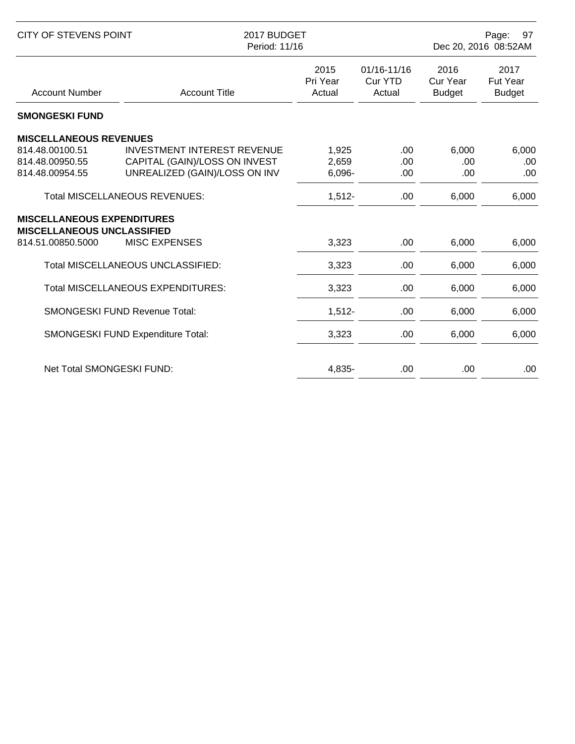| Account Number | Account Title | 2015 Pri Year Actual | 01/16-11/16 Cur YTD Actual | 2016 Cur Year Budget | 2017 Fut Year Budget |
|---|---|---|---|---|---|
| **SMONGESKI FUND** | | | | | |
| **MISCELLANEOUS REVENUES** | | | | | |
| 814.48.00100.51 | INVESTMENT INTEREST REVENUE | 1,925 | .00 | 6,000 | 6,000 |
| 814.48.00950.55 | CAPITAL (GAIN)/LOSS ON INVEST | 2,659 | .00 | .00 | .00 |
| 814.48.00954.55 | UNREALIZED (GAIN)/LOSS ON INV | 6,096- | .00 | .00 | .00 |
| | Total MISCELLANEOUS REVENUES: | 1,512- | .00 | 6,000 | 6,000 |
| **MISCELLANEOUS EXPENDITURES** | | | | | |
| **MISCELLANEOUS UNCLASSIFIED** | | | | | |
| 814.51.00850.5000 | MISC EXPENSES | 3,323 | .00 | 6,000 | 6,000 |
| | Total MISCELLANEOUS UNCLASSIFIED: | 3,323 | .00 | 6,000 | 6,000 |
| | Total MISCELLANEOUS EXPENDITURES: | 3,323 | .00 | 6,000 | 6,000 |
| | SMONGESKI FUND Revenue Total: | 1,512- | .00 | 6,000 | 6,000 |
| | SMONGESKI FUND Expenditure Total: | 3,323 | .00 | 6,000 | 6,000 |
| | Net Total SMONGESKI FUND: | 4,835- | .00 | .00 | .00 |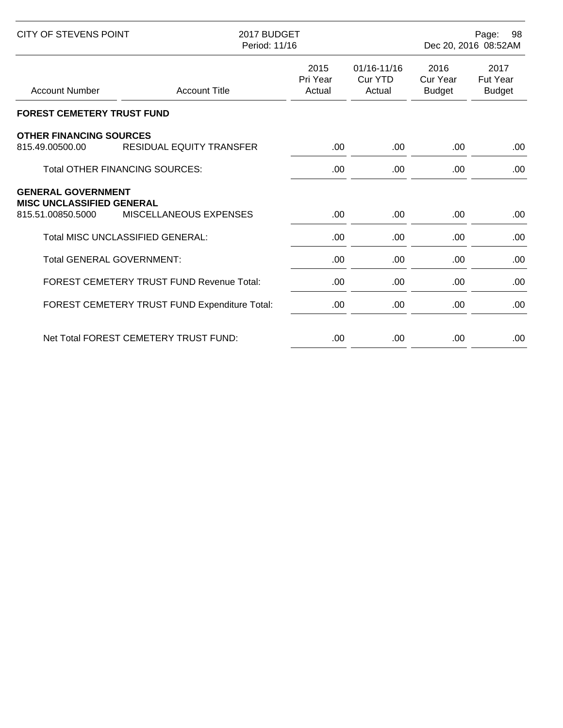CITY OF STEVENS POINT — 2017 BUDGET — Period: 11/16

| Account Number | Account Title | 2015 Pri Year Actual | 01/16-11/16 Cur YTD Actual | 2016 Cur Year Budget | 2017 Fut Year Budget |
|---|---|---|---|---|---|
| **FOREST CEMETERY TRUST FUND** | | | | | |
| **OTHER FINANCING SOURCES** | | | | | |
| 815.49.00500.00 | RESIDUAL EQUITY TRANSFER | .00 | .00 | .00 | .00 |
| | Total OTHER FINANCING SOURCES: | .00 | .00 | .00 | .00 |
| **GENERAL GOVERNMENT** | | | | | |
| **MISC UNCLASSIFIED GENERAL** | | | | | |
| 815.51.00850.5000 | MISCELLANEOUS EXPENSES | .00 | .00 | .00 | .00 |
| | Total MISC UNCLASSIFIED GENERAL: | .00 | .00 | .00 | .00 |
| | Total GENERAL GOVERNMENT: | .00 | .00 | .00 | .00 |
| | FOREST CEMETERY TRUST FUND Revenue Total: | .00 | .00 | .00 | .00 |
| | FOREST CEMETERY TRUST FUND Expenditure Total: | .00 | .00 | .00 | .00 |
| | Net Total FOREST CEMETERY TRUST FUND: | .00 | .00 | .00 | .00 |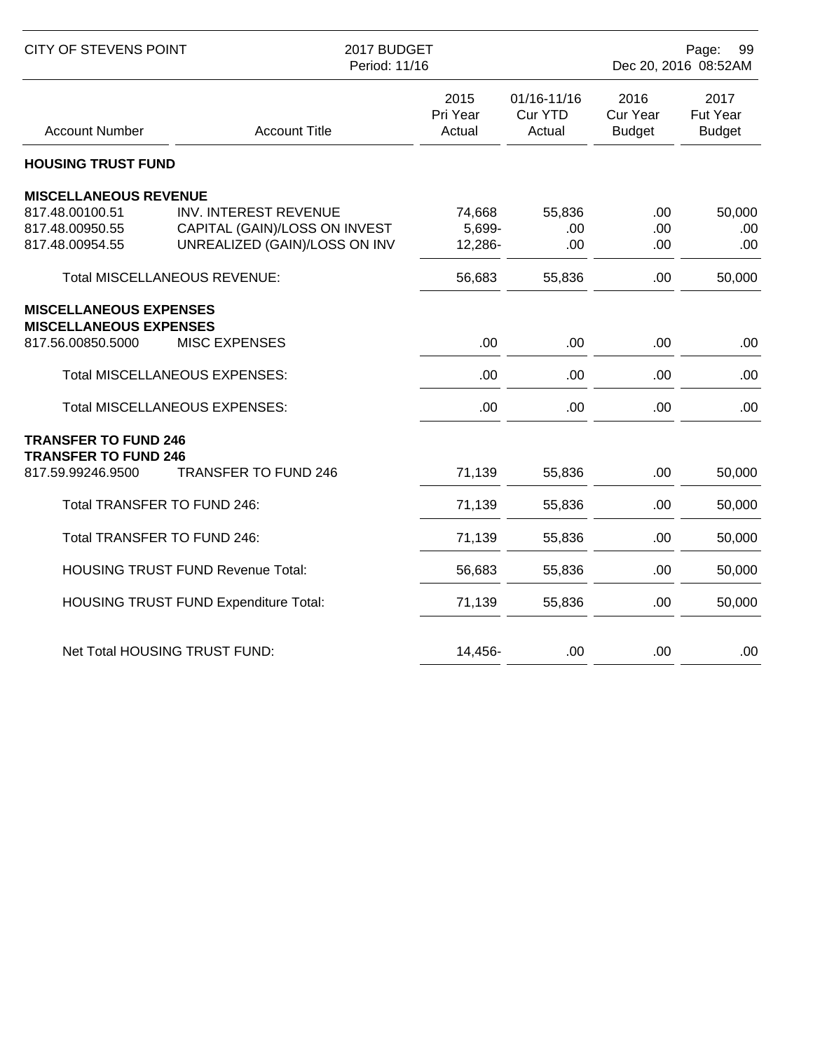CITY OF STEVENS POINT — 2017 BUDGET — Period: 11/16 — Dec 20, 2016 08:52AM

| Account Number | Account Title | 2015 Pri Year Actual | 01/16-11/16 Cur YTD Actual | 2016 Cur Year Budget | 2017 Fut Year Budget |
|---|---|---|---|---|---|
| **HOUSING TRUST FUND** | | | | | |
| **MISCELLANEOUS REVENUE** | | | | | |
| 817.48.00100.51 | INV. INTEREST REVENUE | 74,668 | 55,836 | .00 | 50,000 |
| 817.48.00950.55 | CAPITAL (GAIN)/LOSS ON INVEST | 5,699- | .00 | .00 | .00 |
| 817.48.00954.55 | UNREALIZED (GAIN)/LOSS ON INV | 12,286- | .00 | .00 | .00 |
| | Total MISCELLANEOUS REVENUE: | 56,683 | 55,836 | .00 | 50,000 |
| **MISCELLANEOUS EXPENSES** | | | | | |
| **MISCELLANEOUS EXPENSES** | | | | | |
| 817.56.00850.5000 | MISC EXPENSES | .00 | .00 | .00 | .00 |
| | Total MISCELLANEOUS EXPENSES: | .00 | .00 | .00 | .00 |
| | Total MISCELLANEOUS EXPENSES: | .00 | .00 | .00 | .00 |
| **TRANSFER TO FUND 246** | | | | | |
| **TRANSFER TO FUND 246** | | | | | |
| 817.59.99246.9500 | TRANSFER TO FUND 246 | 71,139 | 55,836 | .00 | 50,000 |
| | Total TRANSFER TO FUND 246: | 71,139 | 55,836 | .00 | 50,000 |
| | Total TRANSFER TO FUND 246: | 71,139 | 55,836 | .00 | 50,000 |
| | HOUSING TRUST FUND Revenue Total: | 56,683 | 55,836 | .00 | 50,000 |
| | HOUSING TRUST FUND Expenditure Total: | 71,139 | 55,836 | .00 | 50,000 |
| | Net Total HOUSING TRUST FUND: | 14,456- | .00 | .00 | .00 |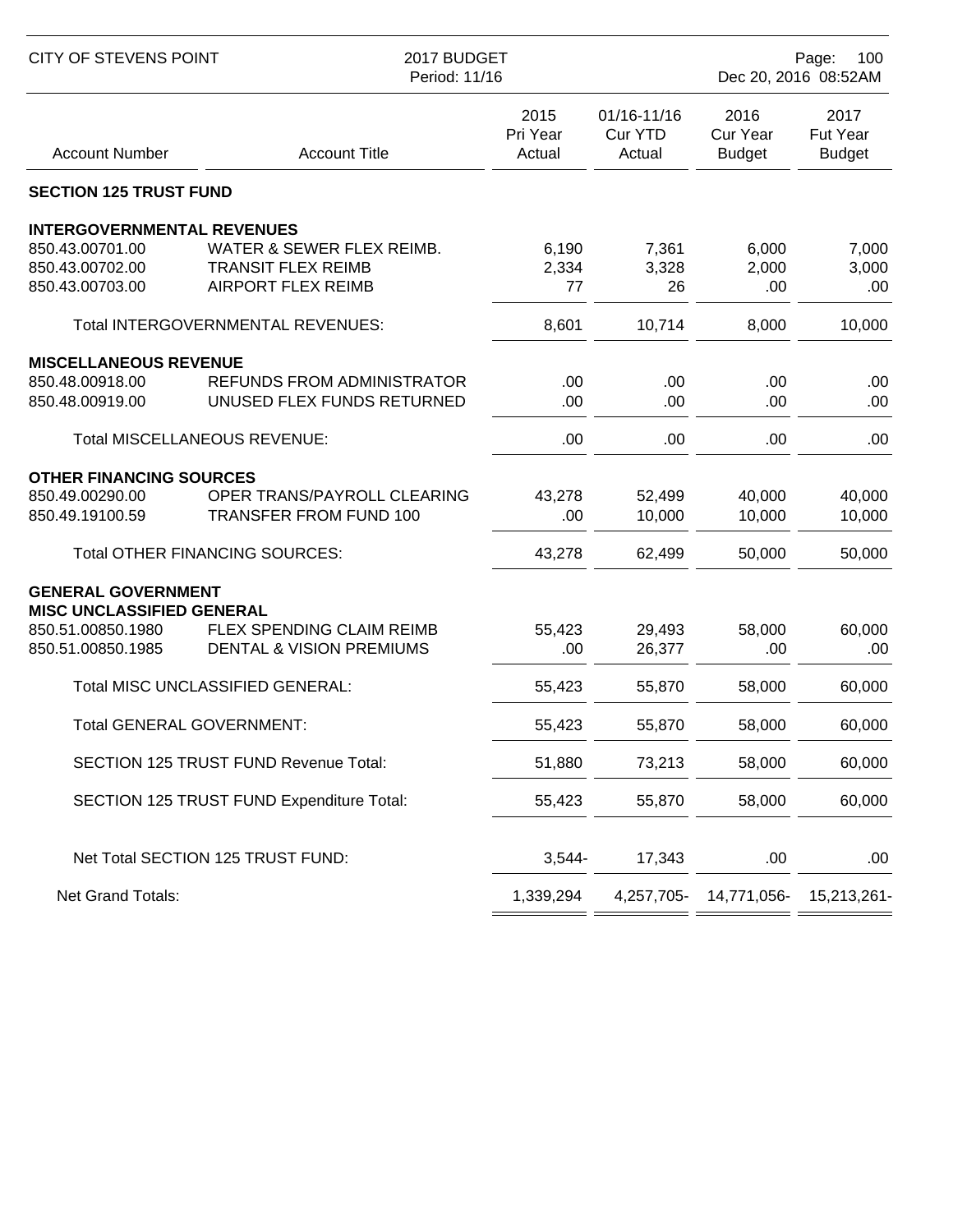| Account Number | Account Title | 2015 Pri Year Actual | 01/16-11/16 Cur YTD Actual | 2016 Cur Year Budget | 2017 Fut Year Budget |
|---|---|---|---|---|---|
| **SECTION 125 TRUST FUND** | | | | | |
| **INTERGOVERNMENTAL REVENUES** | | | | | |
| 850.43.00701.00 | WATER & SEWER FLEX REIMB. | 6,190 | 7,361 | 6,000 | 7,000 |
| 850.43.00702.00 | TRANSIT FLEX REIMB | 2,334 | 3,328 | 2,000 | 3,000 |
| 850.43.00703.00 | AIRPORT FLEX REIMB | 77 | 26 | .00 | .00 |
| | Total INTERGOVERNMENTAL REVENUES: | 8,601 | 10,714 | 8,000 | 10,000 |
| **MISCELLANEOUS REVENUE** | | | | | |
| 850.48.00918.00 | REFUNDS FROM ADMINISTRATOR | .00 | .00 | .00 | .00 |
| 850.48.00919.00 | UNUSED FLEX FUNDS RETURNED | .00 | .00 | .00 | .00 |
| | Total MISCELLANEOUS REVENUE: | .00 | .00 | .00 | .00 |
| **OTHER FINANCING SOURCES** | | | | | |
| 850.49.00290.00 | OPER TRANS/PAYROLL CLEARING | 43,278 | 52,499 | 40,000 | 40,000 |
| 850.49.19100.59 | TRANSFER FROM FUND 100 | .00 | 10,000 | 10,000 | 10,000 |
| | Total OTHER FINANCING SOURCES: | 43,278 | 62,499 | 50,000 | 50,000 |
| **GENERAL GOVERNMENT** | | | | | |
| **MISC UNCLASSIFIED GENERAL** | | | | | |
| 850.51.00850.1980 | FLEX SPENDING CLAIM REIMB | 55,423 | 29,493 | 58,000 | 60,000 |
| 850.51.00850.1985 | DENTAL & VISION PREMIUMS | .00 | 26,377 | .00 | .00 |
| | Total MISC UNCLASSIFIED GENERAL: | 55,423 | 55,870 | 58,000 | 60,000 |
| | Total GENERAL GOVERNMENT: | 55,423 | 55,870 | 58,000 | 60,000 |
| | SECTION 125 TRUST FUND Revenue Total: | 51,880 | 73,213 | 58,000 | 60,000 |
| | SECTION 125 TRUST FUND Expenditure Total: | 55,423 | 55,870 | 58,000 | 60,000 |
| | Net Total SECTION 125 TRUST FUND: | 3,544- | 17,343 | .00 | .00 |
| Net Grand Totals: | | 1,339,294 | 4,257,705- | 14,771,056- | 15,213,261- |